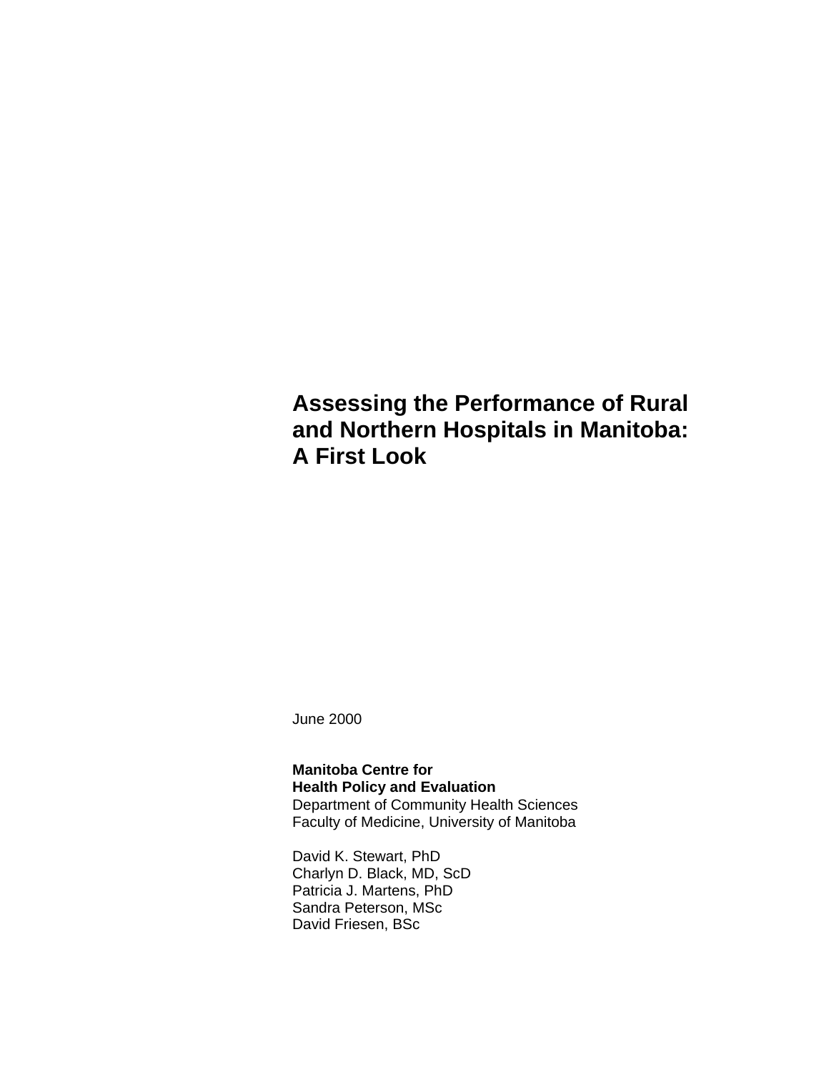# Assessing the Performance of Rural and Northern Hospitals in Manitoba: A First Look

June 2000

**Manitoba Centre for**
**Health Policy and Evaluation**
Department of Community Health Sciences
Faculty of Medicine, University of Manitoba

David K. Stewart, PhD
Charlyn D. Black, MD, ScD
Patricia J. Martens, PhD
Sandra Peterson, MSc
David Friesen, BSc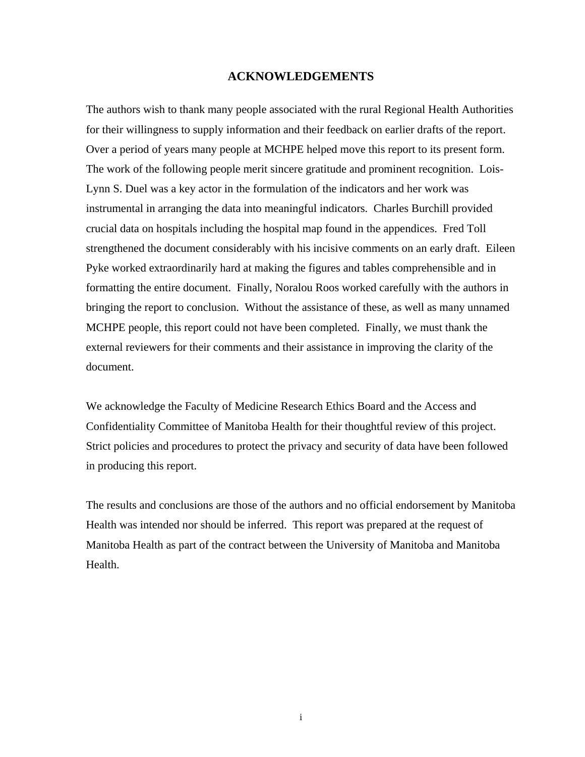# ACKNOWLEDGEMENTS

The authors wish to thank many people associated with the rural Regional Health Authorities for their willingness to supply information and their feedback on earlier drafts of the report. Over a period of years many people at MCHPE helped move this report to its present form. The work of the following people merit sincere gratitude and prominent recognition. Lois-Lynn S. Duel was a key actor in the formulation of the indicators and her work was instrumental in arranging the data into meaningful indicators. Charles Burchill provided crucial data on hospitals including the hospital map found in the appendices. Fred Toll strengthened the document considerably with his incisive comments on an early draft. Eileen Pyke worked extraordinarily hard at making the figures and tables comprehensible and in formatting the entire document. Finally, Noralou Roos worked carefully with the authors in bringing the report to conclusion. Without the assistance of these, as well as many unnamed MCHPE people, this report could not have been completed. Finally, we must thank the external reviewers for their comments and their assistance in improving the clarity of the document.

We acknowledge the Faculty of Medicine Research Ethics Board and the Access and Confidentiality Committee of Manitoba Health for their thoughtful review of this project. Strict policies and procedures to protect the privacy and security of data have been followed in producing this report.

The results and conclusions are those of the authors and no official endorsement by Manitoba Health was intended nor should be inferred. This report was prepared at the request of Manitoba Health as part of the contract between the University of Manitoba and Manitoba Health.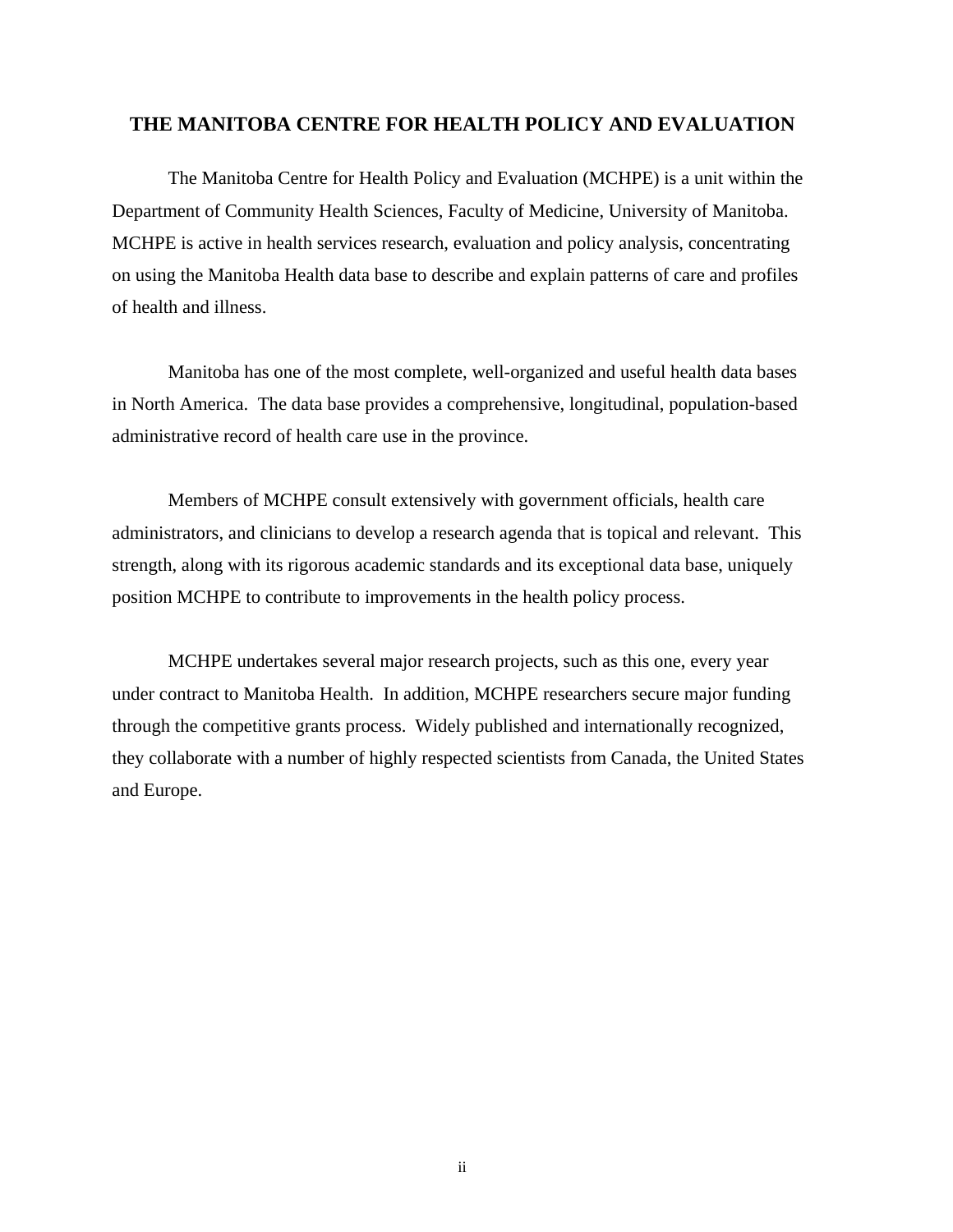## THE MANITOBA CENTRE FOR HEALTH POLICY AND EVALUATION

The Manitoba Centre for Health Policy and Evaluation (MCHPE) is a unit within the Department of Community Health Sciences, Faculty of Medicine, University of Manitoba. MCHPE is active in health services research, evaluation and policy analysis, concentrating on using the Manitoba Health data base to describe and explain patterns of care and profiles of health and illness.

Manitoba has one of the most complete, well-organized and useful health data bases in North America. The data base provides a comprehensive, longitudinal, population-based administrative record of health care use in the province.

Members of MCHPE consult extensively with government officials, health care administrators, and clinicians to develop a research agenda that is topical and relevant. This strength, along with its rigorous academic standards and its exceptional data base, uniquely position MCHPE to contribute to improvements in the health policy process.

MCHPE undertakes several major research projects, such as this one, every year under contract to Manitoba Health. In addition, MCHPE researchers secure major funding through the competitive grants process. Widely published and internationally recognized, they collaborate with a number of highly respected scientists from Canada, the United States and Europe.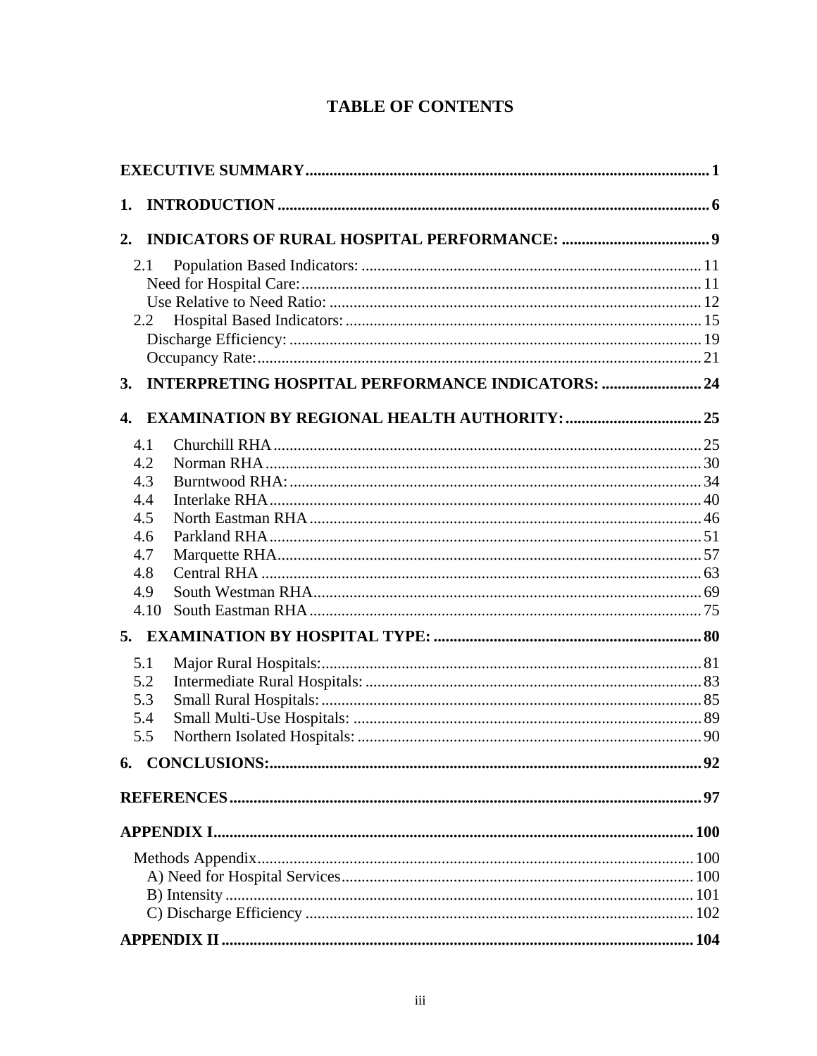# TABLE OF CONTENTS

**EXECUTIVE SUMMARY** ..... 1

**1. INTRODUCTION** ..... 6

**2. INDICATORS OF RURAL HOSPITAL PERFORMANCE:** ..... 9

- 2.1 Population Based Indicators: ..... 11
  - Need for Hospital Care: ..... 11
  - Use Relative to Need Ratio: ..... 12
- 2.2 Hospital Based Indicators: ..... 15
  - Discharge Efficiency: ..... 19
  - Occupancy Rate: ..... 21

**3. INTERPRETING HOSPITAL PERFORMANCE INDICATORS:** ..... 24

**4. EXAMINATION BY REGIONAL HEALTH AUTHORITY:** ..... 25

- 4.1 Churchill RHA ..... 25
- 4.2 Norman RHA ..... 30
- 4.3 Burntwood RHA: ..... 34
- 4.4 Interlake RHA ..... 40
- 4.5 North Eastman RHA ..... 46
- 4.6 Parkland RHA ..... 51
- 4.7 Marquette RHA ..... 57
- 4.8 Central RHA ..... 63
- 4.9 South Westman RHA ..... 69
- 4.10 South Eastman RHA ..... 75

**5. EXAMINATION BY HOSPITAL TYPE:** ..... 80

- 5.1 Major Rural Hospitals: ..... 81
- 5.2 Intermediate Rural Hospitals: ..... 83
- 5.3 Small Rural Hospitals: ..... 85
- 5.4 Small Multi-Use Hospitals: ..... 89
- 5.5 Northern Isolated Hospitals: ..... 90

**6. CONCLUSIONS:** ..... 92

**REFERENCES** ..... 97

**APPENDIX I** ..... 100

- Methods Appendix ..... 100
  - A) Need for Hospital Services ..... 100
  - B) Intensity ..... 101
  - C) Discharge Efficiency ..... 102

**APPENDIX II** ..... 104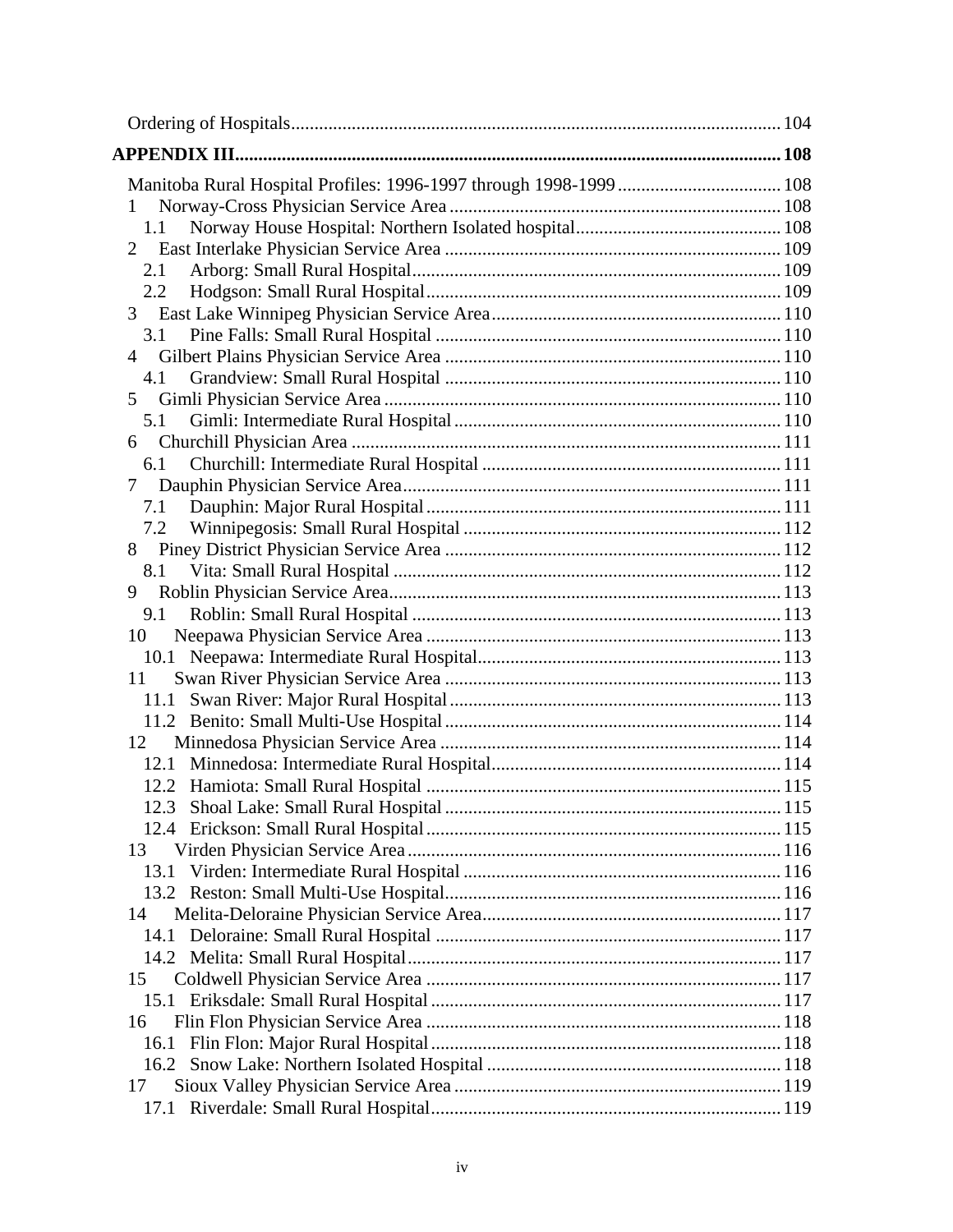Ordering of Hospitals ........................................................................................................ 104

**APPENDIX III** ..................................................................................................................... **108**

Manitoba Rural Hospital Profiles: 1996-1997 through 1998-1999 .................................. 108

1 Norway-Cross Physician Service Area ...................................................................... 108

1.1 Norway House Hospital: Northern Isolated hospital ........................................... 108

2 East Interlake Physician Service Area ....................................................................... 109

2.1 Arborg: Small Rural Hospital .............................................................................. 109

2.2 Hodgson: Small Rural Hospital ........................................................................... 109

3 East Lake Winnipeg Physician Service Area ............................................................. 110

3.1 Pine Falls: Small Rural Hospital ......................................................................... 110

4 Gilbert Plains Physician Service Area ....................................................................... 110

4.1 Grandview: Small Rural Hospital ....................................................................... 110

5 Gimli Physician Service Area .................................................................................... 110

5.1 Gimli: Intermediate Rural Hospital ..................................................................... 110

6 Churchill Physician Area ........................................................................................... 111

6.1 Churchill: Intermediate Rural Hospital ............................................................... 111

7 Dauphin Physician Service Area ................................................................................ 111

7.1 Dauphin: Major Rural Hospital ........................................................................... 111

7.2 Winnipegosis: Small Rural Hospital ................................................................... 112

8 Piney District Physician Service Area ....................................................................... 112

8.1 Vita: Small Rural Hospital .................................................................................. 112

9 Roblin Physician Service Area ................................................................................... 113

9.1 Roblin: Small Rural Hospital .............................................................................. 113

10 Neepawa Physician Service Area ........................................................................... 113

10.1 Neepawa: Intermediate Rural Hospital ............................................................... 113

11 Swan River Physician Service Area ....................................................................... 113

11.1 Swan River: Major Rural Hospital ...................................................................... 113

11.2 Benito: Small Multi-Use Hospital ....................................................................... 114

12 Minnedosa Physician Service Area ........................................................................ 114

12.1 Minnedosa: Intermediate Rural Hospital ............................................................. 114

12.2 Hamiota: Small Rural Hospital ........................................................................... 115

12.3 Shoal Lake: Small Rural Hospital ....................................................................... 115

12.4 Erickson: Small Rural Hospital ........................................................................... 115

13 Virden Physician Service Area ............................................................................... 116

13.1 Virden: Intermediate Rural Hospital ................................................................... 116

13.2 Reston: Small Multi-Use Hospital ....................................................................... 116

14 Melita-Deloraine Physician Service Area ............................................................... 117

14.1 Deloraine: Small Rural Hospital ......................................................................... 117

14.2 Melita: Small Rural Hospital ............................................................................... 117

15 Coldwell Physician Service Area ........................................................................... 117

15.1 Eriksdale: Small Rural Hospital .......................................................................... 117

16 Flin Flon Physician Service Area ........................................................................... 118

16.1 Flin Flon: Major Rural Hospital .......................................................................... 118

16.2 Snow Lake: Northern Isolated Hospital .............................................................. 118

17 Sioux Valley Physician Service Area ..................................................................... 119

17.1 Riverdale: Small Rural Hospital .......................................................................... 119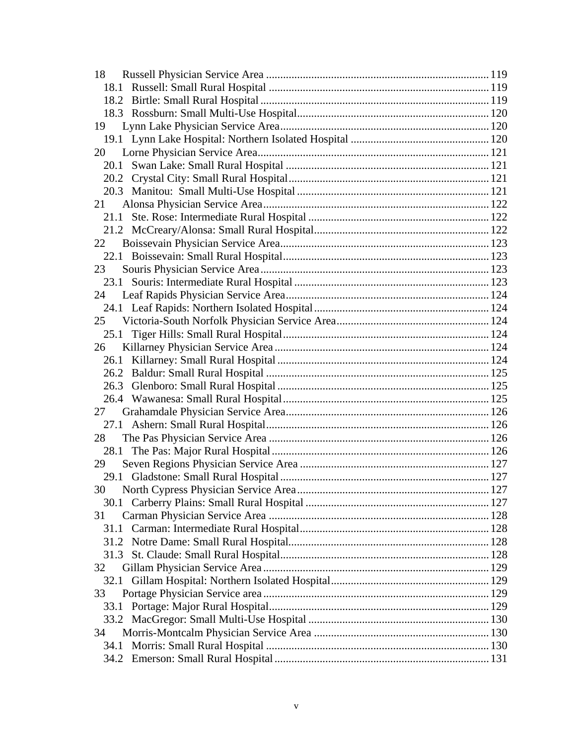18 Russell Physician Service Area ........ 119
 18.1 Russell: Small Rural Hospital ........ 119
 18.2 Birtle: Small Rural Hospital ........ 119
 18.3 Rossburn: Small Multi-Use Hospital ........ 120
19 Lynn Lake Physician Service Area ........ 120
 19.1 Lynn Lake Hospital: Northern Isolated Hospital ........ 120
20 Lorne Physician Service Area ........ 121
 20.1 Swan Lake: Small Rural Hospital ........ 121
 20.2 Crystal City: Small Rural Hospital ........ 121
 20.3 Manitou: Small Multi-Use Hospital ........ 121
21 Alonsa Physician Service Area ........ 122
 21.1 Ste. Rose: Intermediate Rural Hospital ........ 122
 21.2 McCreary/Alonsa: Small Rural Hospital ........ 122
22 Boissevain Physician Service Area ........ 123
 22.1 Boissevain: Small Rural Hospital ........ 123
23 Souris Physician Service Area ........ 123
 23.1 Souris: Intermediate Rural Hospital ........ 123
24 Leaf Rapids Physician Service Area ........ 124
 24.1 Leaf Rapids: Northern Isolated Hospital ........ 124
25 Victoria-South Norfolk Physician Service Area ........ 124
 25.1 Tiger Hills: Small Rural Hospital ........ 124
26 Killarney Physician Service Area ........ 124
 26.1 Killarney: Small Rural Hospital ........ 124
 26.2 Baldur: Small Rural Hospital ........ 125
 26.3 Glenboro: Small Rural Hospital ........ 125
 26.4 Wawanesa: Small Rural Hospital ........ 125
27 Grahamdale Physician Service Area ........ 126
 27.1 Ashern: Small Rural Hospital ........ 126
28 The Pas Physician Service Area ........ 126
 28.1 The Pas: Major Rural Hospital ........ 126
29 Seven Regions Physician Service Area ........ 127
 29.1 Gladstone: Small Rural Hospital ........ 127
30 North Cypress Physician Service Area ........ 127
 30.1 Carberry Plains: Small Rural Hospital ........ 127
31 Carman Physician Service Area ........ 128
 31.1 Carman: Intermediate Rural Hospital ........ 128
 31.2 Notre Dame: Small Rural Hospital ........ 128
 31.3 St. Claude: Small Rural Hospital ........ 128
32 Gillam Physician Service Area ........ 129
 32.1 Gillam Hospital: Northern Isolated Hospital ........ 129
33 Portage Physician Service area ........ 129
 33.1 Portage: Major Rural Hospital ........ 129
 33.2 MacGregor: Small Multi-Use Hospital ........ 130
34 Morris-Montcalm Physician Service Area ........ 130
 34.1 Morris: Small Rural Hospital ........ 130
 34.2 Emerson: Small Rural Hospital ........ 131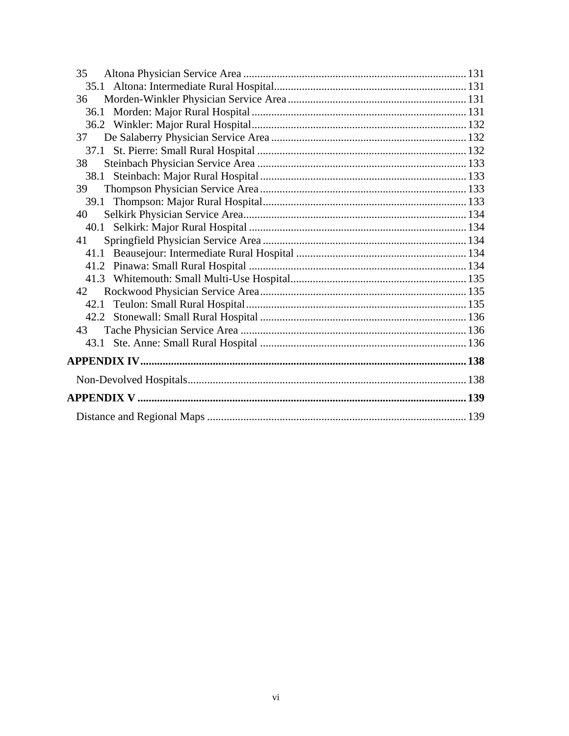35 Altona Physician Service Area ..... 131
  35.1 Altona: Intermediate Rural Hospital ..... 131
36 Morden-Winkler Physician Service Area ..... 131
  36.1 Morden: Major Rural Hospital ..... 131
  36.2 Winkler: Major Rural Hospital ..... 132
37 De Salaberry Physician Service Area ..... 132
  37.1 St. Pierre: Small Rural Hospital ..... 132
38 Steinbach Physician Service Area ..... 133
  38.1 Steinbach: Major Rural Hospital ..... 133
39 Thompson Physician Service Area ..... 133
  39.1 Thompson: Major Rural Hospital ..... 133
40 Selkirk Physician Service Area ..... 134
  40.1 Selkirk: Major Rural Hospital ..... 134
41 Springfield Physician Service Area ..... 134
  41.1 Beausejour: Intermediate Rural Hospital ..... 134
  41.2 Pinawa: Small Rural Hospital ..... 134
  41.3 Whitemouth: Small Multi-Use Hospital ..... 135
42 Rockwood Physician Service Area ..... 135
  42.1 Teulon: Small Rural Hospital ..... 135
  42.2 Stonewall: Small Rural Hospital ..... 136
43 Tache Physician Service Area ..... 136
  43.1 Ste. Anne: Small Rural Hospital ..... 136

**APPENDIX IV ..... 138**

Non-Devolved Hospitals ..... 138

**APPENDIX V ..... 139**

Distance and Regional Maps ..... 139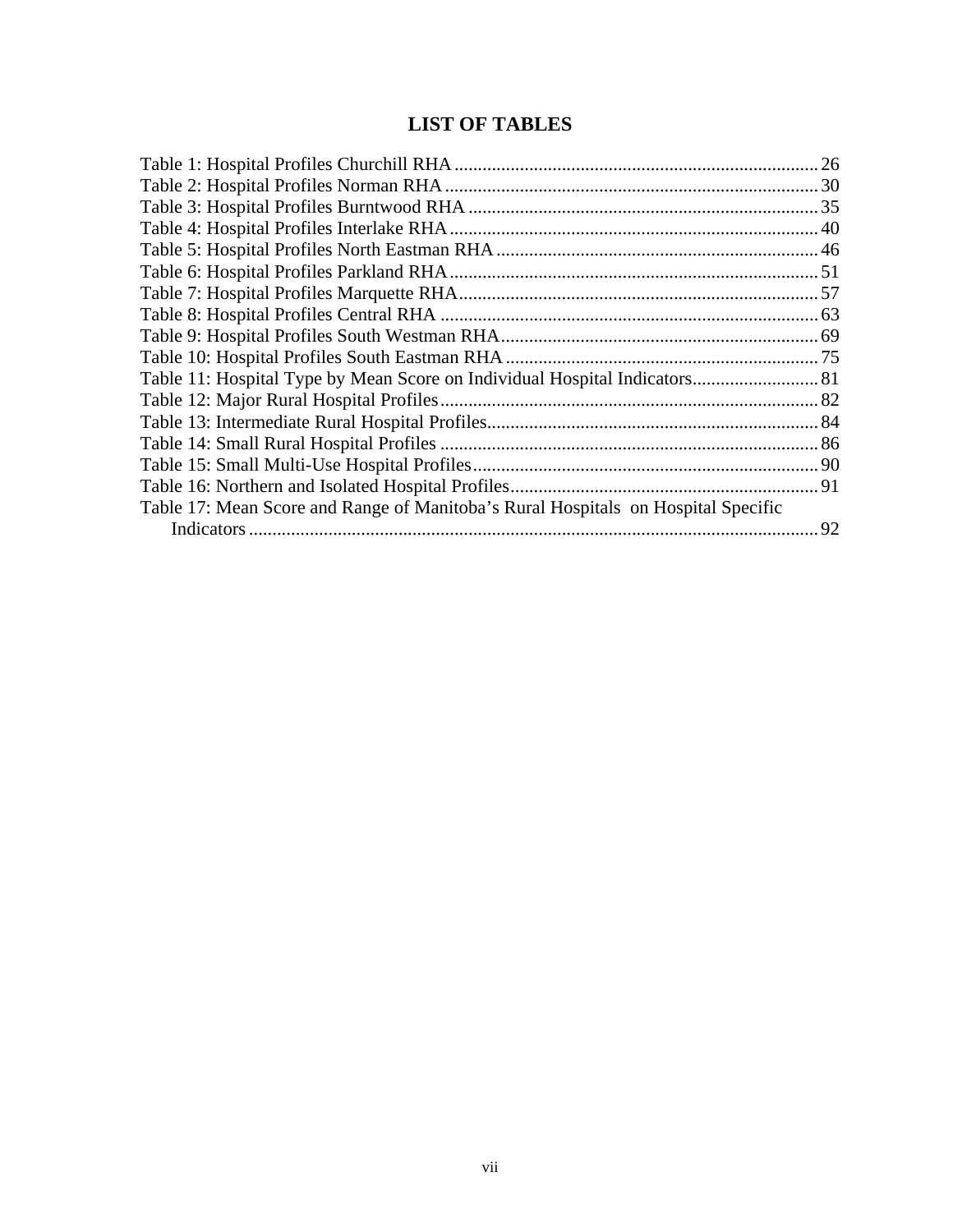# LIST OF TABLES

Table 1: Hospital Profiles Churchill RHA ............................................................................ 26
Table 2: Hospital Profiles Norman RHA ............................................................................... 30
Table 3: Hospital Profiles Burntwood RHA .......................................................................... 35
Table 4: Hospital Profiles Interlake RHA .............................................................................. 40
Table 5: Hospital Profiles North Eastman RHA .................................................................... 46
Table 6: Hospital Profiles Parkland RHA .............................................................................. 51
Table 7: Hospital Profiles Marquette RHA ............................................................................ 57
Table 8: Hospital Profiles Central RHA ................................................................................ 63
Table 9: Hospital Profiles South Westman RHA ................................................................... 69
Table 10: Hospital Profiles South Eastman RHA .................................................................. 75
Table 11: Hospital Type by Mean Score on Individual Hospital Indicators ........................... 81
Table 12: Major Rural Hospital Profiles ................................................................................ 82
Table 13: Intermediate Rural Hospital Profiles ...................................................................... 84
Table 14: Small Rural Hospital Profiles ................................................................................ 86
Table 15: Small Multi-Use Hospital Profiles ......................................................................... 90
Table 16: Northern and Isolated Hospital Profiles ................................................................. 91
Table 17: Mean Score and Range of Manitoba's Rural Hospitals on Hospital Specific Indicators ........................................................................................................................ 92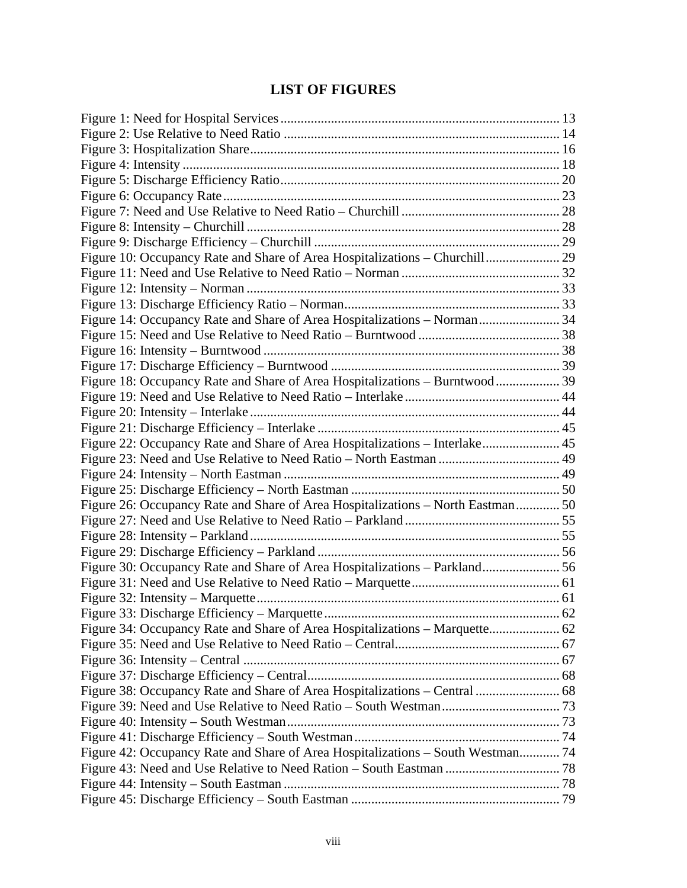## LIST OF FIGURES

Figure 1: Need for Hospital Services ... 13
Figure 2: Use Relative to Need Ratio ... 14
Figure 3: Hospitalization Share ... 16
Figure 4: Intensity ... 18
Figure 5: Discharge Efficiency Ratio ... 20
Figure 6: Occupancy Rate ... 23
Figure 7: Need and Use Relative to Need Ratio – Churchill ... 28
Figure 8: Intensity – Churchill ... 28
Figure 9: Discharge Efficiency – Churchill ... 29
Figure 10: Occupancy Rate and Share of Area Hospitalizations – Churchill ... 29
Figure 11: Need and Use Relative to Need Ratio – Norman ... 32
Figure 12: Intensity – Norman ... 33
Figure 13: Discharge Efficiency Ratio – Norman ... 33
Figure 14: Occupancy Rate and Share of Area Hospitalizations – Norman ... 34
Figure 15: Need and Use Relative to Need Ratio – Burntwood ... 38
Figure 16: Intensity – Burntwood ... 38
Figure 17: Discharge Efficiency – Burntwood ... 39
Figure 18: Occupancy Rate and Share of Area Hospitalizations – Burntwood ... 39
Figure 19: Need and Use Relative to Need Ratio – Interlake ... 44
Figure 20: Intensity – Interlake ... 44
Figure 21: Discharge Efficiency – Interlake ... 45
Figure 22: Occupancy Rate and Share of Area Hospitalizations – Interlake ... 45
Figure 23: Need and Use Relative to Need Ratio – North Eastman ... 49
Figure 24: Intensity – North Eastman ... 49
Figure 25: Discharge Efficiency – North Eastman ... 50
Figure 26: Occupancy Rate and Share of Area Hospitalizations – North Eastman ... 50
Figure 27: Need and Use Relative to Need Ratio – Parkland ... 55
Figure 28: Intensity – Parkland ... 55
Figure 29: Discharge Efficiency – Parkland ... 56
Figure 30: Occupancy Rate and Share of Area Hospitalizations – Parkland ... 56
Figure 31: Need and Use Relative to Need Ratio – Marquette ... 61
Figure 32: Intensity – Marquette ... 61
Figure 33: Discharge Efficiency – Marquette ... 62
Figure 34: Occupancy Rate and Share of Area Hospitalizations – Marquette ... 62
Figure 35: Need and Use Relative to Need Ratio – Central ... 67
Figure 36: Intensity – Central ... 67
Figure 37: Discharge Efficiency – Central ... 68
Figure 38: Occupancy Rate and Share of Area Hospitalizations – Central ... 68
Figure 39: Need and Use Relative to Need Ratio – South Westman ... 73
Figure 40: Intensity – South Westman ... 73
Figure 41: Discharge Efficiency – South Westman ... 74
Figure 42: Occupancy Rate and Share of Area Hospitalizations – South Westman ... 74
Figure 43: Need and Use Relative to Need Ration – South Eastman ... 78
Figure 44: Intensity – South Eastman ... 78
Figure 45: Discharge Efficiency – South Eastman ... 79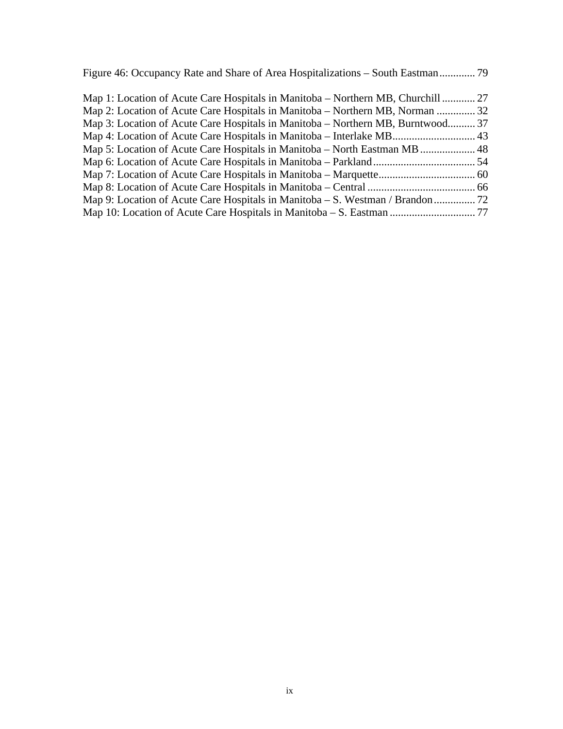Figure 46: Occupancy Rate and Share of Area Hospitalizations – South Eastman............. 79

Map 1: Location of Acute Care Hospitals in Manitoba – Northern MB, Churchill ............ 27
Map 2: Location of Acute Care Hospitals in Manitoba – Northern MB, Norman .............. 32
Map 3: Location of Acute Care Hospitals in Manitoba – Northern MB, Burntwood.......... 37
Map 4: Location of Acute Care Hospitals in Manitoba – Interlake MB.............................. 43
Map 5: Location of Acute Care Hospitals in Manitoba – North Eastman MB .................... 48
Map 6: Location of Acute Care Hospitals in Manitoba – Parkland..................................... 54
Map 7: Location of Acute Care Hospitals in Manitoba – Marquette................................... 60
Map 8: Location of Acute Care Hospitals in Manitoba – Central ....................................... 66
Map 9: Location of Acute Care Hospitals in Manitoba – S. Westman / Brandon............... 72
Map 10: Location of Acute Care Hospitals in Manitoba – S. Eastman ............................... 77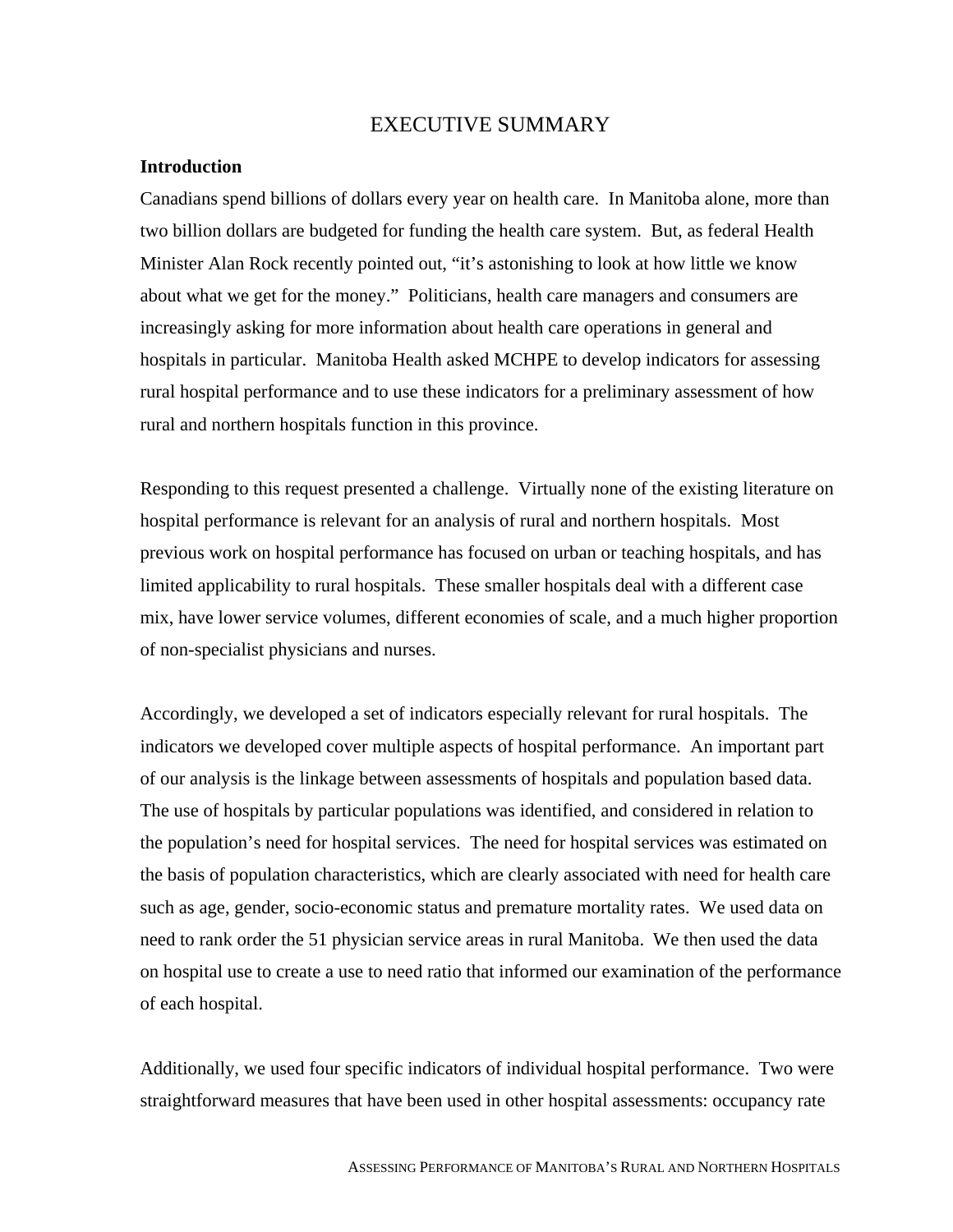# EXECUTIVE SUMMARY

**Introduction**

Canadians spend billions of dollars every year on health care. In Manitoba alone, more than two billion dollars are budgeted for funding the health care system. But, as federal Health Minister Alan Rock recently pointed out, "it's astonishing to look at how little we know about what we get for the money." Politicians, health care managers and consumers are increasingly asking for more information about health care operations in general and hospitals in particular. Manitoba Health asked MCHPE to develop indicators for assessing rural hospital performance and to use these indicators for a preliminary assessment of how rural and northern hospitals function in this province.

Responding to this request presented a challenge. Virtually none of the existing literature on hospital performance is relevant for an analysis of rural and northern hospitals. Most previous work on hospital performance has focused on urban or teaching hospitals, and has limited applicability to rural hospitals. These smaller hospitals deal with a different case mix, have lower service volumes, different economies of scale, and a much higher proportion of non-specialist physicians and nurses.

Accordingly, we developed a set of indicators especially relevant for rural hospitals. The indicators we developed cover multiple aspects of hospital performance. An important part of our analysis is the linkage between assessments of hospitals and population based data. The use of hospitals by particular populations was identified, and considered in relation to the population's need for hospital services. The need for hospital services was estimated on the basis of population characteristics, which are clearly associated with need for health care such as age, gender, socio-economic status and premature mortality rates. We used data on need to rank order the 51 physician service areas in rural Manitoba. We then used the data on hospital use to create a use to need ratio that informed our examination of the performance of each hospital.

Additionally, we used four specific indicators of individual hospital performance. Two were straightforward measures that have been used in other hospital assessments: occupancy rate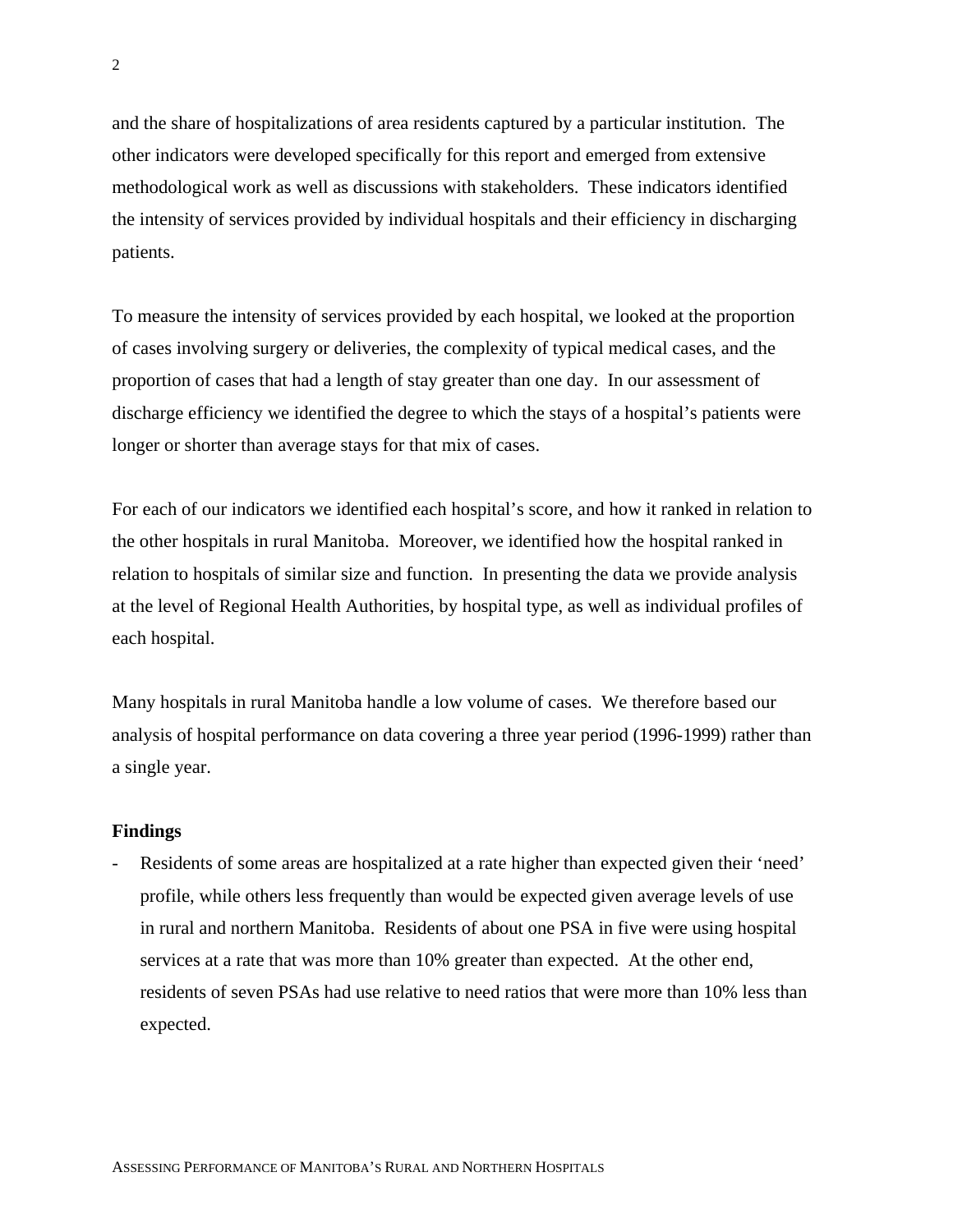and the share of hospitalizations of area residents captured by a particular institution. The other indicators were developed specifically for this report and emerged from extensive methodological work as well as discussions with stakeholders. These indicators identified the intensity of services provided by individual hospitals and their efficiency in discharging patients.

To measure the intensity of services provided by each hospital, we looked at the proportion of cases involving surgery or deliveries, the complexity of typical medical cases, and the proportion of cases that had a length of stay greater than one day. In our assessment of discharge efficiency we identified the degree to which the stays of a hospital's patients were longer or shorter than average stays for that mix of cases.

For each of our indicators we identified each hospital's score, and how it ranked in relation to the other hospitals in rural Manitoba. Moreover, we identified how the hospital ranked in relation to hospitals of similar size and function. In presenting the data we provide analysis at the level of Regional Health Authorities, by hospital type, as well as individual profiles of each hospital.

Many hospitals in rural Manitoba handle a low volume of cases. We therefore based our analysis of hospital performance on data covering a three year period (1996-1999) rather than a single year.

**Findings**

- Residents of some areas are hospitalized at a rate higher than expected given their 'need' profile, while others less frequently than would be expected given average levels of use in rural and northern Manitoba. Residents of about one PSA in five were using hospital services at a rate that was more than 10% greater than expected. At the other end, residents of seven PSAs had use relative to need ratios that were more than 10% less than expected.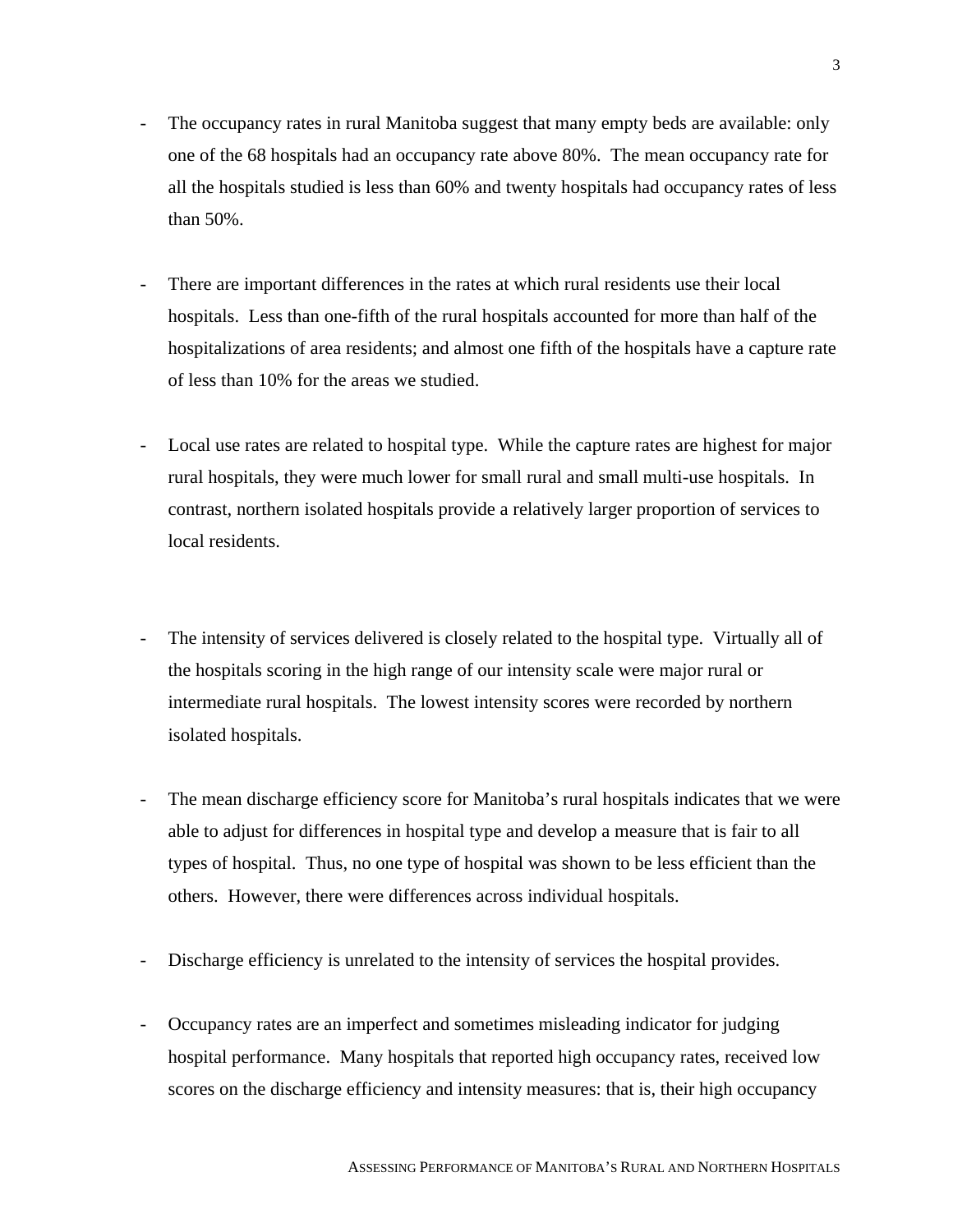- The occupancy rates in rural Manitoba suggest that many empty beds are available: only one of the 68 hospitals had an occupancy rate above 80%. The mean occupancy rate for all the hospitals studied is less than 60% and twenty hospitals had occupancy rates of less than 50%.

- There are important differences in the rates at which rural residents use their local hospitals. Less than one-fifth of the rural hospitals accounted for more than half of the hospitalizations of area residents; and almost one fifth of the hospitals have a capture rate of less than 10% for the areas we studied.

- Local use rates are related to hospital type. While the capture rates are highest for major rural hospitals, they were much lower for small rural and small multi-use hospitals. In contrast, northern isolated hospitals provide a relatively larger proportion of services to local residents.

- The intensity of services delivered is closely related to the hospital type. Virtually all of the hospitals scoring in the high range of our intensity scale were major rural or intermediate rural hospitals. The lowest intensity scores were recorded by northern isolated hospitals.

- The mean discharge efficiency score for Manitoba's rural hospitals indicates that we were able to adjust for differences in hospital type and develop a measure that is fair to all types of hospital. Thus, no one type of hospital was shown to be less efficient than the others. However, there were differences across individual hospitals.

- Discharge efficiency is unrelated to the intensity of services the hospital provides.

- Occupancy rates are an imperfect and sometimes misleading indicator for judging hospital performance. Many hospitals that reported high occupancy rates, received low scores on the discharge efficiency and intensity measures: that is, their high occupancy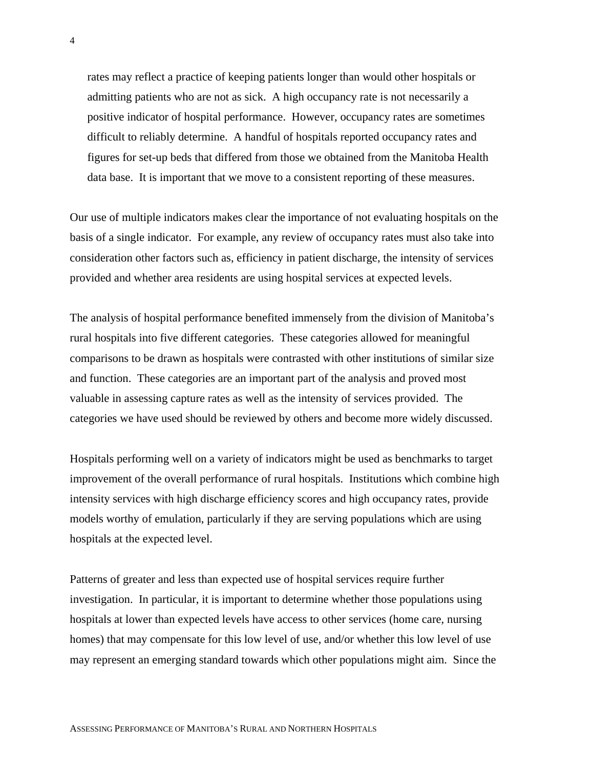rates may reflect a practice of keeping patients longer than would other hospitals or admitting patients who are not as sick. A high occupancy rate is not necessarily a positive indicator of hospital performance. However, occupancy rates are sometimes difficult to reliably determine. A handful of hospitals reported occupancy rates and figures for set-up beds that differed from those we obtained from the Manitoba Health data base. It is important that we move to a consistent reporting of these measures.

Our use of multiple indicators makes clear the importance of not evaluating hospitals on the basis of a single indicator. For example, any review of occupancy rates must also take into consideration other factors such as, efficiency in patient discharge, the intensity of services provided and whether area residents are using hospital services at expected levels.

The analysis of hospital performance benefited immensely from the division of Manitoba's rural hospitals into five different categories. These categories allowed for meaningful comparisons to be drawn as hospitals were contrasted with other institutions of similar size and function. These categories are an important part of the analysis and proved most valuable in assessing capture rates as well as the intensity of services provided. The categories we have used should be reviewed by others and become more widely discussed.

Hospitals performing well on a variety of indicators might be used as benchmarks to target improvement of the overall performance of rural hospitals. Institutions which combine high intensity services with high discharge efficiency scores and high occupancy rates, provide models worthy of emulation, particularly if they are serving populations which are using hospitals at the expected level.

Patterns of greater and less than expected use of hospital services require further investigation. In particular, it is important to determine whether those populations using hospitals at lower than expected levels have access to other services (home care, nursing homes) that may compensate for this low level of use, and/or whether this low level of use may represent an emerging standard towards which other populations might aim. Since the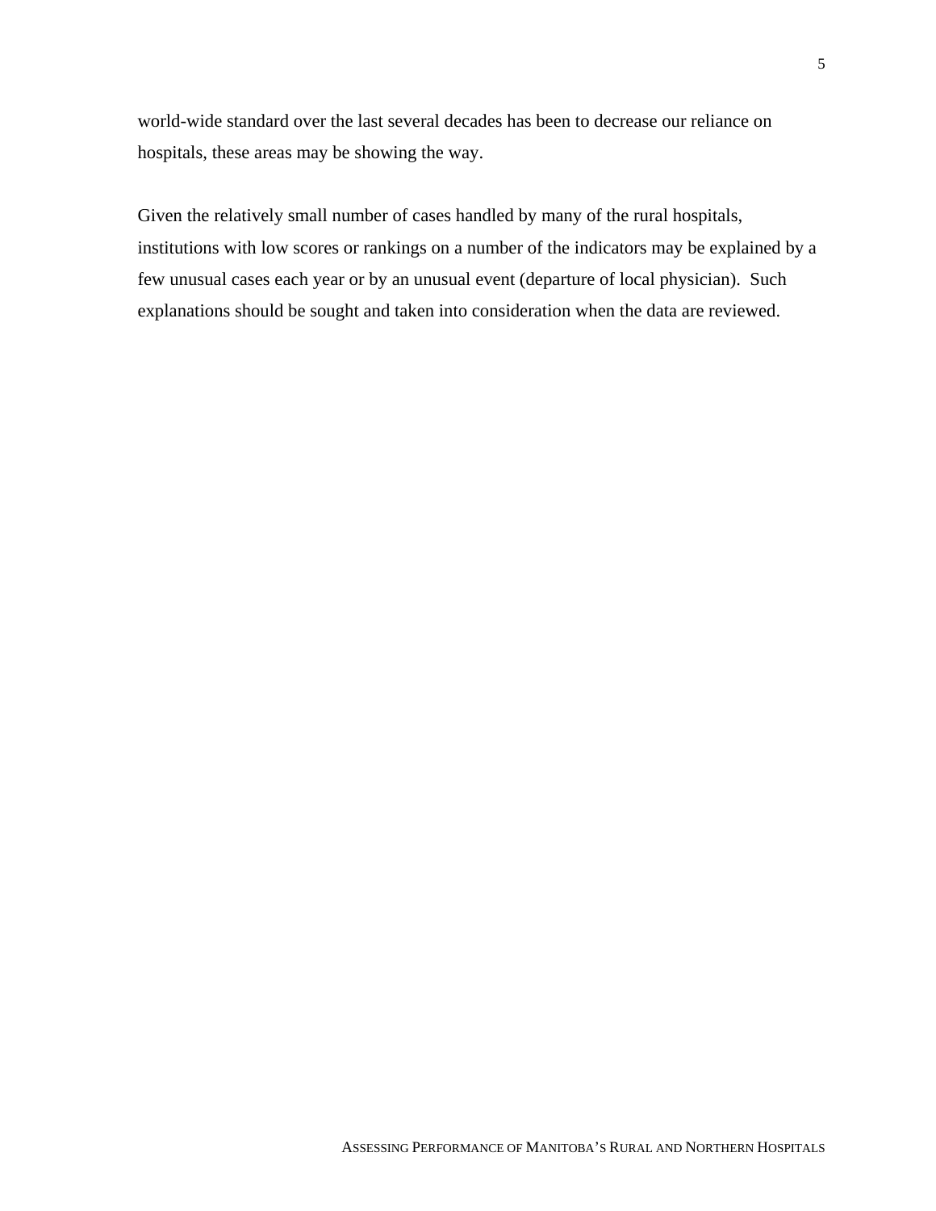world-wide standard over the last several decades has been to decrease our reliance on hospitals, these areas may be showing the way.

Given the relatively small number of cases handled by many of the rural hospitals, institutions with low scores or rankings on a number of the indicators may be explained by a few unusual cases each year or by an unusual event (departure of local physician). Such explanations should be sought and taken into consideration when the data are reviewed.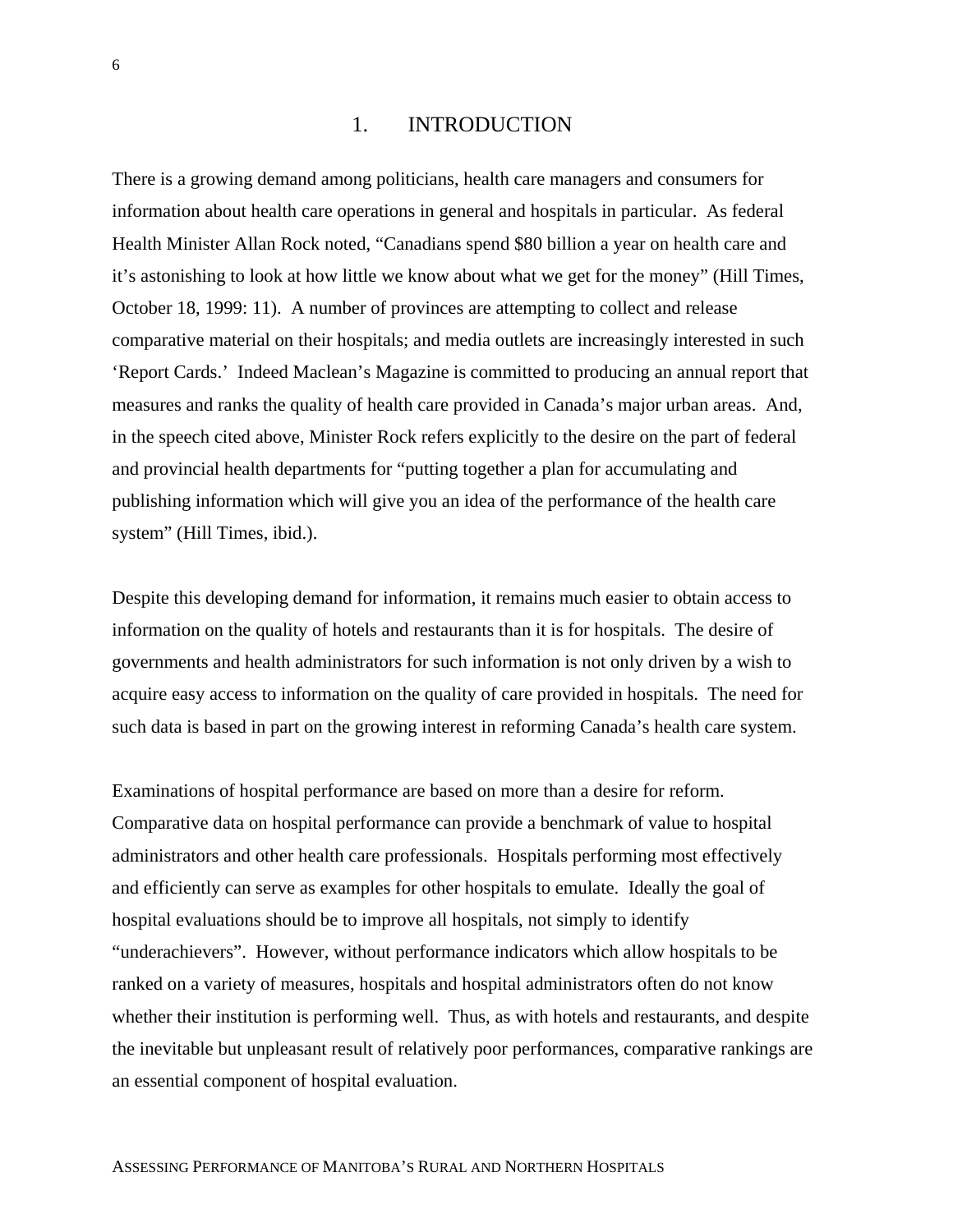# 1. INTRODUCTION

There is a growing demand among politicians, health care managers and consumers for information about health care operations in general and hospitals in particular. As federal Health Minister Allan Rock noted, "Canadians spend $80 billion a year on health care and it's astonishing to look at how little we know about what we get for the money" (Hill Times, October 18, 1999: 11). A number of provinces are attempting to collect and release comparative material on their hospitals; and media outlets are increasingly interested in such 'Report Cards.' Indeed Maclean's Magazine is committed to producing an annual report that measures and ranks the quality of health care provided in Canada's major urban areas. And, in the speech cited above, Minister Rock refers explicitly to the desire on the part of federal and provincial health departments for "putting together a plan for accumulating and publishing information which will give you an idea of the performance of the health care system" (Hill Times, ibid.).

Despite this developing demand for information, it remains much easier to obtain access to information on the quality of hotels and restaurants than it is for hospitals. The desire of governments and health administrators for such information is not only driven by a wish to acquire easy access to information on the quality of care provided in hospitals. The need for such data is based in part on the growing interest in reforming Canada's health care system.

Examinations of hospital performance are based on more than a desire for reform. Comparative data on hospital performance can provide a benchmark of value to hospital administrators and other health care professionals. Hospitals performing most effectively and efficiently can serve as examples for other hospitals to emulate. Ideally the goal of hospital evaluations should be to improve all hospitals, not simply to identify "underachievers". However, without performance indicators which allow hospitals to be ranked on a variety of measures, hospitals and hospital administrators often do not know whether their institution is performing well. Thus, as with hotels and restaurants, and despite the inevitable but unpleasant result of relatively poor performances, comparative rankings are an essential component of hospital evaluation.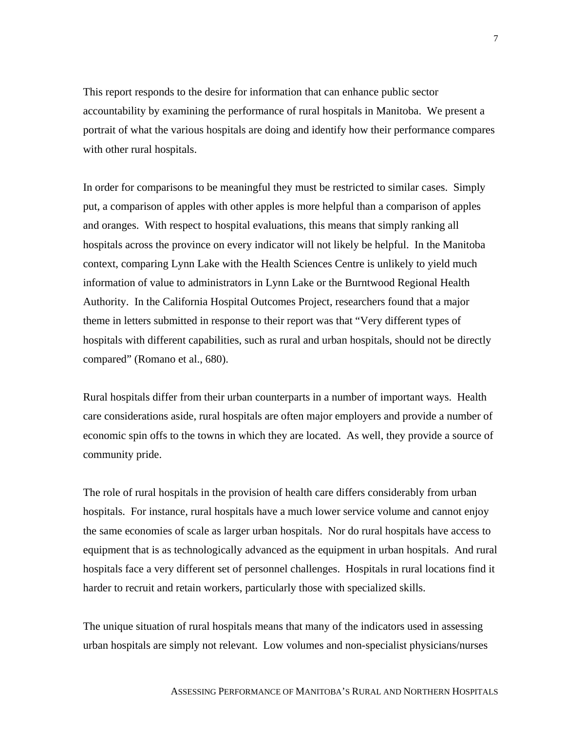This report responds to the desire for information that can enhance public sector accountability by examining the performance of rural hospitals in Manitoba. We present a portrait of what the various hospitals are doing and identify how their performance compares with other rural hospitals.

In order for comparisons to be meaningful they must be restricted to similar cases. Simply put, a comparison of apples with other apples is more helpful than a comparison of apples and oranges. With respect to hospital evaluations, this means that simply ranking all hospitals across the province on every indicator will not likely be helpful. In the Manitoba context, comparing Lynn Lake with the Health Sciences Centre is unlikely to yield much information of value to administrators in Lynn Lake or the Burntwood Regional Health Authority. In the California Hospital Outcomes Project, researchers found that a major theme in letters submitted in response to their report was that "Very different types of hospitals with different capabilities, such as rural and urban hospitals, should not be directly compared" (Romano et al., 680).

Rural hospitals differ from their urban counterparts in a number of important ways. Health care considerations aside, rural hospitals are often major employers and provide a number of economic spin offs to the towns in which they are located. As well, they provide a source of community pride.

The role of rural hospitals in the provision of health care differs considerably from urban hospitals. For instance, rural hospitals have a much lower service volume and cannot enjoy the same economies of scale as larger urban hospitals. Nor do rural hospitals have access to equipment that is as technologically advanced as the equipment in urban hospitals. And rural hospitals face a very different set of personnel challenges. Hospitals in rural locations find it harder to recruit and retain workers, particularly those with specialized skills.

The unique situation of rural hospitals means that many of the indicators used in assessing urban hospitals are simply not relevant. Low volumes and non-specialist physicians/nurses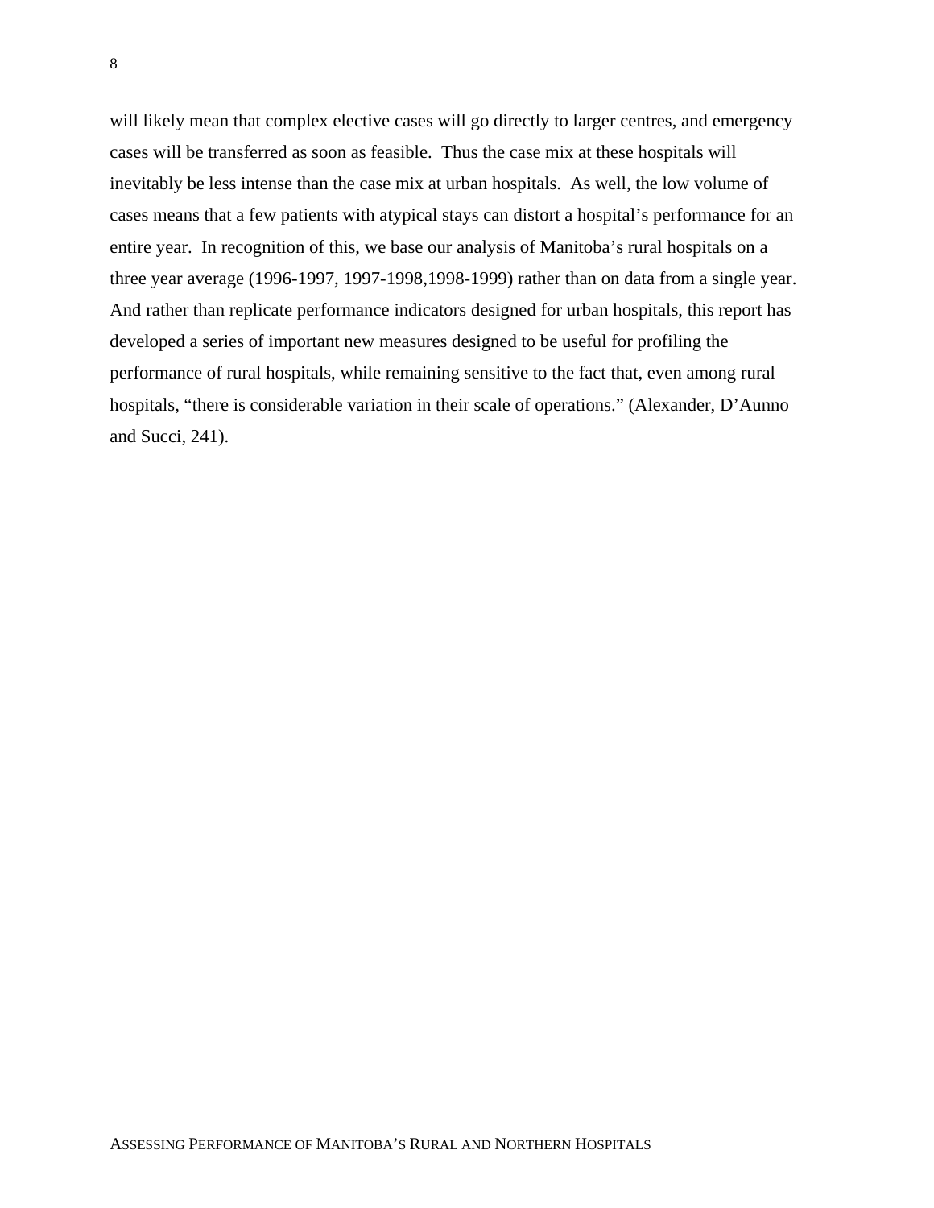will likely mean that complex elective cases will go directly to larger centres, and emergency cases will be transferred as soon as feasible. Thus the case mix at these hospitals will inevitably be less intense than the case mix at urban hospitals. As well, the low volume of cases means that a few patients with atypical stays can distort a hospital's performance for an entire year. In recognition of this, we base our analysis of Manitoba's rural hospitals on a three year average (1996-1997, 1997-1998,1998-1999) rather than on data from a single year. And rather than replicate performance indicators designed for urban hospitals, this report has developed a series of important new measures designed to be useful for profiling the performance of rural hospitals, while remaining sensitive to the fact that, even among rural hospitals, "there is considerable variation in their scale of operations." (Alexander, D'Aunno and Succi, 241).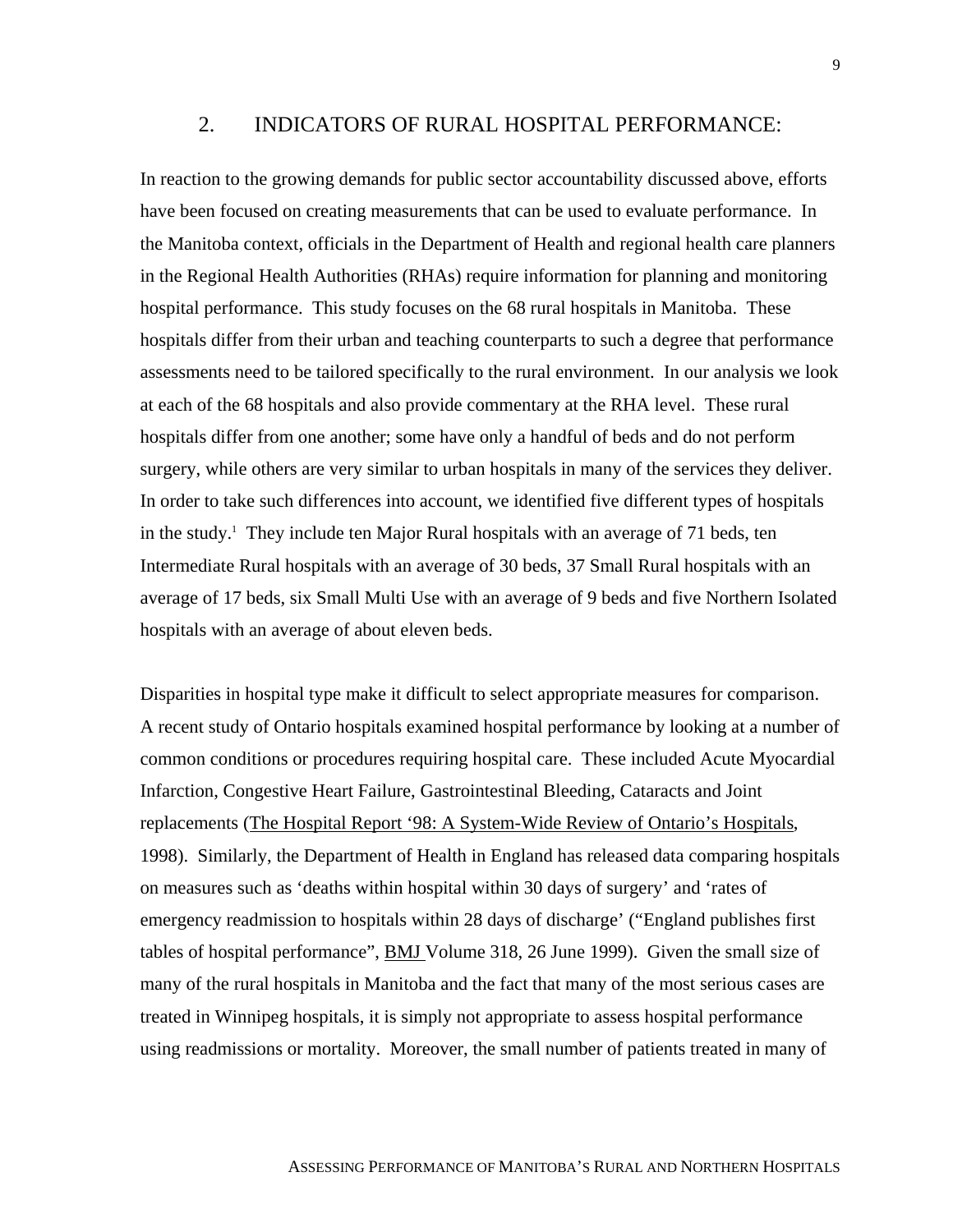## 2. INDICATORS OF RURAL HOSPITAL PERFORMANCE:

In reaction to the growing demands for public sector accountability discussed above, efforts have been focused on creating measurements that can be used to evaluate performance. In the Manitoba context, officials in the Department of Health and regional health care planners in the Regional Health Authorities (RHAs) require information for planning and monitoring hospital performance. This study focuses on the 68 rural hospitals in Manitoba. These hospitals differ from their urban and teaching counterparts to such a degree that performance assessments need to be tailored specifically to the rural environment. In our analysis we look at each of the 68 hospitals and also provide commentary at the RHA level. These rural hospitals differ from one another; some have only a handful of beds and do not perform surgery, while others are very similar to urban hospitals in many of the services they deliver. In order to take such differences into account, we identified five different types of hospitals in the study.[1] They include ten Major Rural hospitals with an average of 71 beds, ten Intermediate Rural hospitals with an average of 30 beds, 37 Small Rural hospitals with an average of 17 beds, six Small Multi Use with an average of 9 beds and five Northern Isolated hospitals with an average of about eleven beds.

Disparities in hospital type make it difficult to select appropriate measures for comparison. A recent study of Ontario hospitals examined hospital performance by looking at a number of common conditions or procedures requiring hospital care. These included Acute Myocardial Infarction, Congestive Heart Failure, Gastrointestinal Bleeding, Cataracts and Joint replacements (The Hospital Report '98: A System-Wide Review of Ontario's Hospitals, 1998). Similarly, the Department of Health in England has released data comparing hospitals on measures such as 'deaths within hospital within 30 days of surgery' and 'rates of emergency readmission to hospitals within 28 days of discharge' ("England publishes first tables of hospital performance", BMJ Volume 318, 26 June 1999). Given the small size of many of the rural hospitals in Manitoba and the fact that many of the most serious cases are treated in Winnipeg hospitals, it is simply not appropriate to assess hospital performance using readmissions or mortality. Moreover, the small number of patients treated in many of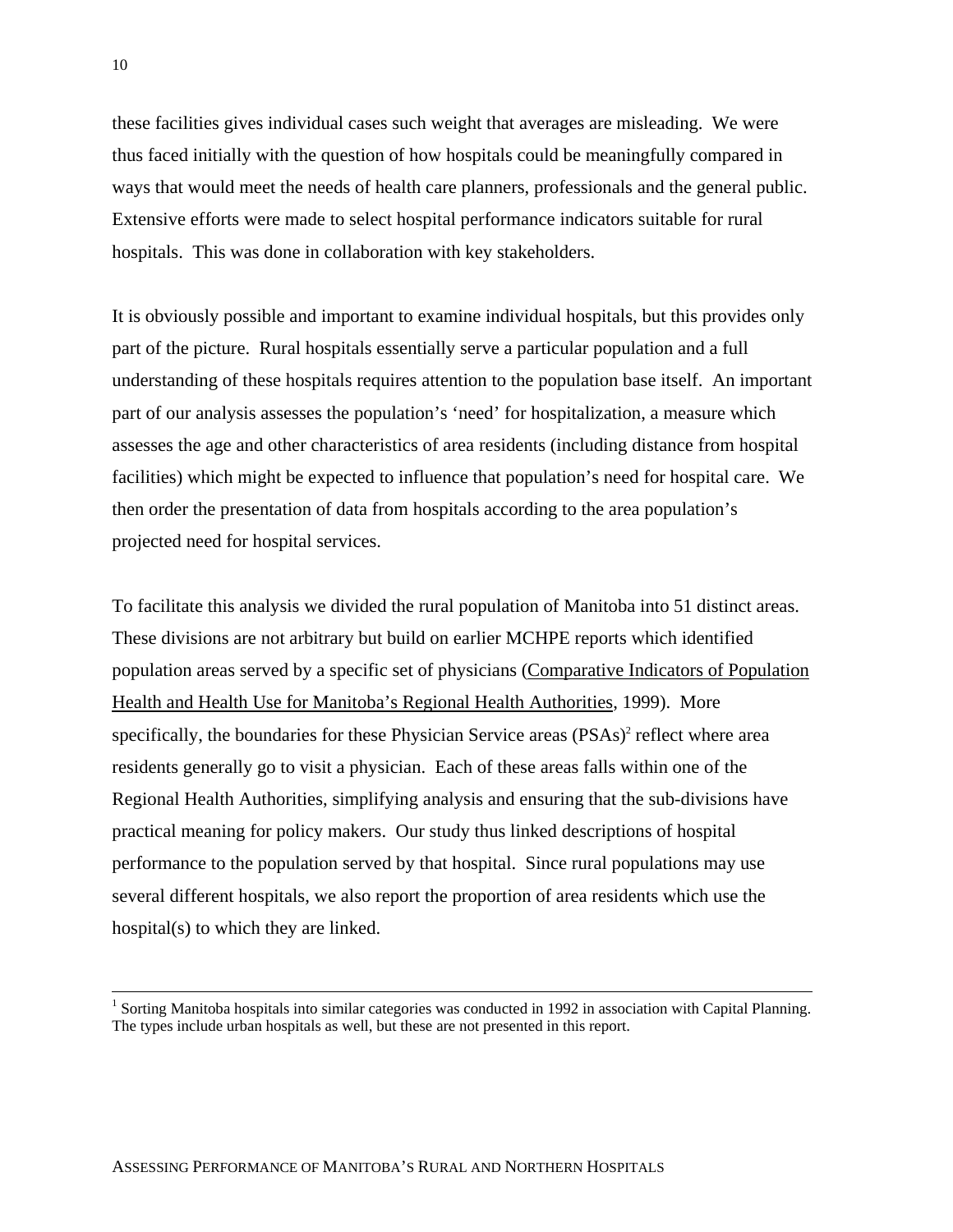these facilities gives individual cases such weight that averages are misleading. We were thus faced initially with the question of how hospitals could be meaningfully compared in ways that would meet the needs of health care planners, professionals and the general public. Extensive efforts were made to select hospital performance indicators suitable for rural hospitals. This was done in collaboration with key stakeholders.

It is obviously possible and important to examine individual hospitals, but this provides only part of the picture. Rural hospitals essentially serve a particular population and a full understanding of these hospitals requires attention to the population base itself. An important part of our analysis assesses the population's 'need' for hospitalization, a measure which assesses the age and other characteristics of area residents (including distance from hospital facilities) which might be expected to influence that population's need for hospital care. We then order the presentation of data from hospitals according to the area population's projected need for hospital services.

To facilitate this analysis we divided the rural population of Manitoba into 51 distinct areas. These divisions are not arbitrary but build on earlier MCHPE reports which identified population areas served by a specific set of physicians (Comparative Indicators of Population Health and Health Use for Manitoba's Regional Health Authorities, 1999). More specifically, the boundaries for these Physician Service areas (PSAs)[2] reflect where area residents generally go to visit a physician. Each of these areas falls within one of the Regional Health Authorities, simplifying analysis and ensuring that the sub-divisions have practical meaning for policy makers. Our study thus linked descriptions of hospital performance to the population served by that hospital. Since rural populations may use several different hospitals, we also report the proportion of area residents which use the hospital(s) to which they are linked.

---

[1] Sorting Manitoba hospitals into similar categories was conducted in 1992 in association with Capital Planning. The types include urban hospitals as well, but these are not presented in this report.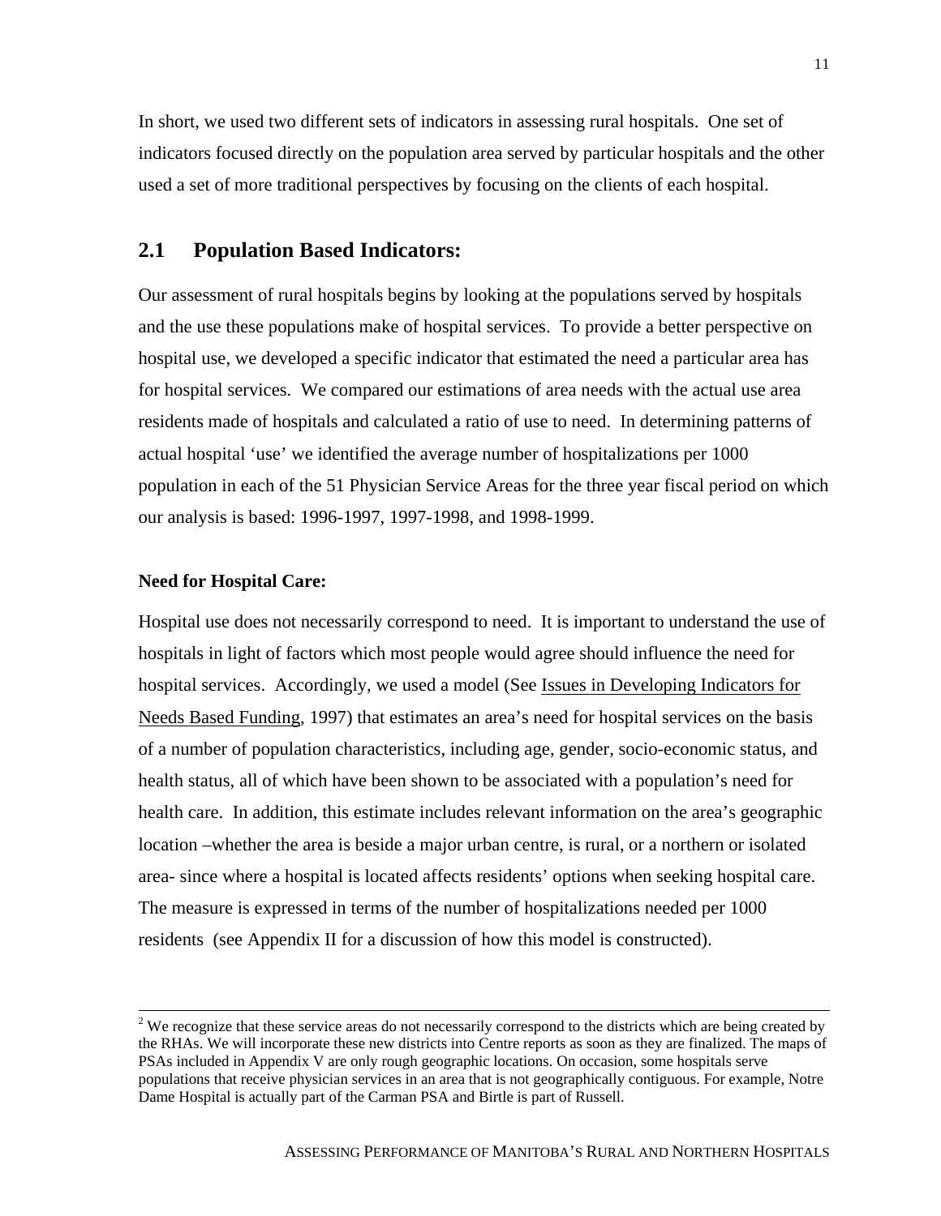In short, we used two different sets of indicators in assessing rural hospitals. One set of indicators focused directly on the population area served by particular hospitals and the other used a set of more traditional perspectives by focusing on the clients of each hospital.

## 2.1 Population Based Indicators:

Our assessment of rural hospitals begins by looking at the populations served by hospitals and the use these populations make of hospital services. To provide a better perspective on hospital use, we developed a specific indicator that estimated the need a particular area has for hospital services. We compared our estimations of area needs with the actual use area residents made of hospitals and calculated a ratio of use to need. In determining patterns of actual hospital 'use' we identified the average number of hospitalizations per 1000 population in each of the 51 Physician Service Areas for the three year fiscal period on which our analysis is based: 1996-1997, 1997-1998, and 1998-1999.

**Need for Hospital Care:**

Hospital use does not necessarily correspond to need. It is important to understand the use of hospitals in light of factors which most people would agree should influence the need for hospital services. Accordingly, we used a model (See Issues in Developing Indicators for Needs Based Funding, 1997) that estimates an area's need for hospital services on the basis of a number of population characteristics, including age, gender, socio-economic status, and health status, all of which have been shown to be associated with a population's need for health care. In addition, this estimate includes relevant information on the area's geographic location –whether the area is beside a major urban centre, is rural, or a northern or isolated area- since where a hospital is located affects residents' options when seeking hospital care. The measure is expressed in terms of the number of hospitalizations needed per 1000 residents (see Appendix II for a discussion of how this model is constructed).

---

[2] We recognize that these service areas do not necessarily correspond to the districts which are being created by the RHAs. We will incorporate these new districts into Centre reports as soon as they are finalized. The maps of PSAs included in Appendix V are only rough geographic locations. On occasion, some hospitals serve populations that receive physician services in an area that is not geographically contiguous. For example, Notre Dame Hospital is actually part of the Carman PSA and Birtle is part of Russell.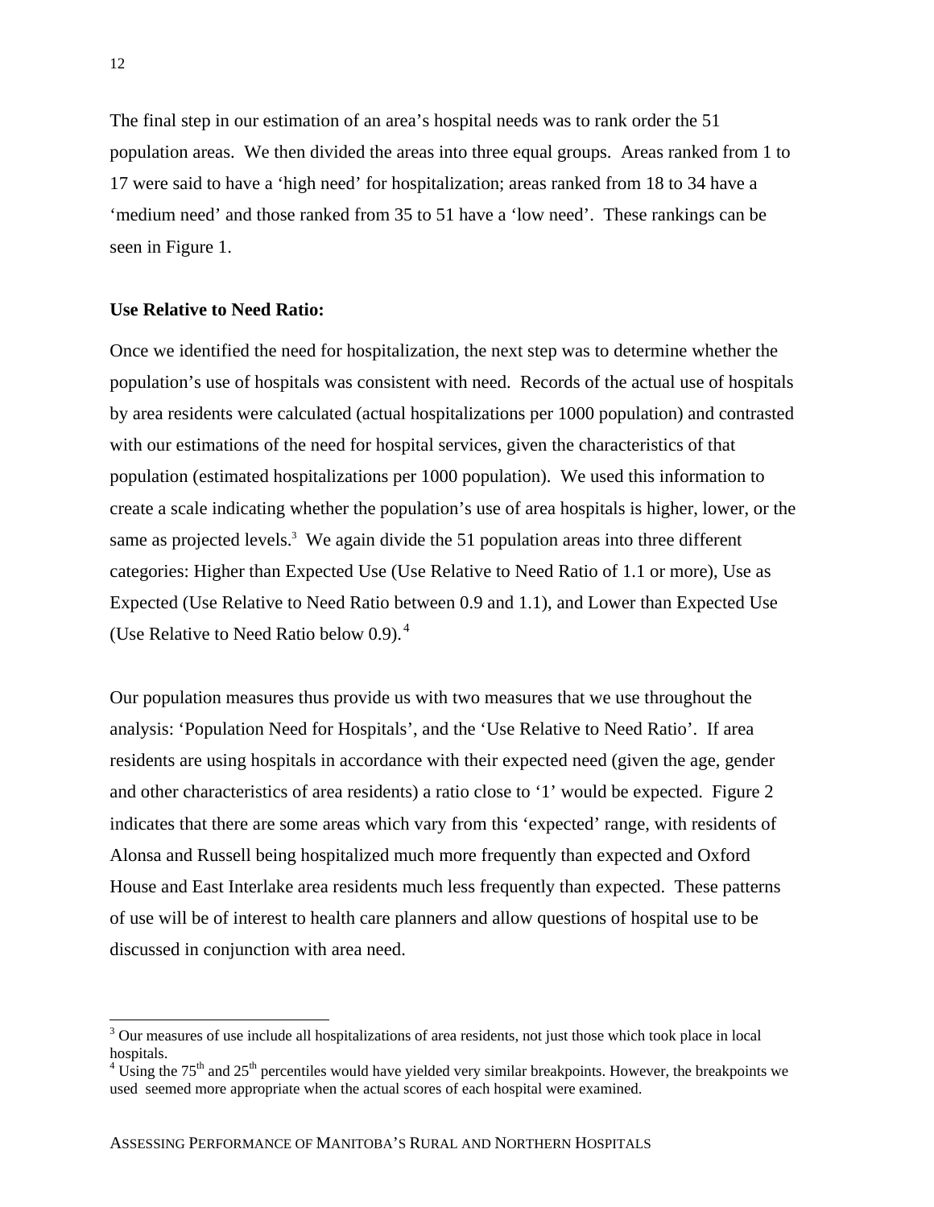The final step in our estimation of an area's hospital needs was to rank order the 51 population areas. We then divided the areas into three equal groups. Areas ranked from 1 to 17 were said to have a 'high need' for hospitalization; areas ranked from 18 to 34 have a 'medium need' and those ranked from 35 to 51 have a 'low need'. These rankings can be seen in Figure 1.

**Use Relative to Need Ratio:**

Once we identified the need for hospitalization, the next step was to determine whether the population's use of hospitals was consistent with need. Records of the actual use of hospitals by area residents were calculated (actual hospitalizations per 1000 population) and contrasted with our estimations of the need for hospital services, given the characteristics of that population (estimated hospitalizations per 1000 population). We used this information to create a scale indicating whether the population's use of area hospitals is higher, lower, or the same as projected levels.[3] We again divide the 51 population areas into three different categories: Higher than Expected Use (Use Relative to Need Ratio of 1.1 or more), Use as Expected (Use Relative to Need Ratio between 0.9 and 1.1), and Lower than Expected Use (Use Relative to Need Ratio below 0.9).[4]

Our population measures thus provide us with two measures that we use throughout the analysis: 'Population Need for Hospitals', and the 'Use Relative to Need Ratio'. If area residents are using hospitals in accordance with their expected need (given the age, gender and other characteristics of area residents) a ratio close to '1' would be expected. Figure 2 indicates that there are some areas which vary from this 'expected' range, with residents of Alonsa and Russell being hospitalized much more frequently than expected and Oxford House and East Interlake area residents much less frequently than expected. These patterns of use will be of interest to health care planners and allow questions of hospital use to be discussed in conjunction with area need.

---

[3] Our measures of use include all hospitalizations of area residents, not just those which took place in local hospitals.

[4] Using the 75th and 25th percentiles would have yielded very similar breakpoints. However, the breakpoints we used seemed more appropriate when the actual scores of each hospital were examined.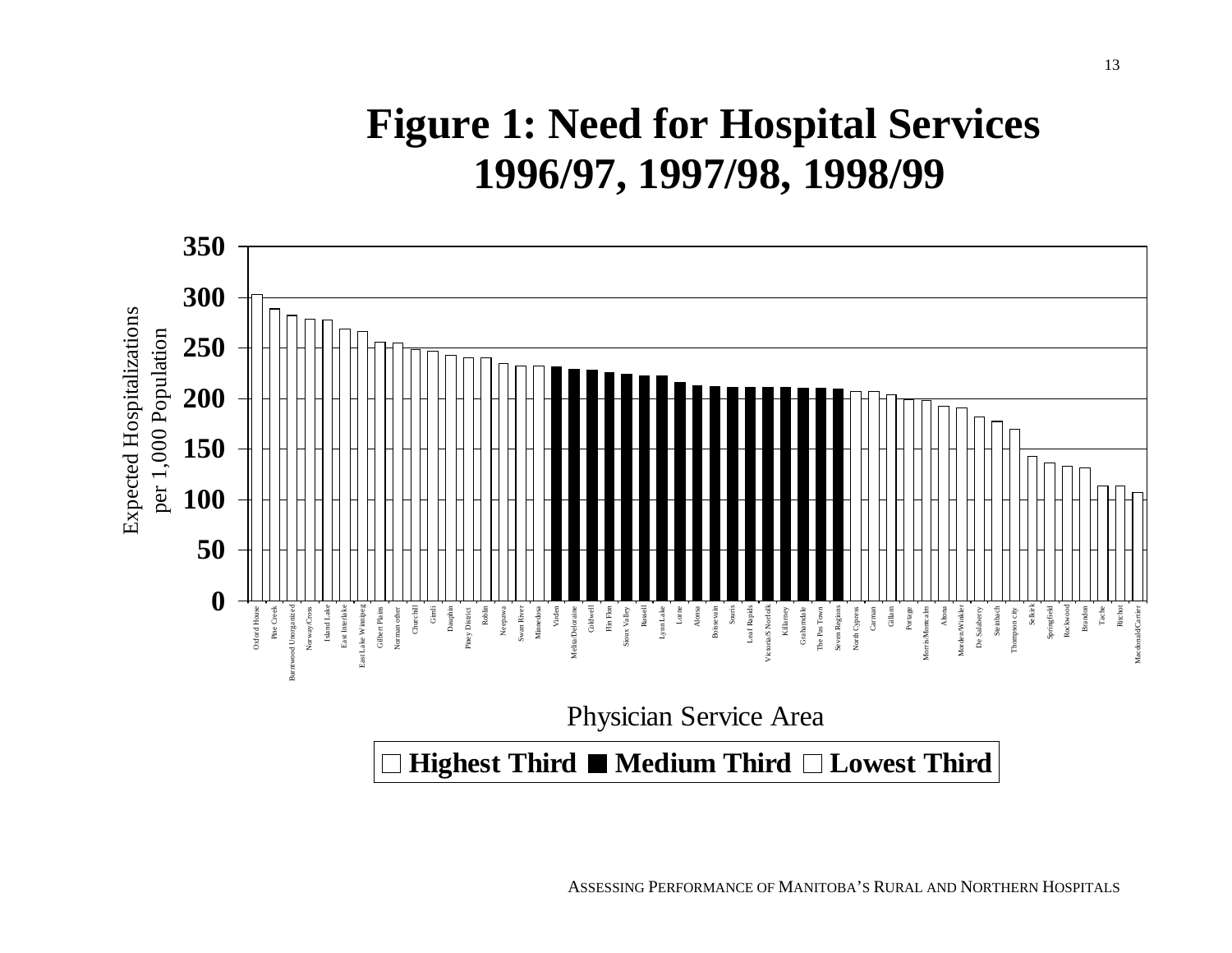# Figure 1: Need for Hospital Services 1996/97, 1997/98, 1998/99

Expected Hospitalizations per 1,000 Population

Physician Service Area

□ Highest Third ■ Medium Third □ Lowest Third

Oxford House, Pine Creek, Burntwood Unorganized, Norway/Cross, Island Lake, East Interlake, East Lake Winnipeg, Gilbert Plains, Norman other, Churchill, Gimli, Dauphin, Piney District, Roblin, Neepawa, Swan River, Minnedosa, Virden, Melita/Deloraine, Goldwell, Flin Flon, Sioux Valley, Russell, Lynn Lake, Lorne, Alonsa, Boissevain, Souris, Leaf Rapids, Victoria/S Norfolk, Killarney, Grahamdale, The Pas Town, Seven Regions, North Cypress, Carman, Gillam, Portage, Morris/Montcalm, Altona, Morden/Winkler, De Salaberry, Steinbach, Thompson city, Selkirk, Springfield, Rockwood, Brandon, Tache, Ritchot, Macdonald/Cartier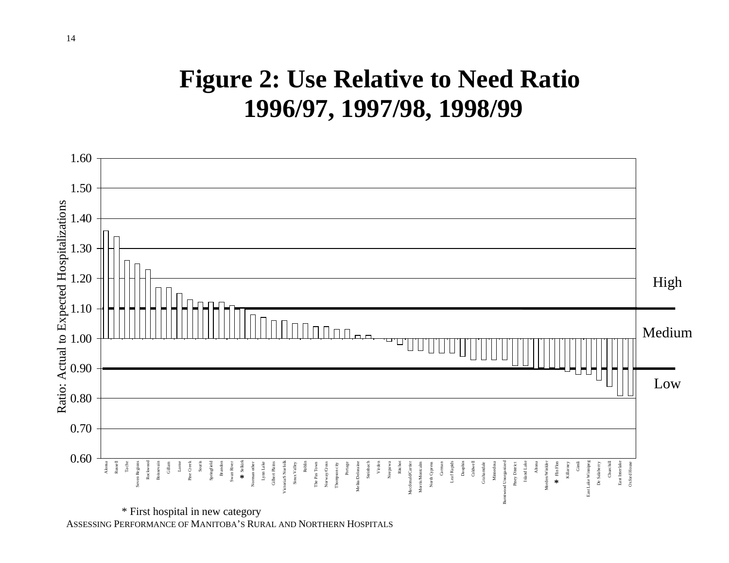# Figure 2: Use Relative to Need Ratio 1996/97, 1997/98, 1998/99

Ratio: Actual to Expected Hospitalizations

| Hospital | Ratio |
|---|---|
| Alonsa | 1.36 |
| Russell | 1.34 |
| Tache | 1.26 |
| Seven Regions | 1.25 |
| Rockwood | 1.23 |
| Boissevain | 1.17 |
| Gillam | 1.17 |
| Lorne | 1.15 |
| Pine Creek | 1.13 |
| Souris | 1.12 |
| Springfield | 1.12 |
| Brandon | 1.12 |
| Swan River | 1.11 |
| * Selkirk | 1.10 |
| Norman other | 1.08 |
| Lynn Lake | 1.07 |
| Gilbert Plains | 1.06 |
| Victoria/S Norfolk | 1.06 |
| Sioux Valley | 1.05 |
| Roblin | 1.05 |
| The Pas Town | 1.04 |
| Norway/Cross | 1.04 |
| Thompson city | 1.03 |
| Portage | 1.03 |
| Melita/Deloraine | 1.01 |
| Steinbach | 1.01 |
| Virden | 1.00 |
| Neepawa | 0.99 |
| Ritchot | 0.98 |
| Macdonald/Cartier | 0.96 |
| Morris/Montcalm | 0.96 |
| North Cypress | 0.95 |
| Carman | 0.95 |
| Leaf Rapids | 0.95 |
| Dauphin | 0.94 |
| Coldwell | 0.93 |
| Grahamdale | 0.93 |
| Minnedosa | 0.93 |
| Burntwood Unorganized | 0.93 |
| Piney District | 0.91 |
| Island Lake | 0.91 |
| Altona | 0.90 |
| Morden/Winkler | 0.90 |
| * Flin Flon | 0.90 |
| Killarney | 0.89 |
| Gimli | 0.88 |
| East Lake Winnipeg | 0.88 |
| De Salaberry | 0.86 |
| Churchill | 0.84 |
| East Interlake | 0.81 |
| Oxford House | 0.81 |

High: above 1.10; Medium: 0.90–1.10; Low: below 0.90

\* First hospital in new category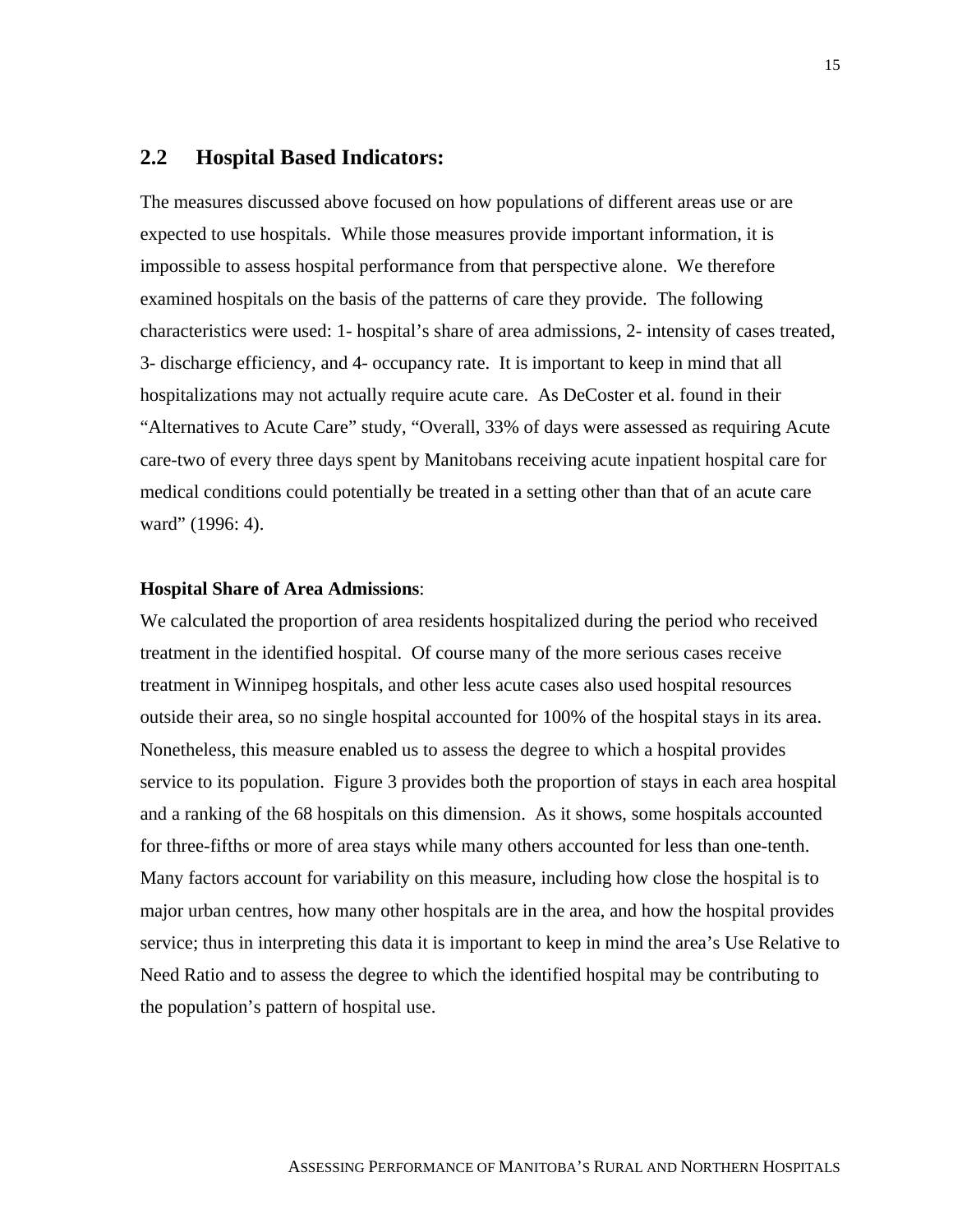## 2.2 Hospital Based Indicators:

The measures discussed above focused on how populations of different areas use or are expected to use hospitals. While those measures provide important information, it is impossible to assess hospital performance from that perspective alone. We therefore examined hospitals on the basis of the patterns of care they provide. The following characteristics were used: 1- hospital's share of area admissions, 2- intensity of cases treated, 3- discharge efficiency, and 4- occupancy rate. It is important to keep in mind that all hospitalizations may not actually require acute care. As DeCoster et al. found in their "Alternatives to Acute Care" study, "Overall, 33% of days were assessed as requiring Acute care-two of every three days spent by Manitobans receiving acute inpatient hospital care for medical conditions could potentially be treated in a setting other than that of an acute care ward" (1996: 4).

**Hospital Share of Area Admissions**:

We calculated the proportion of area residents hospitalized during the period who received treatment in the identified hospital. Of course many of the more serious cases receive treatment in Winnipeg hospitals, and other less acute cases also used hospital resources outside their area, so no single hospital accounted for 100% of the hospital stays in its area. Nonetheless, this measure enabled us to assess the degree to which a hospital provides service to its population. Figure 3 provides both the proportion of stays in each area hospital and a ranking of the 68 hospitals on this dimension. As it shows, some hospitals accounted for three-fifths or more of area stays while many others accounted for less than one-tenth. Many factors account for variability on this measure, including how close the hospital is to major urban centres, how many other hospitals are in the area, and how the hospital provides service; thus in interpreting this data it is important to keep in mind the area's Use Relative to Need Ratio and to assess the degree to which the identified hospital may be contributing to the population's pattern of hospital use.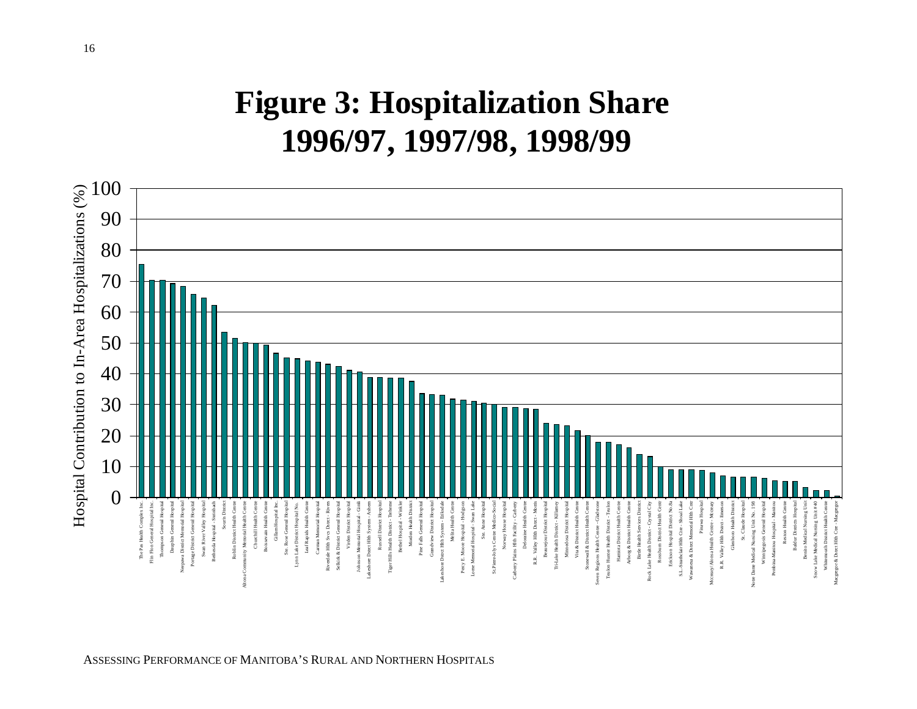# Figure 3: Hospitalization Share 1996/97, 1997/98, 1998/99

Hospital Contribution to In-Area Hospitalizations (%)

| Hospital | % |
|---|---|
| The Pas Health Complex Inc. | 75.5 |
| Flin Flon General Hospital Inc. | 70.3 |
| Thompson General Hospital | 70.3 |
| Dauphin General Hospital | 69.3 |
| Neepawa District Memorial Hospital | 68.3 |
| Portage District General Hospital | 65.8 |
| Swan River Valley Hospital | 64.6 |
| Bethesda Hospital - Steinbach | 62.2 |
| Souris District | 53.5 |
| Roblin District Health Centre | 51.5 |
| Altona Community Memorial Health Centre | 50.1 |
| Churchill Health Centre | 49.9 |
| Boissevain Health Centre | 49.3 |
| Gillam Hospital Inc. | 46.7 |
| Ste. Rose General Hospital | 45.2 |
| Lynn Lake District Hospital No. | 45.0 |
| Leaf Rapids Health Centre | 44.2 |
| Carman Memorial Hospital | 43.8 |
| Riverdale Hlth Svcs Dstrct - Rivers | 43.2 |
| Selkirk & District General Hospital | 42.4 |
| Virden District Hospital | 41.2 |
| Johnson Memorial Hospital - Gimli | 40.6 |
| Lakeshore Dstrct Hlth System - Ashern | 38.8 |
| Russell District Hospital | 38.8 |
| Tiger Hills Health District - Treherne | 38.7 |
| Bethel Hospital - Winkler | 38.7 |
| Morden Health District | 37.6 |
| Pine Falls General Hospital | 33.6 |
| Grandview District Hospital | 33.3 |
| Lakeshore Dstrct Hlth System - Eriksdale | 33.1 |
| Melita Health Centre | 31.8 |
| Percy E. Moore Hospital - Hodgson | 31.5 |
| Lorne Memorial Hospital - Swan Lake | 31.1 |
| Ste. Anne Hospital | 30.5 |
| St.Pierre-Jolys Centre Medico-Social | 30.1 |
| Norway House Hospital | 29.2 |
| Calvary Plains Hlth Facility - Carberry | 29.1 |
| Deloraine Health Centre | 28.8 |
| R.R. Valley Hlth Dstrct - Morris | 28.5 |
| Beausejour District Hospital | 24.0 |
| Tri-Lake Health District - Killarney | 23.6 |
| Minnedosa District Hospital | 23.2 |
| Vita & District Health Centre | 21.6 |
| Stonewall & District Health Centre | 20.1 |
| Seven Regions Health Centre - Gladstone | 18.0 |
| Teulon Hunter Health District - Teulon | 18.0 |
| Hamiota District Health Centre | 17.2 |
| Arborg & District Health Centre | 16.2 |
| Birtle Health Services District | 14.0 |
| Rock Lake Health District - Crystal City | 13.4 |
| Rossburn District Health Centr | 10.1 |
| Erickson Hospital District No.8a | 9.1 |
| S.L.-Strathclair Hlth Ctre - Shoal Lake | 9.1 |
| Wawanesa & Dstrct Memorial Hlth Cntr | 9.1 |
| Pinawa Hospital | 8.9 |
| Mccreary/Alonsa Health Centre - Mccreary | 8.1 |
| R.R. Valley Hlth Dstrct - Emerson | 7.1 |
| Glenboro Health District | 6.7 |
| St. Claude Hospital | 6.7 |
| Notre Dame Medical Nursing Unit No. 198 | 6.7 |
| Winnipegosis General Hospital | 6.3 |
| Pembina-Manitou Hospital - Manitou | 5.5 |
| Reston Health Centre | 5.3 |
| Baldur Districts Hospital | 5.3 |
| Benito Medical Nursing Unit | 3.3 |
| Snow Lake Medical Nursing Unit #40 | 2.2 |
| Whitemouth District Health Centre | 2.2 |
| Macgregor & Dstrct Hlth Ctre - Macgregor | 0.4 |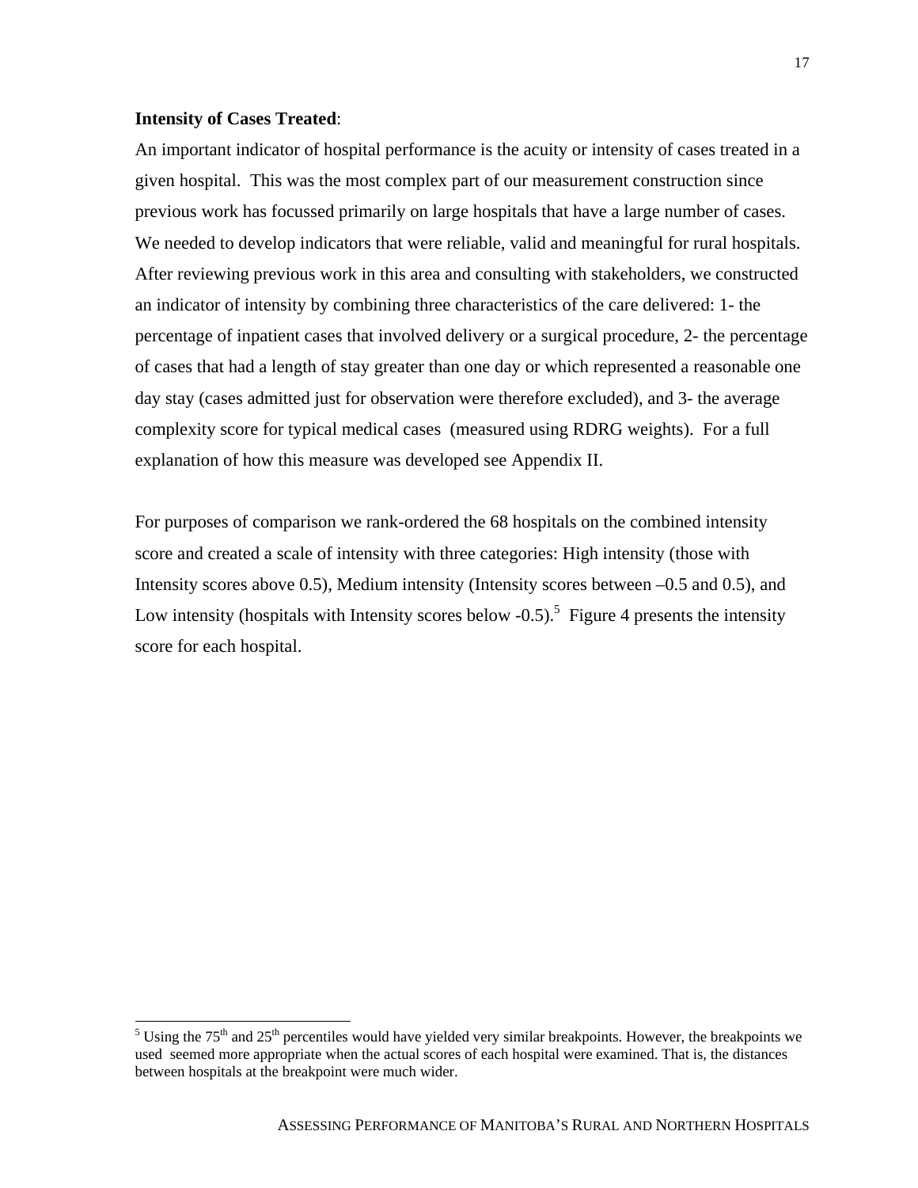**Intensity of Cases Treated**:

An important indicator of hospital performance is the acuity or intensity of cases treated in a given hospital. This was the most complex part of our measurement construction since previous work has focussed primarily on large hospitals that have a large number of cases. We needed to develop indicators that were reliable, valid and meaningful for rural hospitals. After reviewing previous work in this area and consulting with stakeholders, we constructed an indicator of intensity by combining three characteristics of the care delivered: 1- the percentage of inpatient cases that involved delivery or a surgical procedure, 2- the percentage of cases that had a length of stay greater than one day or which represented a reasonable one day stay (cases admitted just for observation were therefore excluded), and 3- the average complexity score for typical medical cases (measured using RDRG weights). For a full explanation of how this measure was developed see Appendix II.

For purposes of comparison we rank-ordered the 68 hospitals on the combined intensity score and created a scale of intensity with three categories: High intensity (those with Intensity scores above 0.5), Medium intensity (Intensity scores between –0.5 and 0.5), and Low intensity (hospitals with Intensity scores below -0.5).[5] Figure 4 presents the intensity score for each hospital.

[5] Using the 75th and 25th percentiles would have yielded very similar breakpoints. However, the breakpoints we used seemed more appropriate when the actual scores of each hospital were examined. That is, the distances between hospitals at the breakpoint were much wider.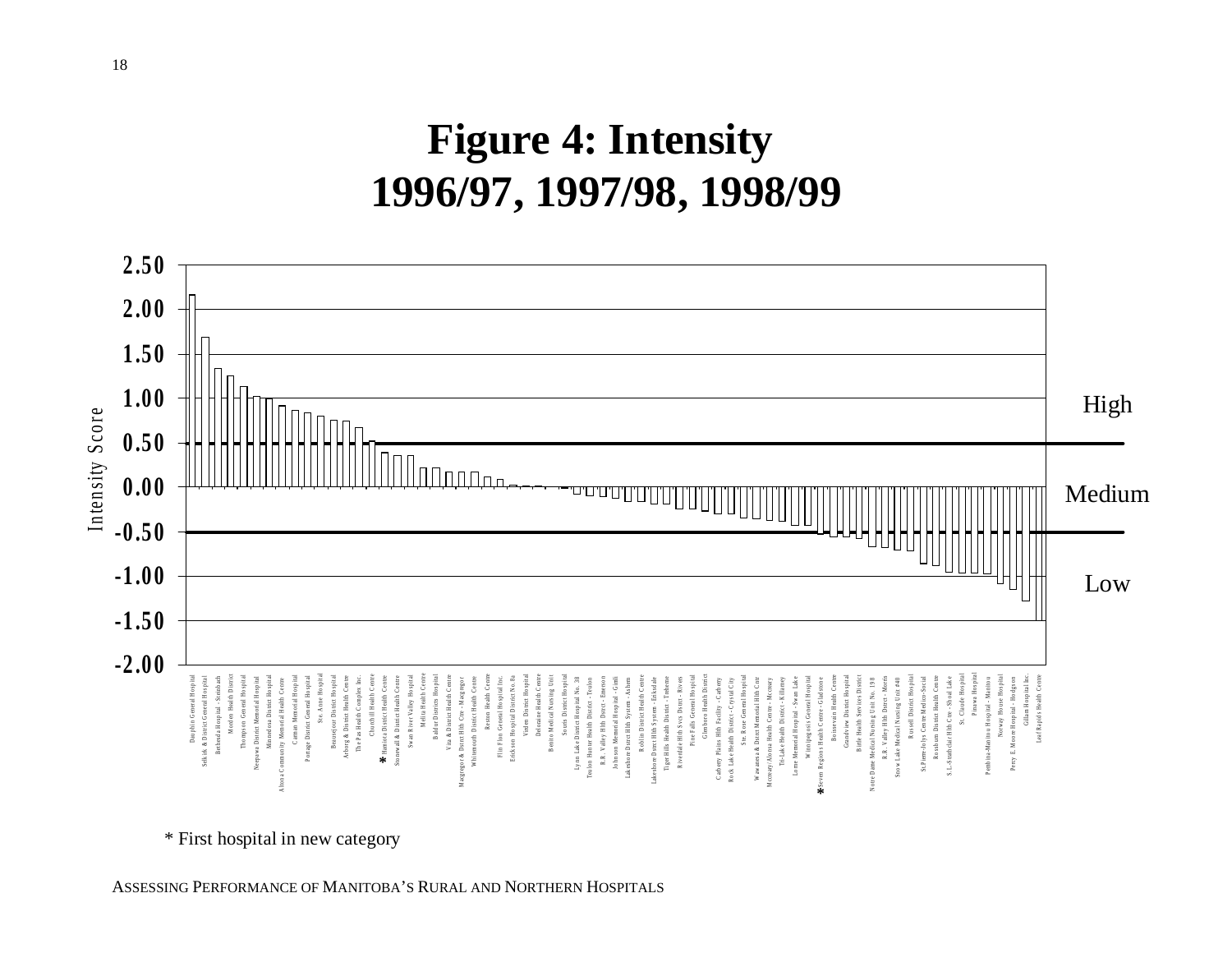# Figure 4: Intensity
## 1996/97, 1997/98, 1998/99

Intensity Score

High

Medium

Low

| Hospital |
|---|
| Dauphin General Hospital |
| Selkirk & District General Hospital |
| Bethesda Hospital - Steinbach |
| Morden Health District |
| Thompson General Hospital |
| Neepawa District Memorial Hospital |
| Minnedosa District Hospital |
| Altona Community Memorial Health Centre |
| Carman Memorial Hospital |
| Portage District General Hospital |
| Ste. Anne Hospital |
| Beausejour District Hospital |
| Arborg & District Health Centre |
| The Pas Health Complex Inc. |
| Churchill Health Centre |
| * Hamiota District Health Centre |
| Stonewall & District Health Centre |
| Swan River Valley Hospital |
| Melita Health Centre |
| Baldur Districts Hospital |
| Vita & District Health Centre |
| Macgregor & District Hlth Ctre - Macgregor |
| Whitemouth District Health Centre |
| Reston Health Centre |
| Flin Flon General Hospital Inc. |
| Erickson Hospital District No.8a |
| Virden District Hospital |
| Deloraine Health Centre |
| Benito Medical Nursing Unit |
| Souris District Hospital |
| Lynn Lake District Hospital No. 38 |
| Teulon Hunter Health District - Teulon |
| R.R. Valley Hlth Distrct - Emerson |
| Johnson Memorial Hospital - Gimli |
| Lakeshore Distrct Hlth System - Ashern |
| Roblin District Health Centre |
| Lakeshore Distrct Hlth System - Eriksdale |
| Tiger Hills Health District - Treherne |
| Riverdale Hlth Svcs Distrct - Rivers |
| Pine Falls General Hospital |
| Glenboro Health District |
| Carberry Plains Hlth Facility - Carberry |
| Rock Lake Health District - Crystal City |
| Ste. Rose General Hospital |
| Wawanesa & Distrct Memorial Hlth Cntr |
| Mccreary/Alonsa Health Centre - Mccreary |
| Tri-Lake Health District - Killarney |
| Lorne Memorial Hospital - Swan Lake |
| Winnipegosis General Hospital |
| * Seven Regions Health Centre - Gladstone |
| Boissevain Health Centre |
| Grandview District Hospital |
| Birtle Health Services District |
| Notre Dame Medical Nursing Unit No. 198 |
| R.R. Valley Hlth Distrct - Morris |
| Snow Lake Medical Nursing Unit #40 |
| Russell District Hospital |
| St.Pierre-Jolys Centre Medico-Social |
| Rossburn District Health Centre |
| S.L.-Strathclair Hlth Ctre - Shoal Lake |
| St. Claude Hospital |
| Pinawa Hospital |
| Pembina-Manitou Hospital - Manitou |
| Norway House Hospital |
| Percy E. Moore Hospital - Hodgson |
| Gillam Hospital Inc. |
| Leaf Rapids Health Centre |

\* First hospital in new category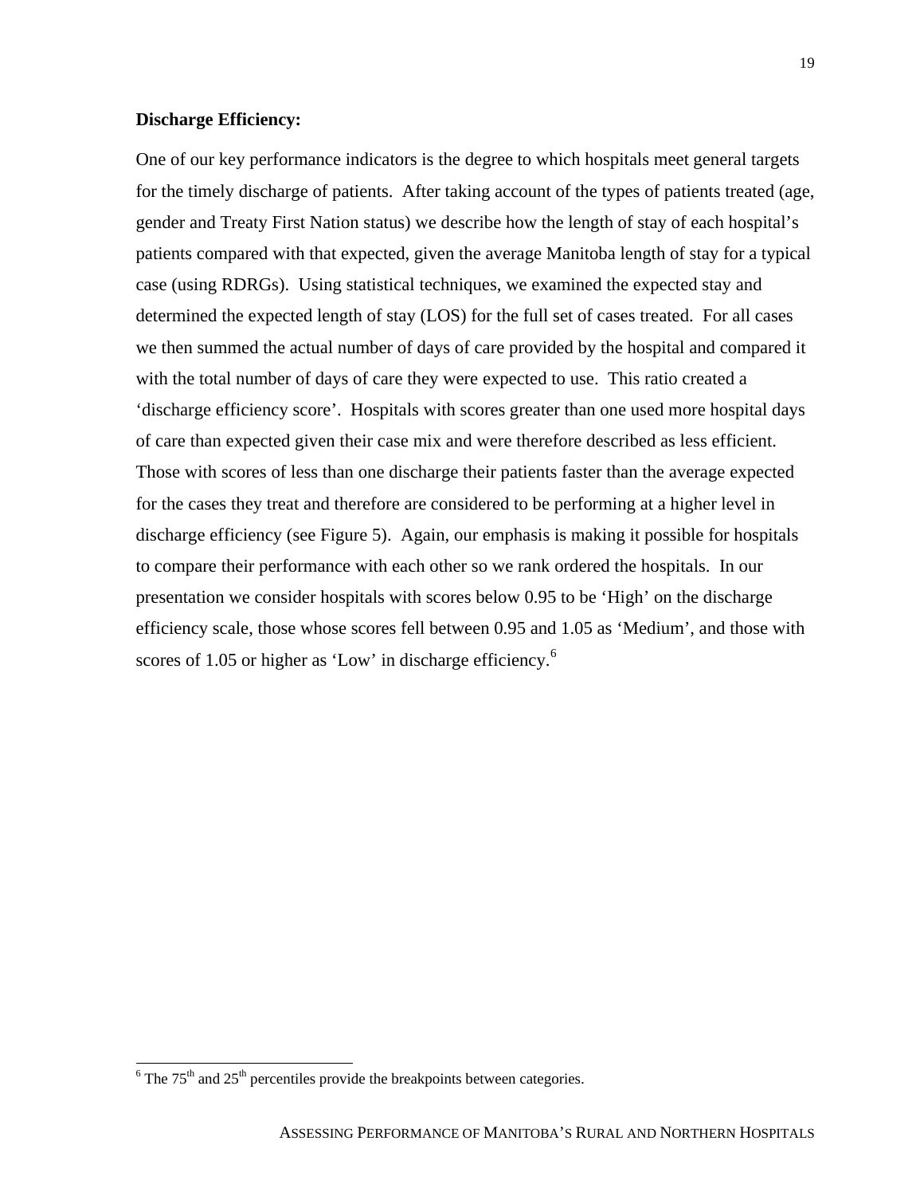**Discharge Efficiency:**

One of our key performance indicators is the degree to which hospitals meet general targets for the timely discharge of patients. After taking account of the types of patients treated (age, gender and Treaty First Nation status) we describe how the length of stay of each hospital's patients compared with that expected, given the average Manitoba length of stay for a typical case (using RDRGs). Using statistical techniques, we examined the expected stay and determined the expected length of stay (LOS) for the full set of cases treated. For all cases we then summed the actual number of days of care provided by the hospital and compared it with the total number of days of care they were expected to use. This ratio created a 'discharge efficiency score'. Hospitals with scores greater than one used more hospital days of care than expected given their case mix and were therefore described as less efficient. Those with scores of less than one discharge their patients faster than the average expected for the cases they treat and therefore are considered to be performing at a higher level in discharge efficiency (see Figure 5). Again, our emphasis is making it possible for hospitals to compare their performance with each other so we rank ordered the hospitals. In our presentation we consider hospitals with scores below 0.95 to be 'High' on the discharge efficiency scale, those whose scores fell between 0.95 and 1.05 as 'Medium', and those with scores of 1.05 or higher as 'Low' in discharge efficiency.[6]

---

[6] The 75th and 25th percentiles provide the breakpoints between categories.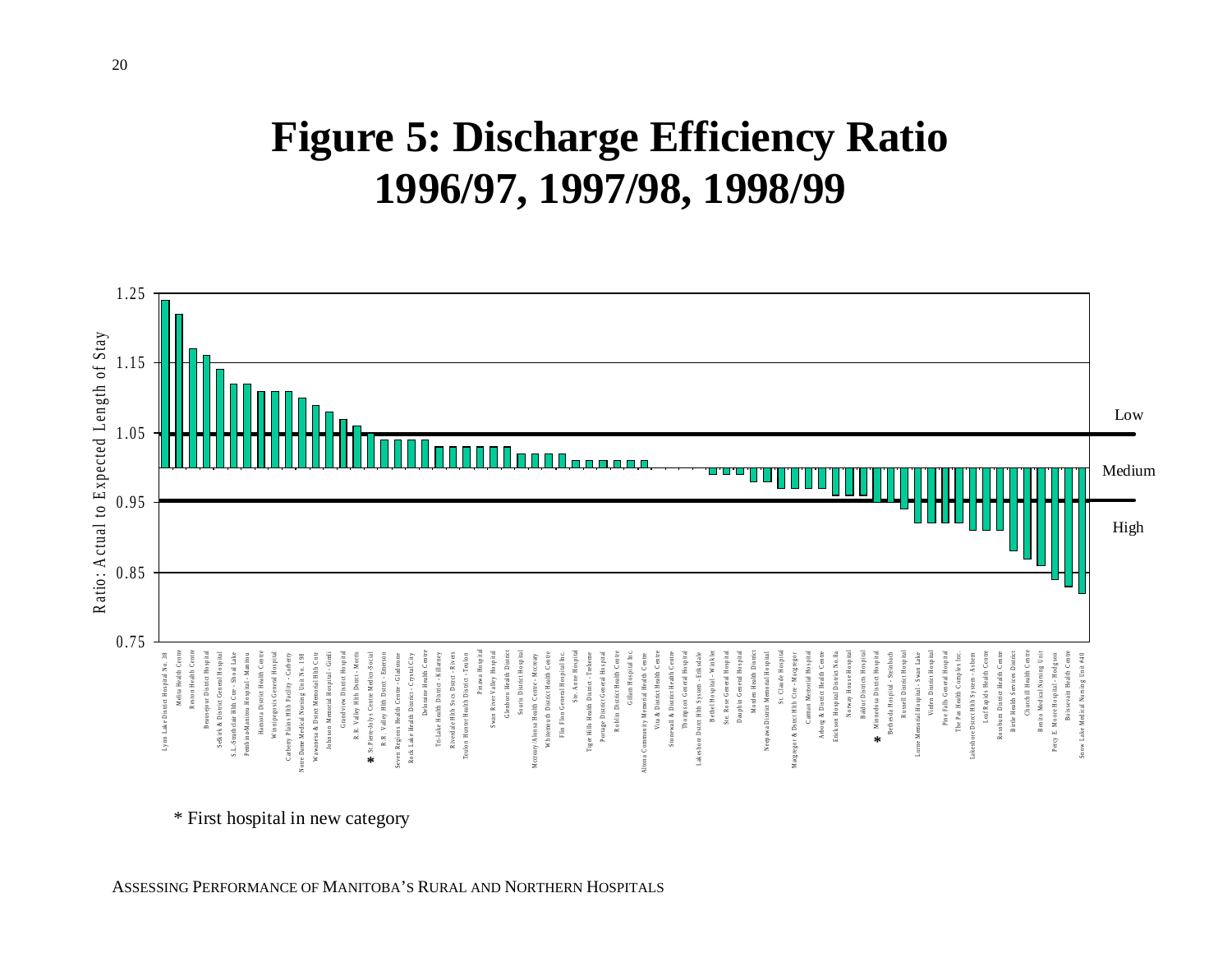# Figure 5: Discharge Efficiency Ratio
## 1996/97, 1997/98, 1998/99

Ratio: Actual to Expected Length of Stay

1.25, 1.15, 1.05, 0.95, 0.85, 0.75

Low

Medium

High

Lynn Lake District Hospital No. 38, Melita Health Centre, Reston Health Centre, Beausejour District Hospital, Selkirk & District General Hospital, S.L.-Snthclair Hlth Ctre - Shoal Lake, Pembina-Manitou Hospital - Manitou, Hamiota District Health Centre, Winnipegosis General Hospital, Carberry Plains Hlth Facility - Carberry, Notre Dame Medical Nursing Unit No. 198, Wawanesa & Dstrct Memorial Hlth Cntr, Johnson Memorial Hospital - Gimli, Grandview District Hospital, R.R. Valley Hlth Dstrct - Morris, * St.Pierre-Jolys Centre Medico-Social, R.R. Valley Hlth Dstrct - Emerson, Seven Regions Health Centre - Gladstone, Rock Lake Health District - Crystal City, Deloraine Health Centre, Tri-Lake Health District - Killarney, Riverdale Hlth Svcs Dstrct - Rivers, Teulon Hunter Health District - Teulon, Pinawa Hospital, Swan River Valley Hospital, Glenboro Health District, Souris District Hospital, Mccreary/Alonsa Health Centre - Mccreary, Whitemouth District Health Centre, Flin Flon General Hospital Inc., Ste. Anne Hospital, Tiger Hills Health District - Treherne, Portage District General Hospital, Roblin District Health Centre, Gillam Hospital Inc., Altona Community Memorial Health Centre, Vita & District Health Centre, Stonewall & District Health Centre, Thompson General Hospital, Lakeshore Dstrct Hlth System - Eriksdale, Bethel Hospital - Winkler, Ste. Rose General Hospital, Dauphin General Hospital, Morden Health District, Neepawa District Memorial Hospital, St. Claude Hospital, Macgregor & Dstrct Hlth Ctre - Macgregor, Carman Memorial Hospital, Arborg & District Health Centre, Erickson Hospital District No. 8a, Norway House Hospital, Baldur Districts Hospital, * Minnedosa District Hospital, Bethesda Hospital - Steinbach, Russell District Hospital, Lorne Memorial Hospital - Swan Lake, Virden District Hospital, Pine Falls General Hospital, The Pas Health Complex Inc., Lakeshore Dstrct Hlth System - Ashern, Leaf Rapids Health Centre, Rossburn District Health Centre, Birtle Health Services District, Churchill Health Centre, Benito Medical Nursing Unit, Percy E. Moore Hospital - Hodgson, Boissevain Health Centre, Snow Lake Medical Nursing Unit #40

\* First hospital in new category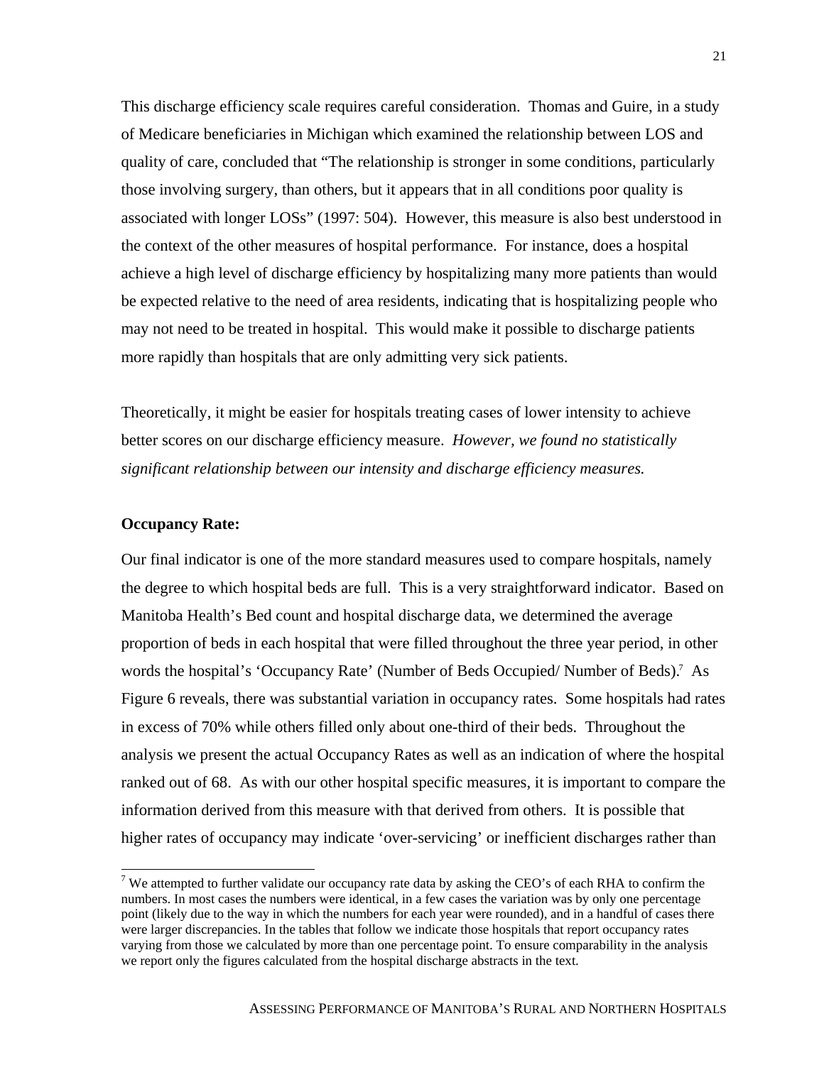This discharge efficiency scale requires careful consideration. Thomas and Guire, in a study of Medicare beneficiaries in Michigan which examined the relationship between LOS and quality of care, concluded that "The relationship is stronger in some conditions, particularly those involving surgery, than others, but it appears that in all conditions poor quality is associated with longer LOSs" (1997: 504). However, this measure is also best understood in the context of the other measures of hospital performance. For instance, does a hospital achieve a high level of discharge efficiency by hospitalizing many more patients than would be expected relative to the need of area residents, indicating that is hospitalizing people who may not need to be treated in hospital. This would make it possible to discharge patients more rapidly than hospitals that are only admitting very sick patients.

Theoretically, it might be easier for hospitals treating cases of lower intensity to achieve better scores on our discharge efficiency measure. *However, we found no statistically significant relationship between our intensity and discharge efficiency measures.*

**Occupancy Rate:**

Our final indicator is one of the more standard measures used to compare hospitals, namely the degree to which hospital beds are full. This is a very straightforward indicator. Based on Manitoba Health's Bed count and hospital discharge data, we determined the average proportion of beds in each hospital that were filled throughout the three year period, in other words the hospital's 'Occupancy Rate' (Number of Beds Occupied/ Number of Beds).[7] As Figure 6 reveals, there was substantial variation in occupancy rates. Some hospitals had rates in excess of 70% while others filled only about one-third of their beds. Throughout the analysis we present the actual Occupancy Rates as well as an indication of where the hospital ranked out of 68. As with our other hospital specific measures, it is important to compare the information derived from this measure with that derived from others. It is possible that higher rates of occupancy may indicate 'over-servicing' or inefficient discharges rather than

[7] We attempted to further validate our occupancy rate data by asking the CEO's of each RHA to confirm the numbers. In most cases the numbers were identical, in a few cases the variation was by only one percentage point (likely due to the way in which the numbers for each year were rounded), and in a handful of cases there were larger discrepancies. In the tables that follow we indicate those hospitals that report occupancy rates varying from those we calculated by more than one percentage point. To ensure comparability in the analysis we report only the figures calculated from the hospital discharge abstracts in the text.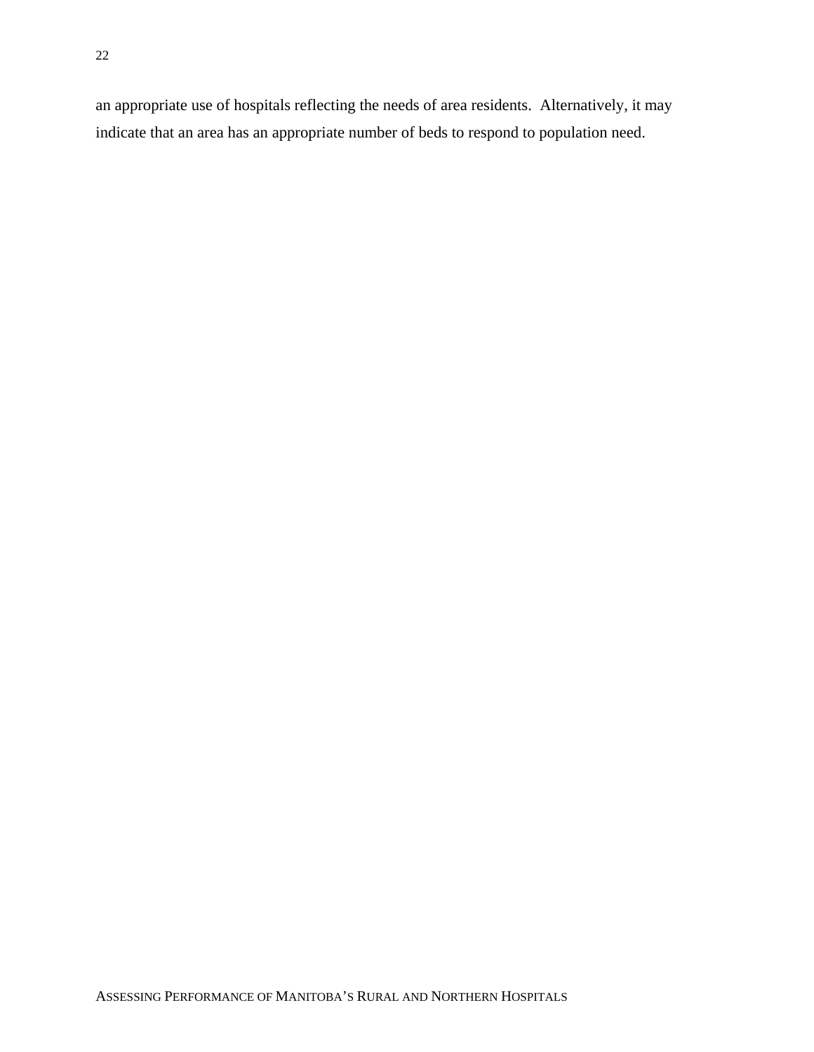an appropriate use of hospitals reflecting the needs of area residents. Alternatively, it may indicate that an area has an appropriate number of beds to respond to population need.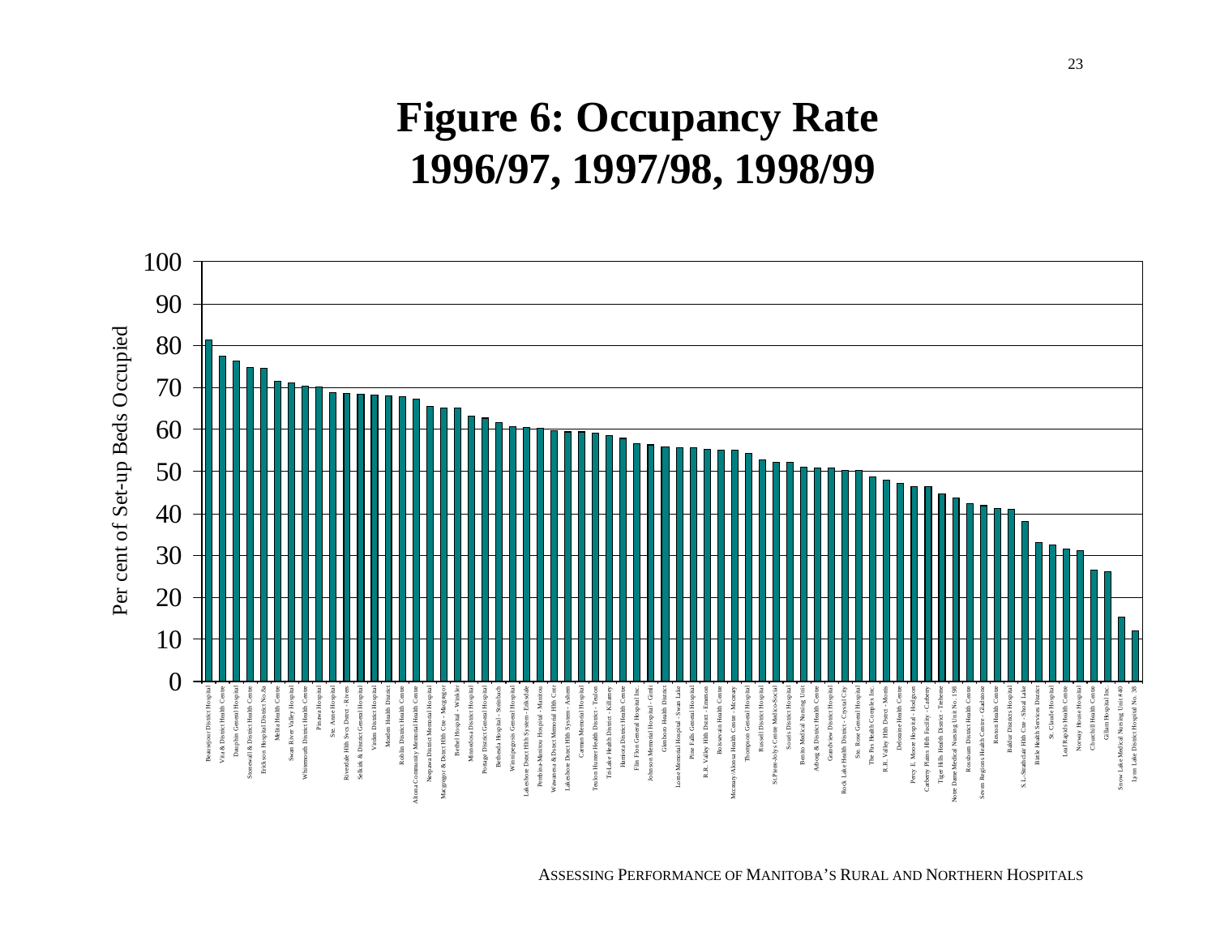# Figure 6: Occupancy Rate 1996/97, 1997/98, 1998/99

| Hospital | Per cent of Set-up Beds Occupied |
|---|---|
| Beausejour District Hospital | 81 |
| Vita & District Health Centre | 77.5 |
| Dauphin General Hospital | 76.5 |
| Stonewall & District Health Centre | 75 |
| Erickson Hospital District No.8a | 74.5 |
| Melita Health Centre | 71.5 |
| Swan River Valley Hospital | 71 |
| Whitemouth District Health Centre | 70.5 |
| Pinawa Hospital | 70 |
| Ste. Anne Hospital | 69 |
| Riverdale Hlth Svcs Distrct - Rivers | 68.5 |
| Selkirk & District General Hospital | 68.5 |
| Virden District Hospital | 68 |
| Morden Health District | 68 |
| Roblin District Health Centre | 68 |
| Altona Community Memorial Health Centre | 67 |
| Neepawa District Memorial Hospital | 65.5 |
| Macgregor & Distrct Hlth Cntr - Macgregor | 65 |
| Bethel Hospital - Winkler | 65 |
| Minnedosa District Hospital | 63 |
| Portage District General Hospital | 62.5 |
| Bethesda Hospital - Steinbach | 61.5 |
| Winnipegosis General Hospital | 60.5 |
| Lakeshore Distrct Hlth System - Eriksdale | 60.5 |
| Pembina-Manitou Hospital - Manitou | 60 |
| Wawanesa & Distrct Memorial Hlth Cntr | 59.5 |
| Lakeshore Distrct Hlth System - Ashern | 59.5 |
| Carman Memorial Hospital | 59.5 |
| Teulon Hunter Health District - Teulon | 59 |
| Tri-Lake Health District - Killarney | 58.5 |
| Hamiota District Health Centre | 58 |
| Flin Flon General Hospital Inc. | 56.5 |
| Johnson Memorial Hospital - Gimli | 56.5 |
| Glenboro Health District | 56 |
| Lorne Memorial Hospital - Swan Lake | 55.5 |
| Pine Falls General Hospital | 55.5 |
| R.R. Valley Hlth Dstrct - Emerson | 55 |
| Boissevain Health Centre | 55 |
| Mccreary/Alonsa Health Centre - Mccreary | 55 |
| Thompson General Hospital | 54.5 |
| Russell District Hospital | 52.5 |
| St.Pierre-Jolys Centre Medico-Social | 52 |
| Souris District Hospital | 52 |
| Benito Medical Nursing Unit | 51 |
| Arborg & District Health Centre | 50.5 |
| Grandview District Hospital | 50.5 |
| Rock Lake Health District - Crystal City | 50 |
| Ste. Rose General Hospital | 50 |
| The Pas Health Complex Inc | 48.5 |
| R.R. Valley Hlth Dstrct - Morris | 48 |
| Deloraine Health Centre | 47 |
| Percy E. Moore Hospital - Hodgson | 46.5 |
| Carberry Plains Hlth Facility - Carberry | 46.5 |
| Tiger Hills Health District - Treherne | 44.5 |
| Notre Dame Medical Nursing Unit No. 198 | 43.5 |
| Rossburn District Health Centre | 42.5 |
| Seven Regions Health Centre - Gladstone | 42 |
| Reston Health Centre | 41 |
| Baldur Districts Hospital | 41 |
| S.L.-Strathclair Hlth Cntr - Shoal Lake | 38 |
| Birtle Health Services District | 33 |
| St. Claude Hospital | 32.5 |
| Leaf Rapids Health Centre | 31.5 |
| Norway House Hospital | 31 |
| Churchill Health Centre | 26.5 |
| Gillam Hospital Inc | 26 |
| Snow Lake Medical Nursing Unit #40 | 15 |
| Lynn Lake District Hospital No. 38 | 12 |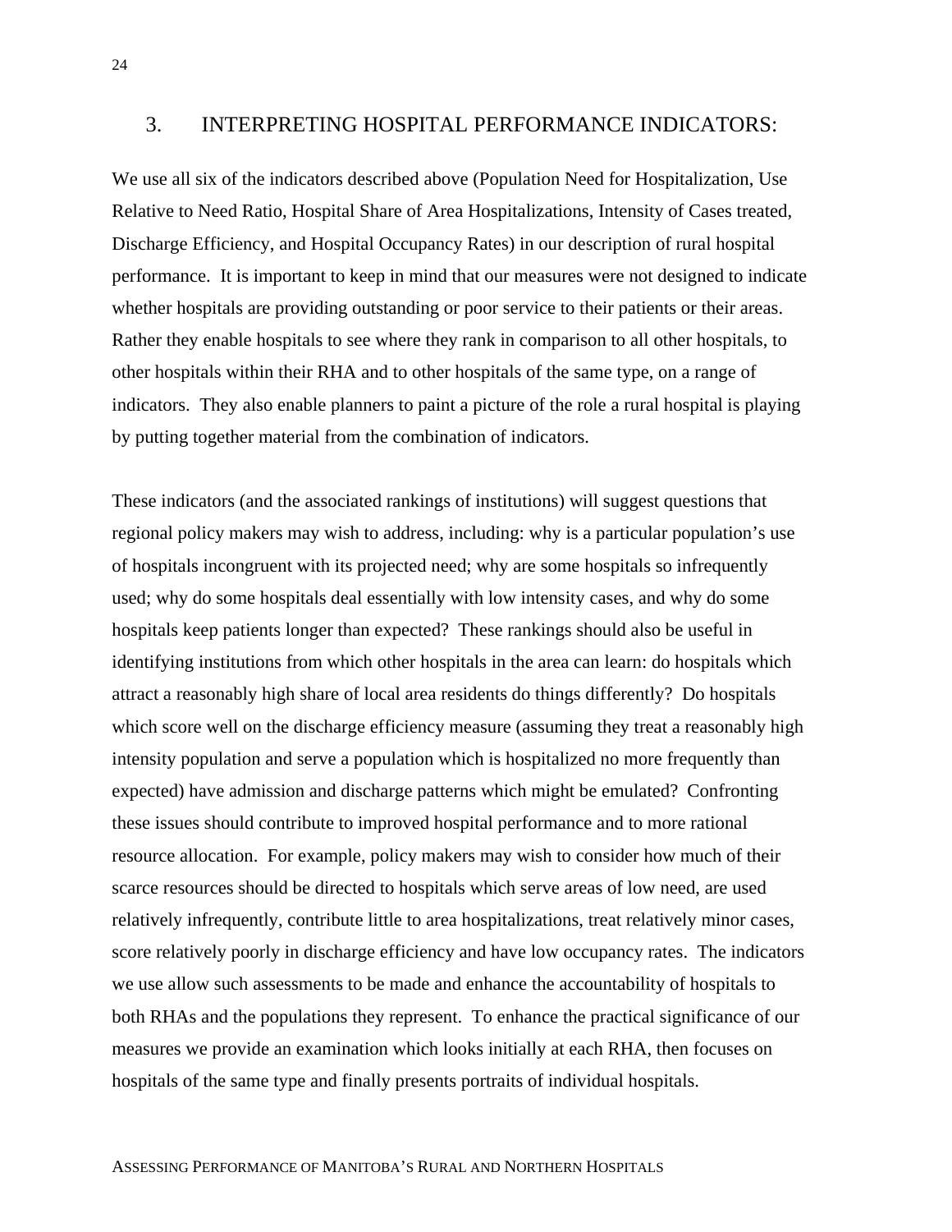## 3. INTERPRETING HOSPITAL PERFORMANCE INDICATORS:

We use all six of the indicators described above (Population Need for Hospitalization, Use Relative to Need Ratio, Hospital Share of Area Hospitalizations, Intensity of Cases treated, Discharge Efficiency, and Hospital Occupancy Rates) in our description of rural hospital performance. It is important to keep in mind that our measures were not designed to indicate whether hospitals are providing outstanding or poor service to their patients or their areas. Rather they enable hospitals to see where they rank in comparison to all other hospitals, to other hospitals within their RHA and to other hospitals of the same type, on a range of indicators. They also enable planners to paint a picture of the role a rural hospital is playing by putting together material from the combination of indicators.

These indicators (and the associated rankings of institutions) will suggest questions that regional policy makers may wish to address, including: why is a particular population's use of hospitals incongruent with its projected need; why are some hospitals so infrequently used; why do some hospitals deal essentially with low intensity cases, and why do some hospitals keep patients longer than expected? These rankings should also be useful in identifying institutions from which other hospitals in the area can learn: do hospitals which attract a reasonably high share of local area residents do things differently? Do hospitals which score well on the discharge efficiency measure (assuming they treat a reasonably high intensity population and serve a population which is hospitalized no more frequently than expected) have admission and discharge patterns which might be emulated? Confronting these issues should contribute to improved hospital performance and to more rational resource allocation. For example, policy makers may wish to consider how much of their scarce resources should be directed to hospitals which serve areas of low need, are used relatively infrequently, contribute little to area hospitalizations, treat relatively minor cases, score relatively poorly in discharge efficiency and have low occupancy rates. The indicators we use allow such assessments to be made and enhance the accountability of hospitals to both RHAs and the populations they represent. To enhance the practical significance of our measures we provide an examination which looks initially at each RHA, then focuses on hospitals of the same type and finally presents portraits of individual hospitals.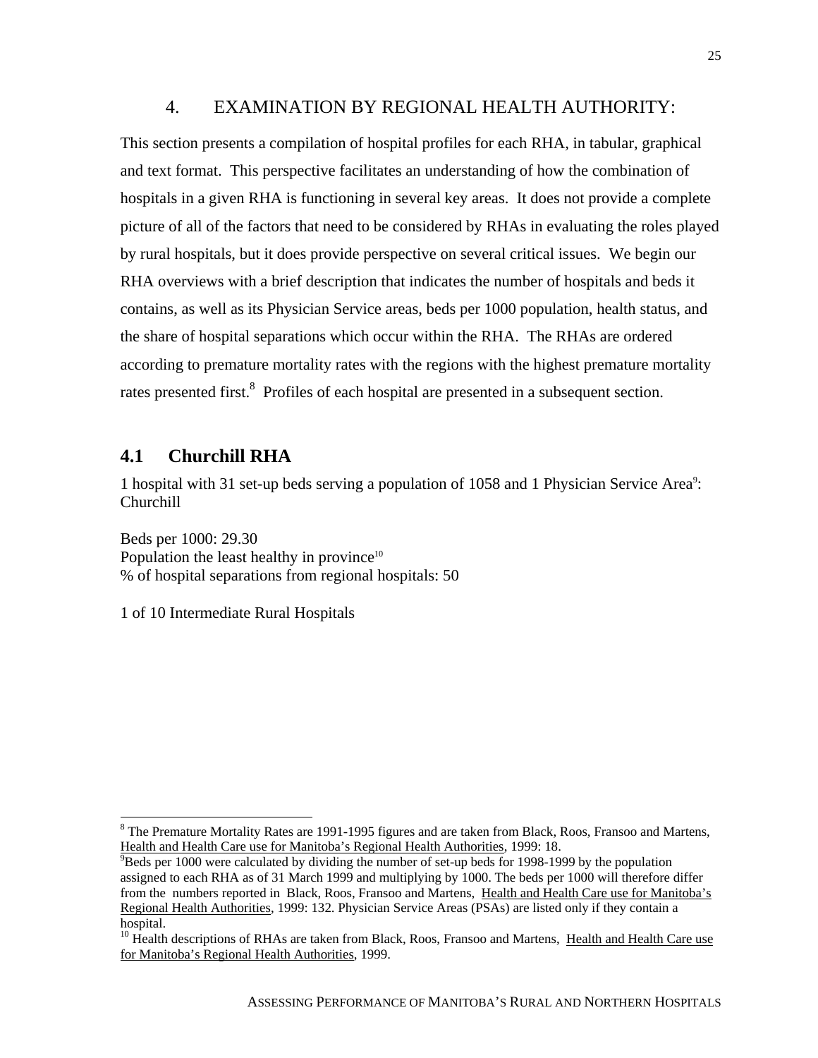## 4. EXAMINATION BY REGIONAL HEALTH AUTHORITY:

This section presents a compilation of hospital profiles for each RHA, in tabular, graphical and text format. This perspective facilitates an understanding of how the combination of hospitals in a given RHA is functioning in several key areas. It does not provide a complete picture of all of the factors that need to be considered by RHAs in evaluating the roles played by rural hospitals, but it does provide perspective on several critical issues. We begin our RHA overviews with a brief description that indicates the number of hospitals and beds it contains, as well as its Physician Service areas, beds per 1000 population, health status, and the share of hospital separations which occur within the RHA. The RHAs are ordered according to premature mortality rates with the regions with the highest premature mortality rates presented first.[8] Profiles of each hospital are presented in a subsequent section.

### 4.1 Churchill RHA

1 hospital with 31 set-up beds serving a population of 1058 and 1 Physician Service Area[9]: Churchill

Beds per 1000: 29.30
Population the least healthy in province[10]
% of hospital separations from regional hospitals: 50

1 of 10 Intermediate Rural Hospitals

---

[8] The Premature Mortality Rates are 1991-1995 figures and are taken from Black, Roos, Fransoo and Martens, Health and Health Care use for Manitoba's Regional Health Authorities, 1999: 18.

[9] Beds per 1000 were calculated by dividing the number of set-up beds for 1998-1999 by the population assigned to each RHA as of 31 March 1999 and multiplying by 1000. The beds per 1000 will therefore differ from the numbers reported in Black, Roos, Fransoo and Martens, Health and Health Care use for Manitoba's Regional Health Authorities, 1999: 132. Physician Service Areas (PSAs) are listed only if they contain a hospital.

[10] Health descriptions of RHAs are taken from Black, Roos, Fransoo and Martens, Health and Health Care use for Manitoba's Regional Health Authorities, 1999.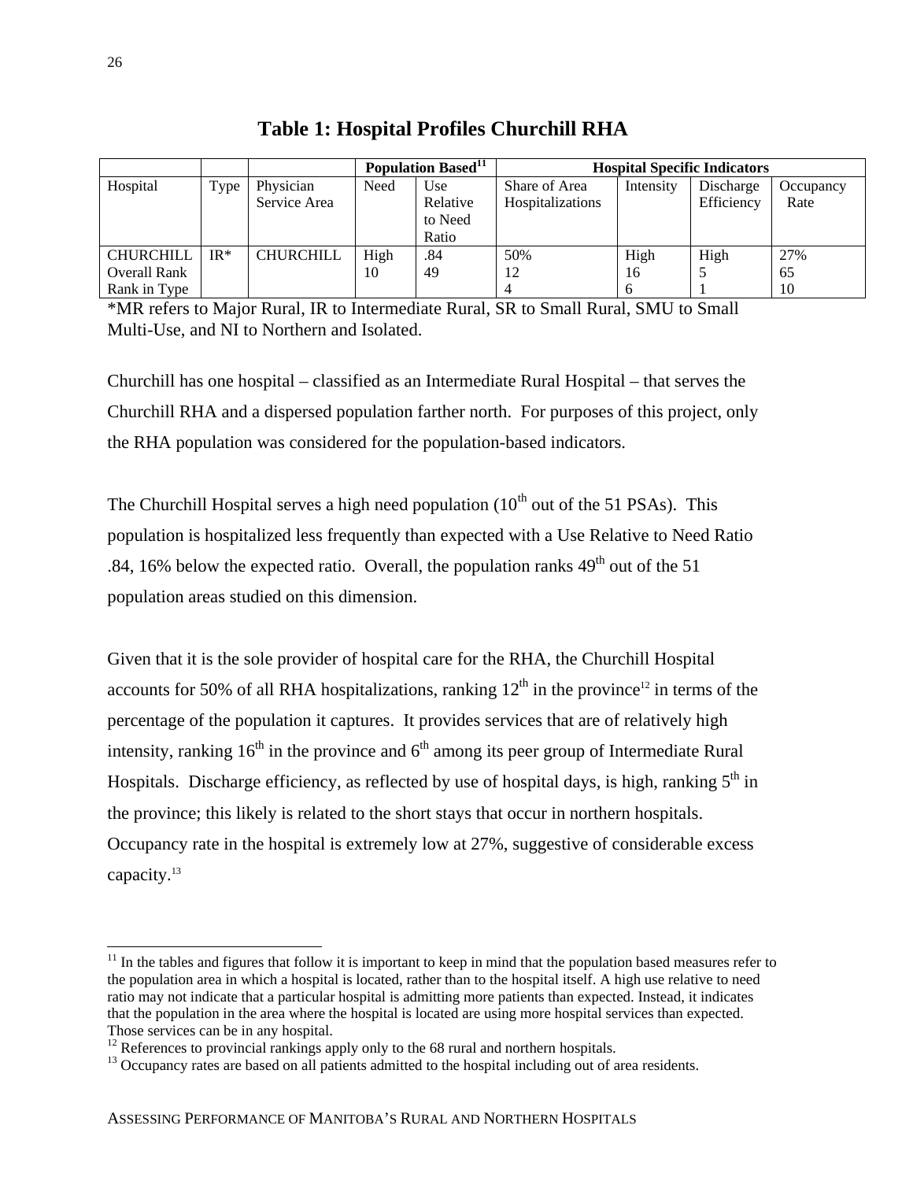# Table 1: Hospital Profiles Churchill RHA

| | | | Population Based[11] | | Hospital Specific Indicators | | | |
|---|---|---|---|---|---|---|---|---|
| Hospital | Type | Physician Service Area | Need | Use Relative to Need Ratio | Share of Area Hospitalizations | Intensity | Discharge Efficiency | Occupancy Rate |
| CHURCHILL | IR* | CHURCHILL | High | .84 | 50% | High | High | 27% |
| Overall Rank | | | 10 | 49 | 12 | 16 | 5 | 65 |
| Rank in Type | | | | | 4 | 6 | 1 | 10 |

*MR refers to Major Rural, IR to Intermediate Rural, SR to Small Rural, SMU to Small Multi-Use, and NI to Northern and Isolated.

Churchill has one hospital – classified as an Intermediate Rural Hospital – that serves the Churchill RHA and a dispersed population farther north. For purposes of this project, only the RHA population was considered for the population-based indicators.

The Churchill Hospital serves a high need population (10th out of the 51 PSAs). This population is hospitalized less frequently than expected with a Use Relative to Need Ratio .84, 16% below the expected ratio. Overall, the population ranks 49th out of the 51 population areas studied on this dimension.

Given that it is the sole provider of hospital care for the RHA, the Churchill Hospital accounts for 50% of all RHA hospitalizations, ranking 12th in the province[12] in terms of the percentage of the population it captures. It provides services that are of relatively high intensity, ranking 16th in the province and 6th among its peer group of Intermediate Rural Hospitals. Discharge efficiency, as reflected by use of hospital days, is high, ranking 5th in the province; this likely is related to the short stays that occur in northern hospitals. Occupancy rate in the hospital is extremely low at 27%, suggestive of considerable excess capacity.[13]

[11] In the tables and figures that follow it is important to keep in mind that the population based measures refer to the population area in which a hospital is located, rather than to the hospital itself. A high use relative to need ratio may not indicate that a particular hospital is admitting more patients than expected. Instead, it indicates that the population in the area where the hospital is located are using more hospital services than expected. Those services can be in any hospital.

[12] References to provincial rankings apply only to the 68 rural and northern hospitals.

[13] Occupancy rates are based on all patients admitted to the hospital including out of area residents.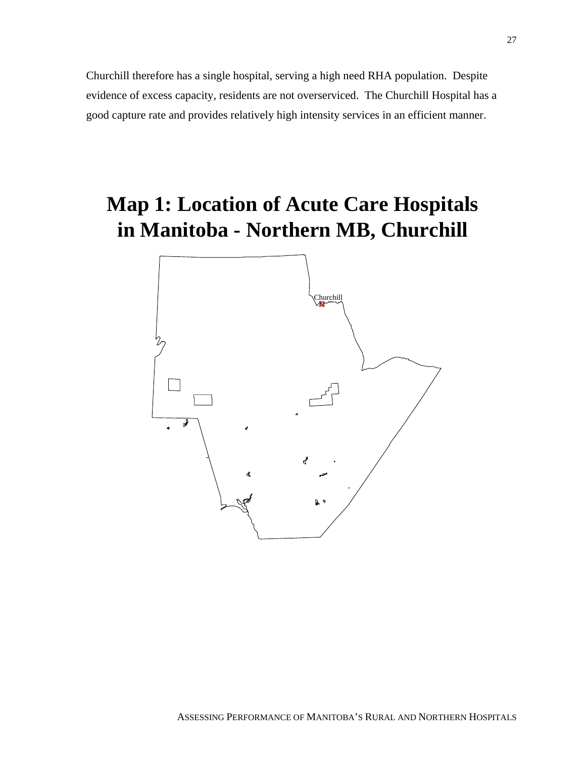Churchill therefore has a single hospital, serving a high need RHA population. Despite evidence of excess capacity, residents are not overserviced. The Churchill Hospital has a good capture rate and provides relatively high intensity services in an efficient manner.

# Map 1: Location of Acute Care Hospitals in Manitoba - Northern MB, Churchill

Churchill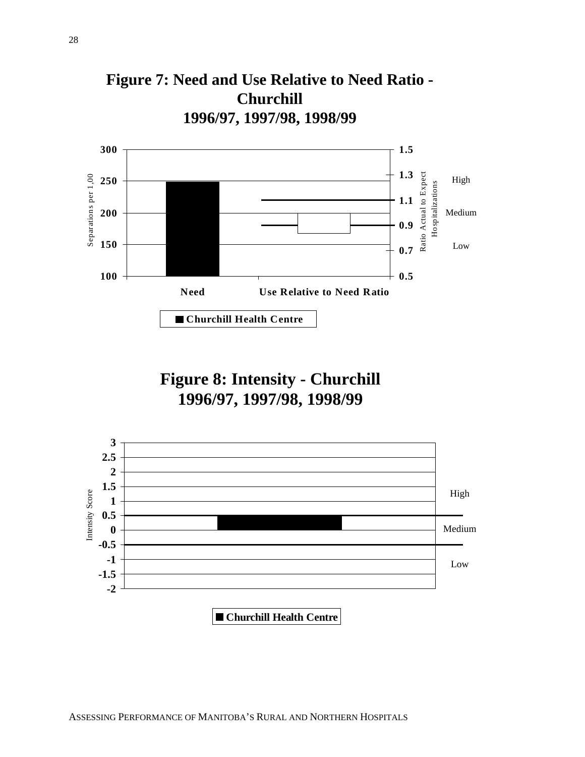## Figure 7: Need and Use Relative to Need Ratio - Churchill 1996/97, 1997/98, 1998/99

Separations per 1,00

300
250
200
150
100

1.5
1.3
1.1
0.9
0.7
0.5

Ratio Actual to Expect Hospitalizations

High

Medium

Low

Need

Use Relative to Need Ratio

■ Churchill Health Centre

## Figure 8: Intensity - Churchill 1996/97, 1997/98, 1998/99

Intensity Score

3
2.5
2
1.5
1
0.5
0
-0.5
-1
-1.5
-2

High

Medium

Low

■ Churchill Health Centre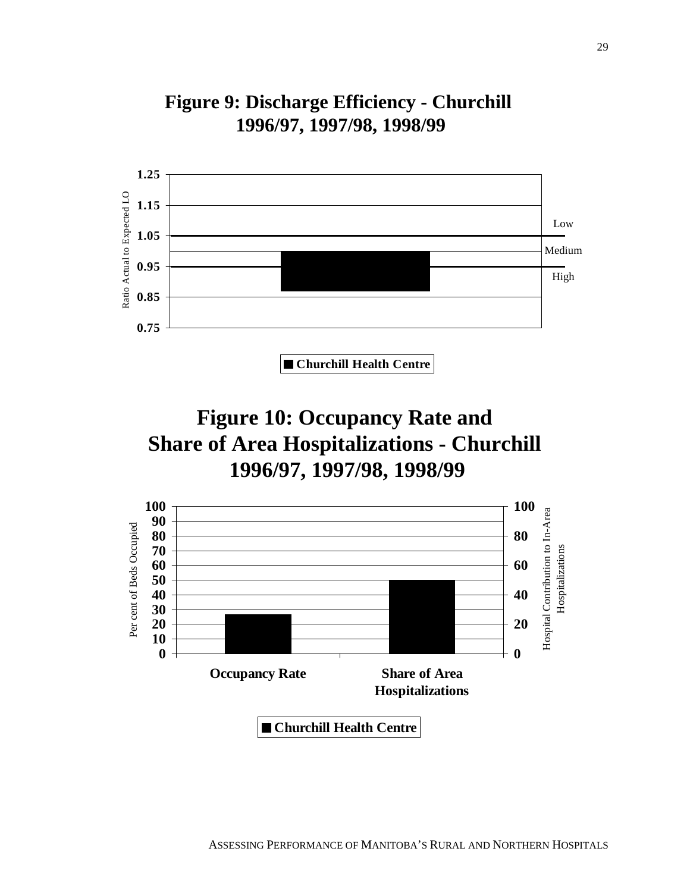## Figure 9: Discharge Efficiency - Churchill 1996/97, 1997/98, 1998/99

Ratio Actual to Expected LO

1.25
1.15
1.05
0.95
0.85
0.75

Low

Medium

High

Churchill Health Centre

## Figure 10: Occupancy Rate and Share of Area Hospitalizations - Churchill 1996/97, 1997/98, 1998/99

Per cent of Beds Occupied

Hospital Contribution to In-Area Hospitalizations

Occupancy Rate

Share of Area Hospitalizations

Churchill Health Centre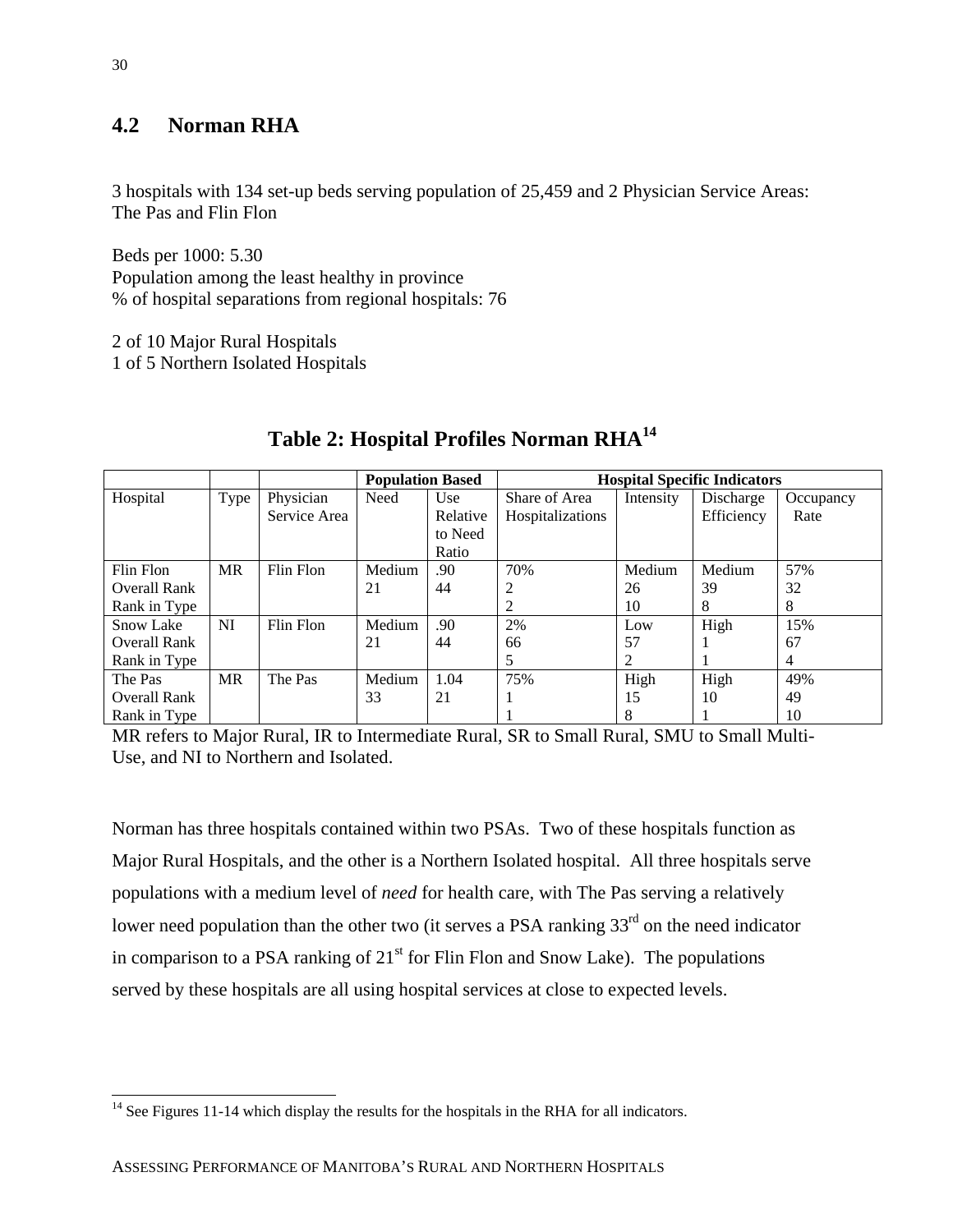## 4.2 Norman RHA

3 hospitals with 134 set-up beds serving population of 25,459 and 2 Physician Service Areas: The Pas and Flin Flon

Beds per 1000: 5.30
Population among the least healthy in province
% of hospital separations from regional hospitals: 76

2 of 10 Major Rural Hospitals
1 of 5 Northern Isolated Hospitals

**Table 2: Hospital Profiles Norman RHA[14]**

| | | | Population Based | | Hospital Specific Indicators | | | |
|---|---|---|---|---|---|---|---|---|
| Hospital | Type | Physician Service Area | Need | Use Relative to Need Ratio | Share of Area Hospitalizations | Intensity | Discharge Efficiency | Occupancy Rate |
| Flin Flon<br>Overall Rank<br>Rank in Type | MR | Flin Flon | Medium<br>21 | .90<br>44 | 70%<br>2<br>2 | Medium<br>26<br>10 | Medium<br>39<br>8 | 57%<br>32<br>8 |
| Snow Lake<br>Overall Rank<br>Rank in Type | NI | Flin Flon | Medium<br>21 | .90<br>44 | 2%<br>66<br>5 | Low<br>57<br>2 | High<br>1<br>1 | 15%<br>67<br>4 |
| The Pas<br>Overall Rank<br>Rank in Type | MR | The Pas | Medium<br>33 | 1.04<br>21 | 75%<br>1<br>1 | High<br>15<br>8 | High<br>10<br>1 | 49%<br>49<br>10 |

MR refers to Major Rural, IR to Intermediate Rural, SR to Small Rural, SMU to Small Multi-Use, and NI to Northern and Isolated.

Norman has three hospitals contained within two PSAs. Two of these hospitals function as Major Rural Hospitals, and the other is a Northern Isolated hospital. All three hospitals serve populations with a medium level of *need* for health care, with The Pas serving a relatively lower need population than the other two (it serves a PSA ranking 33rd on the need indicator in comparison to a PSA ranking of 21st for Flin Flon and Snow Lake). The populations served by these hospitals are all using hospital services at close to expected levels.

[14] See Figures 11-14 which display the results for the hospitals in the RHA for all indicators.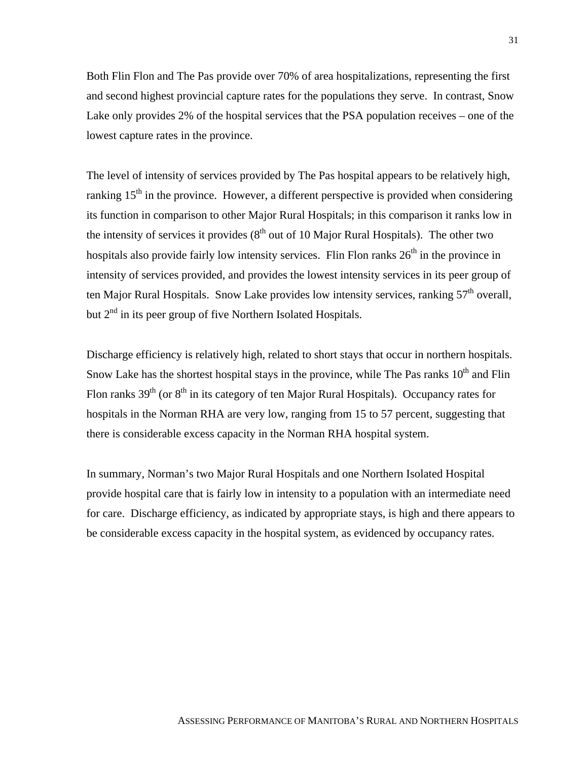Both Flin Flon and The Pas provide over 70% of area hospitalizations, representing the first and second highest provincial capture rates for the populations they serve. In contrast, Snow Lake only provides 2% of the hospital services that the PSA population receives – one of the lowest capture rates in the province.

The level of intensity of services provided by The Pas hospital appears to be relatively high, ranking 15$^{th}$ in the province. However, a different perspective is provided when considering its function in comparison to other Major Rural Hospitals; in this comparison it ranks low in the intensity of services it provides (8$^{th}$ out of 10 Major Rural Hospitals). The other two hospitals also provide fairly low intensity services. Flin Flon ranks 26$^{th}$ in the province in intensity of services provided, and provides the lowest intensity services in its peer group of ten Major Rural Hospitals. Snow Lake provides low intensity services, ranking 57$^{th}$ overall, but 2$^{nd}$ in its peer group of five Northern Isolated Hospitals.

Discharge efficiency is relatively high, related to short stays that occur in northern hospitals. Snow Lake has the shortest hospital stays in the province, while The Pas ranks 10$^{th}$ and Flin Flon ranks 39$^{th}$ (or 8$^{th}$ in its category of ten Major Rural Hospitals). Occupancy rates for hospitals in the Norman RHA are very low, ranging from 15 to 57 percent, suggesting that there is considerable excess capacity in the Norman RHA hospital system.

In summary, Norman's two Major Rural Hospitals and one Northern Isolated Hospital provide hospital care that is fairly low in intensity to a population with an intermediate need for care. Discharge efficiency, as indicated by appropriate stays, is high and there appears to be considerable excess capacity in the hospital system, as evidenced by occupancy rates.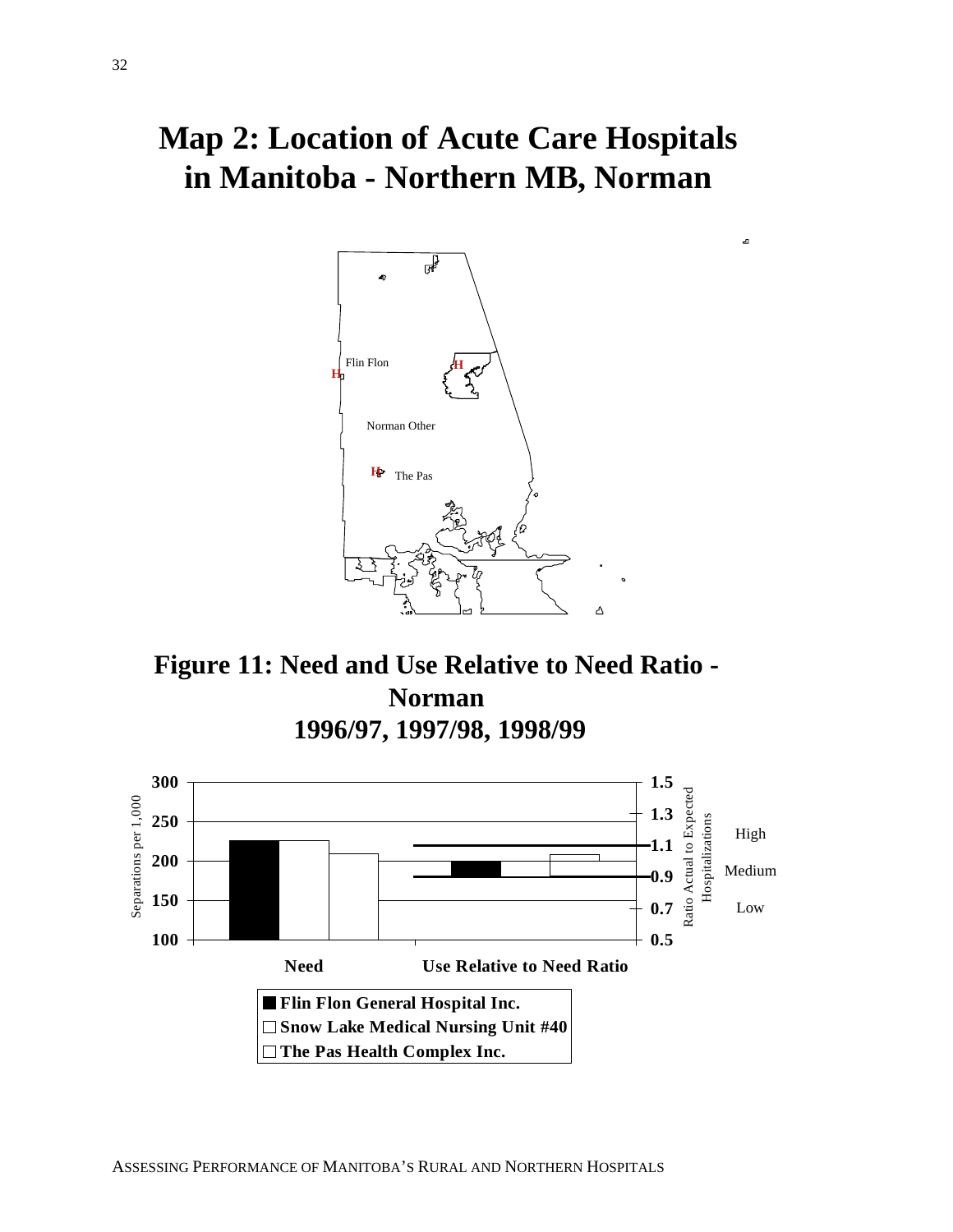# Map 2: Location of Acute Care Hospitals in Manitoba - Northern MB, Norman

Flin Flon

Norman Other

The Pas

# Figure 11: Need and Use Relative to Need Ratio - Norman 1996/97, 1997/98, 1998/99

Separations per 1,000

Ratio Actual to Expected Hospitalizations

High

Medium

Low

Need

Use Relative to Need Ratio

- Flin Flon General Hospital Inc.
- Snow Lake Medical Nursing Unit #40
- The Pas Health Complex Inc.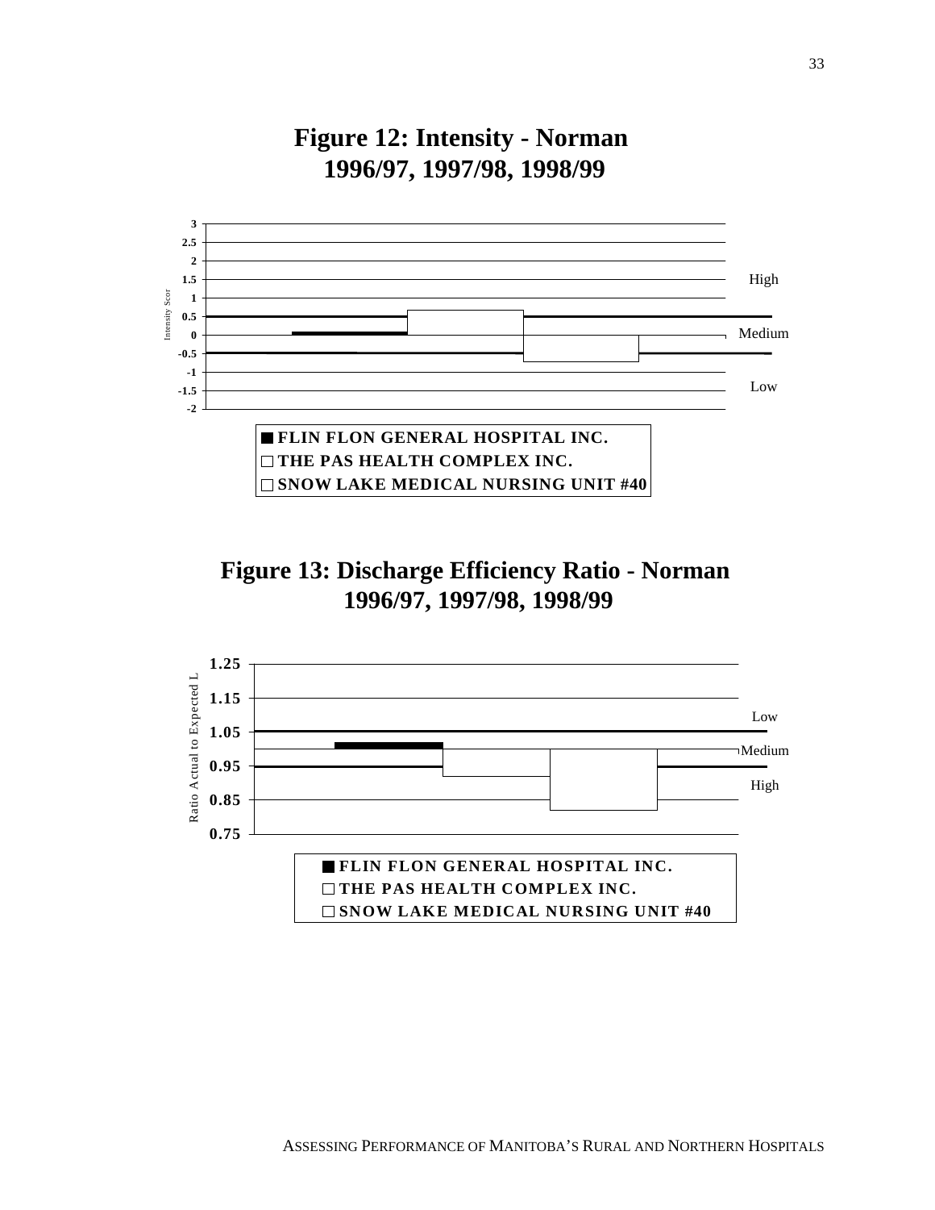## Figure 12: Intensity - Norman 1996/97, 1997/98, 1998/99

Intensity Scor

3, 2.5, 2, 1.5, 1, 0.5, 0, -0.5, -1, -1.5, -2

High

Medium

Low

- FLIN FLON GENERAL HOSPITAL INC.
- THE PAS HEALTH COMPLEX INC.
- SNOW LAKE MEDICAL NURSING UNIT #40

## Figure 13: Discharge Efficiency Ratio - Norman 1996/97, 1997/98, 1998/99

Ratio Actual to Expected L

1.25, 1.15, 1.05, 0.95, 0.85, 0.75

Low

Medium

High

- FLIN FLON GENERAL HOSPITAL INC.
- THE PAS HEALTH COMPLEX INC.
- SNOW LAKE MEDICAL NURSING UNIT #40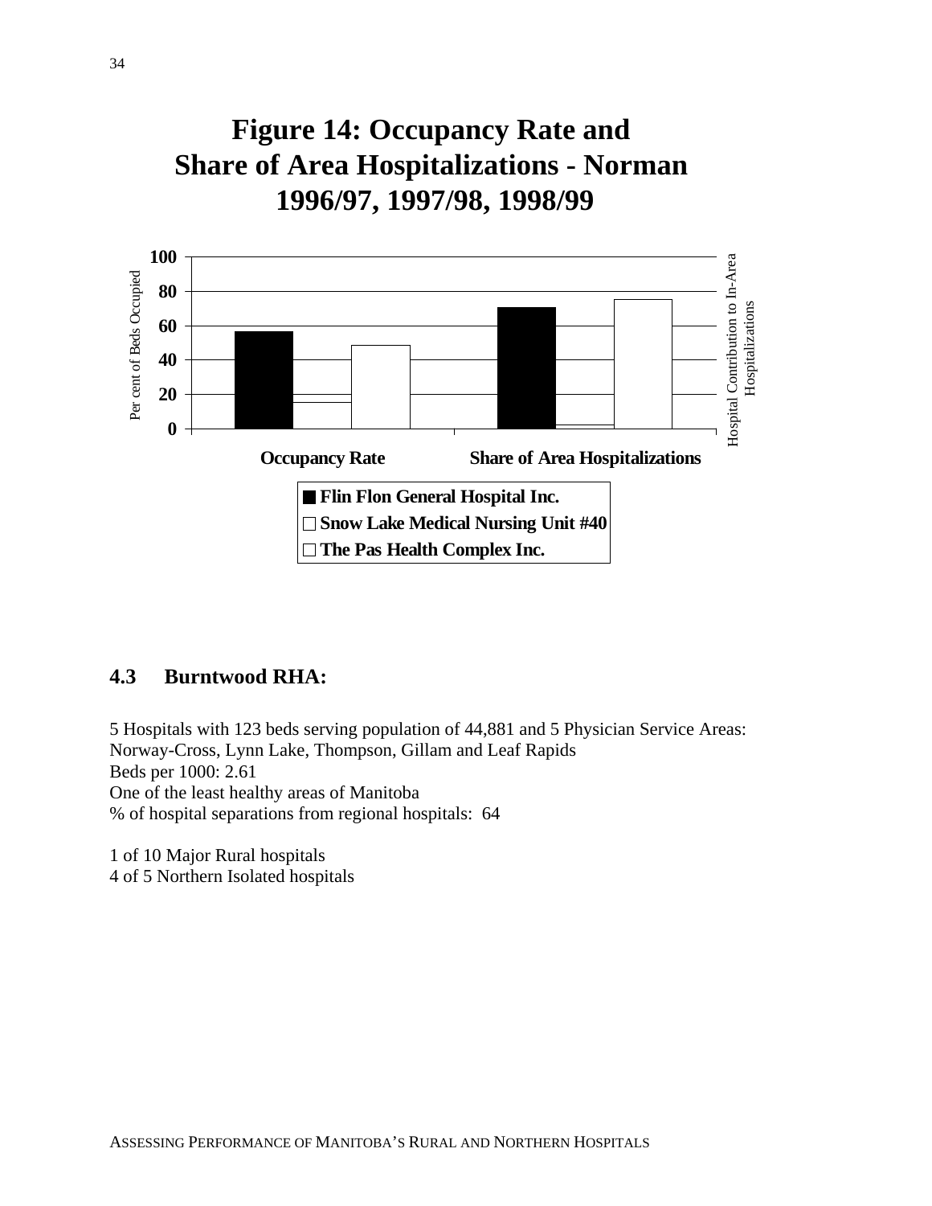# Figure 14: Occupancy Rate and Share of Area Hospitalizations - Norman 1996/97, 1997/98, 1998/99

Per cent of Beds Occupied

Hospital Contribution to In-Area Hospitalizations

Occupancy Rate

Share of Area Hospitalizations

- Flin Flon General Hospital Inc.
- Snow Lake Medical Nursing Unit #40
- The Pas Health Complex Inc.

## 4.3 Burntwood RHA:

5 Hospitals with 123 beds serving population of 44,881 and 5 Physician Service Areas: Norway-Cross, Lynn Lake, Thompson, Gillam and Leaf Rapids
Beds per 1000: 2.61
One of the least healthy areas of Manitoba
% of hospital separations from regional hospitals: 64

1 of 10 Major Rural hospitals
4 of 5 Northern Isolated hospitals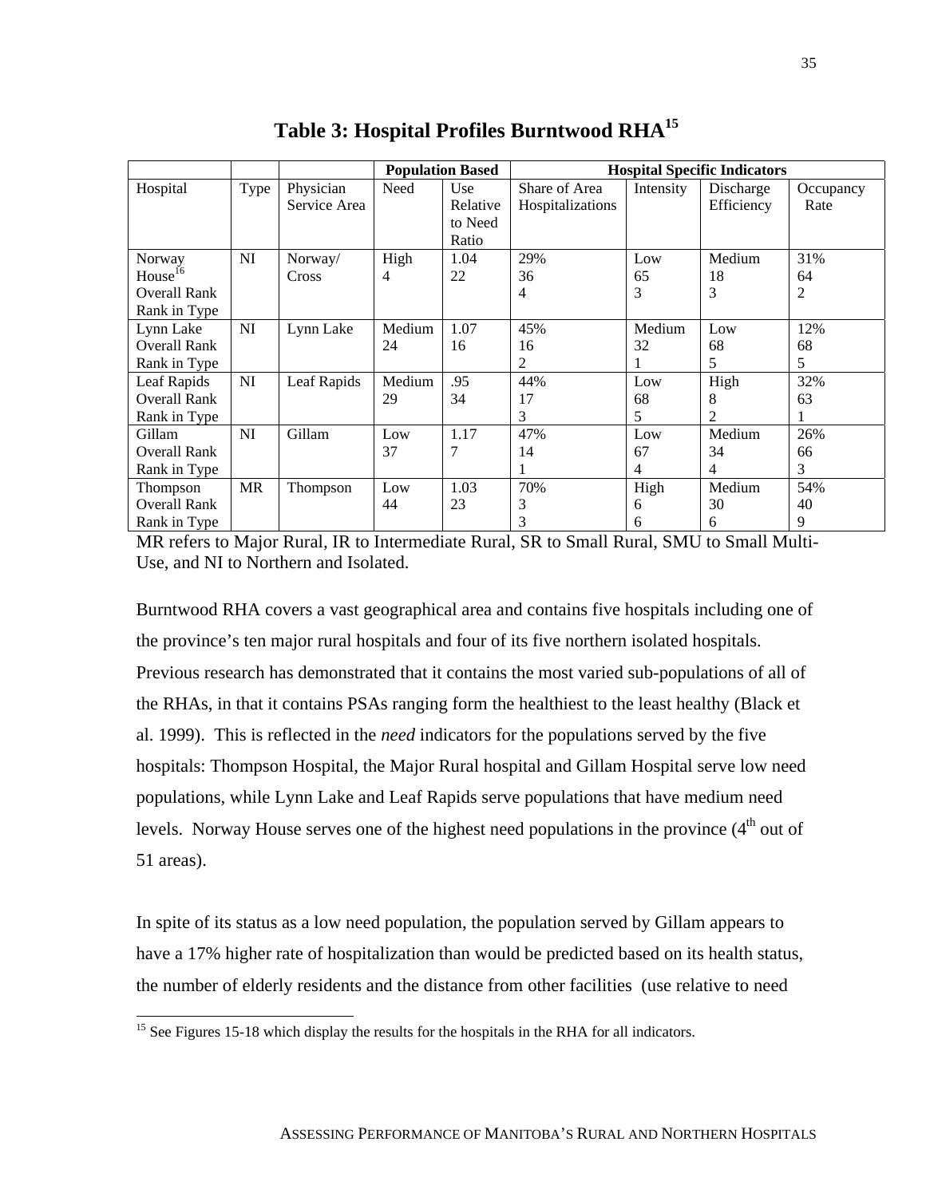# Table 3: Hospital Profiles Burntwood RHA[15]

| | | | Population Based | | Hospital Specific Indicators | | | |
|---|---|---|---|---|---|---|---|---|
| Hospital | Type | Physician Service Area | Need | Use Relative to Need Ratio | Share of Area Hospitalizations | Intensity | Discharge Efficiency | Occupancy Rate |
| Norway House[16] Overall Rank Rank in Type | NI | Norway/ Cross | High 4 | 1.04 22 | 29% 36 4 | Low 65 3 | Medium 18 3 | 31% 64 2 |
| Lynn Lake Overall Rank Rank in Type | NI | Lynn Lake | Medium 24 | 1.07 16 | 45% 16 2 | Medium 32 1 | Low 68 5 | 12% 68 5 |
| Leaf Rapids Overall Rank Rank in Type | NI | Leaf Rapids | Medium 29 | .95 34 | 44% 17 3 | Low 68 5 | High 8 2 | 32% 63 1 |
| Gillam Overall Rank Rank in Type | NI | Gillam | Low 37 | 1.17 7 | 47% 14 1 | Low 67 4 | Medium 34 4 | 26% 66 3 |
| Thompson Overall Rank Rank in Type | MR | Thompson | Low 44 | 1.03 23 | 70% 3 3 | High 6 6 | Medium 30 6 | 54% 40 9 |

MR refers to Major Rural, IR to Intermediate Rural, SR to Small Rural, SMU to Small Multi-Use, and NI to Northern and Isolated.

Burntwood RHA covers a vast geographical area and contains five hospitals including one of the province's ten major rural hospitals and four of its five northern isolated hospitals. Previous research has demonstrated that it contains the most varied sub-populations of all of the RHAs, in that it contains PSAs ranging form the healthiest to the least healthy (Black et al. 1999). This is reflected in the *need* indicators for the populations served by the five hospitals: Thompson Hospital, the Major Rural hospital and Gillam Hospital serve low need populations, while Lynn Lake and Leaf Rapids serve populations that have medium need levels. Norway House serves one of the highest need populations in the province (4th out of 51 areas).

In spite of its status as a low need population, the population served by Gillam appears to have a 17% higher rate of hospitalization than would be predicted based on its health status, the number of elderly residents and the distance from other facilities (use relative to need

[15] See Figures 15-18 which display the results for the hospitals in the RHA for all indicators.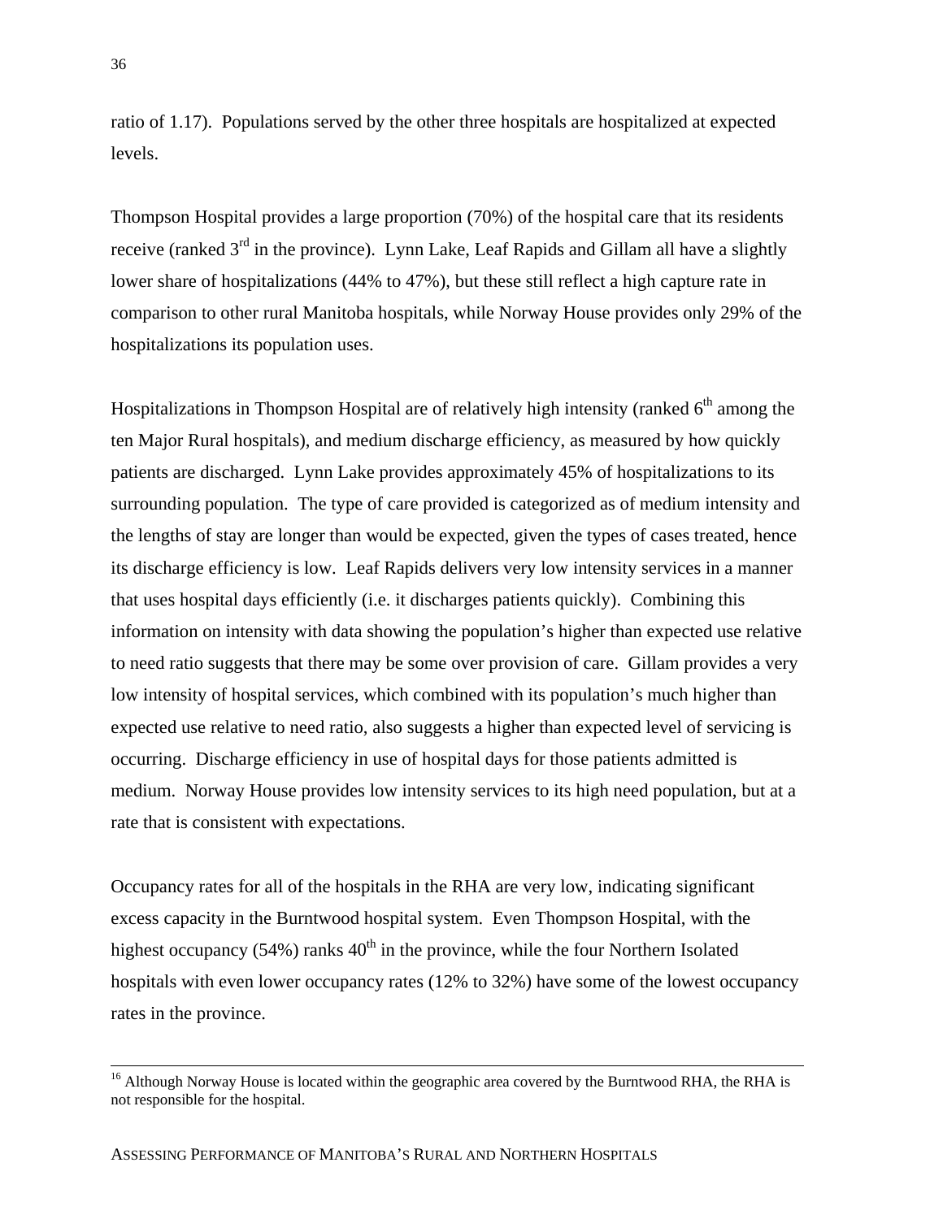ratio of 1.17). Populations served by the other three hospitals are hospitalized at expected levels.

Thompson Hospital provides a large proportion (70%) of the hospital care that its residents receive (ranked 3rd in the province). Lynn Lake, Leaf Rapids and Gillam all have a slightly lower share of hospitalizations (44% to 47%), but these still reflect a high capture rate in comparison to other rural Manitoba hospitals, while Norway House provides only 29% of the hospitalizations its population uses.

Hospitalizations in Thompson Hospital are of relatively high intensity (ranked 6th among the ten Major Rural hospitals), and medium discharge efficiency, as measured by how quickly patients are discharged. Lynn Lake provides approximately 45% of hospitalizations to its surrounding population. The type of care provided is categorized as of medium intensity and the lengths of stay are longer than would be expected, given the types of cases treated, hence its discharge efficiency is low. Leaf Rapids delivers very low intensity services in a manner that uses hospital days efficiently (i.e. it discharges patients quickly). Combining this information on intensity with data showing the population's higher than expected use relative to need ratio suggests that there may be some over provision of care. Gillam provides a very low intensity of hospital services, which combined with its population's much higher than expected use relative to need ratio, also suggests a higher than expected level of servicing is occurring. Discharge efficiency in use of hospital days for those patients admitted is medium. Norway House provides low intensity services to its high need population, but at a rate that is consistent with expectations.

Occupancy rates for all of the hospitals in the RHA are very low, indicating significant excess capacity in the Burntwood hospital system. Even Thompson Hospital, with the highest occupancy (54%) ranks 40th in the province, while the four Northern Isolated hospitals with even lower occupancy rates (12% to 32%) have some of the lowest occupancy rates in the province.

---

[16] Although Norway House is located within the geographic area covered by the Burntwood RHA, the RHA is not responsible for the hospital.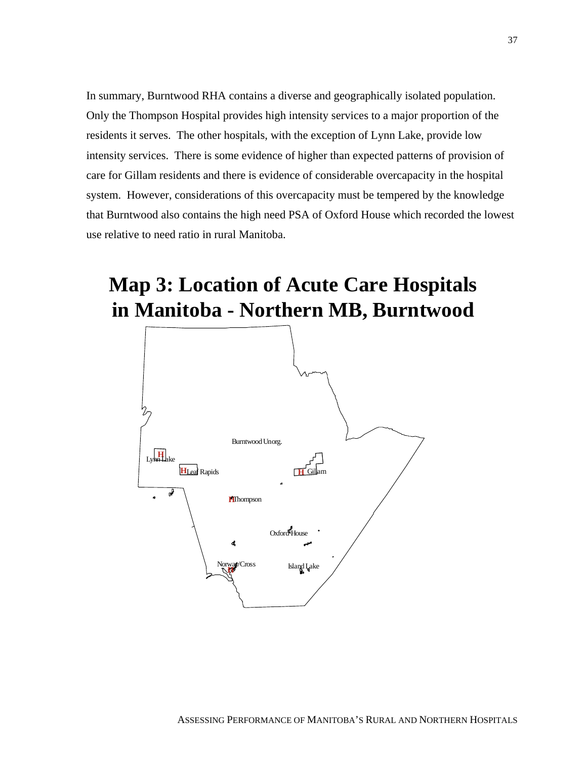In summary, Burntwood RHA contains a diverse and geographically isolated population. Only the Thompson Hospital provides high intensity services to a major proportion of the residents it serves. The other hospitals, with the exception of Lynn Lake, provide low intensity services. There is some evidence of higher than expected patterns of provision of care for Gillam residents and there is evidence of considerable overcapacity in the hospital system. However, considerations of this overcapacity must be tempered by the knowledge that Burntwood also contains the high need PSA of Oxford House which recorded the lowest use relative to need ratio in rural Manitoba.

# Map 3: Location of Acute Care Hospitals in Manitoba - Northern MB, Burntwood

Burntwood Unorg.

Lynn Lake

Leaf Rapids

Gillam

Thompson

Oxford House

Norway/Cross

Island Lake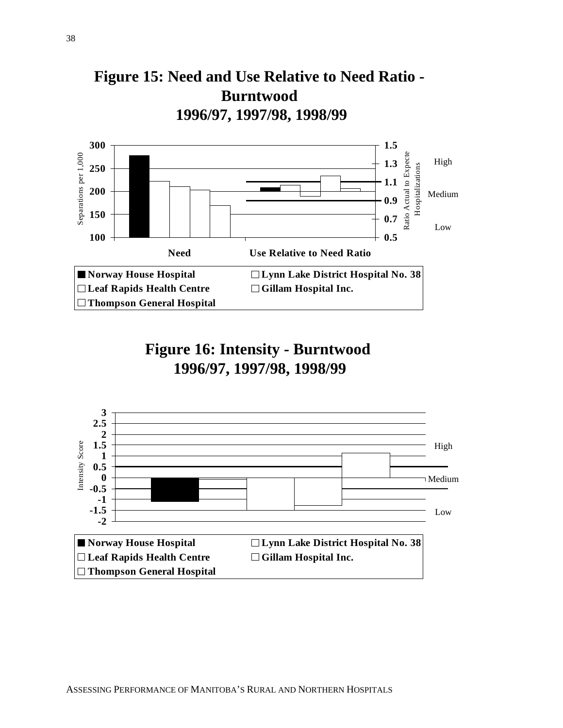## Figure 15: Need and Use Relative to Need Ratio - Burntwood 1996/97, 1997/98, 1998/99

Separations per 1,000: 300, 250, 200, 150, 100

Ratio Actual to Expected Hospitalizations: 1.5, 1.3, 1.1, 0.9, 0.7, 0.5

High

Medium

Low

Need

Use Relative to Need Ratio

- Norway House Hospital
- Lynn Lake District Hospital No. 38
- Leaf Rapids Health Centre
- Gillam Hospital Inc.
- Thompson General Hospital

## Figure 16: Intensity - Burntwood 1996/97, 1997/98, 1998/99

Intensity Score: 3, 2.5, 2, 1.5, 1, 0.5, 0, -0.5, -1, -1.5, -2

High

Medium

Low

- Norway House Hospital
- Lynn Lake District Hospital No. 38
- Leaf Rapids Health Centre
- Gillam Hospital Inc.
- Thompson General Hospital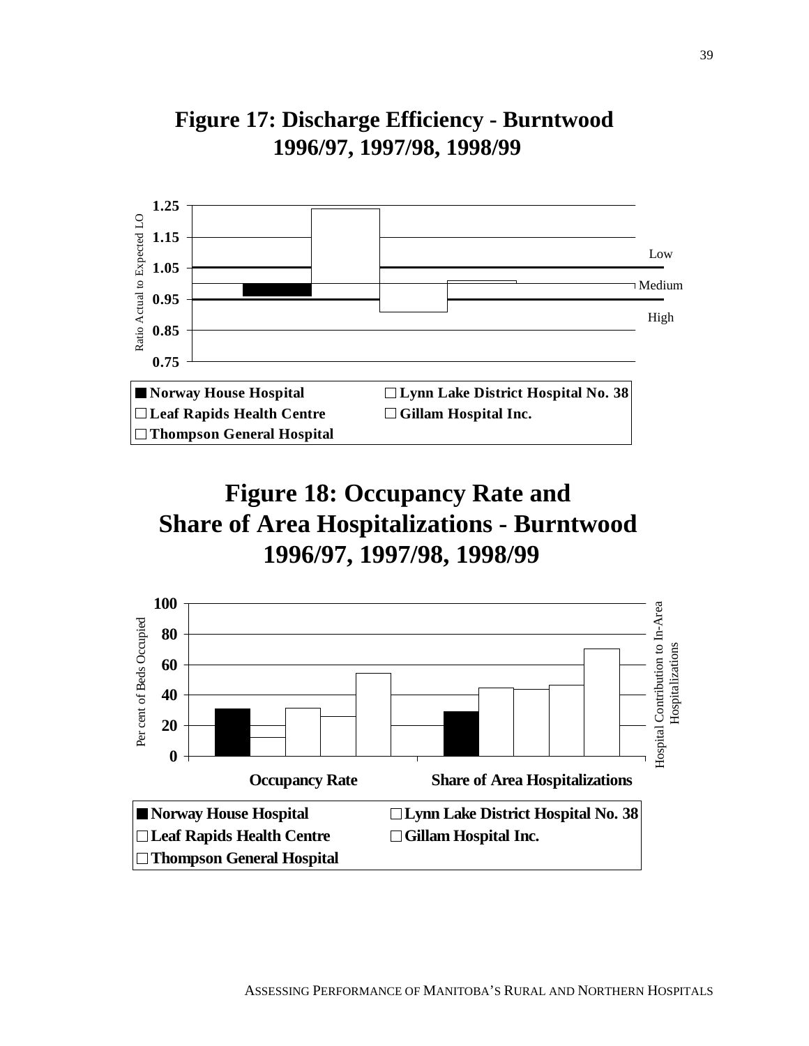# Figure 17: Discharge Efficiency - Burntwood 1996/97, 1997/98, 1998/99

Ratio Actual to Expected LO

1.25
1.15
1.05
0.95
0.85
0.75

Low
Medium
High

■ Norway House Hospital □ Lynn Lake District Hospital No. 38
□ Leaf Rapids Health Centre □ Gillam Hospital Inc.
□ Thompson General Hospital

# Figure 18: Occupancy Rate and Share of Area Hospitalizations - Burntwood 1996/97, 1997/98, 1998/99

Per cent of Beds Occupied

Hospital Contribution to In-Area Hospitalizations

100
80
60
40
20
0

Occupancy Rate

Share of Area Hospitalizations

■ Norway House Hospital □ Lynn Lake District Hospital No. 38
□ Leaf Rapids Health Centre □ Gillam Hospital Inc.
□ Thompson General Hospital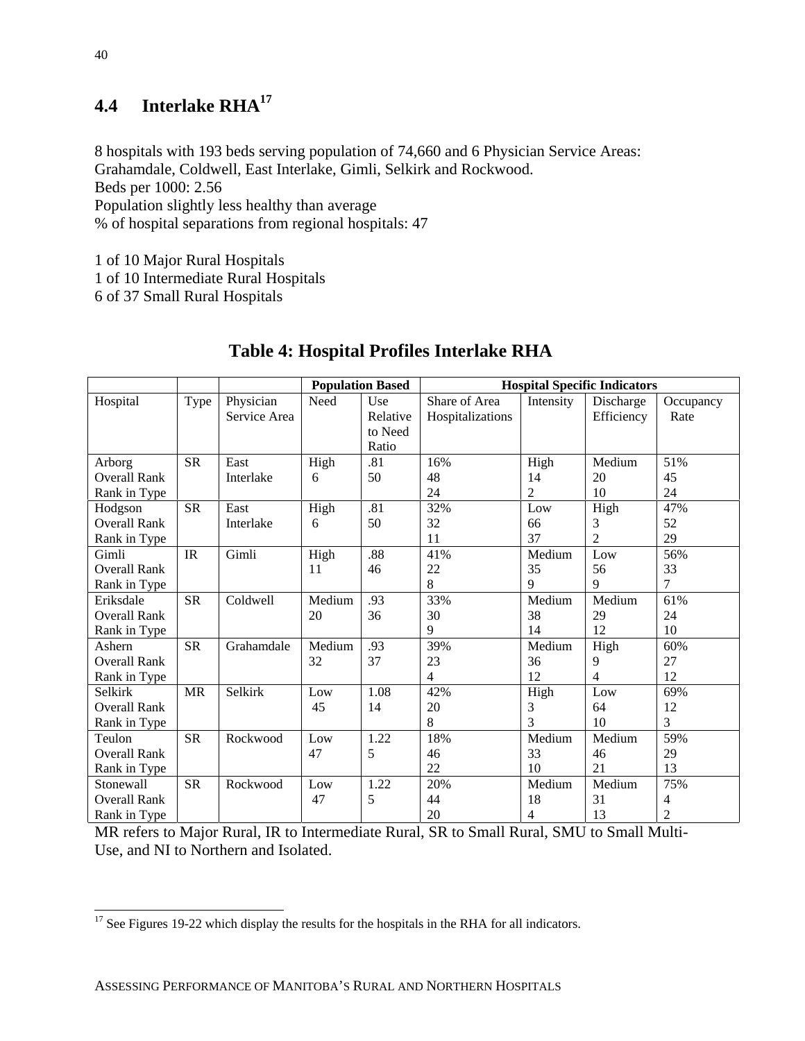## 4.4 Interlake RHA[17]

8 hospitals with 193 beds serving population of 74,660 and 6 Physician Service Areas: Grahamdale, Coldwell, East Interlake, Gimli, Selkirk and Rockwood.
Beds per 1000: 2.56
Population slightly less healthy than average
% of hospital separations from regional hospitals: 47

1 of 10 Major Rural Hospitals
1 of 10 Intermediate Rural Hospitals
6 of 37 Small Rural Hospitals

### Table 4: Hospital Profiles Interlake RHA

| | | | Population Based | | Hospital Specific Indicators | | | |
|---|---|---|---|---|---|---|---|---|
| Hospital | Type | Physician Service Area | Need | Use Relative to Need Ratio | Share of Area Hospitalizations | Intensity | Discharge Efficiency | Occupancy Rate |
| Arborg<br>Overall Rank<br>Rank in Type | SR | East Interlake | High<br>6 | .81<br>50 | 16%<br>48<br>24 | High<br>14<br>2 | Medium<br>20<br>10 | 51%<br>45<br>24 |
| Hodgson<br>Overall Rank<br>Rank in Type | SR | East Interlake | High<br>6 | .81<br>50 | 32%<br>32<br>11 | Low<br>66<br>37 | High<br>3<br>2 | 47%<br>52<br>29 |
| Gimli<br>Overall Rank<br>Rank in Type | IR | Gimli | High<br>11 | .88<br>46 | 41%<br>22<br>8 | Medium<br>35<br>9 | Low<br>56<br>9 | 56%<br>33<br>7 |
| Eriksdale<br>Overall Rank<br>Rank in Type | SR | Coldwell | Medium<br>20 | .93<br>36 | 33%<br>30<br>9 | Medium<br>38<br>14 | Medium<br>29<br>12 | 61%<br>24<br>10 |
| Ashern<br>Overall Rank<br>Rank in Type | SR | Grahamdale | Medium<br>32 | .93<br>37 | 39%<br>23<br>4 | Medium<br>36<br>12 | High<br>9<br>4 | 60%<br>27<br>12 |
| Selkirk<br>Overall Rank<br>Rank in Type | MR | Selkirk | Low<br>45 | 1.08<br>14 | 42%<br>20<br>8 | High<br>3<br>3 | Low<br>64<br>10 | 69%<br>12<br>3 |
| Teulon<br>Overall Rank<br>Rank in Type | SR | Rockwood | Low<br>47 | 1.22<br>5 | 18%<br>46<br>22 | Medium<br>33<br>10 | Medium<br>46<br>21 | 59%<br>29<br>13 |
| Stonewall<br>Overall Rank<br>Rank in Type | SR | Rockwood | Low<br>47 | 1.22<br>5 | 20%<br>44<br>20 | Medium<br>18<br>4 | Medium<br>31<br>13 | 75%<br>4<br>2 |

MR refers to Major Rural, IR to Intermediate Rural, SR to Small Rural, SMU to Small Multi-Use, and NI to Northern and Isolated.

[17] See Figures 19-22 which display the results for the hospitals in the RHA for all indicators.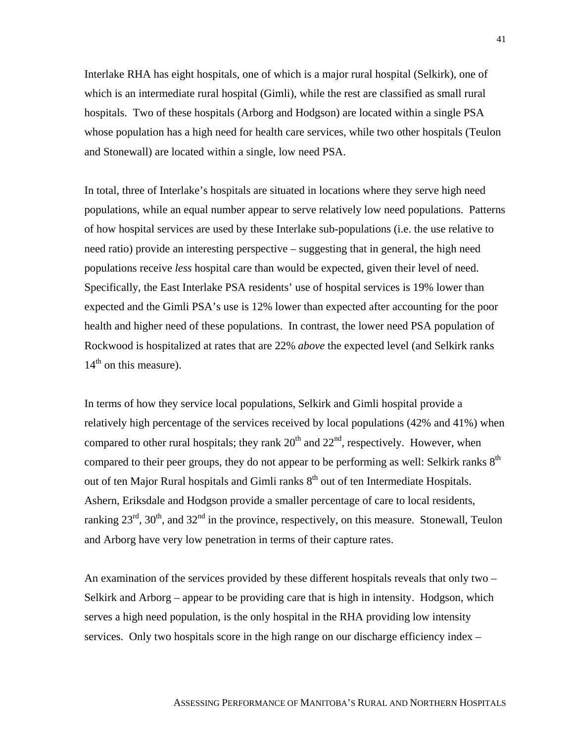Interlake RHA has eight hospitals, one of which is a major rural hospital (Selkirk), one of which is an intermediate rural hospital (Gimli), while the rest are classified as small rural hospitals. Two of these hospitals (Arborg and Hodgson) are located within a single PSA whose population has a high need for health care services, while two other hospitals (Teulon and Stonewall) are located within a single, low need PSA.

In total, three of Interlake's hospitals are situated in locations where they serve high need populations, while an equal number appear to serve relatively low need populations. Patterns of how hospital services are used by these Interlake sub-populations (i.e. the use relative to need ratio) provide an interesting perspective – suggesting that in general, the high need populations receive *less* hospital care than would be expected, given their level of need. Specifically, the East Interlake PSA residents' use of hospital services is 19% lower than expected and the Gimli PSA's use is 12% lower than expected after accounting for the poor health and higher need of these populations. In contrast, the lower need PSA population of Rockwood is hospitalized at rates that are 22% *above* the expected level (and Selkirk ranks 14th on this measure).

In terms of how they service local populations, Selkirk and Gimli hospital provide a relatively high percentage of the services received by local populations (42% and 41%) when compared to other rural hospitals; they rank 20th and 22nd, respectively. However, when compared to their peer groups, they do not appear to be performing as well: Selkirk ranks 8th out of ten Major Rural hospitals and Gimli ranks 8th out of ten Intermediate Hospitals. Ashern, Eriksdale and Hodgson provide a smaller percentage of care to local residents, ranking 23rd, 30th, and 32nd in the province, respectively, on this measure. Stonewall, Teulon and Arborg have very low penetration in terms of their capture rates.

An examination of the services provided by these different hospitals reveals that only two – Selkirk and Arborg – appear to be providing care that is high in intensity. Hodgson, which serves a high need population, is the only hospital in the RHA providing low intensity services. Only two hospitals score in the high range on our discharge efficiency index –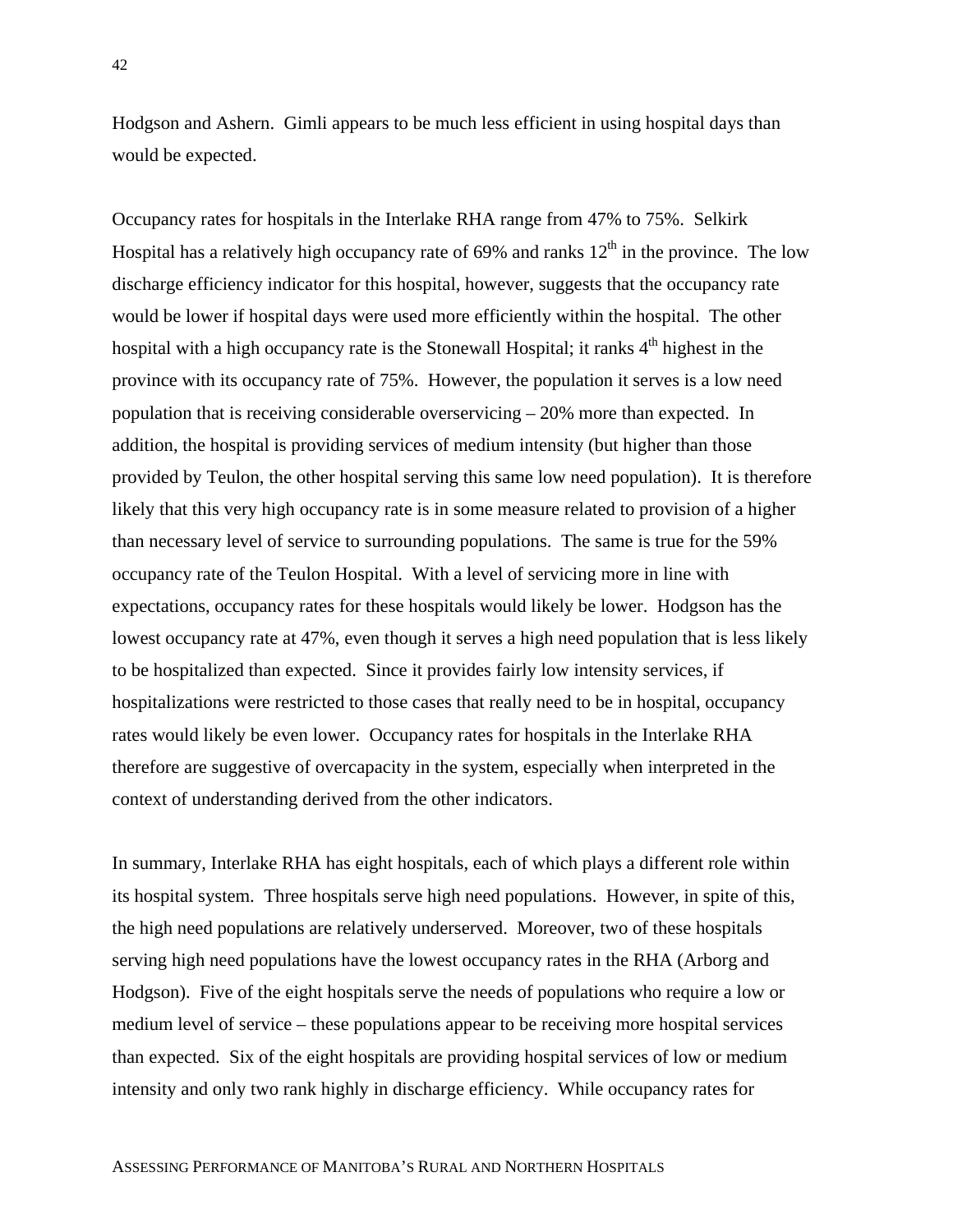Hodgson and Ashern. Gimli appears to be much less efficient in using hospital days than would be expected.

Occupancy rates for hospitals in the Interlake RHA range from 47% to 75%. Selkirk Hospital has a relatively high occupancy rate of 69% and ranks 12th in the province. The low discharge efficiency indicator for this hospital, however, suggests that the occupancy rate would be lower if hospital days were used more efficiently within the hospital. The other hospital with a high occupancy rate is the Stonewall Hospital; it ranks 4th highest in the province with its occupancy rate of 75%. However, the population it serves is a low need population that is receiving considerable overservicing – 20% more than expected. In addition, the hospital is providing services of medium intensity (but higher than those provided by Teulon, the other hospital serving this same low need population). It is therefore likely that this very high occupancy rate is in some measure related to provision of a higher than necessary level of service to surrounding populations. The same is true for the 59% occupancy rate of the Teulon Hospital. With a level of servicing more in line with expectations, occupancy rates for these hospitals would likely be lower. Hodgson has the lowest occupancy rate at 47%, even though it serves a high need population that is less likely to be hospitalized than expected. Since it provides fairly low intensity services, if hospitalizations were restricted to those cases that really need to be in hospital, occupancy rates would likely be even lower. Occupancy rates for hospitals in the Interlake RHA therefore are suggestive of overcapacity in the system, especially when interpreted in the context of understanding derived from the other indicators.

In summary, Interlake RHA has eight hospitals, each of which plays a different role within its hospital system. Three hospitals serve high need populations. However, in spite of this, the high need populations are relatively underserved. Moreover, two of these hospitals serving high need populations have the lowest occupancy rates in the RHA (Arborg and Hodgson). Five of the eight hospitals serve the needs of populations who require a low or medium level of service – these populations appear to be receiving more hospital services than expected. Six of the eight hospitals are providing hospital services of low or medium intensity and only two rank highly in discharge efficiency. While occupancy rates for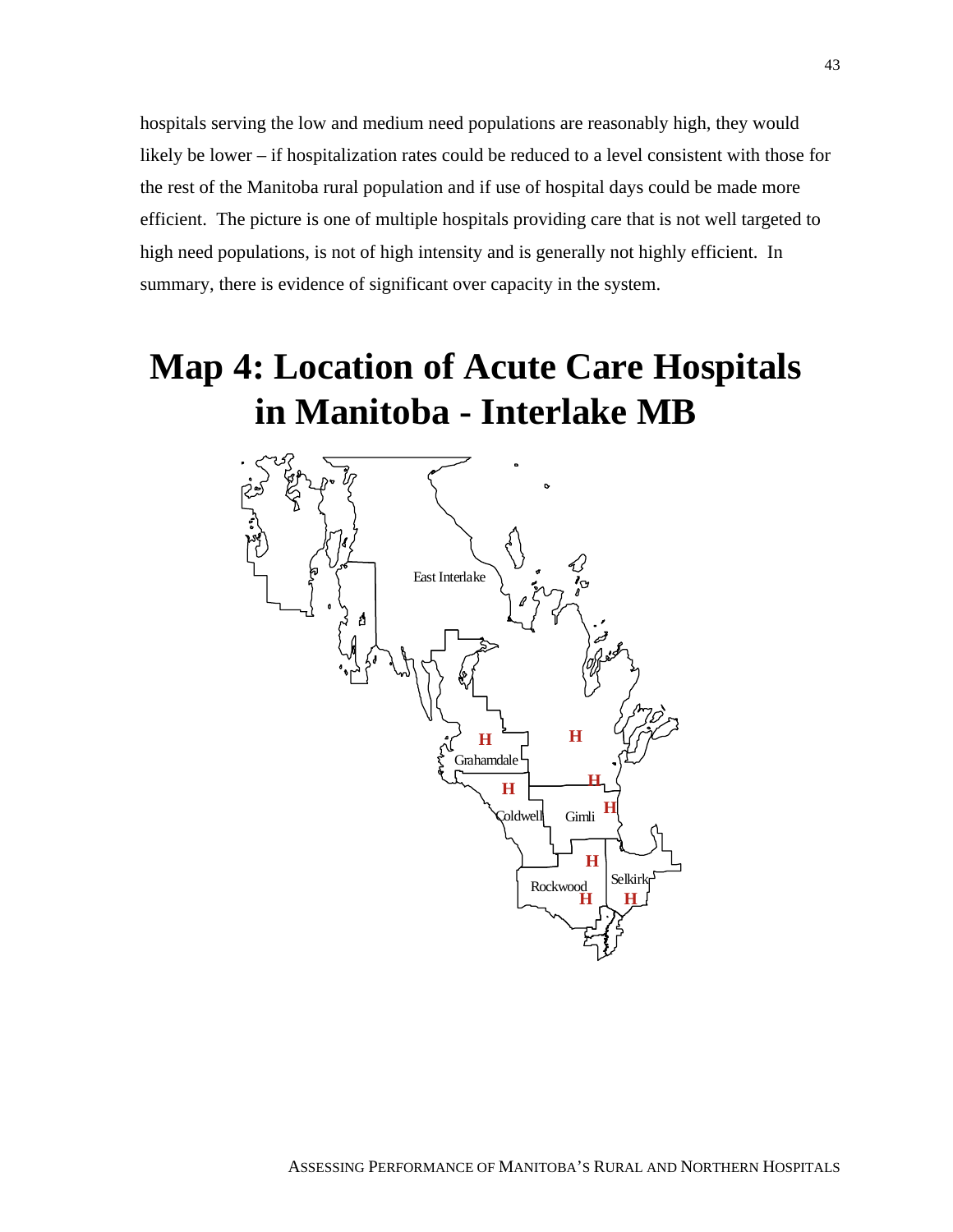hospitals serving the low and medium need populations are reasonably high, they would likely be lower – if hospitalization rates could be reduced to a level consistent with those for the rest of the Manitoba rural population and if use of hospital days could be made more efficient. The picture is one of multiple hospitals providing care that is not well targeted to high need populations, is not of high intensity and is generally not highly efficient. In summary, there is evidence of significant over capacity in the system.

# Map 4: Location of Acute Care Hospitals in Manitoba - Interlake MB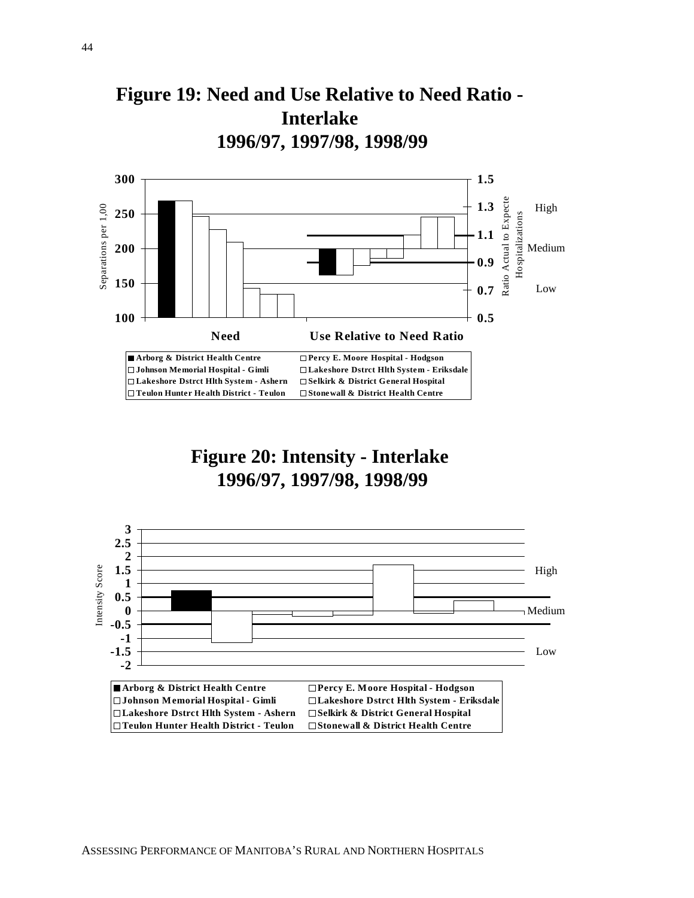## Figure 19: Need and Use Relative to Need Ratio - Interlake
## 1996/97, 1997/98, 1998/99

Separations per 1,00

300
250
200
150
100

**Need** **Use Relative to Need Ratio**

Ratio Actual to Expected Hospitalizations

1.5
1.3 High
1.1
Medium
0.9
0.7 Low
0.5

■ **Arborg & District Health Centre**
□ **Johnson Memorial Hospital - Gimli**
□ **Lakeshore Dstrct Hlth System - Ashern**
□ **Teulon Hunter Health District - Teulon**
□ **Percy E. Moore Hospital - Hodgson**
□ **Lakeshore Dstrct Hlth System - Eriksdale**
□ **Selkirk & District General Hospital**
□ **Stonewall & District Health Centre**

## Figure 20: Intensity - Interlake
## 1996/97, 1997/98, 1998/99

Intensity Score

3
2.5
2
1.5 High
1
0.5
0 Medium
-0.5
-1
-1.5 Low
-2

■ **Arborg & District Health Centre**
□ **Johnson Memorial Hospital - Gimli**
□ **Lakeshore Dstrct Hlth System - Ashern**
□ **Teulon Hunter Health District - Teulon**
□ **Percy E. Moore Hospital - Hodgson**
□ **Lakeshore Dstrct Hlth System - Eriksdale**
□ **Selkirk & District General Hospital**
□ **Stonewall & District Health Centre**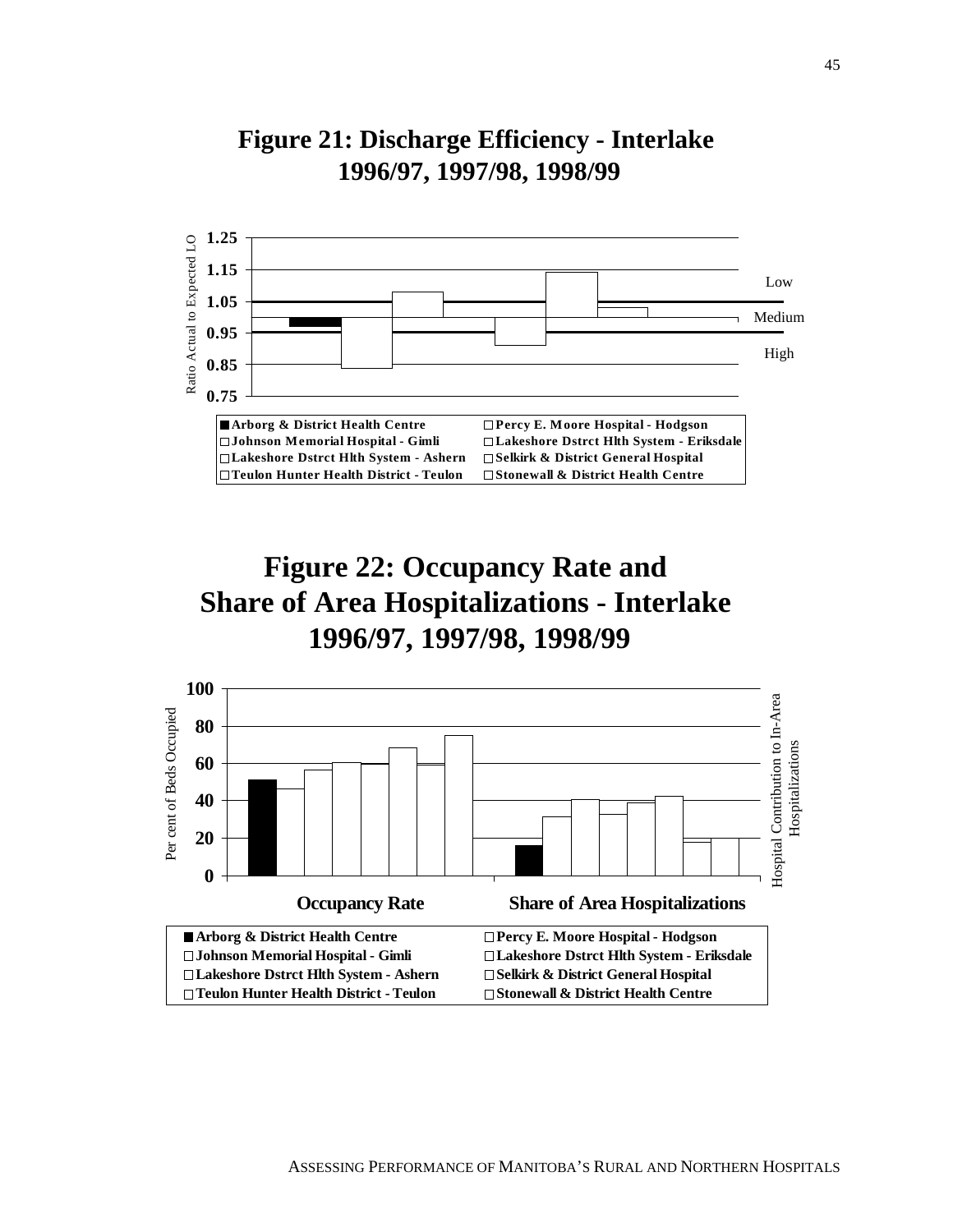## Figure 21: Discharge Efficiency - Interlake 1996/97, 1997/98, 1998/99

Ratio Actual to Expected LO

1.25, 1.15, 1.05, 0.95, 0.85, 0.75

Low

Medium

High

- ■ Arborg & District Health Centre
- □ Percy E. Moore Hospital - Hodgson
- □ Johnson Memorial Hospital - Gimli
- □ Lakeshore Dstrct Hlth System - Eriksdale
- □ Lakeshore Dstrct Hlth System - Ashern
- □ Selkirk & District General Hospital
- □ Teulon Hunter Health District - Teulon
- □ Stonewall & District Health Centre

## Figure 22: Occupancy Rate and Share of Area Hospitalizations - Interlake 1996/97, 1997/98, 1998/99

Per cent of Beds Occupied

Hospital Contribution to In-Area Hospitalizations

100, 80, 60, 40, 20, 0

**Occupancy Rate**

**Share of Area Hospitalizations**

- ■ Arborg & District Health Centre
- □ Percy E. Moore Hospital - Hodgson
- □ Johnson Memorial Hospital - Gimli
- □ Lakeshore Dstrct Hlth System - Eriksdale
- □ Lakeshore Dstrct Hlth System - Ashern
- □ Selkirk & District General Hospital
- □ Teulon Hunter Health District - Teulon
- □ Stonewall & District Health Centre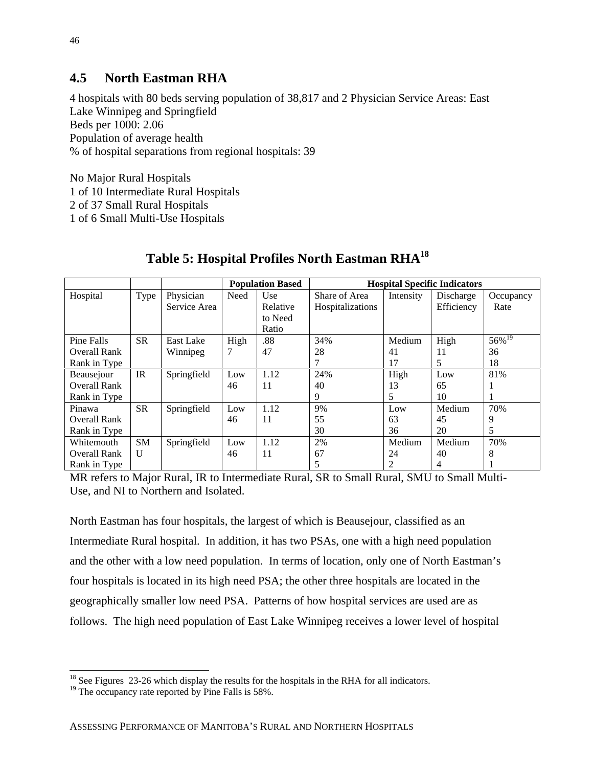## 4.5 North Eastman RHA

4 hospitals with 80 beds serving population of 38,817 and 2 Physician Service Areas: East Lake Winnipeg and Springfield
Beds per 1000: 2.06
Population of average health
% of hospital separations from regional hospitals: 39

No Major Rural Hospitals
1 of 10 Intermediate Rural Hospitals
2 of 37 Small Rural Hospitals
1 of 6 Small Multi-Use Hospitals

### Table 5: Hospital Profiles North Eastman RHA[18]

| | | | Population Based | | Hospital Specific Indicators | | | |
|---|---|---|---|---|---|---|---|---|
| Hospital | Type | Physician Service Area | Need | Use Relative to Need Ratio | Share of Area Hospitalizations | Intensity | Discharge Efficiency | Occupancy Rate |
| Pine Falls<br>Overall Rank<br>Rank in Type | SR | East Lake Winnipeg | High<br>7 | .88<br>47 | 34%<br>28<br>7 | Medium<br>41<br>17 | High<br>11<br>5 | 56%[19]<br>36<br>18 |
| Beausejour<br>Overall Rank<br>Rank in Type | IR | Springfield | Low<br>46 | 1.12<br>11 | 24%<br>40<br>9 | High<br>13<br>5 | Low<br>65<br>10 | 81%<br>1<br>1 |
| Pinawa<br>Overall Rank<br>Rank in Type | SR | Springfield | Low<br>46 | 1.12<br>11 | 9%<br>55<br>30 | Low<br>63<br>36 | Medium<br>45<br>20 | 70%<br>9<br>5 |
| Whitemouth<br>Overall Rank<br>Rank in Type | SMU | Springfield | Low<br>46 | 1.12<br>11 | 2%<br>67<br>5 | Medium<br>24<br>2 | Medium<br>40<br>4 | 70%<br>8<br>1 |

MR refers to Major Rural, IR to Intermediate Rural, SR to Small Rural, SMU to Small Multi-Use, and NI to Northern and Isolated.

North Eastman has four hospitals, the largest of which is Beausejour, classified as an Intermediate Rural hospital. In addition, it has two PSAs, one with a high need population and the other with a low need population. In terms of location, only one of North Eastman's four hospitals is located in its high need PSA; the other three hospitals are located in the geographically smaller low need PSA. Patterns of how hospital services are used are as follows. The high need population of East Lake Winnipeg receives a lower level of hospital

---

[18] See Figures 23-26 which display the results for the hospitals in the RHA for all indicators.

[19] The occupancy rate reported by Pine Falls is 58%.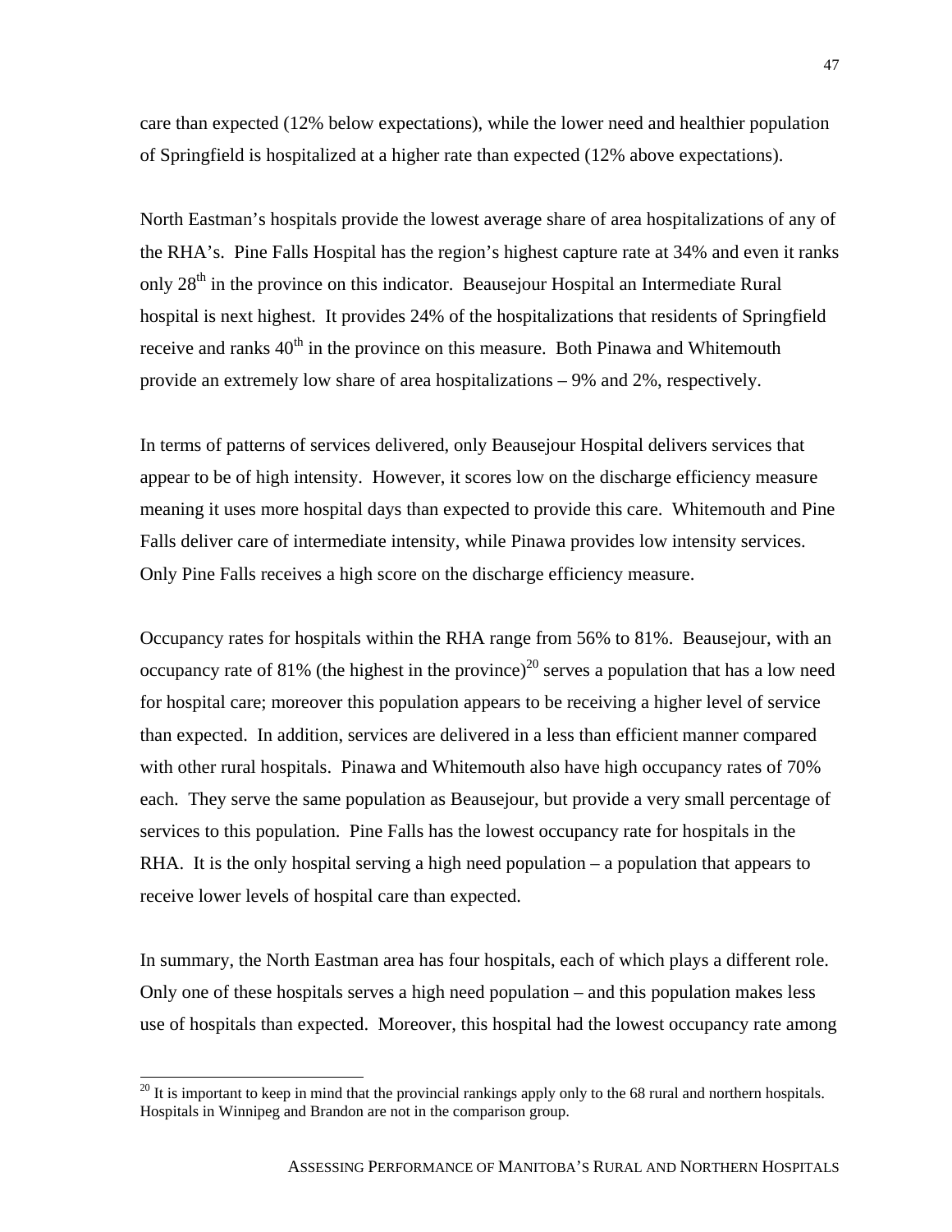care than expected (12% below expectations), while the lower need and healthier population of Springfield is hospitalized at a higher rate than expected (12% above expectations).

North Eastman's hospitals provide the lowest average share of area hospitalizations of any of the RHA's. Pine Falls Hospital has the region's highest capture rate at 34% and even it ranks only 28th in the province on this indicator. Beausejour Hospital an Intermediate Rural hospital is next highest. It provides 24% of the hospitalizations that residents of Springfield receive and ranks 40th in the province on this measure. Both Pinawa and Whitemouth provide an extremely low share of area hospitalizations – 9% and 2%, respectively.

In terms of patterns of services delivered, only Beausejour Hospital delivers services that appear to be of high intensity. However, it scores low on the discharge efficiency measure meaning it uses more hospital days than expected to provide this care. Whitemouth and Pine Falls deliver care of intermediate intensity, while Pinawa provides low intensity services. Only Pine Falls receives a high score on the discharge efficiency measure.

Occupancy rates for hospitals within the RHA range from 56% to 81%. Beausejour, with an occupancy rate of 81% (the highest in the province)[20] serves a population that has a low need for hospital care; moreover this population appears to be receiving a higher level of service than expected. In addition, services are delivered in a less than efficient manner compared with other rural hospitals. Pinawa and Whitemouth also have high occupancy rates of 70% each. They serve the same population as Beausejour, but provide a very small percentage of services to this population. Pine Falls has the lowest occupancy rate for hospitals in the RHA. It is the only hospital serving a high need population – a population that appears to receive lower levels of hospital care than expected.

In summary, the North Eastman area has four hospitals, each of which plays a different role. Only one of these hospitals serves a high need population – and this population makes less use of hospitals than expected. Moreover, this hospital had the lowest occupancy rate among

[20] It is important to keep in mind that the provincial rankings apply only to the 68 rural and northern hospitals. Hospitals in Winnipeg and Brandon are not in the comparison group.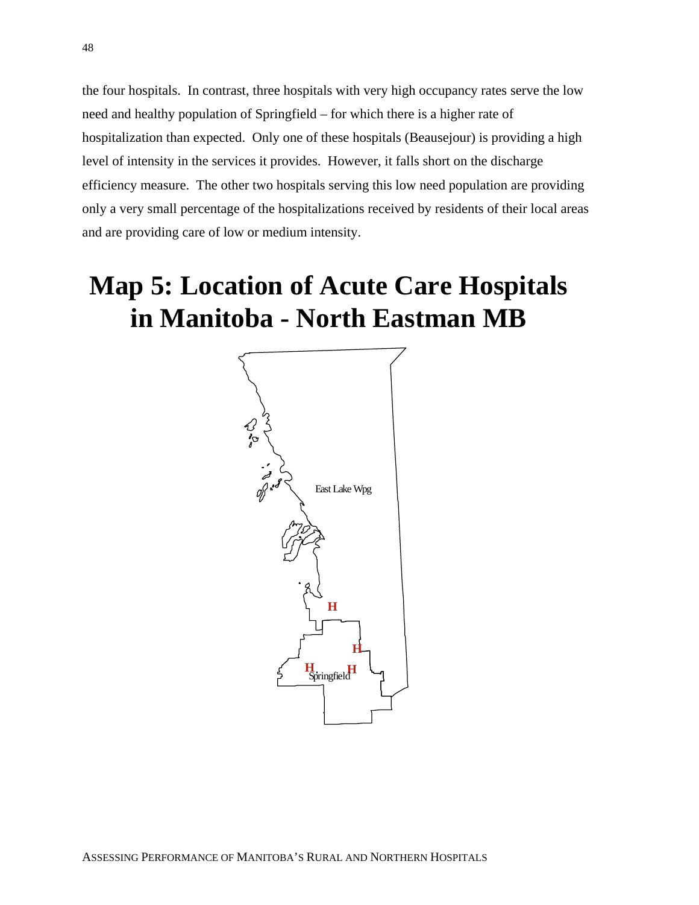the four hospitals. In contrast, three hospitals with very high occupancy rates serve the low need and healthy population of Springfield – for which there is a higher rate of hospitalization than expected. Only one of these hospitals (Beausejour) is providing a high level of intensity in the services it provides. However, it falls short on the discharge efficiency measure. The other two hospitals serving this low need population are providing only a very small percentage of the hospitalizations received by residents of their local areas and are providing care of low or medium intensity.

# Map 5: Location of Acute Care Hospitals in Manitoba - North Eastman MB

East Lake Wpg

H

H

H

H

Springfield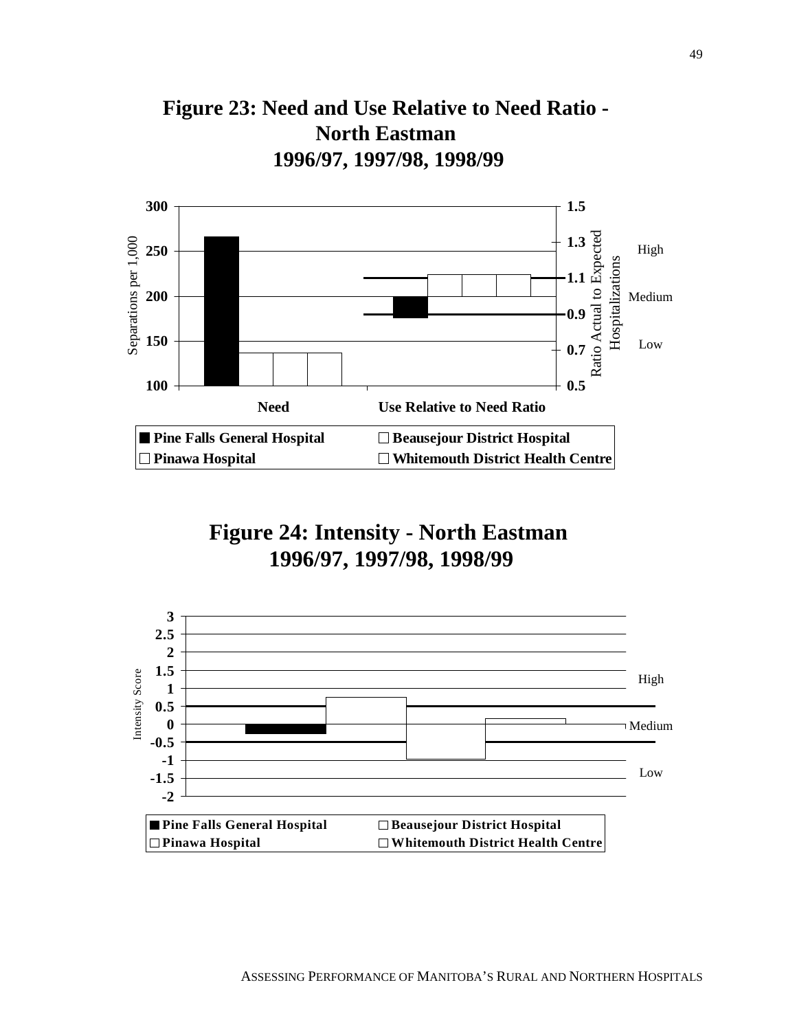# Figure 23: Need and Use Relative to Need Ratio - North Eastman 1996/97, 1997/98, 1998/99

Separations per 1,000

Ratio Actual to Expected Hospitalizations

300, 250, 200, 150, 100

1.5, 1.3, 1.1, 0.9, 0.7, 0.5

High

Medium

Low

**Need** | **Use Relative to Need Ratio**

■ **Pine Falls General Hospital** □ **Beausejour District Hospital**
□ **Pinawa Hospital** □ **Whitemouth District Health Centre**

# Figure 24: Intensity - North Eastman 1996/97, 1997/98, 1998/99

Intensity Score

3, 2.5, 2, 1.5, 1, 0.5, 0, -0.5, -1, -1.5, -2

High

Medium

Low

■ **Pine Falls General Hospital** □ **Beausejour District Hospital**
□ **Pinawa Hospital** □ **Whitemouth District Health Centre**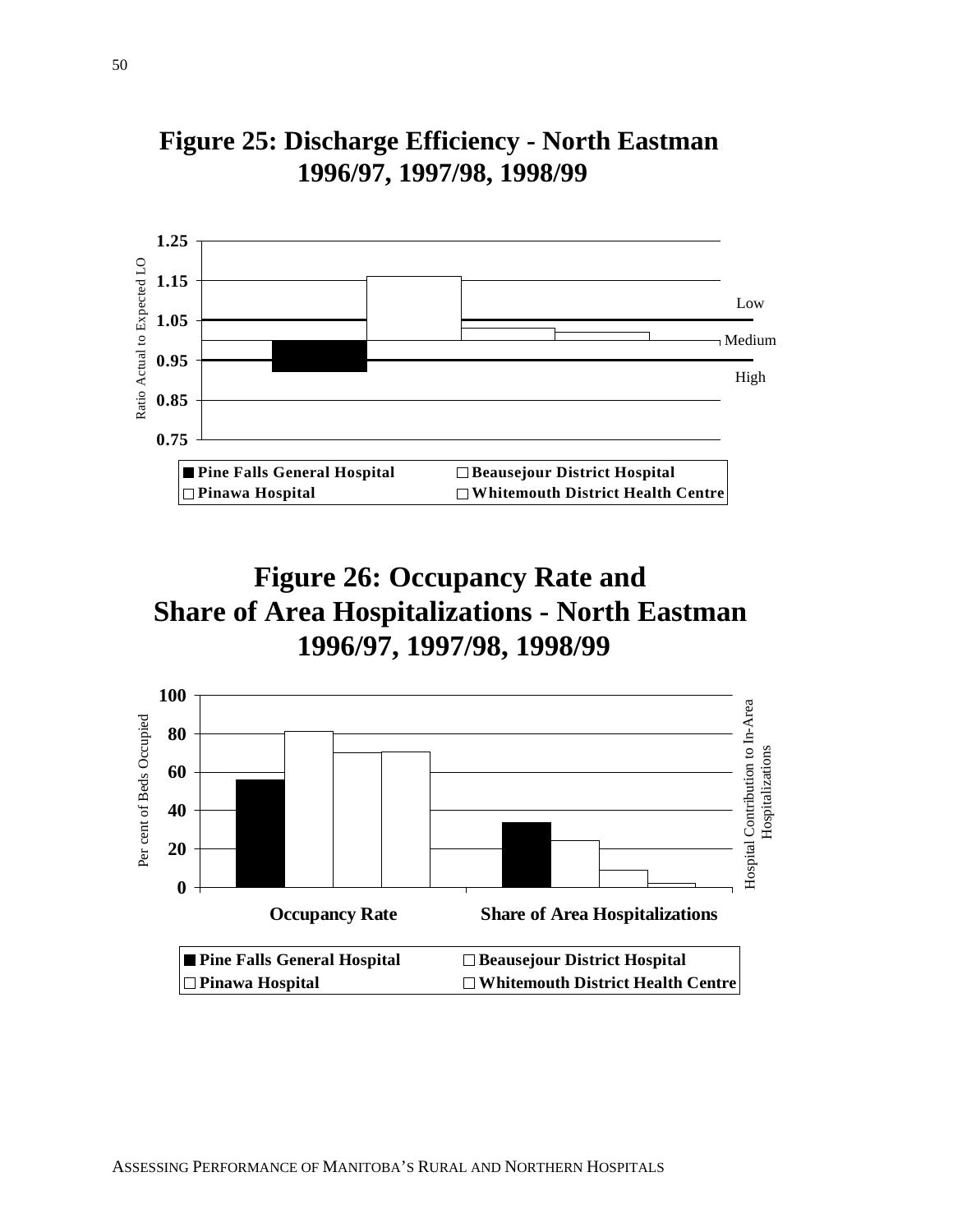# Figure 25: Discharge Efficiency - North Eastman 1996/97, 1997/98, 1998/99

Ratio Actual to Expected LO

1.25
1.15
1.05
0.95
0.85
0.75

Low
Medium
High

■ Pine Falls General Hospital □ Beausejour District Hospital
□ Pinawa Hospital □ Whitemouth District Health Centre

# Figure 26: Occupancy Rate and Share of Area Hospitalizations - North Eastman 1996/97, 1997/98, 1998/99

Per cent of Beds Occupied

Hospital Contribution to In-Area Hospitalizations

100
80
60
40
20
0

Occupancy Rate

Share of Area Hospitalizations

■ Pine Falls General Hospital □ Beausejour District Hospital
□ Pinawa Hospital □ Whitemouth District Health Centre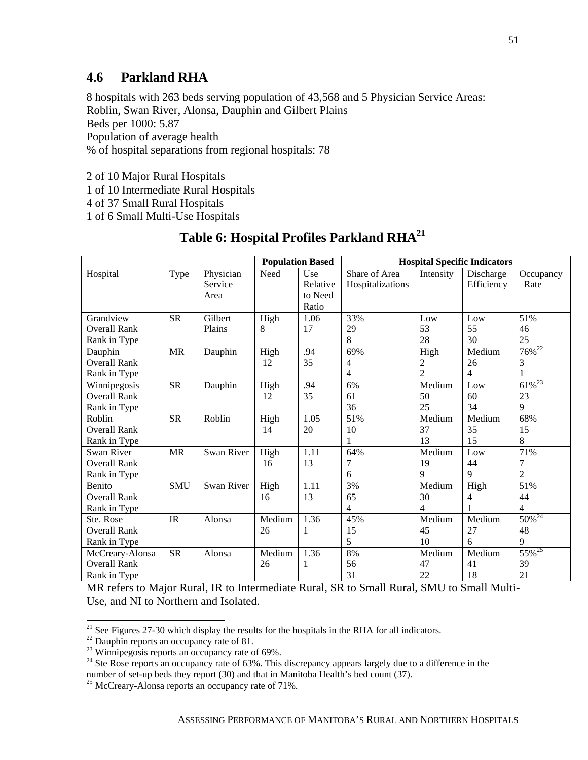## 4.6 Parkland RHA

8 hospitals with 263 beds serving population of 43,568 and 5 Physician Service Areas: Roblin, Swan River, Alonsa, Dauphin and Gilbert Plains
Beds per 1000: 5.87
Population of average health
% of hospital separations from regional hospitals: 78

2 of 10 Major Rural Hospitals
1 of 10 Intermediate Rural Hospitals
4 of 37 Small Rural Hospitals
1 of 6 Small Multi-Use Hospitals

### Table 6: Hospital Profiles Parkland RHA[21]

| | | | Population Based | | Hospital Specific Indicators | | | |
|---|---|---|---|---|---|---|---|---|
| Hospital | Type | Physician Service Area | Need | Use Relative to Need Ratio | Share of Area Hospitalizations | Intensity | Discharge Efficiency | Occupancy Rate |
| Grandview<br>Overall Rank<br>Rank in Type | SR | Gilbert Plains | High<br>8 | 1.06<br>17 | 33%<br>29<br>8 | Low<br>53<br>28 | Low<br>55<br>30 | 51%<br>46<br>25 |
| Dauphin<br>Overall Rank<br>Rank in Type | MR | Dauphin | High<br>12 | .94<br>35 | 69%<br>4<br>4 | High<br>2<br>2 | Medium<br>26<br>4 | 76%[22]<br>3<br>1 |
| Winnipegosis<br>Overall Rank<br>Rank in Type | SR | Dauphin | High<br>12 | .94<br>35 | 6%<br>61<br>36 | Medium<br>50<br>25 | Low<br>60<br>34 | 61%[23]<br>23<br>9 |
| Roblin<br>Overall Rank<br>Rank in Type | SR | Roblin | High<br>14 | 1.05<br>20 | 51%<br>10<br>1 | Medium<br>37<br>13 | Medium<br>35<br>15 | 68%<br>15<br>8 |
| Swan River<br>Overall Rank<br>Rank in Type | MR | Swan River | High<br>16 | 1.11<br>13 | 64%<br>7<br>6 | Medium<br>19<br>9 | Low<br>44<br>9 | 71%<br>7<br>2 |
| Benito<br>Overall Rank<br>Rank in Type | SMU | Swan River | High<br>16 | 1.11<br>13 | 3%<br>65<br>4 | Medium<br>30<br>4 | High<br>4<br>1 | 51%<br>44<br>4 |
| Ste. Rose<br>Overall Rank<br>Rank in Type | IR | Alonsa | Medium<br>26 | 1.36<br>1 | 45%<br>15<br>5 | Medium<br>45<br>10 | Medium<br>27<br>6 | 50%[24]<br>48<br>9 |
| McCreary-Alonsa<br>Overall Rank<br>Rank in Type | SR | Alonsa | Medium<br>26 | 1.36<br>1 | 8%<br>56<br>31 | Medium<br>47<br>22 | Medium<br>41<br>18 | 55%[25]<br>39<br>21 |

MR refers to Major Rural, IR to Intermediate Rural, SR to Small Rural, SMU to Small Multi-Use, and NI to Northern and Isolated.

[21] See Figures 27-30 which display the results for the hospitals in the RHA for all indicators.
[22] Dauphin reports an occupancy rate of 81.
[23] Winnipegosis reports an occupancy rate of 69%.
[24] Ste Rose reports an occupancy rate of 63%. This discrepancy appears largely due to a difference in the number of set-up beds they report (30) and that in Manitoba Health's bed count (37).
[25] McCreary-Alonsa reports an occupancy rate of 71%.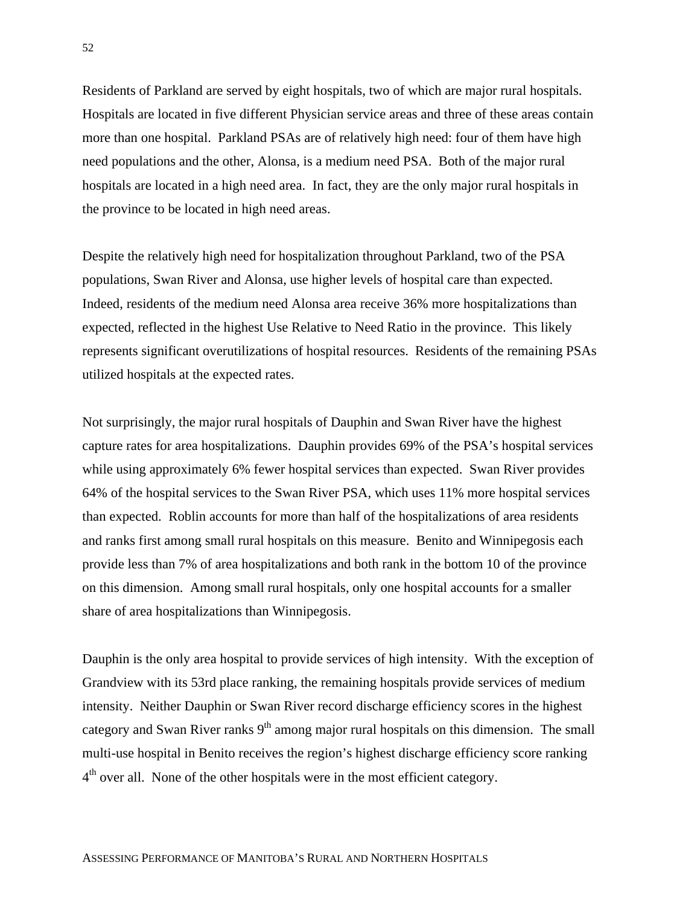Residents of Parkland are served by eight hospitals, two of which are major rural hospitals. Hospitals are located in five different Physician service areas and three of these areas contain more than one hospital. Parkland PSAs are of relatively high need: four of them have high need populations and the other, Alonsa, is a medium need PSA. Both of the major rural hospitals are located in a high need area. In fact, they are the only major rural hospitals in the province to be located in high need areas.

Despite the relatively high need for hospitalization throughout Parkland, two of the PSA populations, Swan River and Alonsa, use higher levels of hospital care than expected. Indeed, residents of the medium need Alonsa area receive 36% more hospitalizations than expected, reflected in the highest Use Relative to Need Ratio in the province. This likely represents significant overutilizations of hospital resources. Residents of the remaining PSAs utilized hospitals at the expected rates.

Not surprisingly, the major rural hospitals of Dauphin and Swan River have the highest capture rates for area hospitalizations. Dauphin provides 69% of the PSA's hospital services while using approximately 6% fewer hospital services than expected. Swan River provides 64% of the hospital services to the Swan River PSA, which uses 11% more hospital services than expected. Roblin accounts for more than half of the hospitalizations of area residents and ranks first among small rural hospitals on this measure. Benito and Winnipegosis each provide less than 7% of area hospitalizations and both rank in the bottom 10 of the province on this dimension. Among small rural hospitals, only one hospital accounts for a smaller share of area hospitalizations than Winnipegosis.

Dauphin is the only area hospital to provide services of high intensity. With the exception of Grandview with its 53rd place ranking, the remaining hospitals provide services of medium intensity. Neither Dauphin or Swan River record discharge efficiency scores in the highest category and Swan River ranks 9th among major rural hospitals on this dimension. The small multi-use hospital in Benito receives the region's highest discharge efficiency score ranking 4th over all. None of the other hospitals were in the most efficient category.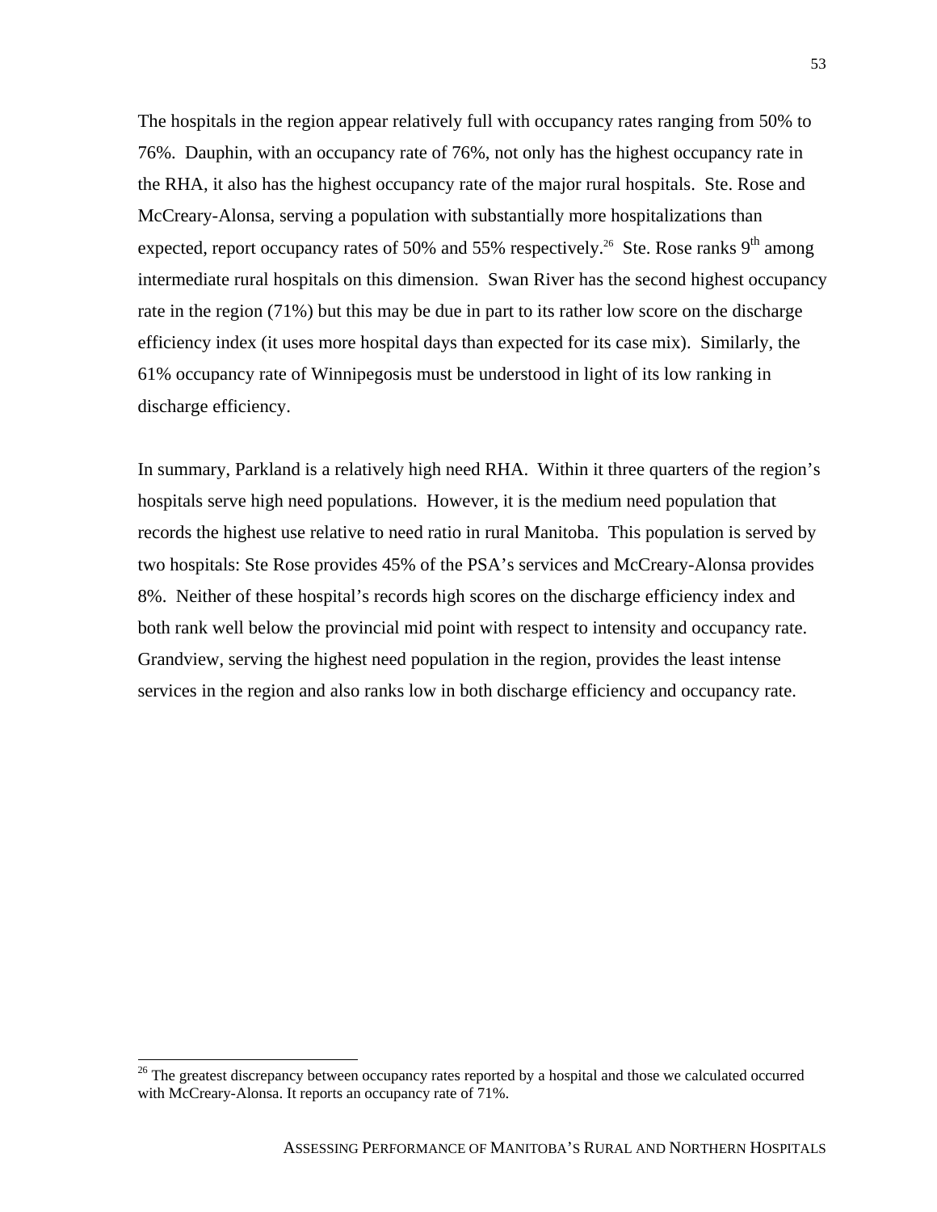The hospitals in the region appear relatively full with occupancy rates ranging from 50% to 76%. Dauphin, with an occupancy rate of 76%, not only has the highest occupancy rate in the RHA, it also has the highest occupancy rate of the major rural hospitals. Ste. Rose and McCreary-Alonsa, serving a population with substantially more hospitalizations than expected, report occupancy rates of 50% and 55% respectively.[26] Ste. Rose ranks 9$^{th}$ among intermediate rural hospitals on this dimension. Swan River has the second highest occupancy rate in the region (71%) but this may be due in part to its rather low score on the discharge efficiency index (it uses more hospital days than expected for its case mix). Similarly, the 61% occupancy rate of Winnipegosis must be understood in light of its low ranking in discharge efficiency.

In summary, Parkland is a relatively high need RHA. Within it three quarters of the region's hospitals serve high need populations. However, it is the medium need population that records the highest use relative to need ratio in rural Manitoba. This population is served by two hospitals: Ste Rose provides 45% of the PSA's services and McCreary-Alonsa provides 8%. Neither of these hospital's records high scores on the discharge efficiency index and both rank well below the provincial mid point with respect to intensity and occupancy rate. Grandview, serving the highest need population in the region, provides the least intense services in the region and also ranks low in both discharge efficiency and occupancy rate.

[26] The greatest discrepancy between occupancy rates reported by a hospital and those we calculated occurred with McCreary-Alonsa. It reports an occupancy rate of 71%.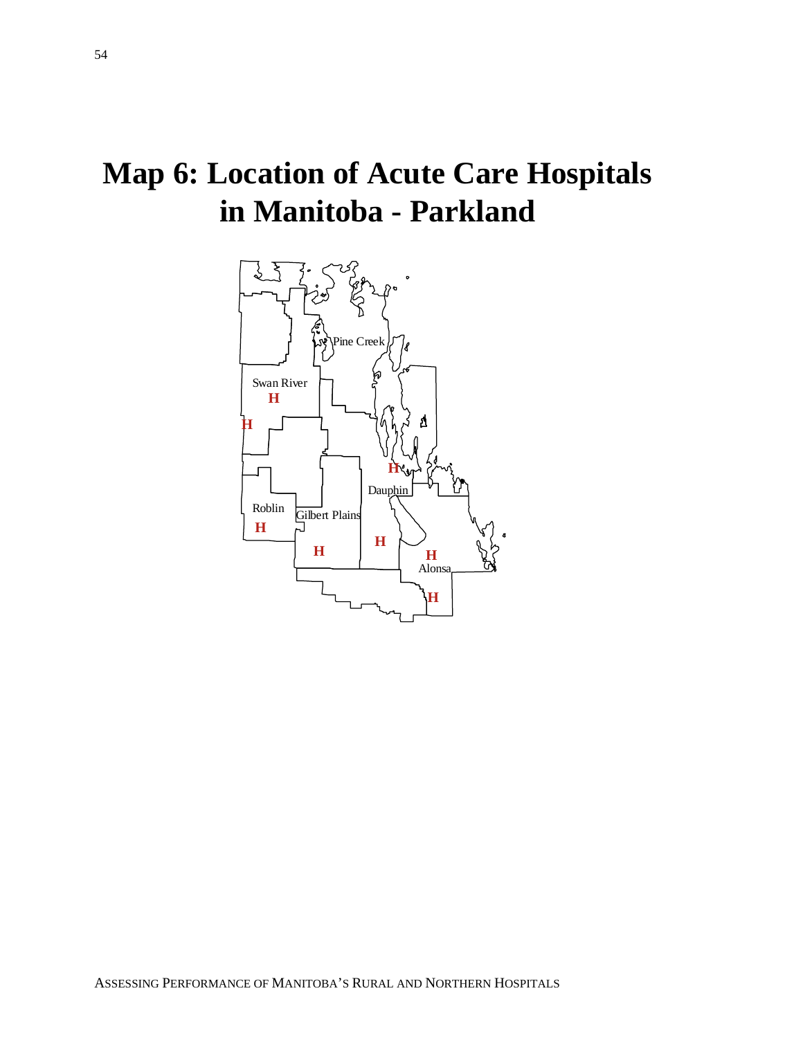# Map 6: Location of Acute Care Hospitals in Manitoba - Parkland

Pine Creek

Swan River

H

H

H

Dauphin

Roblin

Gilbert Plains

H

H

H

H

Alonsa

H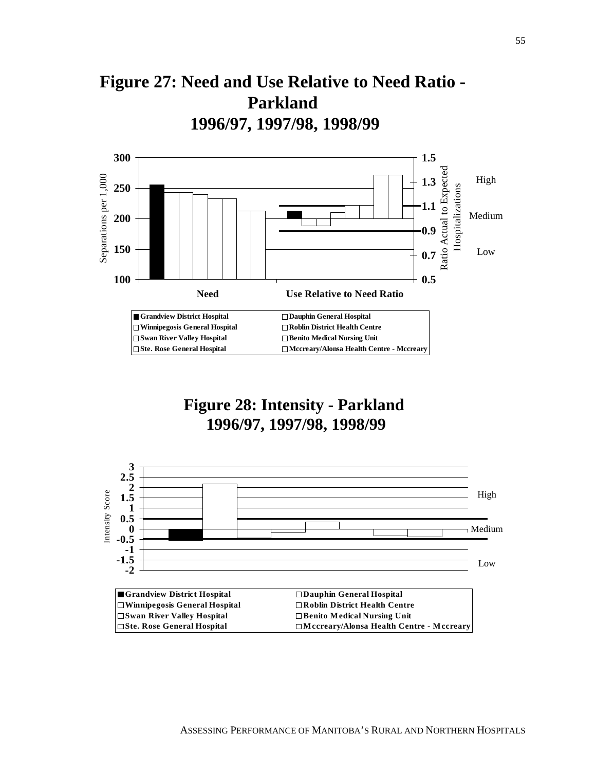# Figure 27: Need and Use Relative to Need Ratio - Parkland 1996/97, 1997/98, 1998/99

Separations per 1,000

Ratio Actual to Expected Hospitalizations

High

Medium

Low

Need

Use Relative to Need Ratio

■ Grandview District Hospital
□ Dauphin General Hospital
□ Winnipegosis General Hospital
□ Roblin District Health Centre
□ Swan River Valley Hospital
□ Benito Medical Nursing Unit
□ Ste. Rose General Hospital
□ Mccreary/Alonsa Health Centre - Mccreary

# Figure 28: Intensity - Parkland 1996/97, 1997/98, 1998/99

Intensity Score

High

Medium

Low

■ Grandview District Hospital
□ Dauphin General Hospital
□ Winnipegosis General Hospital
□ Roblin District Health Centre
□ Swan River Valley Hospital
□ Benito Medical Nursing Unit
□ Ste. Rose General Hospital
□ Mccreary/Alonsa Health Centre - Mccreary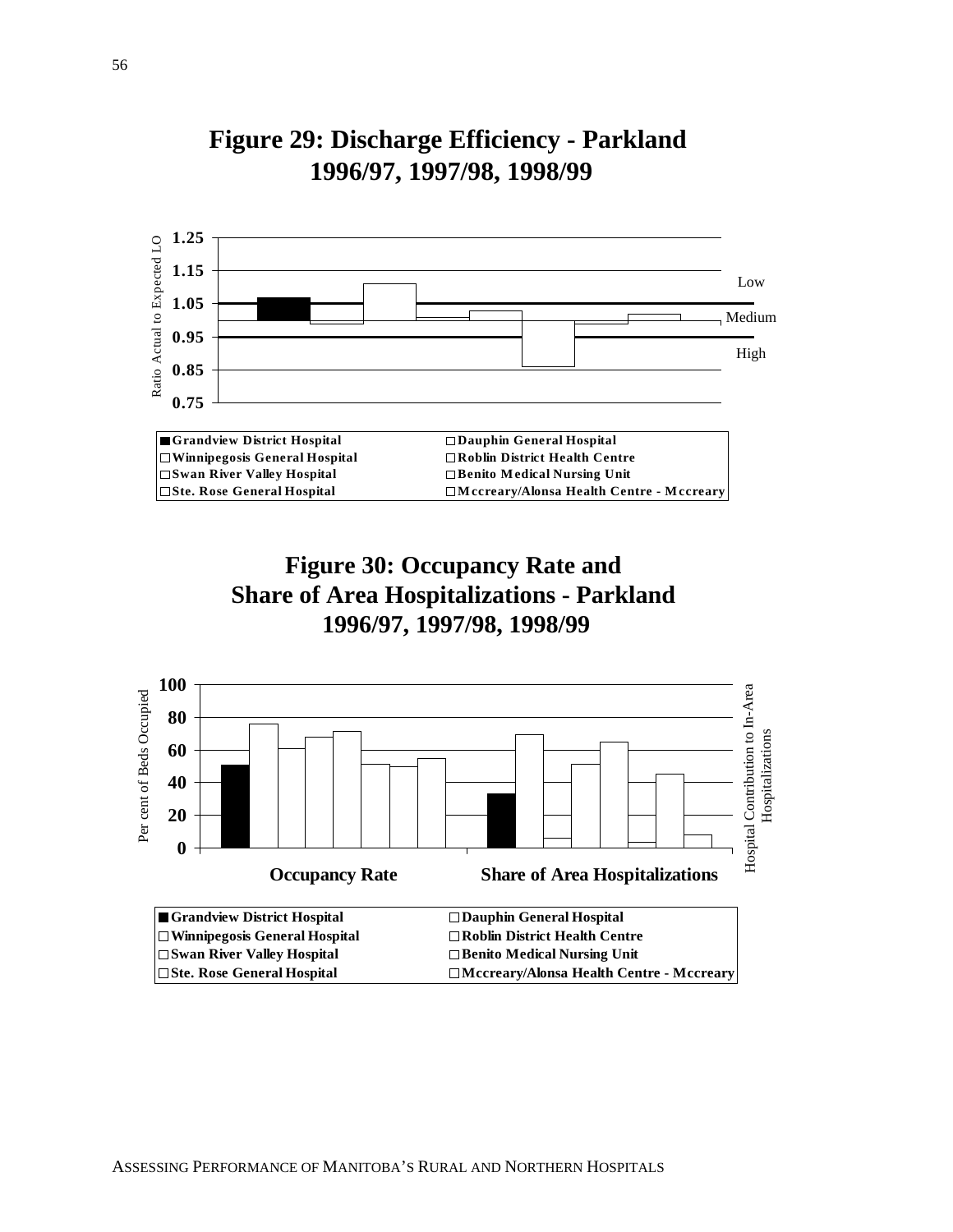## Figure 29: Discharge Efficiency - Parkland 1996/97, 1997/98, 1998/99

Ratio Actual to Expected LO

1.25
1.15
1.05
0.95
0.85
0.75

Low
Medium
High

- Grandview District Hospital
- Dauphin General Hospital
- Winnipegosis General Hospital
- Roblin District Health Centre
- Swan River Valley Hospital
- Benito Medical Nursing Unit
- Ste. Rose General Hospital
- Mccreary/Alonsa Health Centre - Mccreary

## Figure 30: Occupancy Rate and Share of Area Hospitalizations - Parkland 1996/97, 1997/98, 1998/99

Per cent of Beds Occupied

Hospital Contribution to In-Area Hospitalizations

100
80
60
40
20
0

Occupancy Rate

Share of Area Hospitalizations

- Grandview District Hospital
- Dauphin General Hospital
- Winnipegosis General Hospital
- Roblin District Health Centre
- Swan River Valley Hospital
- Benito Medical Nursing Unit
- Ste. Rose General Hospital
- Mccreary/Alonsa Health Centre - Mccreary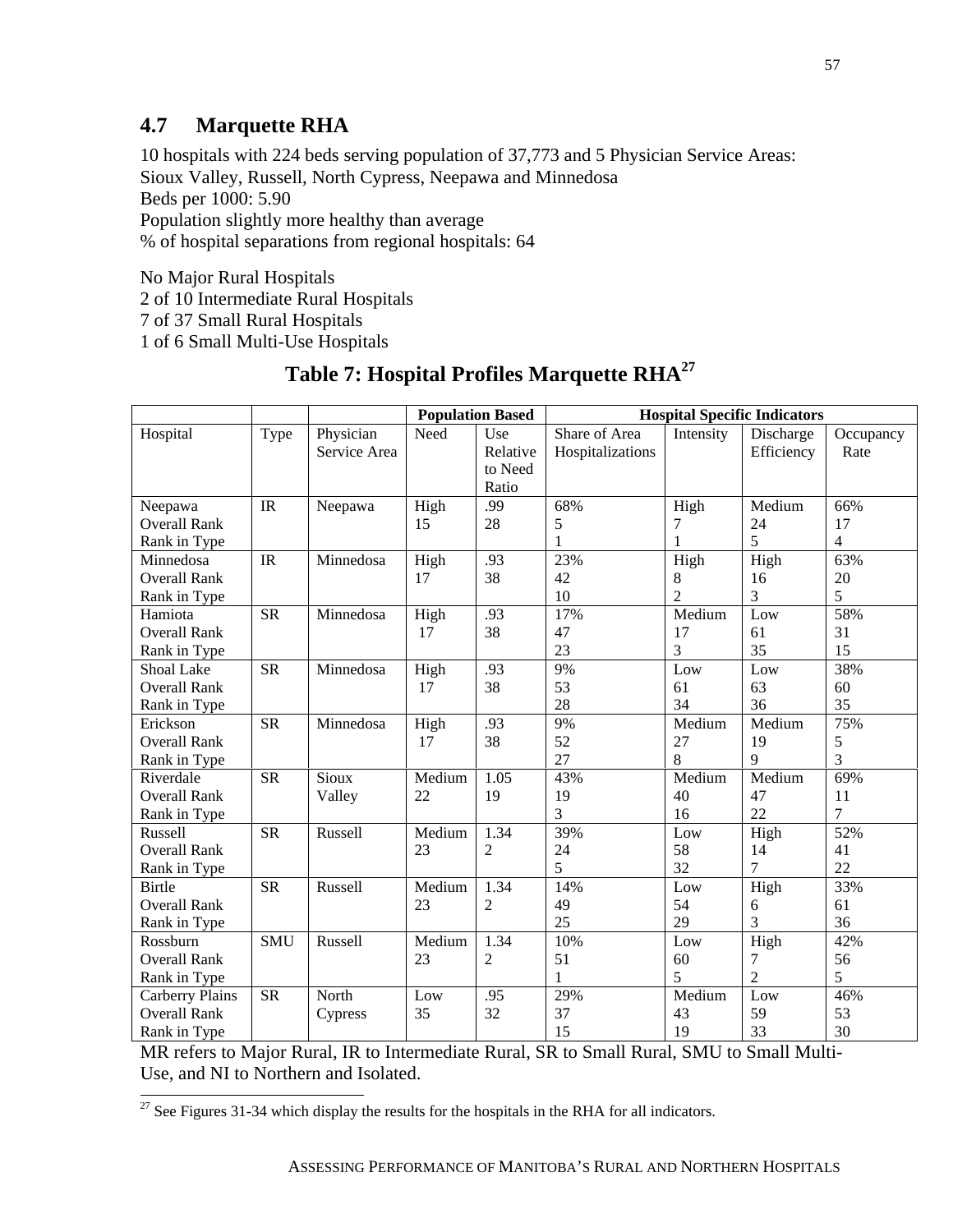## 4.7 Marquette RHA

10 hospitals with 224 beds serving population of 37,773 and 5 Physician Service Areas: Sioux Valley, Russell, North Cypress, Neepawa and Minnedosa
Beds per 1000: 5.90
Population slightly more healthy than average
% of hospital separations from regional hospitals: 64

No Major Rural Hospitals
2 of 10 Intermediate Rural Hospitals
7 of 37 Small Rural Hospitals
1 of 6 Small Multi-Use Hospitals

### Table 7: Hospital Profiles Marquette RHA[27]

| | | | Population Based | | Hospital Specific Indicators | | | |
|---|---|---|---|---|---|---|---|---|
| Hospital | Type | Physician Service Area | Need | Use Relative to Need Ratio | Share of Area Hospitalizations | Intensity | Discharge Efficiency | Occupancy Rate |
| Neepawa<br>Overall Rank<br>Rank in Type | IR | Neepawa | High<br>15 | .99<br>28 | 68%<br>5<br>1 | High<br>7<br>1 | Medium<br>24<br>5 | 66%<br>17<br>4 |
| Minnedosa<br>Overall Rank<br>Rank in Type | IR | Minnedosa | High<br>17 | .93<br>38 | 23%<br>42<br>10 | High<br>8<br>2 | High<br>16<br>3 | 63%<br>20<br>5 |
| Hamiota<br>Overall Rank<br>Rank in Type | SR | Minnedosa | High<br>17 | .93<br>38 | 17%<br>47<br>23 | Medium<br>17<br>3 | Low<br>61<br>35 | 58%<br>31<br>15 |
| Shoal Lake<br>Overall Rank<br>Rank in Type | SR | Minnedosa | High<br>17 | .93<br>38 | 9%<br>53<br>28 | Low<br>61<br>34 | Low<br>63<br>36 | 38%<br>60<br>35 |
| Erickson<br>Overall Rank<br>Rank in Type | SR | Minnedosa | High<br>17 | .93<br>38 | 9%<br>52<br>27 | Medium<br>27<br>8 | Medium<br>19<br>9 | 75%<br>5<br>3 |
| Riverdale<br>Overall Rank<br>Rank in Type | SR | Sioux Valley | Medium<br>22 | 1.05<br>19 | 43%<br>19<br>3 | Medium<br>40<br>16 | Medium<br>47<br>22 | 69%<br>11<br>7 |
| Russell<br>Overall Rank<br>Rank in Type | SR | Russell | Medium<br>23 | 1.34<br>2 | 39%<br>24<br>5 | Low<br>58<br>32 | High<br>14<br>7 | 52%<br>41<br>22 |
| Birtle<br>Overall Rank<br>Rank in Type | SR | Russell | Medium<br>23 | 1.34<br>2 | 14%<br>49<br>25 | Low<br>54<br>29 | High<br>6<br>3 | 33%<br>61<br>36 |
| Rossburn<br>Overall Rank<br>Rank in Type | SMU | Russell | Medium<br>23 | 1.34<br>2 | 10%<br>51<br>1 | Low<br>60<br>5 | High<br>7<br>2 | 42%<br>56<br>5 |
| Carberry Plains<br>Overall Rank<br>Rank in Type | SR | North Cypress | Low<br>35 | .95<br>32 | 29%<br>37<br>15 | Medium<br>43<br>19 | Low<br>59<br>33 | 46%<br>53<br>30 |

MR refers to Major Rural, IR to Intermediate Rural, SR to Small Rural, SMU to Small Multi-Use, and NI to Northern and Isolated.

[27] See Figures 31-34 which display the results for the hospitals in the RHA for all indicators.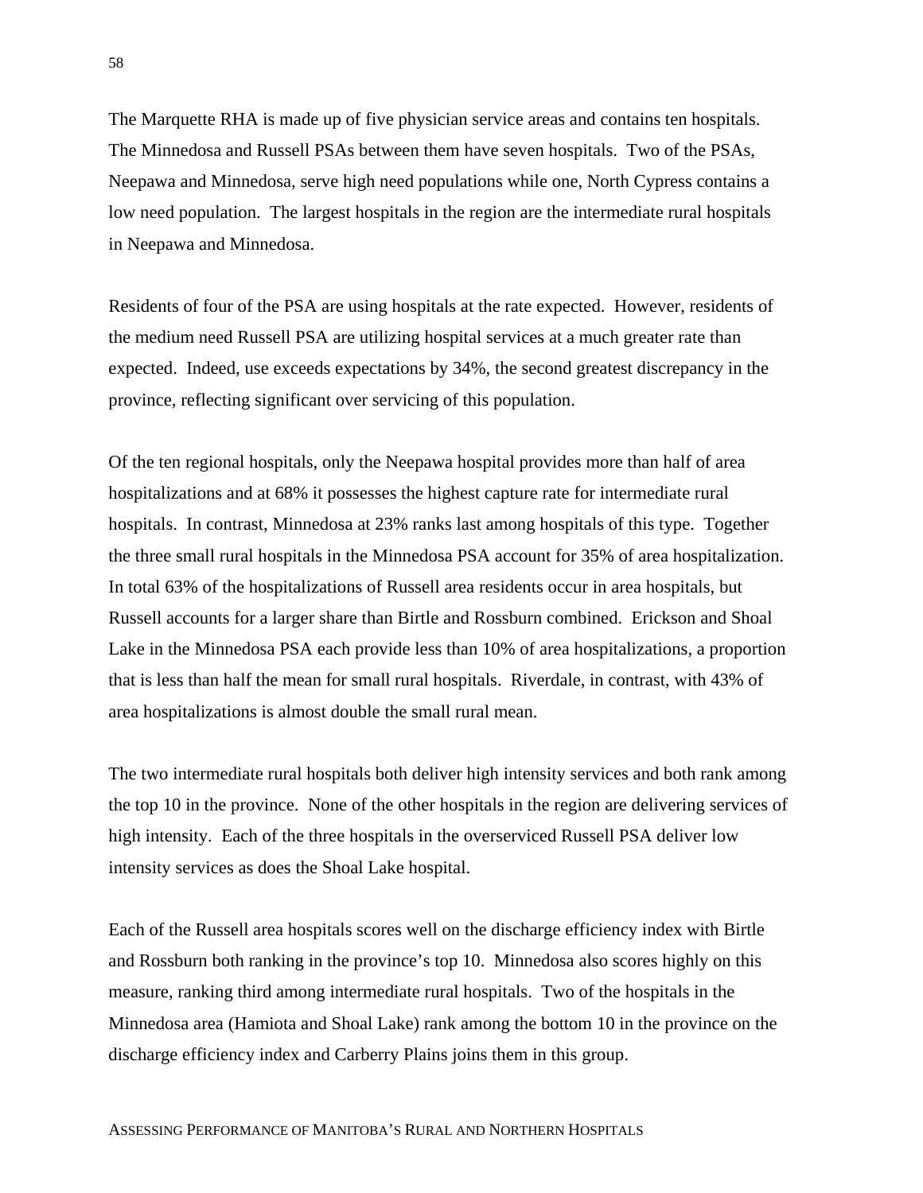The Marquette RHA is made up of five physician service areas and contains ten hospitals. The Minnedosa and Russell PSAs between them have seven hospitals. Two of the PSAs, Neepawa and Minnedosa, serve high need populations while one, North Cypress contains a low need population. The largest hospitals in the region are the intermediate rural hospitals in Neepawa and Minnedosa.

Residents of four of the PSA are using hospitals at the rate expected. However, residents of the medium need Russell PSA are utilizing hospital services at a much greater rate than expected. Indeed, use exceeds expectations by 34%, the second greatest discrepancy in the province, reflecting significant over servicing of this population.

Of the ten regional hospitals, only the Neepawa hospital provides more than half of area hospitalizations and at 68% it possesses the highest capture rate for intermediate rural hospitals. In contrast, Minnedosa at 23% ranks last among hospitals of this type. Together the three small rural hospitals in the Minnedosa PSA account for 35% of area hospitalization. In total 63% of the hospitalizations of Russell area residents occur in area hospitals, but Russell accounts for a larger share than Birtle and Rossburn combined. Erickson and Shoal Lake in the Minnedosa PSA each provide less than 10% of area hospitalizations, a proportion that is less than half the mean for small rural hospitals. Riverdale, in contrast, with 43% of area hospitalizations is almost double the small rural mean.

The two intermediate rural hospitals both deliver high intensity services and both rank among the top 10 in the province. None of the other hospitals in the region are delivering services of high intensity. Each of the three hospitals in the overserviced Russell PSA deliver low intensity services as does the Shoal Lake hospital.

Each of the Russell area hospitals scores well on the discharge efficiency index with Birtle and Rossburn both ranking in the province's top 10. Minnedosa also scores highly on this measure, ranking third among intermediate rural hospitals. Two of the hospitals in the Minnedosa area (Hamiota and Shoal Lake) rank among the bottom 10 in the province on the discharge efficiency index and Carberry Plains joins them in this group.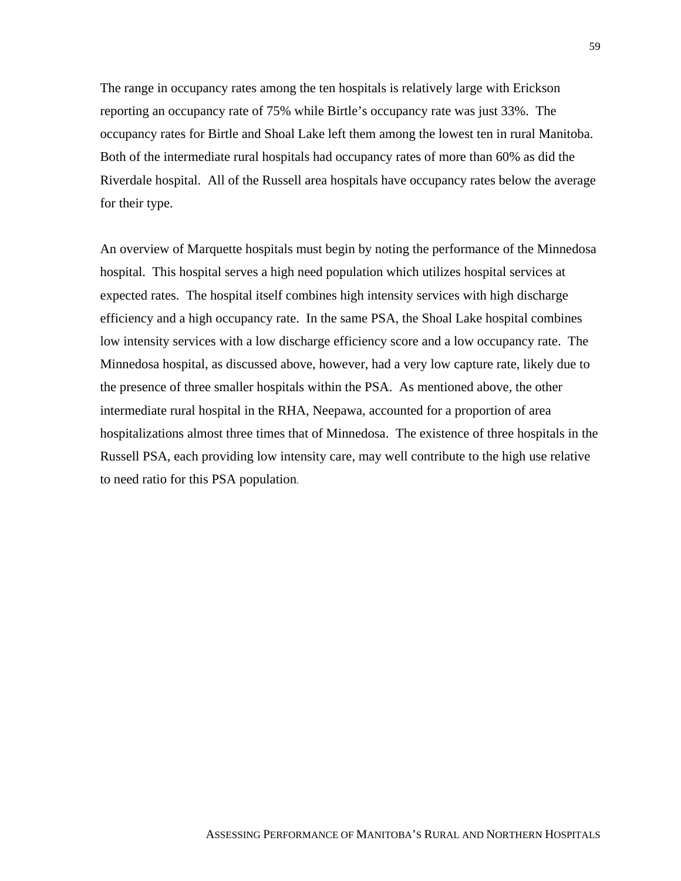The range in occupancy rates among the ten hospitals is relatively large with Erickson reporting an occupancy rate of 75% while Birtle's occupancy rate was just 33%. The occupancy rates for Birtle and Shoal Lake left them among the lowest ten in rural Manitoba. Both of the intermediate rural hospitals had occupancy rates of more than 60% as did the Riverdale hospital. All of the Russell area hospitals have occupancy rates below the average for their type.

An overview of Marquette hospitals must begin by noting the performance of the Minnedosa hospital. This hospital serves a high need population which utilizes hospital services at expected rates. The hospital itself combines high intensity services with high discharge efficiency and a high occupancy rate. In the same PSA, the Shoal Lake hospital combines low intensity services with a low discharge efficiency score and a low occupancy rate. The Minnedosa hospital, as discussed above, however, had a very low capture rate, likely due to the presence of three smaller hospitals within the PSA. As mentioned above, the other intermediate rural hospital in the RHA, Neepawa, accounted for a proportion of area hospitalizations almost three times that of Minnedosa. The existence of three hospitals in the Russell PSA, each providing low intensity care, may well contribute to the high use relative to need ratio for this PSA population.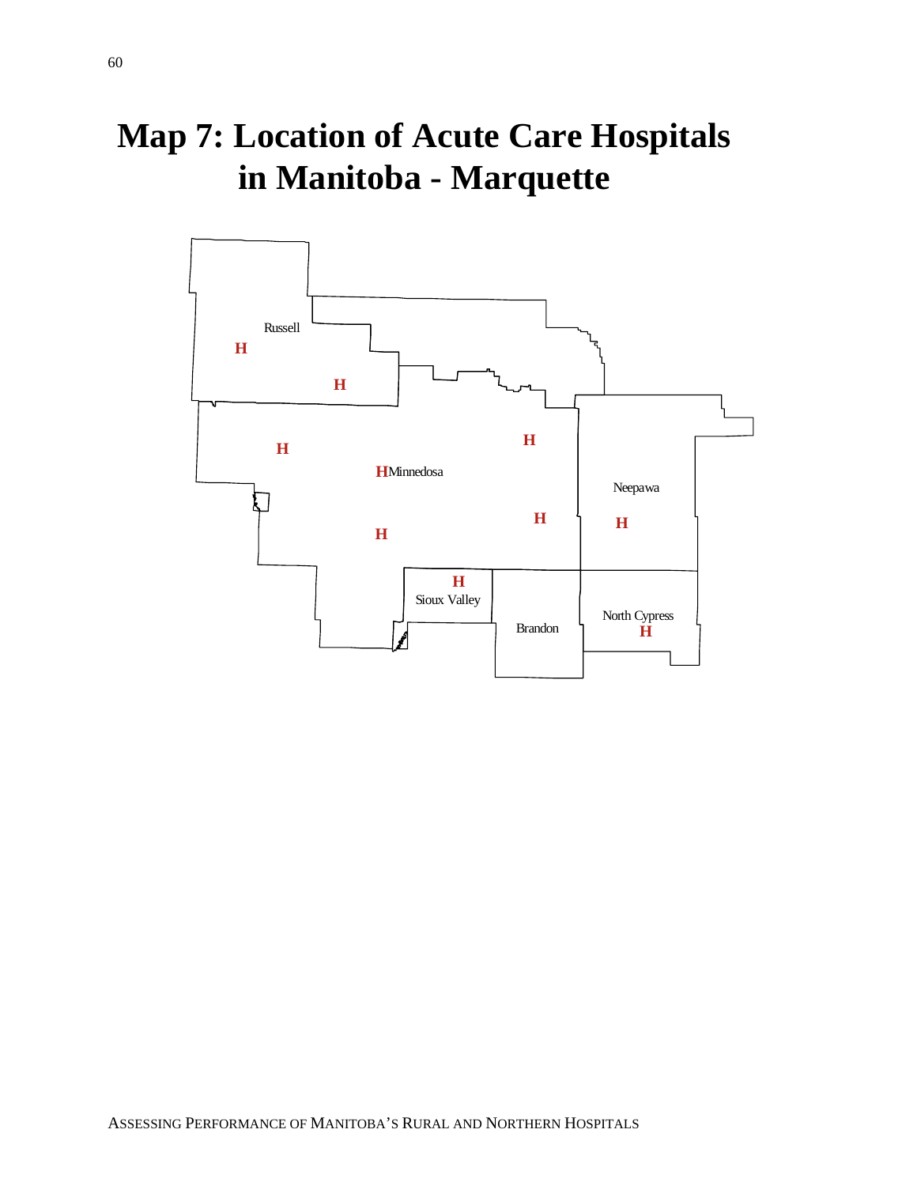# Map 7: Location of Acute Care Hospitals in Manitoba - Marquette

Russell

H

H

H

HMinnedosa

H

H

H

Neepawa

H

H

Sioux Valley

Brandon

North Cypress

H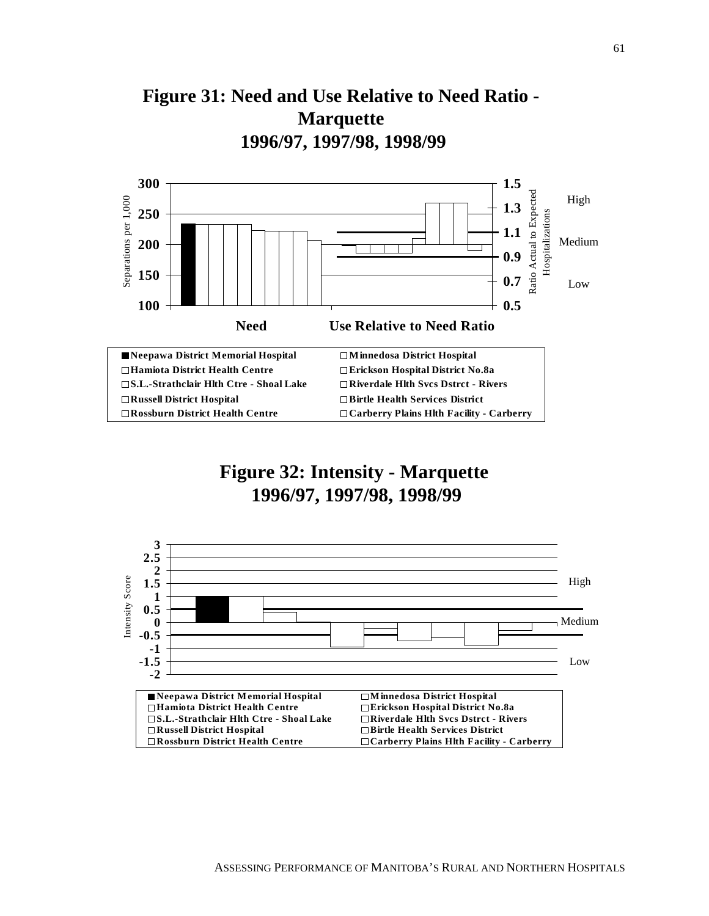# Figure 31: Need and Use Relative to Need Ratio - Marquette
## 1996/97, 1997/98, 1998/99

Separations per 1,000: 300, 250, 200, 150, 100

Ratio Actual to Expected Hospitalizations: 1.5, 1.3, 1.1, 0.9, 0.7, 0.5

High

Medium

Low

Need

Use Relative to Need Ratio

- ■ Neepawa District Memorial Hospital
- □ Hamiota District Health Centre
- □ S.L.-Strathclair Hlth Ctre - Shoal Lake
- □ Russell District Hospital
- □ Rossburn District Health Centre
- □ Minnedosa District Hospital
- □ Erickson Hospital District No.8a
- □ Riverdale Hlth Svcs Dstrct - Rivers
- □ Birtle Health Services District
- □ Carberry Plains Hlth Facility - Carberry

# Figure 32: Intensity - Marquette
## 1996/97, 1997/98, 1998/99

Intensity Score: 3, 2.5, 2, 1.5, 1, 0.5, 0, -0.5, -1, -1.5, -2

High

Medium

Low

- ■ Neepawa District Memorial Hospital
- □ Hamiota District Health Centre
- □ S.L.-Strathclair Hlth Ctre - Shoal Lake
- □ Russell District Hospital
- □ Rossburn District Health Centre
- □ Minnedosa District Hospital
- □ Erickson Hospital District No.8a
- □ Riverdale Hlth Svcs Dstrct - Rivers
- □ Birtle Health Services District
- □ Carberry Plains Hlth Facility - Carberry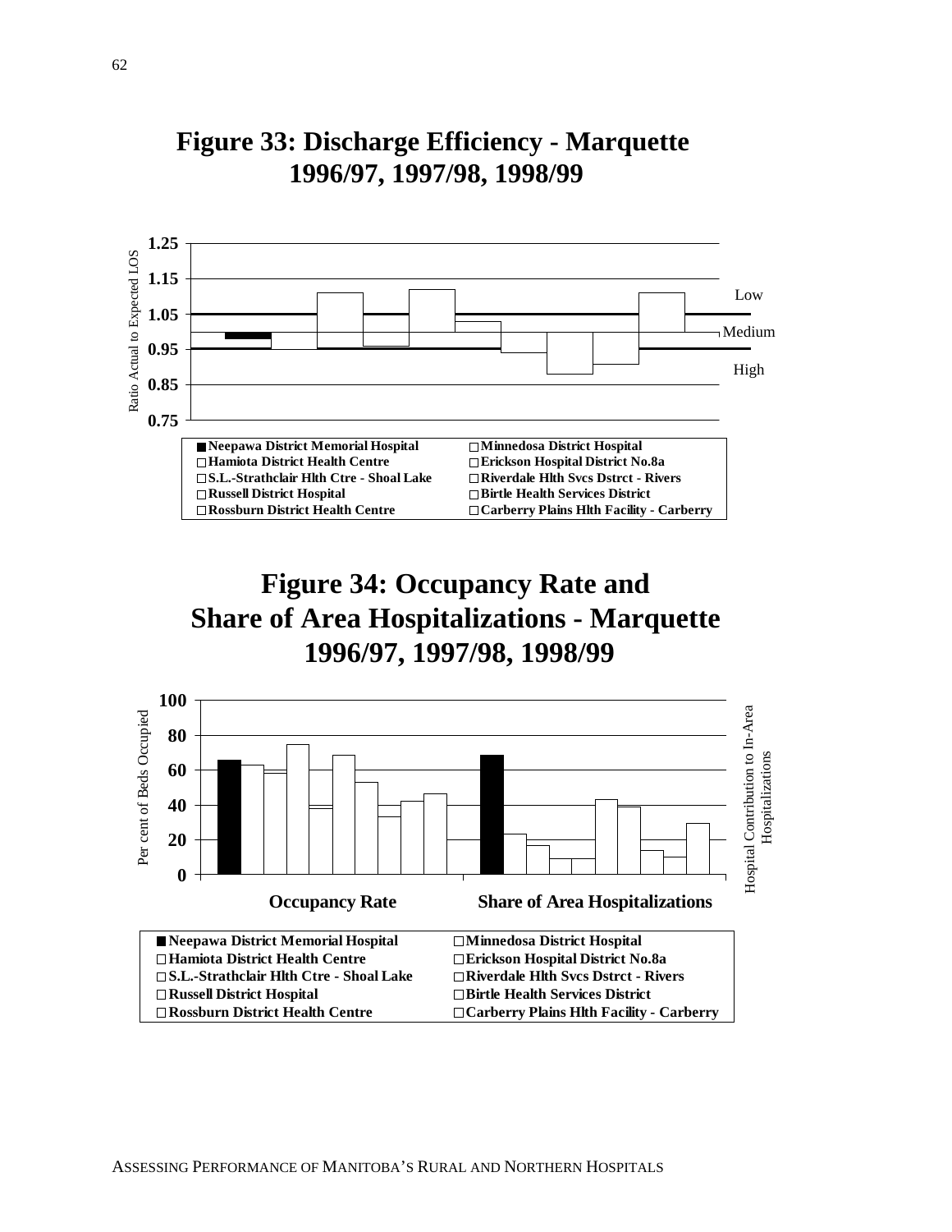# Figure 33: Discharge Efficiency - Marquette 1996/97, 1997/98, 1998/99

Ratio Actual to Expected LOS

1.25
1.15
1.05
0.95
0.85
0.75

Low
Medium
High

- ■ Neepawa District Memorial Hospital
- □ Minnedosa District Hospital
- □ Hamiota District Health Centre
- □ Erickson Hospital District No.8a
- □ S.L.-Strathclair Hlth Ctre - Shoal Lake
- □ Riverdale Hlth Svcs Dstrct - Rivers
- □ Russell District Hospital
- □ Birtle Health Services District
- □ Rossburn District Health Centre
- □ Carberry Plains Hlth Facility - Carberry

# Figure 34: Occupancy Rate and Share of Area Hospitalizations - Marquette 1996/97, 1997/98, 1998/99

Per cent of Beds Occupied

Hospital Contribution to In-Area Hospitalizations

100
80
60
40
20
0

**Occupancy Rate** **Share of Area Hospitalizations**

- ■ Neepawa District Memorial Hospital
- □ Minnedosa District Hospital
- □ Hamiota District Health Centre
- □ Erickson Hospital District No.8a
- □ S.L.-Strathclair Hlth Ctre - Shoal Lake
- □ Riverdale Hlth Svcs Dstrct - Rivers
- □ Russell District Hospital
- □ Birtle Health Services District
- □ Rossburn District Health Centre
- □ Carberry Plains Hlth Facility - Carberry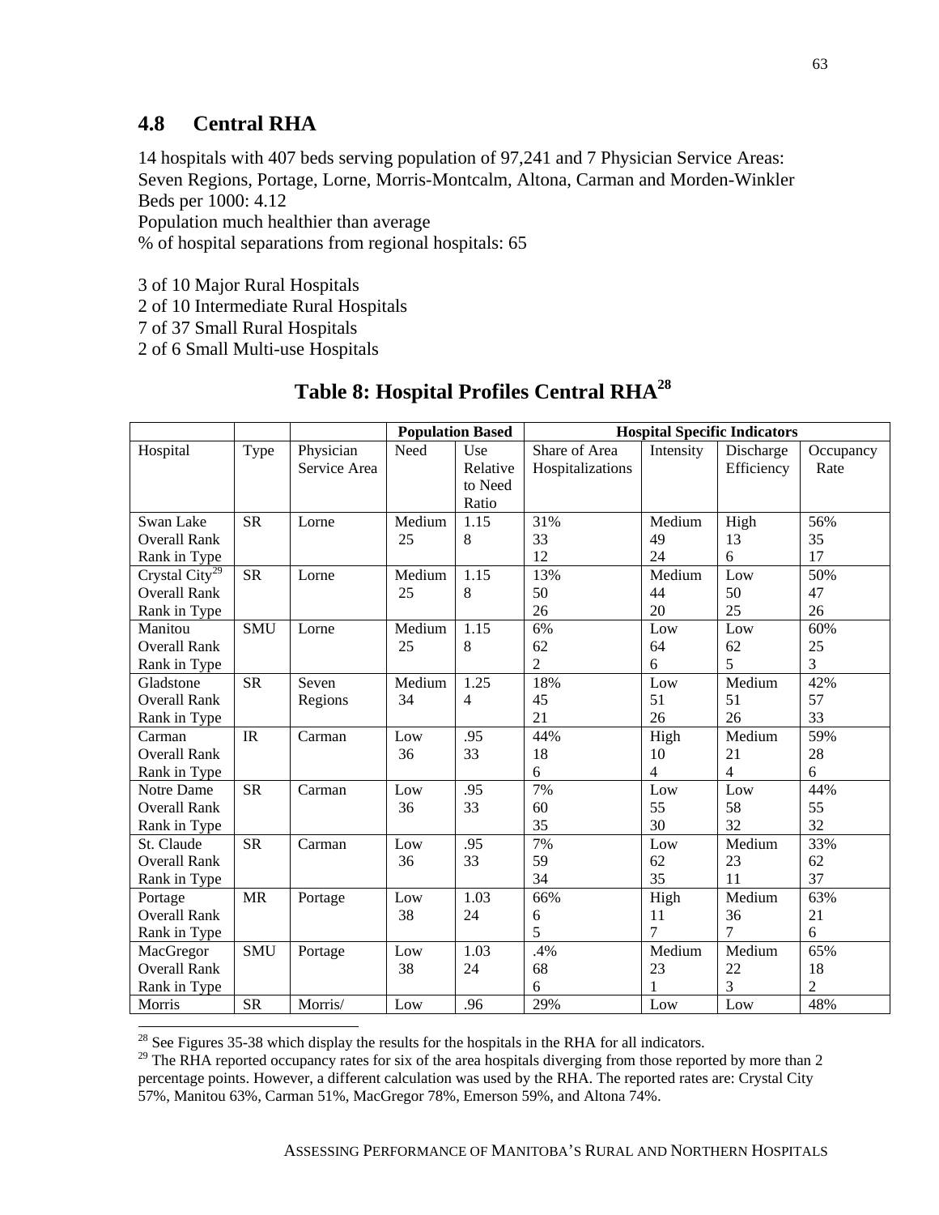## 4.8 Central RHA

14 hospitals with 407 beds serving population of 97,241 and 7 Physician Service Areas: Seven Regions, Portage, Lorne, Morris-Montcalm, Altona, Carman and Morden-Winkler
Beds per 1000: 4.12
Population much healthier than average
% of hospital separations from regional hospitals: 65

3 of 10 Major Rural Hospitals
2 of 10 Intermediate Rural Hospitals
7 of 37 Small Rural Hospitals
2 of 6 Small Multi-use Hospitals

### Table 8: Hospital Profiles Central RHA[28]

| | | | Population Based | | Hospital Specific Indicators | | | |
|---|---|---|---|---|---|---|---|---|
| Hospital | Type | Physician Service Area | Need | Use Relative to Need Ratio | Share of Area Hospitalizations | Intensity | Discharge Efficiency | Occupancy Rate |
| Swan Lake<br>Overall Rank<br>Rank in Type | SR | Lorne | Medium<br>25 | 1.15<br>8 | 31%<br>33<br>12 | Medium<br>49<br>24 | High<br>13<br>6 | 56%<br>35<br>17 |
| Crystal City[29]<br>Overall Rank<br>Rank in Type | SR | Lorne | Medium<br>25 | 1.15<br>8 | 13%<br>50<br>26 | Medium<br>44<br>20 | Low<br>50<br>25 | 50%<br>47<br>26 |
| Manitou<br>Overall Rank<br>Rank in Type | SMU | Lorne | Medium<br>25 | 1.15<br>8 | 6%<br>62<br>2 | Low<br>64<br>6 | Low<br>62<br>5 | 60%<br>25<br>3 |
| Gladstone<br>Overall Rank<br>Rank in Type | SR | Seven Regions | Medium<br>34 | 1.25<br>4 | 18%<br>45<br>21 | Low<br>51<br>26 | Medium<br>51<br>26 | 42%<br>57<br>33 |
| Carman<br>Overall Rank<br>Rank in Type | IR | Carman | Low<br>36 | .95<br>33 | 44%<br>18<br>6 | High<br>10<br>4 | Medium<br>21<br>4 | 59%<br>28<br>6 |
| Notre Dame<br>Overall Rank<br>Rank in Type | SR | Carman | Low<br>36 | .95<br>33 | 7%<br>60<br>35 | Low<br>55<br>30 | Low<br>58<br>32 | 44%<br>55<br>32 |
| St. Claude<br>Overall Rank<br>Rank in Type | SR | Carman | Low<br>36 | .95<br>33 | 7%<br>59<br>34 | Low<br>62<br>35 | Medium<br>23<br>11 | 33%<br>62<br>37 |
| Portage<br>Overall Rank<br>Rank in Type | MR | Portage | Low<br>38 | 1.03<br>24 | 66%<br>6<br>5 | High<br>11<br>7 | Medium<br>36<br>7 | 63%<br>21<br>6 |
| MacGregor<br>Overall Rank<br>Rank in Type | SMU | Portage | Low<br>38 | 1.03<br>24 | .4%<br>68<br>6 | Medium<br>23<br>1 | Medium<br>22<br>3 | 65%<br>18<br>2 |
| Morris | SR | Morris/ | Low | .96 | 29% | Low | Low | 48% |

[28] See Figures 35-38 which display the results for the hospitals in the RHA for all indicators.

[29] The RHA reported occupancy rates for six of the area hospitals diverging from those reported by more than 2 percentage points. However, a different calculation was used by the RHA. The reported rates are: Crystal City 57%, Manitou 63%, Carman 51%, MacGregor 78%, Emerson 59%, and Altona 74%.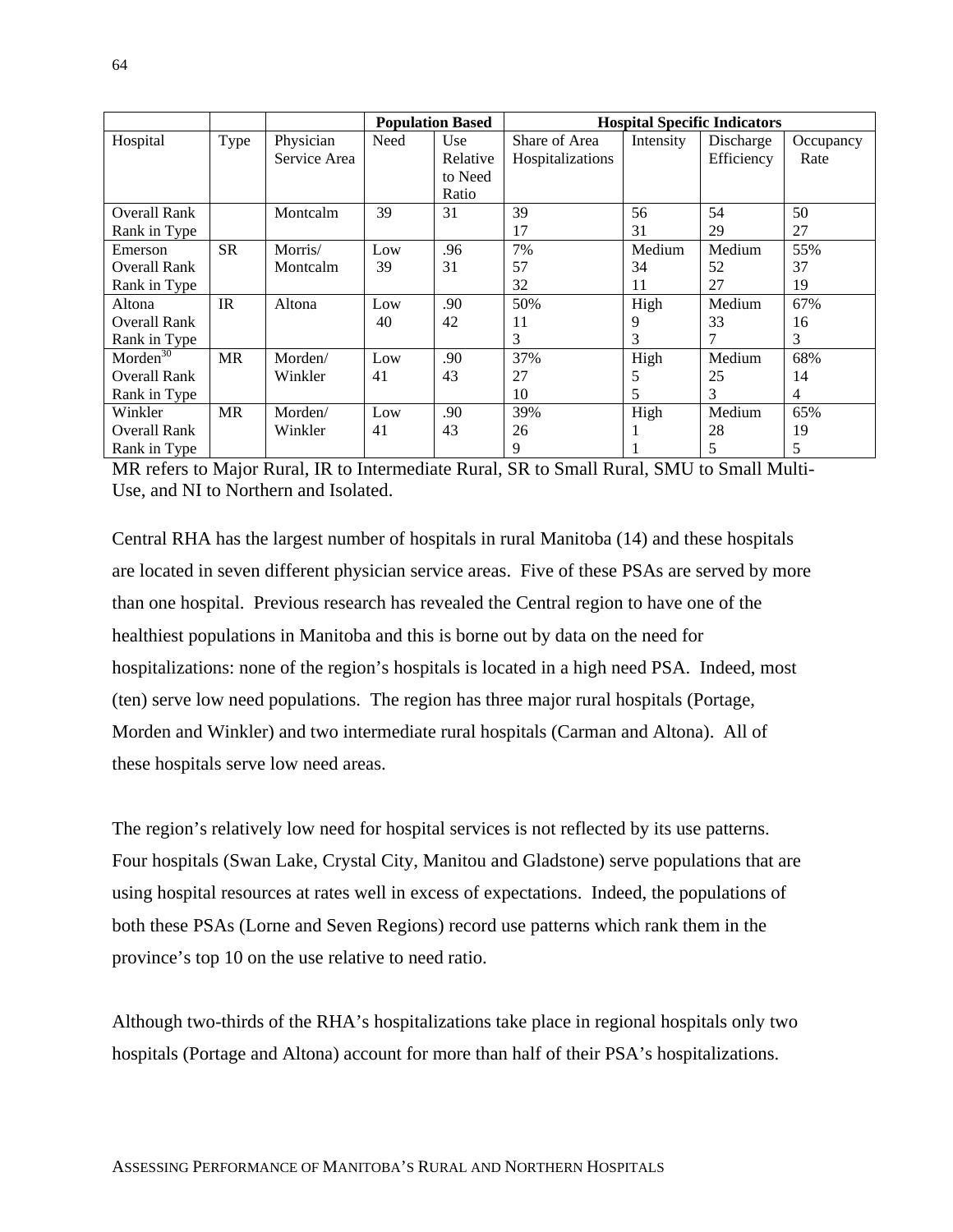| | | | Population Based | | Hospital Specific Indicators | | | |
|---|---|---|---|---|---|---|---|---|
| Hospital | Type | Physician Service Area | Need | Use Relative to Need Ratio | Share of Area Hospitalizations | Intensity | Discharge Efficiency | Occupancy Rate |
| Overall Rank<br>Rank in Type | | Montcalm | 39 | 31 | 39<br>17 | 56<br>31 | 54<br>29 | 50<br>27 |
| Emerson<br>Overall Rank<br>Rank in Type | SR | Morris/<br>Montcalm | Low<br>39 | .96<br>31 | 7%<br>57<br>32 | Medium<br>34<br>11 | Medium<br>52<br>27 | 55%<br>37<br>19 |
| Altona<br>Overall Rank<br>Rank in Type | IR | Altona | Low<br>40 | .90<br>42 | 50%<br>11<br>3 | High<br>9<br>3 | Medium<br>33<br>7 | 67%<br>16<br>3 |
| Morden[30]<br>Overall Rank<br>Rank in Type | MR | Morden/<br>Winkler | Low<br>41 | .90<br>43 | 37%<br>27<br>10 | High<br>5<br>5 | Medium<br>25<br>3 | 68%<br>14<br>4 |
| Winkler<br>Overall Rank<br>Rank in Type | MR | Morden/<br>Winkler | Low<br>41 | .90<br>43 | 39%<br>26<br>9 | High<br>1<br>1 | Medium<br>28<br>5 | 65%<br>19<br>5 |

MR refers to Major Rural, IR to Intermediate Rural, SR to Small Rural, SMU to Small Multi-Use, and NI to Northern and Isolated.

Central RHA has the largest number of hospitals in rural Manitoba (14) and these hospitals are located in seven different physician service areas. Five of these PSAs are served by more than one hospital. Previous research has revealed the Central region to have one of the healthiest populations in Manitoba and this is borne out by data on the need for hospitalizations: none of the region's hospitals is located in a high need PSA. Indeed, most (ten) serve low need populations. The region has three major rural hospitals (Portage, Morden and Winkler) and two intermediate rural hospitals (Carman and Altona). All of these hospitals serve low need areas.

The region's relatively low need for hospital services is not reflected by its use patterns. Four hospitals (Swan Lake, Crystal City, Manitou and Gladstone) serve populations that are using hospital resources at rates well in excess of expectations. Indeed, the populations of both these PSAs (Lorne and Seven Regions) record use patterns which rank them in the province's top 10 on the use relative to need ratio.

Although two-thirds of the RHA's hospitalizations take place in regional hospitals only two hospitals (Portage and Altona) account for more than half of their PSA's hospitalizations.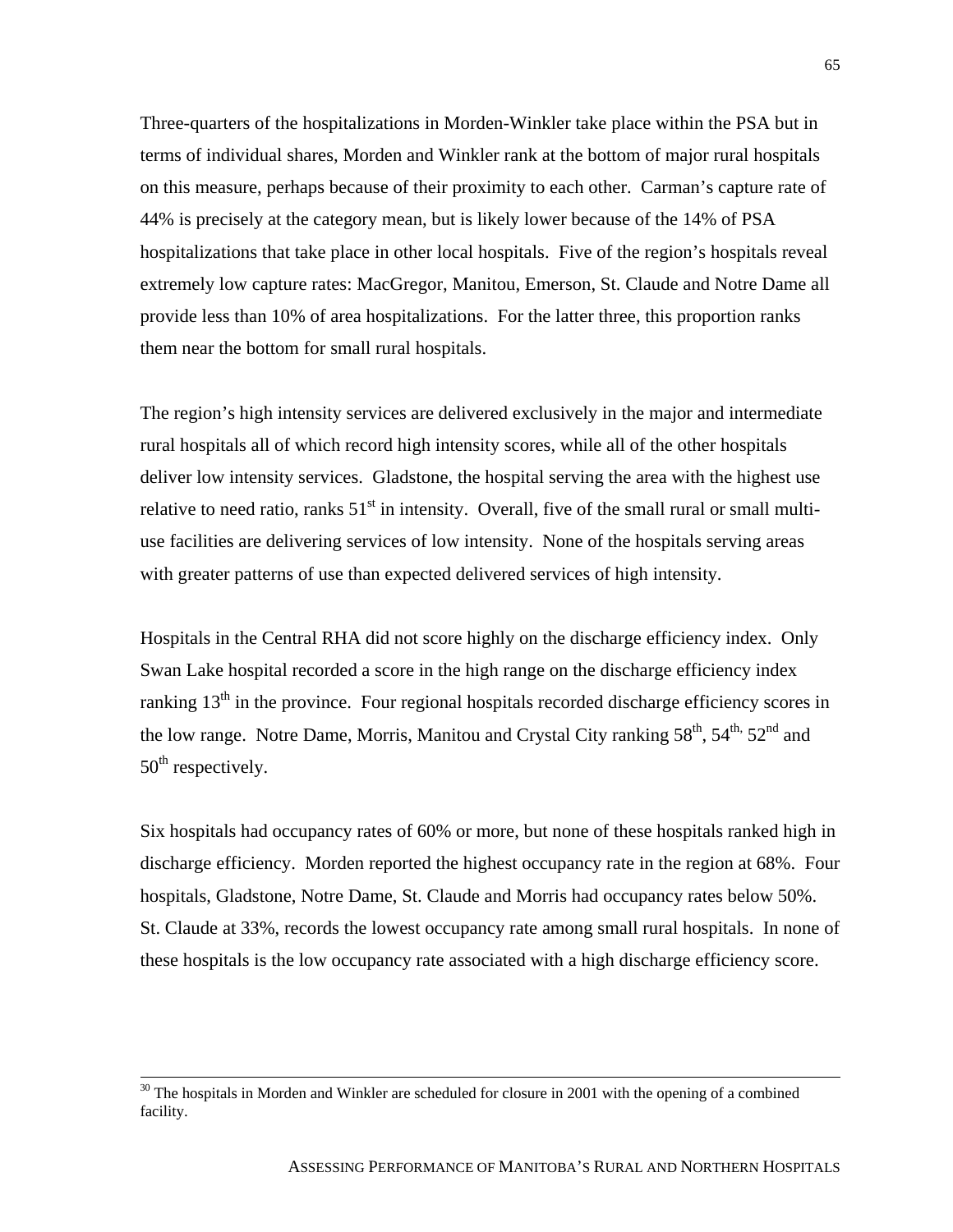Three-quarters of the hospitalizations in Morden-Winkler take place within the PSA but in terms of individual shares, Morden and Winkler rank at the bottom of major rural hospitals on this measure, perhaps because of their proximity to each other. Carman's capture rate of 44% is precisely at the category mean, but is likely lower because of the 14% of PSA hospitalizations that take place in other local hospitals. Five of the region's hospitals reveal extremely low capture rates: MacGregor, Manitou, Emerson, St. Claude and Notre Dame all provide less than 10% of area hospitalizations. For the latter three, this proportion ranks them near the bottom for small rural hospitals.

The region's high intensity services are delivered exclusively in the major and intermediate rural hospitals all of which record high intensity scores, while all of the other hospitals deliver low intensity services. Gladstone, the hospital serving the area with the highest use relative to need ratio, ranks 51st in intensity. Overall, five of the small rural or small multi-use facilities are delivering services of low intensity. None of the hospitals serving areas with greater patterns of use than expected delivered services of high intensity.

Hospitals in the Central RHA did not score highly on the discharge efficiency index. Only Swan Lake hospital recorded a score in the high range on the discharge efficiency index ranking 13th in the province. Four regional hospitals recorded discharge efficiency scores in the low range. Notre Dame, Morris, Manitou and Crystal City ranking 58th, 54th, 52nd and 50th respectively.

Six hospitals had occupancy rates of 60% or more, but none of these hospitals ranked high in discharge efficiency. Morden reported the highest occupancy rate in the region at 68%. Four hospitals, Gladstone, Notre Dame, St. Claude and Morris had occupancy rates below 50%. St. Claude at 33%, records the lowest occupancy rate among small rural hospitals. In none of these hospitals is the low occupancy rate associated with a high discharge efficiency score.

---

[30] The hospitals in Morden and Winkler are scheduled for closure in 2001 with the opening of a combined facility.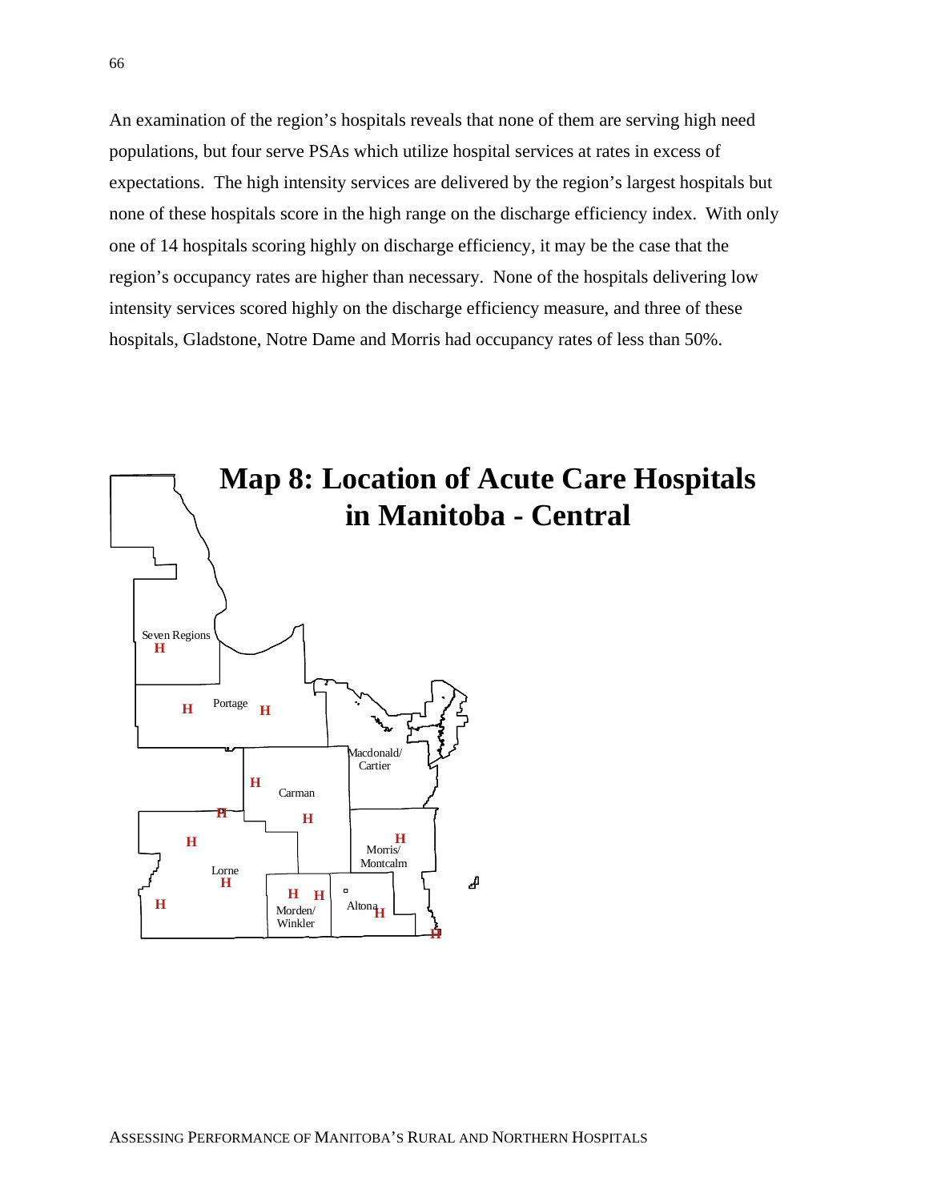An examination of the region's hospitals reveals that none of them are serving high need populations, but four serve PSAs which utilize hospital services at rates in excess of expectations. The high intensity services are delivered by the region's largest hospitals but none of these hospitals score in the high range on the discharge efficiency index. With only one of 14 hospitals scoring highly on discharge efficiency, it may be the case that the region's occupancy rates are higher than necessary. None of the hospitals delivering low intensity services scored highly on the discharge efficiency measure, and three of these hospitals, Gladstone, Notre Dame and Morris had occupancy rates of less than 50%.

## Map 8: Location of Acute Care Hospitals in Manitoba - Central

Seven Regions H

H Portage H

Macdonald/ Cartier

H Carman H

H

H

H Morris/ Montcalm

Lorne H

H

H H Morden/ Winkler

Altona H

H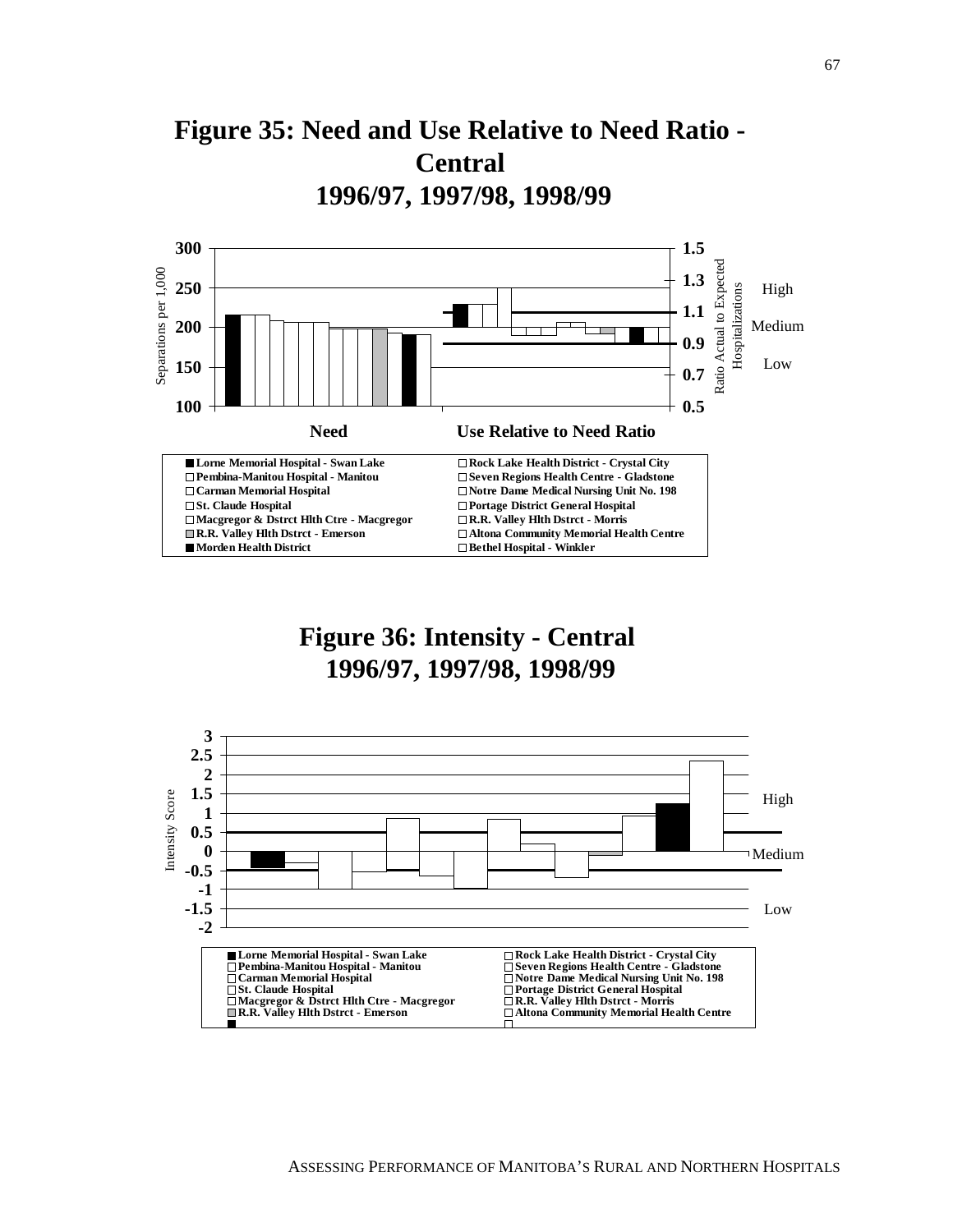# Figure 35: Need and Use Relative to Need Ratio - Central 1996/97, 1997/98, 1998/99

Separations per 1,000: 300, 250, 200, 150, 100

Ratio Actual to Expected Hospitalizations: 1.5, 1.3, 1.1, 0.9, 0.7, 0.5

High

Medium

Low

**Need** **Use Relative to Need Ratio**

- **Lorne Memorial Hospital - Swan Lake**
- **Pembina-Manitou Hospital - Manitou**
- **Carman Memorial Hospital**
- **St. Claude Hospital**
- **Macgregor & Dstrct Hlth Ctre - Macgregor**
- **R.R. Valley Hlth Dstrct - Emerson**
- **Morden Health District**
- **Rock Lake Health District - Crystal City**
- **Seven Regions Health Centre - Gladstone**
- **Notre Dame Medical Nursing Unit No. 198**
- **Portage District General Hospital**
- **R.R. Valley Hlth Dstrct - Morris**
- **Altona Community Memorial Health Centre**
- **Bethel Hospital - Winkler**

# Figure 36: Intensity - Central 1996/97, 1997/98, 1998/99

Intensity Score: 3, 2.5, 2, 1.5, 1, 0.5, 0, -0.5, -1, -1.5, -2

High

Medium

Low

- **Lorne Memorial Hospital - Swan Lake**
- **Pembina-Manitou Hospital - Manitou**
- **Carman Memorial Hospital**
- **St. Claude Hospital**
- **Macgregor & Dstrct Hlth Ctre - Macgregor**
- **R.R. Valley Hlth Dstrct - Emerson**
- **Rock Lake Health District - Crystal City**
- **Seven Regions Health Centre - Gladstone**
- **Notre Dame Medical Nursing Unit No. 198**
- **Portage District General Hospital**
- **R.R. Valley Hlth Dstrct - Morris**
- **Altona Community Memorial Health Centre**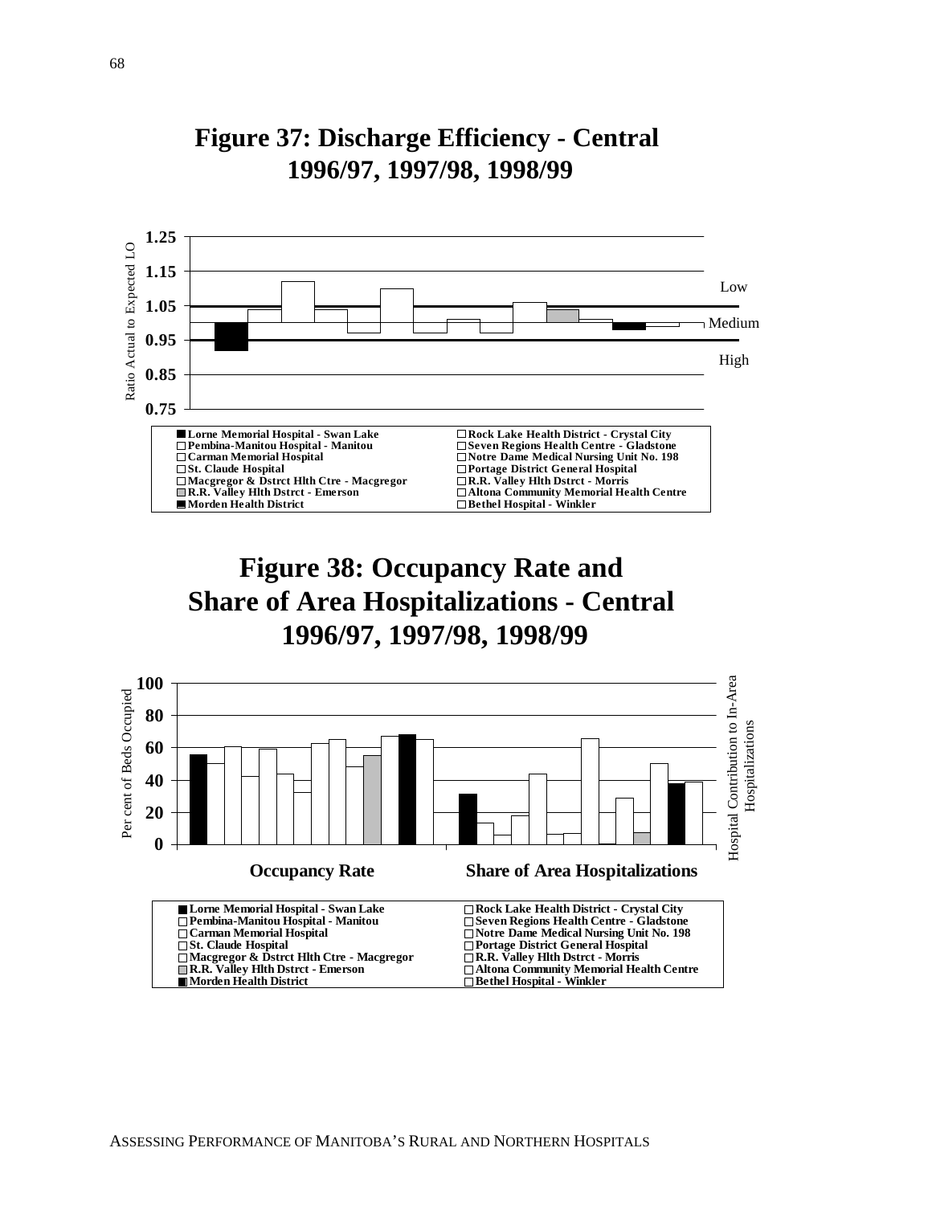# Figure 37: Discharge Efficiency - Central 1996/97, 1997/98, 1998/99

Ratio Actual to Expected LO

1.25
1.15
1.05
0.95
0.85
0.75

Low

Medium

High

- Lorne Memorial Hospital - Swan Lake
- Pembina-Manitou Hospital - Manitou
- Carman Memorial Hospital
- St. Claude Hospital
- Macgregor & Dstrct Hlth Ctre - Macgregor
- R.R. Valley Hlth Dstrct - Emerson
- Morden Health District
- Rock Lake Health District - Crystal City
- Seven Regions Health Centre - Gladstone
- Notre Dame Medical Nursing Unit No. 198
- Portage District General Hospital
- R.R. Valley Hlth Dstrct - Morris
- Altona Community Memorial Health Centre
- Bethel Hospital - Winkler

# Figure 38: Occupancy Rate and Share of Area Hospitalizations - Central 1996/97, 1997/98, 1998/99

Per cent of Beds Occupied

Hospital Contribution to In-Area Hospitalizations

100
80
60
40
20
0

**Occupancy Rate** **Share of Area Hospitalizations**

- Lorne Memorial Hospital - Swan Lake
- Pembina-Manitou Hospital - Manitou
- Carman Memorial Hospital
- St. Claude Hospital
- Macgregor & Dstrct Hlth Ctre - Macgregor
- R.R. Valley Hlth Dstrct - Emerson
- Morden Health District
- Rock Lake Health District - Crystal City
- Seven Regions Health Centre - Gladstone
- Notre Dame Medical Nursing Unit No. 198
- Portage District General Hospital
- R.R. Valley Hlth Dstrct - Morris
- Altona Community Memorial Health Centre
- Bethel Hospital - Winkler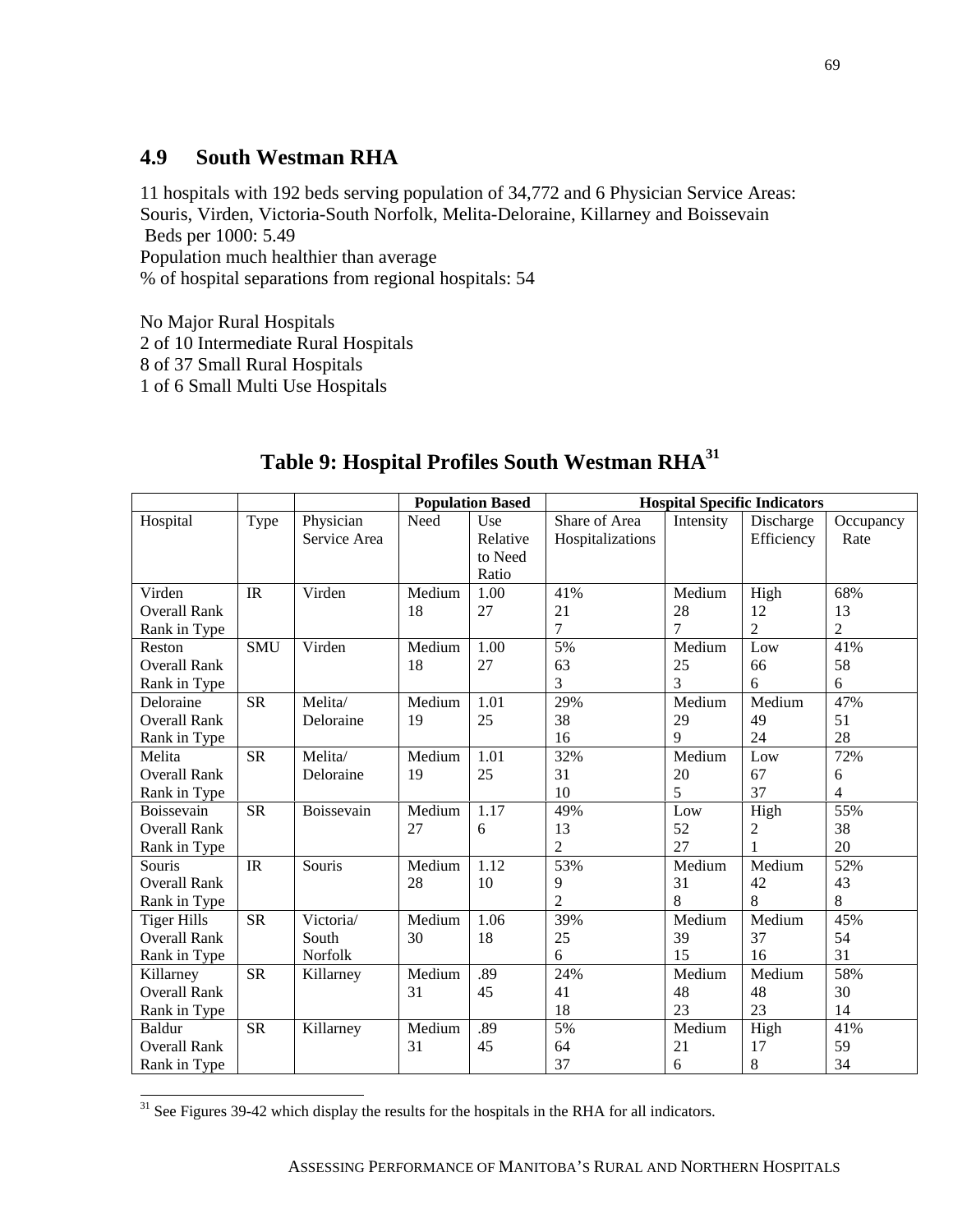## 4.9 South Westman RHA

11 hospitals with 192 beds serving population of 34,772 and 6 Physician Service Areas: Souris, Virden, Victoria-South Norfolk, Melita-Deloraine, Killarney and Boissevain
Beds per 1000: 5.49
Population much healthier than average
% of hospital separations from regional hospitals: 54

No Major Rural Hospitals
2 of 10 Intermediate Rural Hospitals
8 of 37 Small Rural Hospitals
1 of 6 Small Multi Use Hospitals

**Table 9: Hospital Profiles South Westman RHA[31]**

| | | | Population Based | | Hospital Specific Indicators | | | |
|---|---|---|---|---|---|---|---|---|
| Hospital | Type | Physician Service Area | Need | Use Relative to Need Ratio | Share of Area Hospitalizations | Intensity | Discharge Efficiency | Occupancy Rate |
| Virden<br>Overall Rank<br>Rank in Type | IR | Virden | Medium<br>18 | 1.00<br>27 | 41%<br>21<br>7 | Medium<br>28<br>7 | High<br>12<br>2 | 68%<br>13<br>2 |
| Reston<br>Overall Rank<br>Rank in Type | SMU | Virden | Medium<br>18 | 1.00<br>27 | 5%<br>63<br>3 | Medium<br>25<br>3 | Low<br>66<br>6 | 41%<br>58<br>6 |
| Deloraine<br>Overall Rank<br>Rank in Type | SR | Melita/ Deloraine | Medium<br>19 | 1.01<br>25 | 29%<br>38<br>16 | Medium<br>29<br>9 | Medium<br>49<br>24 | 47%<br>51<br>28 |
| Melita<br>Overall Rank<br>Rank in Type | SR | Melita/ Deloraine | Medium<br>19 | 1.01<br>25 | 32%<br>31<br>10 | Medium<br>20<br>5 | Low<br>67<br>37 | 72%<br>6<br>4 |
| Boissevain<br>Overall Rank<br>Rank in Type | SR | Boissevain | Medium<br>27 | 1.17<br>6 | 49%<br>13<br>2 | Low<br>52<br>27 | High<br>2<br>1 | 55%<br>38<br>20 |
| Souris<br>Overall Rank<br>Rank in Type | IR | Souris | Medium<br>28 | 1.12<br>10 | 53%<br>9<br>2 | Medium<br>31<br>8 | Medium<br>42<br>8 | 52%<br>43<br>8 |
| Tiger Hills<br>Overall Rank<br>Rank in Type | SR | Victoria/ South Norfolk | Medium<br>30 | 1.06<br>18 | 39%<br>25<br>6 | Medium<br>39<br>15 | Medium<br>37<br>16 | 45%<br>54<br>31 |
| Killarney<br>Overall Rank<br>Rank in Type | SR | Killarney | Medium<br>31 | .89<br>45 | 24%<br>41<br>18 | Medium<br>48<br>23 | Medium<br>48<br>23 | 58%<br>30<br>14 |
| Baldur<br>Overall Rank<br>Rank in Type | SR | Killarney | Medium<br>31 | .89<br>45 | 5%<br>64<br>37 | Medium<br>21<br>6 | High<br>17<br>8 | 41%<br>59<br>34 |

[31] See Figures 39-42 which display the results for the hospitals in the RHA for all indicators.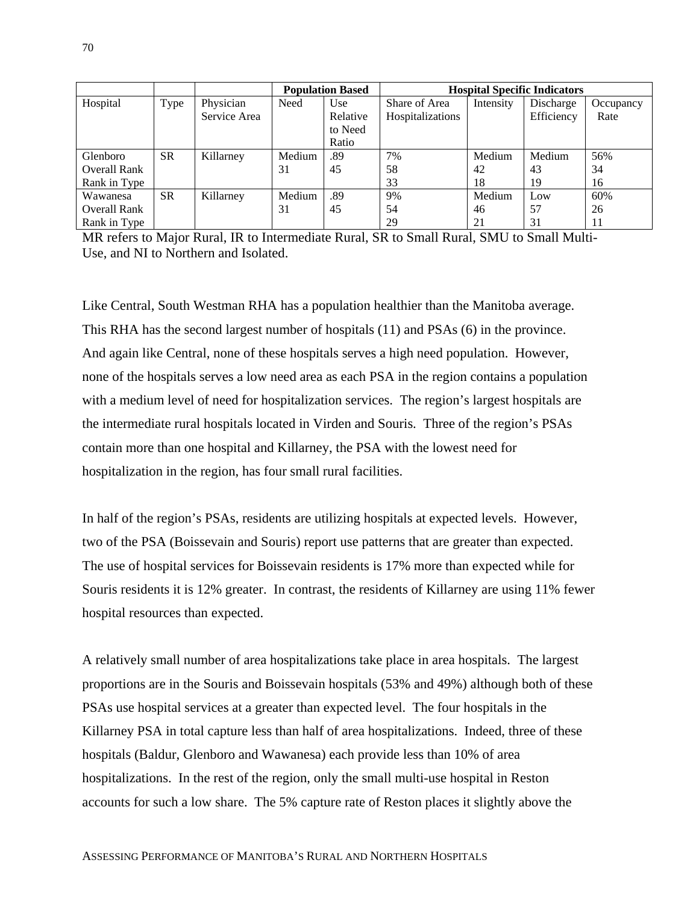| | | | Population Based | | Hospital Specific Indicators | | | |
|---|---|---|---|---|---|---|---|---|
| Hospital | Type | Physician Service Area | Need | Use Relative to Need Ratio | Share of Area Hospitalizations | Intensity | Discharge Efficiency | Occupancy Rate |
| Glenboro<br>Overall Rank<br>Rank in Type | SR | Killarney | Medium<br>31 | .89<br>45 | 7%<br>58<br>33 | Medium<br>42<br>18 | Medium<br>43<br>19 | 56%<br>34<br>16 |
| Wawanesa<br>Overall Rank<br>Rank in Type | SR | Killarney | Medium<br>31 | .89<br>45 | 9%<br>54<br>29 | Medium<br>46<br>21 | Low<br>57<br>31 | 60%<br>26<br>11 |

MR refers to Major Rural, IR to Intermediate Rural, SR to Small Rural, SMU to Small Multi-Use, and NI to Northern and Isolated.

Like Central, South Westman RHA has a population healthier than the Manitoba average. This RHA has the second largest number of hospitals (11) and PSAs (6) in the province. And again like Central, none of these hospitals serves a high need population. However, none of the hospitals serves a low need area as each PSA in the region contains a population with a medium level of need for hospitalization services. The region's largest hospitals are the intermediate rural hospitals located in Virden and Souris. Three of the region's PSAs contain more than one hospital and Killarney, the PSA with the lowest need for hospitalization in the region, has four small rural facilities.

In half of the region's PSAs, residents are utilizing hospitals at expected levels. However, two of the PSA (Boissevain and Souris) report use patterns that are greater than expected. The use of hospital services for Boissevain residents is 17% more than expected while for Souris residents it is 12% greater. In contrast, the residents of Killarney are using 11% fewer hospital resources than expected.

A relatively small number of area hospitalizations take place in area hospitals. The largest proportions are in the Souris and Boissevain hospitals (53% and 49%) although both of these PSAs use hospital services at a greater than expected level. The four hospitals in the Killarney PSA in total capture less than half of area hospitalizations. Indeed, three of these hospitals (Baldur, Glenboro and Wawanesa) each provide less than 10% of area hospitalizations. In the rest of the region, only the small multi-use hospital in Reston accounts for such a low share. The 5% capture rate of Reston places it slightly above the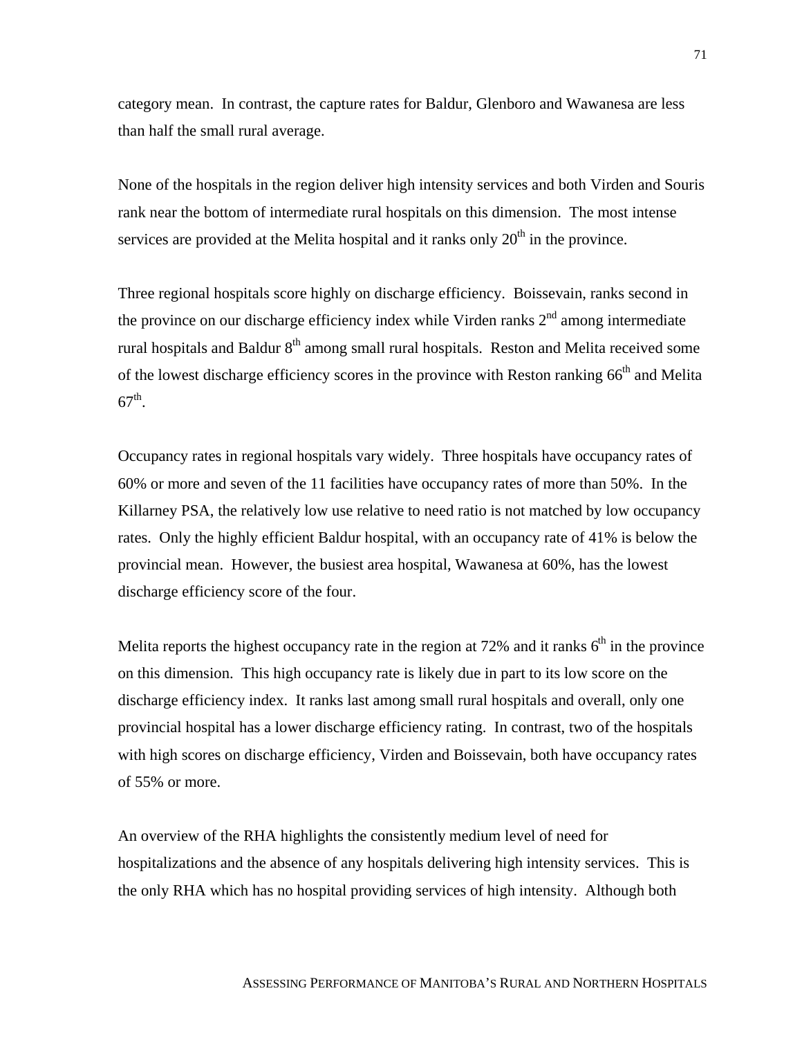category mean. In contrast, the capture rates for Baldur, Glenboro and Wawanesa are less than half the small rural average.

None of the hospitals in the region deliver high intensity services and both Virden and Souris rank near the bottom of intermediate rural hospitals on this dimension. The most intense services are provided at the Melita hospital and it ranks only 20th in the province.

Three regional hospitals score highly on discharge efficiency. Boissevain, ranks second in the province on our discharge efficiency index while Virden ranks 2nd among intermediate rural hospitals and Baldur 8th among small rural hospitals. Reston and Melita received some of the lowest discharge efficiency scores in the province with Reston ranking 66th and Melita 67th.

Occupancy rates in regional hospitals vary widely. Three hospitals have occupancy rates of 60% or more and seven of the 11 facilities have occupancy rates of more than 50%. In the Killarney PSA, the relatively low use relative to need ratio is not matched by low occupancy rates. Only the highly efficient Baldur hospital, with an occupancy rate of 41% is below the provincial mean. However, the busiest area hospital, Wawanesa at 60%, has the lowest discharge efficiency score of the four.

Melita reports the highest occupancy rate in the region at 72% and it ranks 6th in the province on this dimension. This high occupancy rate is likely due in part to its low score on the discharge efficiency index. It ranks last among small rural hospitals and overall, only one provincial hospital has a lower discharge efficiency rating. In contrast, two of the hospitals with high scores on discharge efficiency, Virden and Boissevain, both have occupancy rates of 55% or more.

An overview of the RHA highlights the consistently medium level of need for hospitalizations and the absence of any hospitals delivering high intensity services. This is the only RHA which has no hospital providing services of high intensity. Although both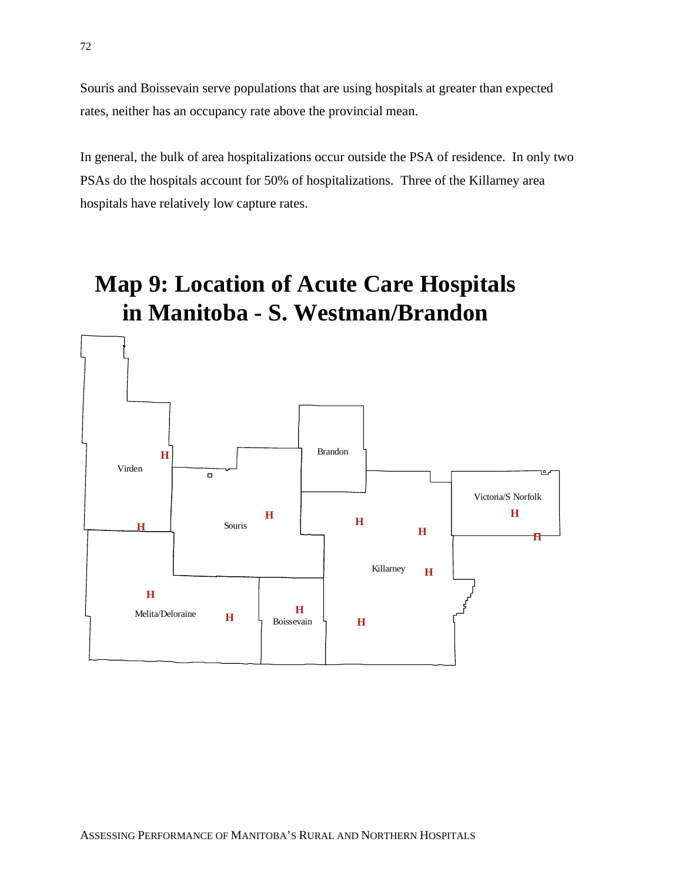Souris and Boissevain serve populations that are using hospitals at greater than expected rates, neither has an occupancy rate above the provincial mean.

In general, the bulk of area hospitalizations occur outside the PSA of residence. In only two PSAs do the hospitals account for 50% of hospitalizations. Three of the Killarney area hospitals have relatively low capture rates.

# Map 9: Location of Acute Care Hospitals in Manitoba - S. Westman/Brandon

Virden

Brandon

Souris

Victoria/S Norfolk

Killarney

Melita/Deloraine

Boissevain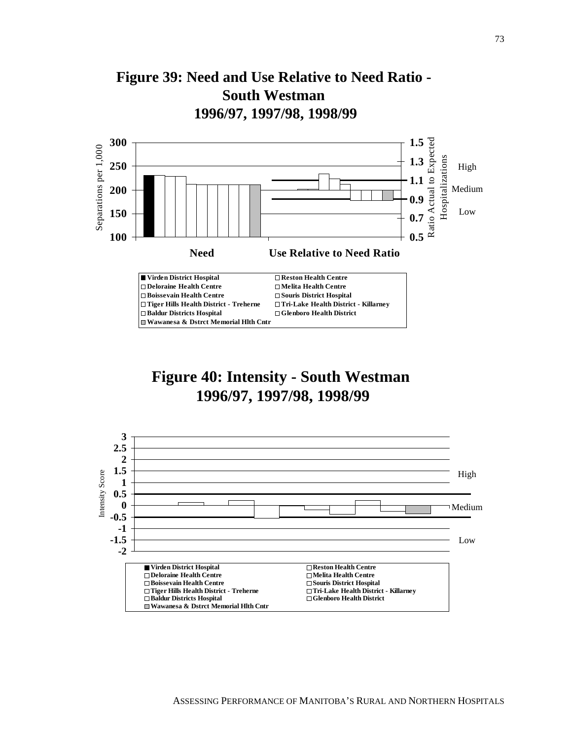## Figure 39: Need and Use Relative to Need Ratio - South Westman 1996/97, 1997/98, 1998/99

Separations per 1,000: 300, 250, 200, 150, 100

Ratio Actual to Expected Hospitalizations: 1.5, 1.3, 1.1, 0.9, 0.7, 0.5

High, Medium, Low

**Need** **Use Relative to Need Ratio**

- **Virden District Hospital**
- **Deloraine Health Centre**
- **Boissevain Health Centre**
- **Tiger Hills Health District - Treherne**
- **Baldur Districts Hospital**
- **Wawanesa & Dstrct Memorial Hlth Cntr**
- **Reston Health Centre**
- **Melita Health Centre**
- **Souris District Hospital**
- **Tri-Lake Health District - Killarney**
- **Glenboro Health District**

## Figure 40: Intensity - South Westman 1996/97, 1997/98, 1998/99

Intensity Score: 3, 2.5, 2, 1.5, 1, 0.5, 0, -0.5, -1, -1.5, -2

High, Medium, Low

- **Virden District Hospital**
- **Deloraine Health Centre**
- **Boissevain Health Centre**
- **Tiger Hills Health District - Treherne**
- **Baldur Districts Hospital**
- **Wawanesa & Dstrct Memorial Hlth Cntr**
- **Reston Health Centre**
- **Melita Health Centre**
- **Souris District Hospital**
- **Tri-Lake Health District - Killarney**
- **Glenboro Health District**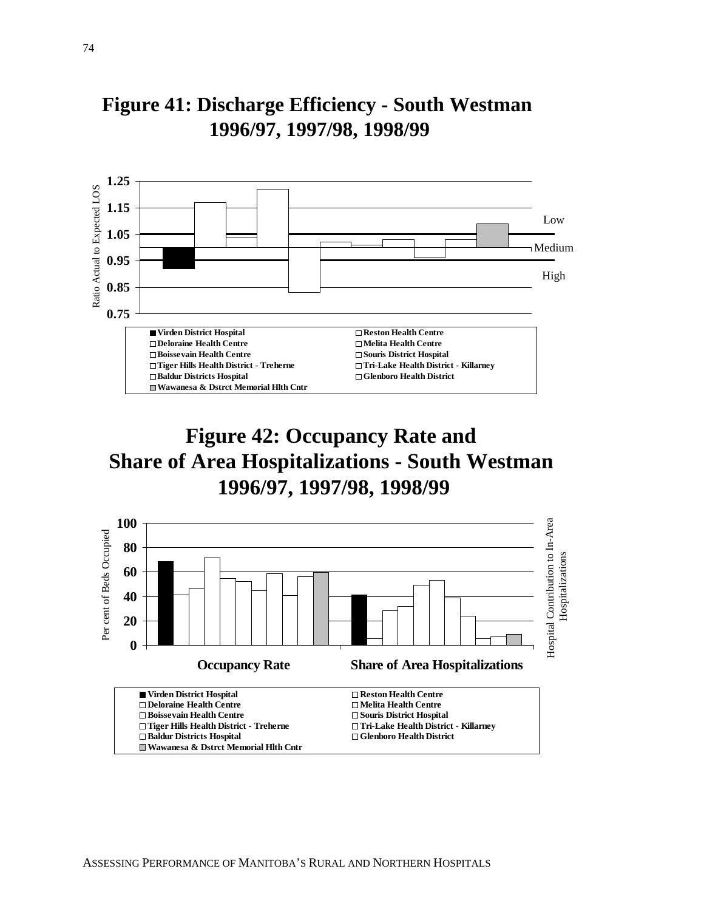# Figure 41: Discharge Efficiency - South Westman 1996/97, 1997/98, 1998/99

Ratio Actual to Expected LOS

1.25
1.15
1.05
0.95
0.85
0.75

Low
Medium
High

- ■ Virden District Hospital
- □ Reston Health Centre
- □ Deloraine Health Centre
- □ Melita Health Centre
- □ Boissevain Health Centre
- □ Souris District Hospital
- □ Tiger Hills Health District - Treherne
- □ Tri-Lake Health District - Killarney
- □ Baldur Districts Hospital
- □ Glenboro Health District
- ▨ Wawanesa & Dstrct Memorial Hlth Cntr

# Figure 42: Occupancy Rate and Share of Area Hospitalizations - South Westman 1996/97, 1997/98, 1998/99

Per cent of Beds Occupied

Hospital Contribution to In-Area Hospitalizations

100
80
60
40
20
0

Occupancy Rate

Share of Area Hospitalizations

- ■ Virden District Hospital
- □ Reston Health Centre
- □ Deloraine Health Centre
- □ Melita Health Centre
- □ Boissevain Health Centre
- □ Souris District Hospital
- □ Tiger Hills Health District - Treherne
- □ Tri-Lake Health District - Killarney
- □ Baldur Districts Hospital
- □ Glenboro Health District
- ▨ Wawanesa & Dstrct Memorial Hlth Cntr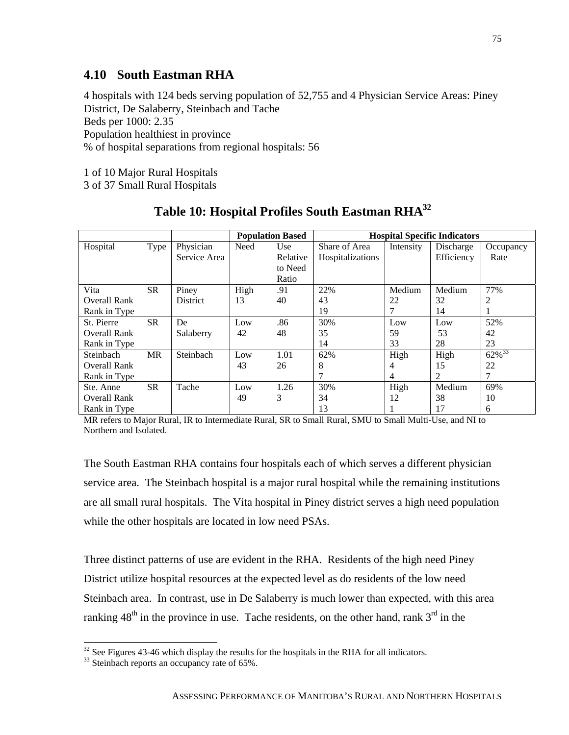## 4.10 South Eastman RHA

4 hospitals with 124 beds serving population of 52,755 and 4 Physician Service Areas: Piney District, De Salaberry, Steinbach and Tache
Beds per 1000: 2.35
Population healthiest in province
% of hospital separations from regional hospitals: 56

1 of 10 Major Rural Hospitals
3 of 37 Small Rural Hospitals

### Table 10: Hospital Profiles South Eastman RHA[32]

| | | | Population Based | | Hospital Specific Indicators | | | |
|---|---|---|---|---|---|---|---|---|
| Hospital | Type | Physician Service Area | Need | Use Relative to Need Ratio | Share of Area Hospitalizations | Intensity | Discharge Efficiency | Occupancy Rate |
| Vita<br>Overall Rank<br>Rank in Type | SR | Piney District | High<br>13 | .91<br>40 | 22%<br>43<br>19 | Medium<br>22<br>7 | Medium<br>32<br>14 | 77%<br>2<br>1 |
| St. Pierre<br>Overall Rank<br>Rank in Type | SR | De Salaberry | Low<br>42 | .86<br>48 | 30%<br>35<br>14 | Low<br>59<br>33 | Low<br>53<br>28 | 52%<br>42<br>23 |
| Steinbach<br>Overall Rank<br>Rank in Type | MR | Steinbach | Low<br>43 | 1.01<br>26 | 62%<br>8<br>7 | High<br>4<br>4 | High<br>15<br>2 | 62%[33]<br>22<br>7 |
| Ste. Anne<br>Overall Rank<br>Rank in Type | SR | Tache | Low<br>49 | 1.26<br>3 | 30%<br>34<br>13 | High<br>12<br>1 | Medium<br>38<br>17 | 69%<br>10<br>6 |

MR refers to Major Rural, IR to Intermediate Rural, SR to Small Rural, SMU to Small Multi-Use, and NI to Northern and Isolated.

The South Eastman RHA contains four hospitals each of which serves a different physician service area. The Steinbach hospital is a major rural hospital while the remaining institutions are all small rural hospitals. The Vita hospital in Piney district serves a high need population while the other hospitals are located in low need PSAs.

Three distinct patterns of use are evident in the RHA. Residents of the high need Piney District utilize hospital resources at the expected level as do residents of the low need Steinbach area. In contrast, use in De Salaberry is much lower than expected, with this area ranking 48th in the province in use. Tache residents, on the other hand, rank 3rd in the

[32] See Figures 43-46 which display the results for the hospitals in the RHA for all indicators.
[33] Steinbach reports an occupancy rate of 65%.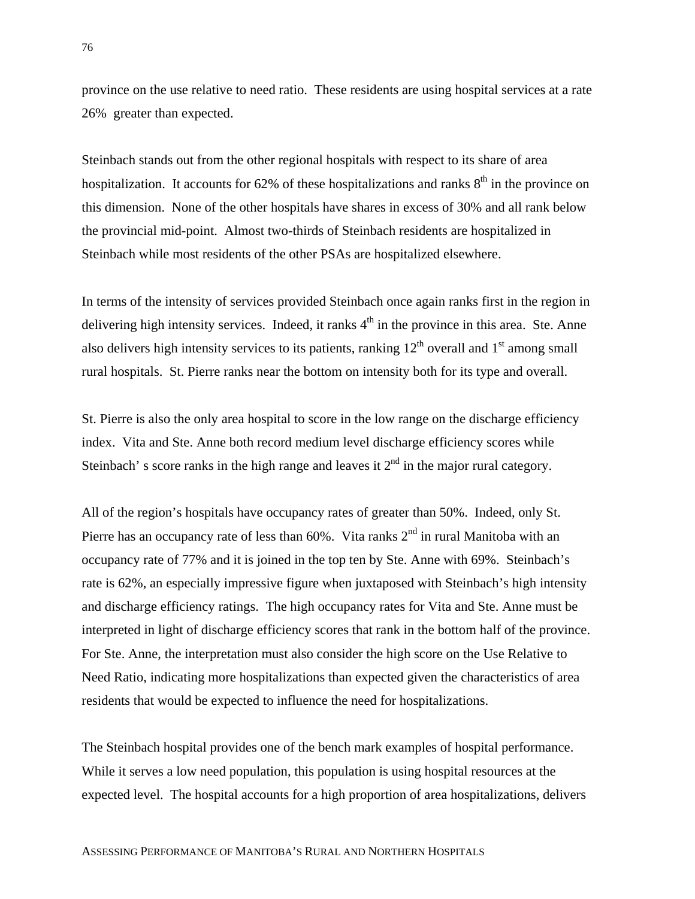province on the use relative to need ratio. These residents are using hospital services at a rate 26% greater than expected.

Steinbach stands out from the other regional hospitals with respect to its share of area hospitalization. It accounts for 62% of these hospitalizations and ranks 8th in the province on this dimension. None of the other hospitals have shares in excess of 30% and all rank below the provincial mid-point. Almost two-thirds of Steinbach residents are hospitalized in Steinbach while most residents of the other PSAs are hospitalized elsewhere.

In terms of the intensity of services provided Steinbach once again ranks first in the region in delivering high intensity services. Indeed, it ranks 4th in the province in this area. Ste. Anne also delivers high intensity services to its patients, ranking 12th overall and 1st among small rural hospitals. St. Pierre ranks near the bottom on intensity both for its type and overall.

St. Pierre is also the only area hospital to score in the low range on the discharge efficiency index. Vita and Ste. Anne both record medium level discharge efficiency scores while Steinbach' s score ranks in the high range and leaves it 2nd in the major rural category.

All of the region's hospitals have occupancy rates of greater than 50%. Indeed, only St. Pierre has an occupancy rate of less than 60%. Vita ranks 2nd in rural Manitoba with an occupancy rate of 77% and it is joined in the top ten by Ste. Anne with 69%. Steinbach's rate is 62%, an especially impressive figure when juxtaposed with Steinbach's high intensity and discharge efficiency ratings. The high occupancy rates for Vita and Ste. Anne must be interpreted in light of discharge efficiency scores that rank in the bottom half of the province. For Ste. Anne, the interpretation must also consider the high score on the Use Relative to Need Ratio, indicating more hospitalizations than expected given the characteristics of area residents that would be expected to influence the need for hospitalizations.

The Steinbach hospital provides one of the bench mark examples of hospital performance. While it serves a low need population, this population is using hospital resources at the expected level. The hospital accounts for a high proportion of area hospitalizations, delivers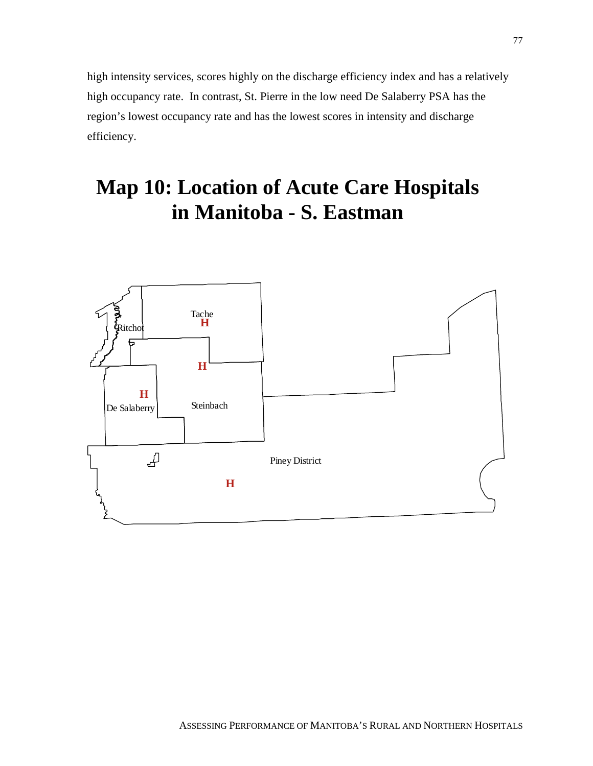high intensity services, scores highly on the discharge efficiency index and has a relatively high occupancy rate. In contrast, St. Pierre in the low need De Salaberry PSA has the region's lowest occupancy rate and has the lowest scores in intensity and discharge efficiency.

# Map 10: Location of Acute Care Hospitals in Manitoba - S. Eastman

Tache
H

Ritchot

H

H

De Salaberry

Steinbach

Piney District

H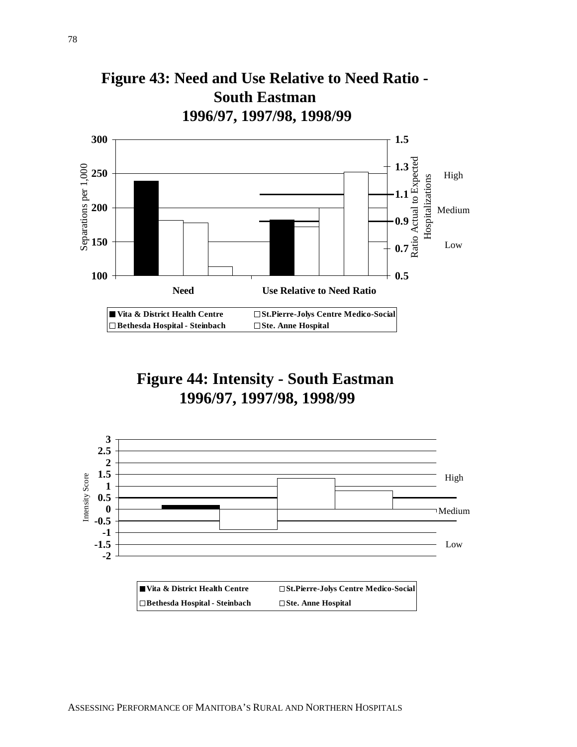## Figure 43: Need and Use Relative to Need Ratio - South Eastman 1996/97, 1997/98, 1998/99

Separations per 1,000: 300, 250, 200, 150, 100

Ratio Actual to Expected Hospitalizations: 1.5, 1.3, 1.1, 0.9, 0.7, 0.5

High

Medium

Low

**Need** **Use Relative to Need Ratio**

■ **Vita & District Health Centre** □ **St.Pierre-Jolys Centre Medico-Social**
□ **Bethesda Hospital - Steinbach** □ **Ste. Anne Hospital**

## Figure 44: Intensity - South Eastman 1996/97, 1997/98, 1998/99

Intensity Score: 3, 2.5, 2, 1.5, 1, 0.5, 0, -0.5, -1, -1.5, -2

High

Medium

Low

■ **Vita & District Health Centre** □ **St.Pierre-Jolys Centre Medico-Social**
□ **Bethesda Hospital - Steinbach** □ **Ste. Anne Hospital**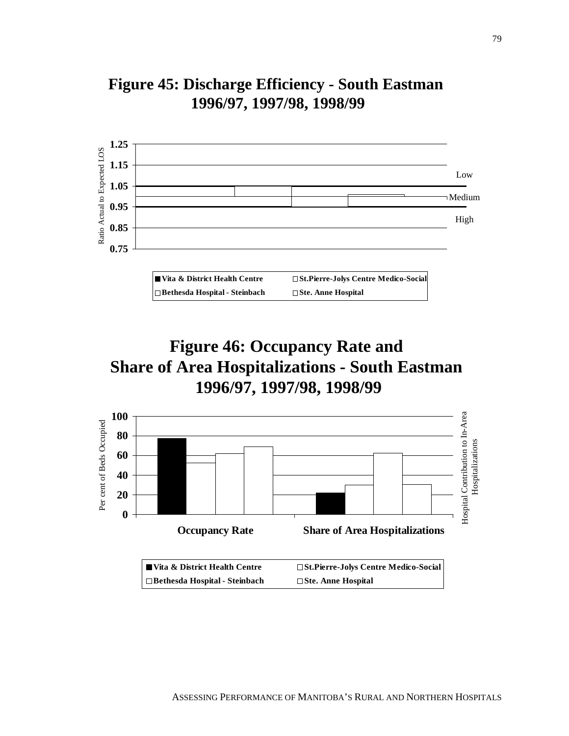# Figure 45: Discharge Efficiency - South Eastman 1996/97, 1997/98, 1998/99

Ratio Actual to Expected LOS

1.25
1.15
1.05
0.95
0.85
0.75

Low

Medium

High

■ Vita & District Health Centre □ St.Pierre-Jolys Centre Medico-Social
□ Bethesda Hospital - Steinbach □ Ste. Anne Hospital

# Figure 46: Occupancy Rate and Share of Area Hospitalizations - South Eastman 1996/97, 1997/98, 1998/99

Per cent of Beds Occupied

Hospital Contribution to In-Area Hospitalizations

100
80
60
40
20
0

**Occupancy Rate** **Share of Area Hospitalizations**

■ Vita & District Health Centre □ St.Pierre-Jolys Centre Medico-Social
□ Bethesda Hospital - Steinbach □ Ste. Anne Hospital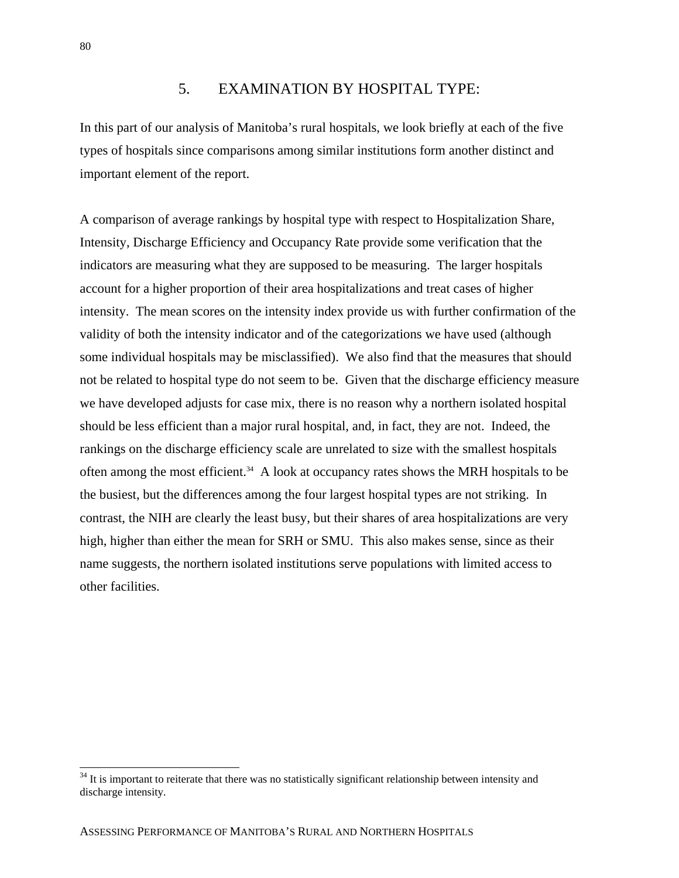# 5. EXAMINATION BY HOSPITAL TYPE:

In this part of our analysis of Manitoba's rural hospitals, we look briefly at each of the five types of hospitals since comparisons among similar institutions form another distinct and important element of the report.

A comparison of average rankings by hospital type with respect to Hospitalization Share, Intensity, Discharge Efficiency and Occupancy Rate provide some verification that the indicators are measuring what they are supposed to be measuring. The larger hospitals account for a higher proportion of their area hospitalizations and treat cases of higher intensity. The mean scores on the intensity index provide us with further confirmation of the validity of both the intensity indicator and of the categorizations we have used (although some individual hospitals may be misclassified). We also find that the measures that should not be related to hospital type do not seem to be. Given that the discharge efficiency measure we have developed adjusts for case mix, there is no reason why a northern isolated hospital should be less efficient than a major rural hospital, and, in fact, they are not. Indeed, the rankings on the discharge efficiency scale are unrelated to size with the smallest hospitals often among the most efficient.[34] A look at occupancy rates shows the MRH hospitals to be the busiest, but the differences among the four largest hospital types are not striking. In contrast, the NIH are clearly the least busy, but their shares of area hospitalizations are very high, higher than either the mean for SRH or SMU. This also makes sense, since as their name suggests, the northern isolated institutions serve populations with limited access to other facilities.

[34] It is important to reiterate that there was no statistically significant relationship between intensity and discharge intensity.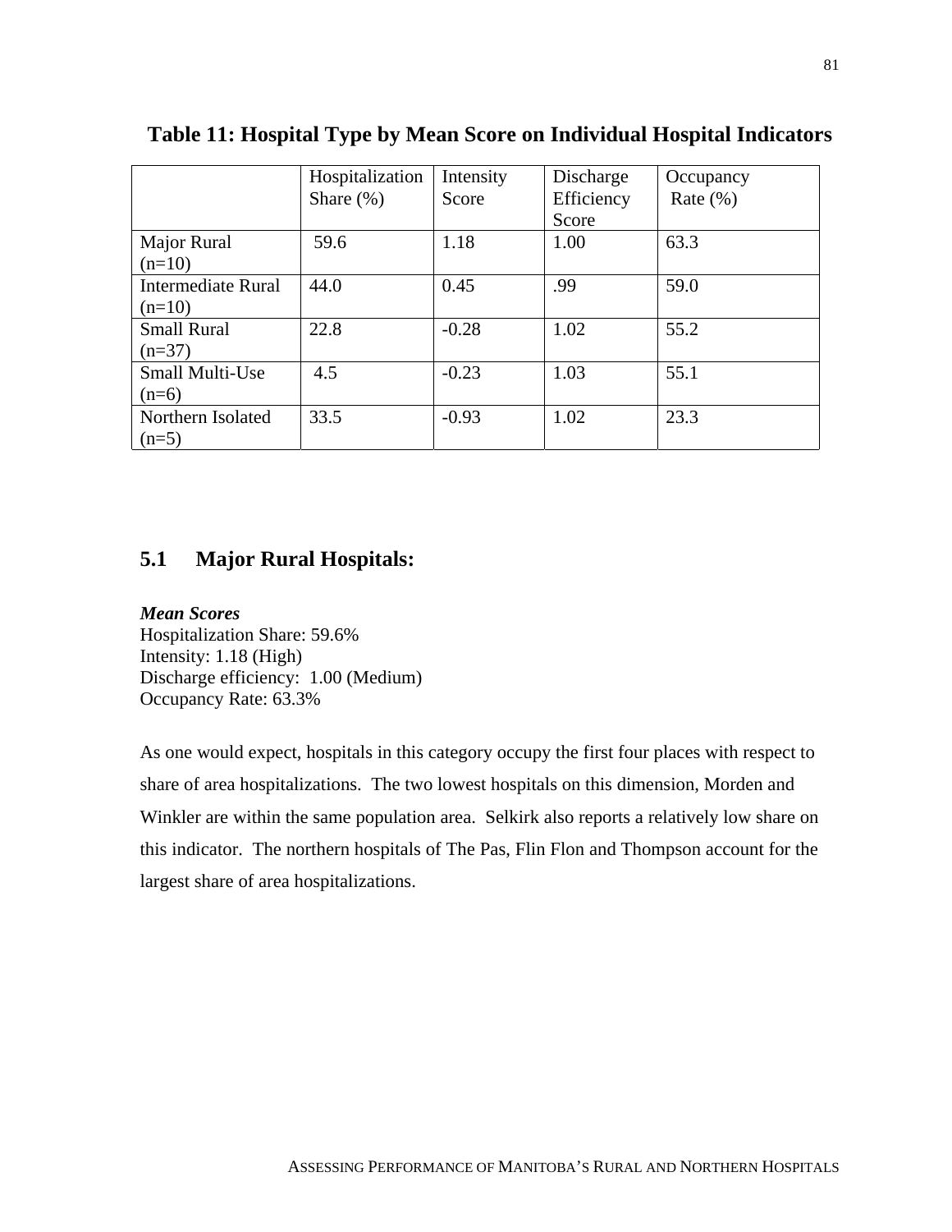**Table 11: Hospital Type by Mean Score on Individual Hospital Indicators**

| | Hospitalization Share (%) | Intensity Score | Discharge Efficiency Score | Occupancy Rate (%) |
|---|---|---|---|---|
| Major Rural (n=10) | 59.6 | 1.18 | 1.00 | 63.3 |
| Intermediate Rural (n=10) | 44.0 | 0.45 | .99 | 59.0 |
| Small Rural (n=37) | 22.8 | -0.28 | 1.02 | 55.2 |
| Small Multi-Use (n=6) | 4.5 | -0.23 | 1.03 | 55.1 |
| Northern Isolated (n=5) | 33.5 | -0.93 | 1.02 | 23.3 |

## 5.1 Major Rural Hospitals:

***Mean Scores***
Hospitalization Share: 59.6%
Intensity: 1.18 (High)
Discharge efficiency: 1.00 (Medium)
Occupancy Rate: 63.3%

As one would expect, hospitals in this category occupy the first four places with respect to share of area hospitalizations. The two lowest hospitals on this dimension, Morden and Winkler are within the same population area. Selkirk also reports a relatively low share on this indicator. The northern hospitals of The Pas, Flin Flon and Thompson account for the largest share of area hospitalizations.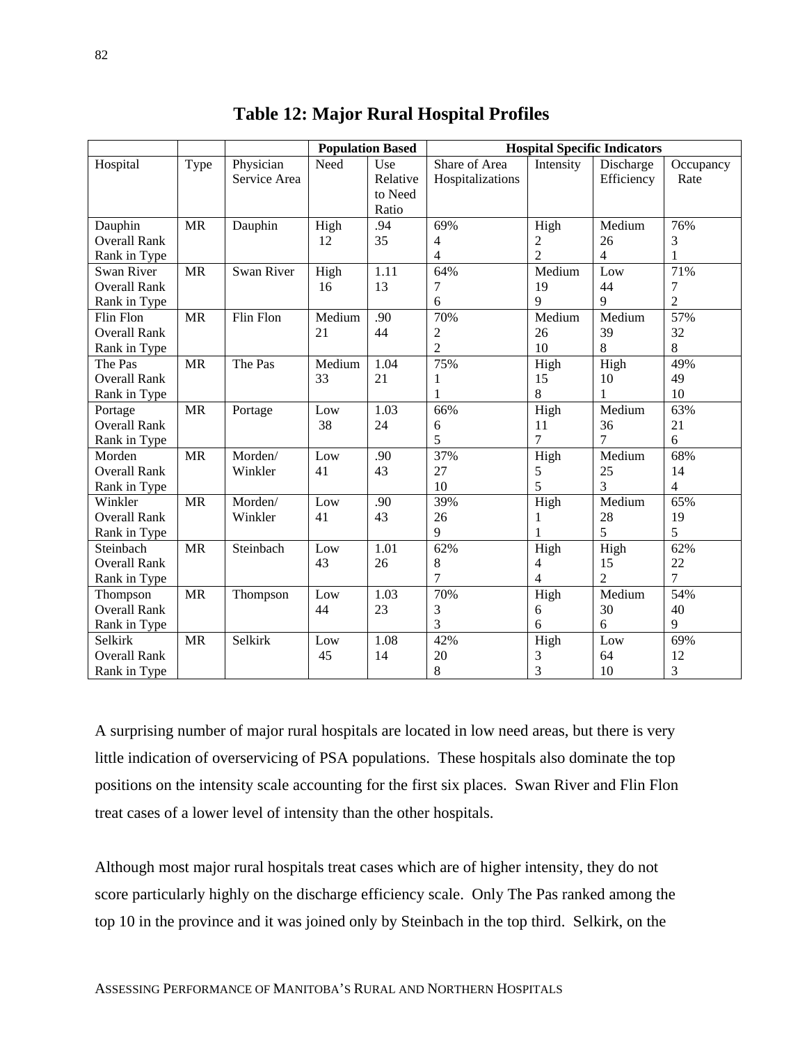# Table 12: Major Rural Hospital Profiles

| | | | Population Based | | Hospital Specific Indicators | | | |
|---|---|---|---|---|---|---|---|---|
| Hospital | Type | Physician Service Area | Need | Use Relative to Need Ratio | Share of Area Hospitalizations | Intensity | Discharge Efficiency | Occupancy Rate |
| Dauphin<br>Overall Rank<br>Rank in Type | MR | Dauphin | High<br>12 | .94<br>35 | 69%<br>4<br>4 | High<br>2<br>2 | Medium<br>26<br>4 | 76%<br>3<br>1 |
| Swan River<br>Overall Rank<br>Rank in Type | MR | Swan River | High<br>16 | 1.11<br>13 | 64%<br>7<br>6 | Medium<br>19<br>9 | Low<br>44<br>9 | 71%<br>7<br>2 |
| Flin Flon<br>Overall Rank<br>Rank in Type | MR | Flin Flon | Medium<br>21 | .90<br>44 | 70%<br>2<br>2 | Medium<br>26<br>10 | Medium<br>39<br>8 | 57%<br>32<br>8 |
| The Pas<br>Overall Rank<br>Rank in Type | MR | The Pas | Medium<br>33 | 1.04<br>21 | 75%<br>1<br>1 | High<br>15<br>8 | High<br>10<br>1 | 49%<br>49<br>10 |
| Portage<br>Overall Rank<br>Rank in Type | MR | Portage | Low<br>38 | 1.03<br>24 | 66%<br>6<br>5 | High<br>11<br>7 | Medium<br>36<br>7 | 63%<br>21<br>6 |
| Morden<br>Overall Rank<br>Rank in Type | MR | Morden/ Winkler | Low<br>41 | .90<br>43 | 37%<br>27<br>10 | High<br>5<br>5 | Medium<br>25<br>3 | 68%<br>14<br>4 |
| Winkler<br>Overall Rank<br>Rank in Type | MR | Morden/ Winkler | Low<br>41 | .90<br>43 | 39%<br>26<br>9 | High<br>1<br>1 | Medium<br>28<br>5 | 65%<br>19<br>5 |
| Steinbach<br>Overall Rank<br>Rank in Type | MR | Steinbach | Low<br>43 | 1.01<br>26 | 62%<br>8<br>7 | High<br>4<br>4 | High<br>15<br>2 | 62%<br>22<br>7 |
| Thompson<br>Overall Rank<br>Rank in Type | MR | Thompson | Low<br>44 | 1.03<br>23 | 70%<br>3<br>3 | High<br>6<br>6 | Medium<br>30<br>6 | 54%<br>40<br>9 |
| Selkirk<br>Overall Rank<br>Rank in Type | MR | Selkirk | Low<br>45 | 1.08<br>14 | 42%<br>20<br>8 | High<br>3<br>3 | Low<br>64<br>10 | 69%<br>12<br>3 |

A surprising number of major rural hospitals are located in low need areas, but there is very little indication of overservicing of PSA populations. These hospitals also dominate the top positions on the intensity scale accounting for the first six places. Swan River and Flin Flon treat cases of a lower level of intensity than the other hospitals.

Although most major rural hospitals treat cases which are of higher intensity, they do not score particularly highly on the discharge efficiency scale. Only The Pas ranked among the top 10 in the province and it was joined only by Steinbach in the top third. Selkirk, on the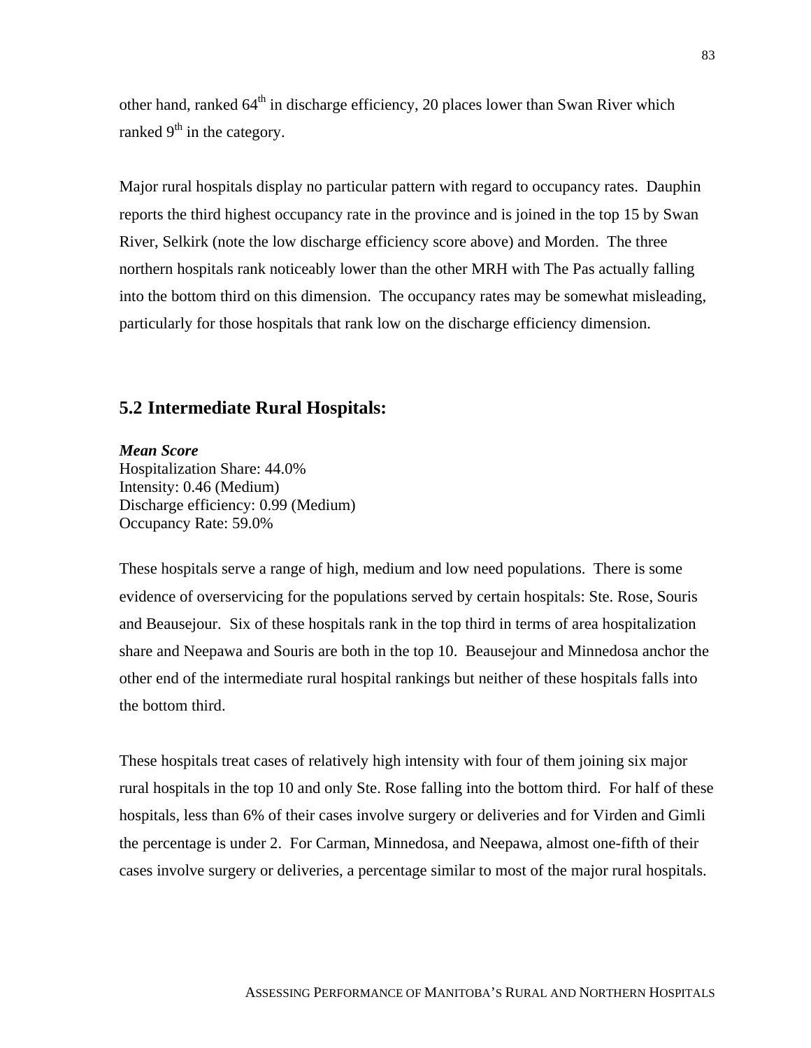other hand, ranked 64th in discharge efficiency, 20 places lower than Swan River which ranked 9th in the category.

Major rural hospitals display no particular pattern with regard to occupancy rates. Dauphin reports the third highest occupancy rate in the province and is joined in the top 15 by Swan River, Selkirk (note the low discharge efficiency score above) and Morden. The three northern hospitals rank noticeably lower than the other MRH with The Pas actually falling into the bottom third on this dimension. The occupancy rates may be somewhat misleading, particularly for those hospitals that rank low on the discharge efficiency dimension.

## 5.2 Intermediate Rural Hospitals:

***Mean Score***
Hospitalization Share: 44.0%
Intensity: 0.46 (Medium)
Discharge efficiency: 0.99 (Medium)
Occupancy Rate: 59.0%

These hospitals serve a range of high, medium and low need populations. There is some evidence of overservicing for the populations served by certain hospitals: Ste. Rose, Souris and Beausejour. Six of these hospitals rank in the top third in terms of area hospitalization share and Neepawa and Souris are both in the top 10. Beausejour and Minnedosa anchor the other end of the intermediate rural hospital rankings but neither of these hospitals falls into the bottom third.

These hospitals treat cases of relatively high intensity with four of them joining six major rural hospitals in the top 10 and only Ste. Rose falling into the bottom third. For half of these hospitals, less than 6% of their cases involve surgery or deliveries and for Virden and Gimli the percentage is under 2. For Carman, Minnedosa, and Neepawa, almost one-fifth of their cases involve surgery or deliveries, a percentage similar to most of the major rural hospitals.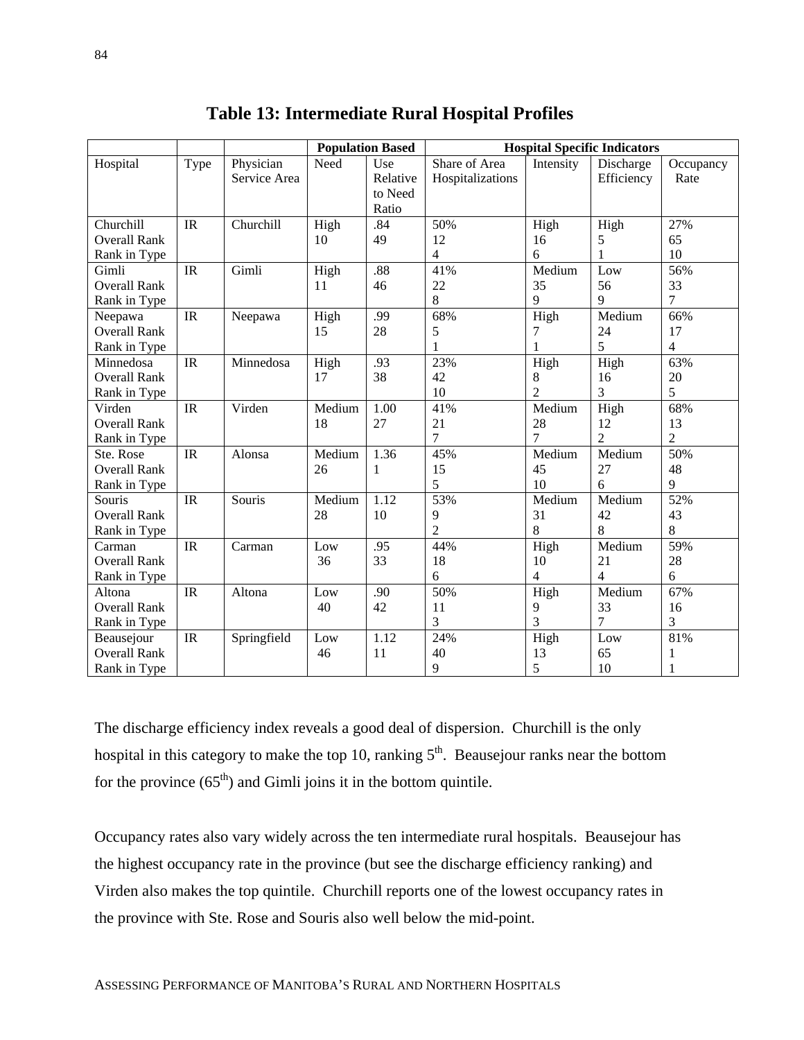# Table 13: Intermediate Rural Hospital Profiles

| | | | Population Based | | Hospital Specific Indicators | | | |
|---|---|---|---|---|---|---|---|---|
| Hospital | Type | Physician Service Area | Need | Use Relative to Need Ratio | Share of Area Hospitalizations | Intensity | Discharge Efficiency | Occupancy Rate |
| Churchill<br>Overall Rank<br>Rank in Type | IR | Churchill | High<br>10 | .84<br>49 | 50%<br>12<br>4 | High<br>16<br>6 | High<br>5<br>1 | 27%<br>65<br>10 |
| Gimli<br>Overall Rank<br>Rank in Type | IR | Gimli | High<br>11 | .88<br>46 | 41%<br>22<br>8 | Medium<br>35<br>9 | Low<br>56<br>9 | 56%<br>33<br>7 |
| Neepawa<br>Overall Rank<br>Rank in Type | IR | Neepawa | High<br>15 | .99<br>28 | 68%<br>5<br>1 | High<br>7<br>1 | Medium<br>24<br>5 | 66%<br>17<br>4 |
| Minnedosa<br>Overall Rank<br>Rank in Type | IR | Minnedosa | High<br>17 | .93<br>38 | 23%<br>42<br>10 | High<br>8<br>2 | High<br>16<br>3 | 63%<br>20<br>5 |
| Virden<br>Overall Rank<br>Rank in Type | IR | Virden | Medium<br>18 | 1.00<br>27 | 41%<br>21<br>7 | Medium<br>28<br>7 | High<br>12<br>2 | 68%<br>13<br>2 |
| Ste. Rose<br>Overall Rank<br>Rank in Type | IR | Alonsa | Medium<br>26 | 1.36<br>1 | 45%<br>15<br>5 | Medium<br>45<br>10 | Medium<br>27<br>6 | 50%<br>48<br>9 |
| Souris<br>Overall Rank<br>Rank in Type | IR | Souris | Medium<br>28 | 1.12<br>10 | 53%<br>9<br>2 | Medium<br>31<br>8 | Medium<br>42<br>8 | 52%<br>43<br>8 |
| Carman<br>Overall Rank<br>Rank in Type | IR | Carman | Low<br>36 | .95<br>33 | 44%<br>18<br>6 | High<br>10<br>4 | Medium<br>21<br>4 | 59%<br>28<br>6 |
| Altona<br>Overall Rank<br>Rank in Type | IR | Altona | Low<br>40 | .90<br>42 | 50%<br>11<br>3 | High<br>9<br>3 | Medium<br>33<br>7 | 67%<br>16<br>3 |
| Beausejour<br>Overall Rank<br>Rank in Type | IR | Springfield | Low<br>46 | 1.12<br>11 | 24%<br>40<br>9 | High<br>13<br>5 | Low<br>65<br>10 | 81%<br>1<br>1 |

The discharge efficiency index reveals a good deal of dispersion. Churchill is the only hospital in this category to make the top 10, ranking 5th. Beausejour ranks near the bottom for the province (65th) and Gimli joins it in the bottom quintile.

Occupancy rates also vary widely across the ten intermediate rural hospitals. Beausejour has the highest occupancy rate in the province (but see the discharge efficiency ranking) and Virden also makes the top quintile. Churchill reports one of the lowest occupancy rates in the province with Ste. Rose and Souris also well below the mid-point.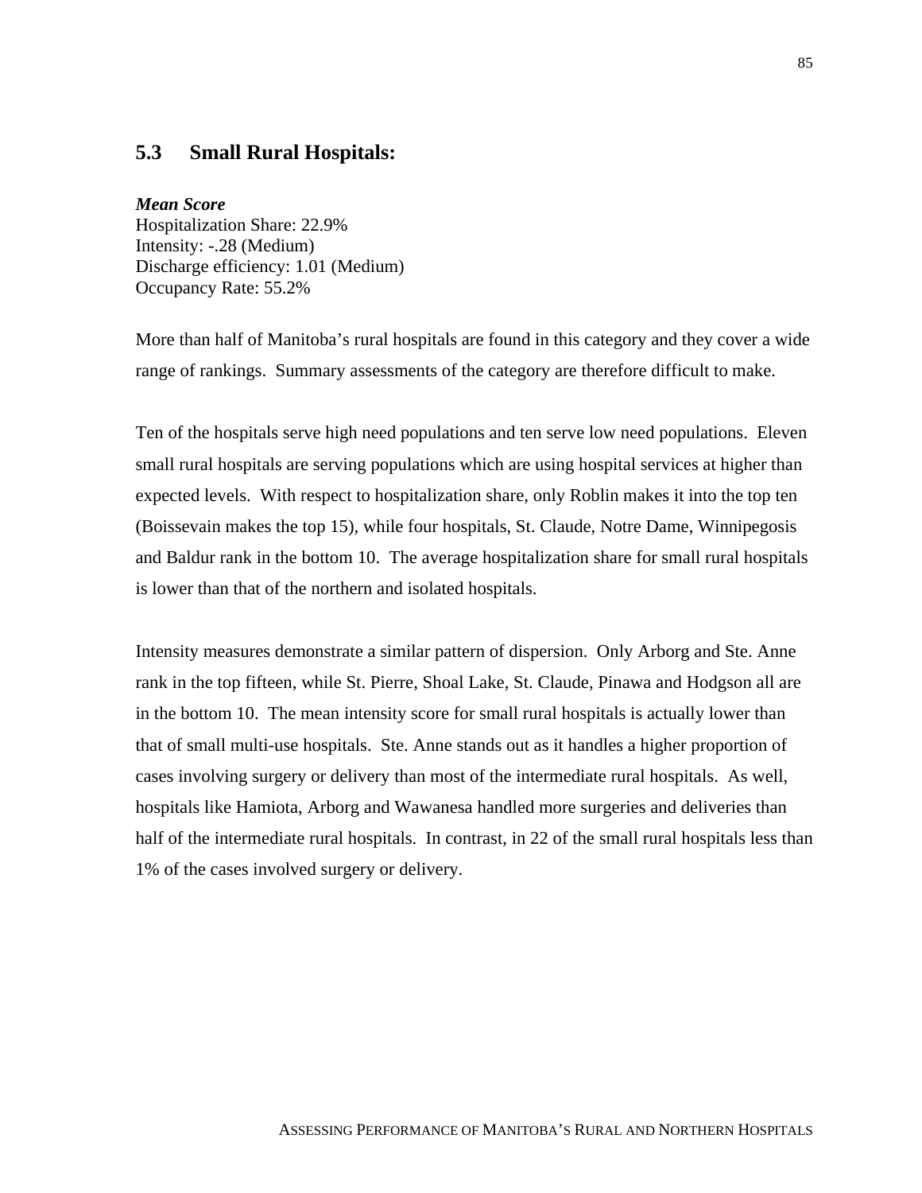## 5.3 Small Rural Hospitals:

***Mean Score***
Hospitalization Share: 22.9%
Intensity: -.28 (Medium)
Discharge efficiency: 1.01 (Medium)
Occupancy Rate: 55.2%

More than half of Manitoba's rural hospitals are found in this category and they cover a wide range of rankings. Summary assessments of the category are therefore difficult to make.

Ten of the hospitals serve high need populations and ten serve low need populations. Eleven small rural hospitals are serving populations which are using hospital services at higher than expected levels. With respect to hospitalization share, only Roblin makes it into the top ten (Boissevain makes the top 15), while four hospitals, St. Claude, Notre Dame, Winnipegosis and Baldur rank in the bottom 10. The average hospitalization share for small rural hospitals is lower than that of the northern and isolated hospitals.

Intensity measures demonstrate a similar pattern of dispersion. Only Arborg and Ste. Anne rank in the top fifteen, while St. Pierre, Shoal Lake, St. Claude, Pinawa and Hodgson all are in the bottom 10. The mean intensity score for small rural hospitals is actually lower than that of small multi-use hospitals. Ste. Anne stands out as it handles a higher proportion of cases involving surgery or delivery than most of the intermediate rural hospitals. As well, hospitals like Hamiota, Arborg and Wawanesa handled more surgeries and deliveries than half of the intermediate rural hospitals. In contrast, in 22 of the small rural hospitals less than 1% of the cases involved surgery or delivery.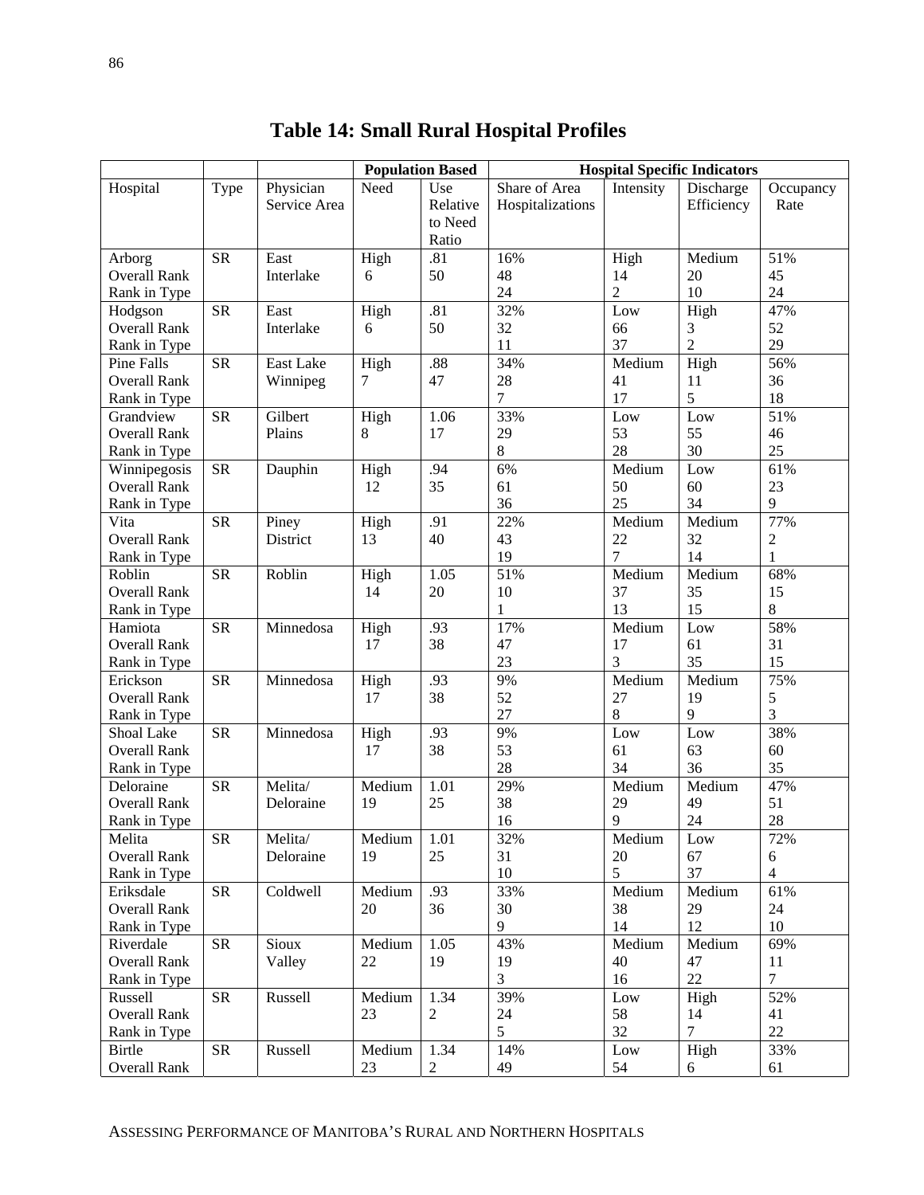# Table 14: Small Rural Hospital Profiles

| | | | Population Based | | Hospital Specific Indicators | | | |
|---|---|---|---|---|---|---|---|---|
| Hospital | Type | Physician Service Area | Need | Use Relative to Need Ratio | Share of Area Hospitalizations | Intensity | Discharge Efficiency | Occupancy Rate |
| Arborg | SR | East Interlake | High | .81 | 16% | High | Medium | 51% |
| Overall Rank | | | 6 | 50 | 48 | 14 | 20 | 45 |
| Rank in Type | | | | | 24 | 2 | 10 | 24 |
| Hodgson | SR | East Interlake | High | .81 | 32% | Low | High | 47% |
| Overall Rank | | | 6 | 50 | 32 | 66 | 3 | 52 |
| Rank in Type | | | | | 11 | 37 | 2 | 29 |
| Pine Falls | SR | East Lake Winnipeg | High | .88 | 34% | Medium | High | 56% |
| Overall Rank | | | 7 | 47 | 28 | 41 | 11 | 36 |
| Rank in Type | | | | | 7 | 17 | 5 | 18 |
| Grandview | SR | Gilbert Plains | High | 1.06 | 33% | Low | Low | 51% |
| Overall Rank | | | 8 | 17 | 29 | 53 | 55 | 46 |
| Rank in Type | | | | | 8 | 28 | 30 | 25 |
| Winnipegosis | SR | Dauphin | High | .94 | 6% | Medium | Low | 61% |
| Overall Rank | | | 12 | 35 | 61 | 50 | 60 | 23 |
| Rank in Type | | | | | 36 | 25 | 34 | 9 |
| Vita | SR | Piney District | High | .91 | 22% | Medium | Medium | 77% |
| Overall Rank | | | 13 | 40 | 43 | 22 | 32 | 2 |
| Rank in Type | | | | | 19 | 7 | 14 | 1 |
| Roblin | SR | Roblin | High | 1.05 | 51% | Medium | Medium | 68% |
| Overall Rank | | | 14 | 20 | 10 | 37 | 35 | 15 |
| Rank in Type | | | | | 1 | 13 | 15 | 8 |
| Hamiota | SR | Minnedosa | High | .93 | 17% | Medium | Low | 58% |
| Overall Rank | | | 17 | 38 | 47 | 17 | 61 | 31 |
| Rank in Type | | | | | 23 | 3 | 35 | 15 |
| Erickson | SR | Minnedosa | High | .93 | 9% | Medium | Medium | 75% |
| Overall Rank | | | 17 | 38 | 52 | 27 | 19 | 5 |
| Rank in Type | | | | | 27 | 8 | 9 | 3 |
| Shoal Lake | SR | Minnedosa | High | .93 | 9% | Low | Low | 38% |
| Overall Rank | | | 17 | 38 | 53 | 61 | 63 | 60 |
| Rank in Type | | | | | 28 | 34 | 36 | 35 |
| Deloraine | SR | Melita/ Deloraine | Medium | 1.01 | 29% | Medium | Medium | 47% |
| Overall Rank | | | 19 | 25 | 38 | 29 | 49 | 51 |
| Rank in Type | | | | | 16 | 9 | 24 | 28 |
| Melita | SR | Melita/ Deloraine | Medium | 1.01 | 32% | Medium | Low | 72% |
| Overall Rank | | | 19 | 25 | 31 | 20 | 67 | 6 |
| Rank in Type | | | | | 10 | 5 | 37 | 4 |
| Eriksdale | SR | Coldwell | Medium | .93 | 33% | Medium | Medium | 61% |
| Overall Rank | | | 20 | 36 | 30 | 38 | 29 | 24 |
| Rank in Type | | | | | 9 | 14 | 12 | 10 |
| Riverdale | SR | Sioux Valley | Medium | 1.05 | 43% | Medium | Medium | 69% |
| Overall Rank | | | 22 | 19 | 19 | 40 | 47 | 11 |
| Rank in Type | | | | | 3 | 16 | 22 | 7 |
| Russell | SR | Russell | Medium | 1.34 | 39% | Low | High | 52% |
| Overall Rank | | | 23 | 2 | 24 | 58 | 14 | 41 |
| Rank in Type | | | | | 5 | 32 | 7 | 22 |
| Birtle | SR | Russell | Medium | 1.34 | 14% | Low | High | 33% |
| Overall Rank | | | 23 | 2 | 49 | 54 | 6 | 61 |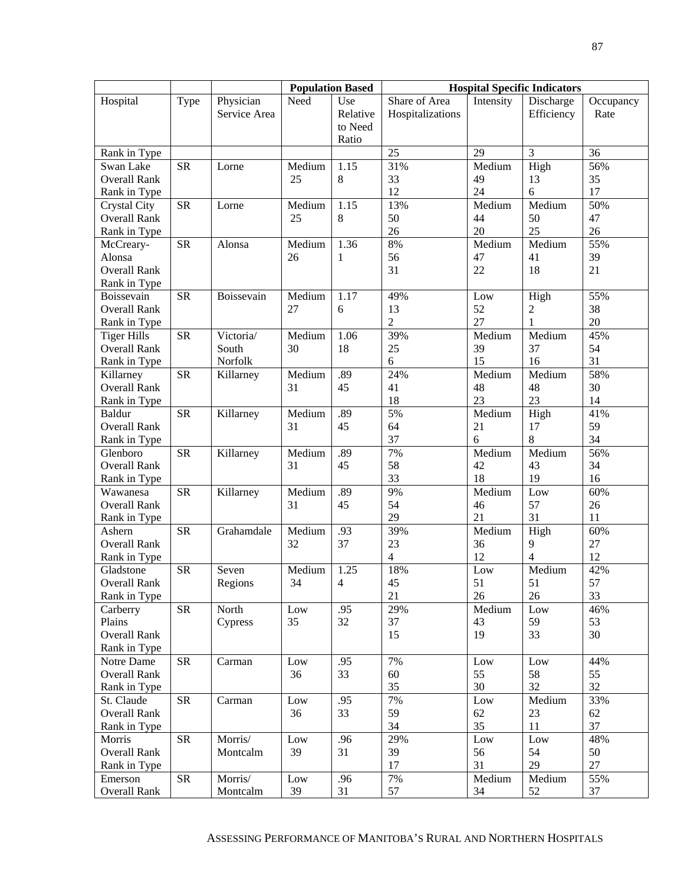| | | | Population Based | | Hospital Specific Indicators | | | |
|---|---|---|---|---|---|---|---|---|
| Hospital | Type | Physician Service Area | Need | Use Relative to Need Ratio | Share of Area Hospitalizations | Intensity | Discharge Efficiency | Occupancy Rate |
| Rank in Type | | | | | 25 | 29 | 3 | 36 |
| Swan Lake<br>Overall Rank<br>Rank in Type | SR | Lorne | Medium<br>25 | 1.15<br>8 | 31%<br>33<br>12 | Medium<br>49<br>24 | High<br>13<br>6 | 56%<br>35<br>17 |
| Crystal City<br>Overall Rank<br>Rank in Type | SR | Lorne | Medium<br>25 | 1.15<br>8 | 13%<br>50<br>26 | Medium<br>44<br>20 | Medium<br>50<br>25 | 50%<br>47<br>26 |
| McCreary-Alonsa<br>Overall Rank<br>Rank in Type | SR | Alonsa | Medium<br>26 | 1.36<br>1 | 8%<br>56<br>31 | Medium<br>47<br>22 | Medium<br>41<br>18 | 55%<br>39<br>21 |
| Boissevain<br>Overall Rank<br>Rank in Type | SR | Boissevain | Medium<br>27 | 1.17<br>6 | 49%<br>13<br>2 | Low<br>52<br>27 | High<br>2<br>1 | 55%<br>38<br>20 |
| Tiger Hills<br>Overall Rank<br>Rank in Type | SR | Victoria/ South Norfolk | Medium<br>30 | 1.06<br>18 | 39%<br>25<br>6 | Medium<br>39<br>15 | Medium<br>37<br>16 | 45%<br>54<br>31 |
| Killarney<br>Overall Rank<br>Rank in Type | SR | Killarney | Medium<br>31 | .89<br>45 | 24%<br>41<br>18 | Medium<br>48<br>23 | Medium<br>48<br>23 | 58%<br>30<br>14 |
| Baldur<br>Overall Rank<br>Rank in Type | SR | Killarney | Medium<br>31 | .89<br>45 | 5%<br>64<br>37 | Medium<br>21<br>6 | High<br>17<br>8 | 41%<br>59<br>34 |
| Glenboro<br>Overall Rank<br>Rank in Type | SR | Killarney | Medium<br>31 | .89<br>45 | 7%<br>58<br>33 | Medium<br>42<br>18 | Medium<br>43<br>19 | 56%<br>34<br>16 |
| Wawanesa<br>Overall Rank<br>Rank in Type | SR | Killarney | Medium<br>31 | .89<br>45 | 9%<br>54<br>29 | Medium<br>46<br>21 | Low<br>57<br>31 | 60%<br>26<br>11 |
| Ashern<br>Overall Rank<br>Rank in Type | SR | Grahamdale | Medium<br>32 | .93<br>37 | 39%<br>23<br>4 | Medium<br>36<br>12 | High<br>9<br>4 | 60%<br>27<br>12 |
| Gladstone<br>Overall Rank<br>Rank in Type | SR | Seven Regions | Medium<br>34 | 1.25<br>4 | 18%<br>45<br>21 | Low<br>51<br>26 | Medium<br>51<br>26 | 42%<br>57<br>33 |
| Carberry Plains<br>Overall Rank<br>Rank in Type | SR | North Cypress | Low<br>35 | .95<br>32 | 29%<br>37<br>15 | Medium<br>43<br>19 | Low<br>59<br>33 | 46%<br>53<br>30 |
| Notre Dame<br>Overall Rank<br>Rank in Type | SR | Carman | Low<br>36 | .95<br>33 | 7%<br>60<br>35 | Low<br>55<br>30 | Low<br>58<br>32 | 44%<br>55<br>32 |
| St. Claude<br>Overall Rank<br>Rank in Type | SR | Carman | Low<br>36 | .95<br>33 | 7%<br>59<br>34 | Low<br>62<br>35 | Medium<br>23<br>11 | 33%<br>62<br>37 |
| Morris<br>Overall Rank<br>Rank in Type | SR | Morris/ Montcalm | Low<br>39 | .96<br>31 | 29%<br>39<br>17 | Low<br>56<br>31 | Low<br>54<br>29 | 48%<br>50<br>27 |
| Emerson<br>Overall Rank | SR | Morris/ Montcalm | Low<br>39 | .96<br>31 | 7%<br>57 | Medium<br>34 | Medium<br>52 | 55%<br>37 |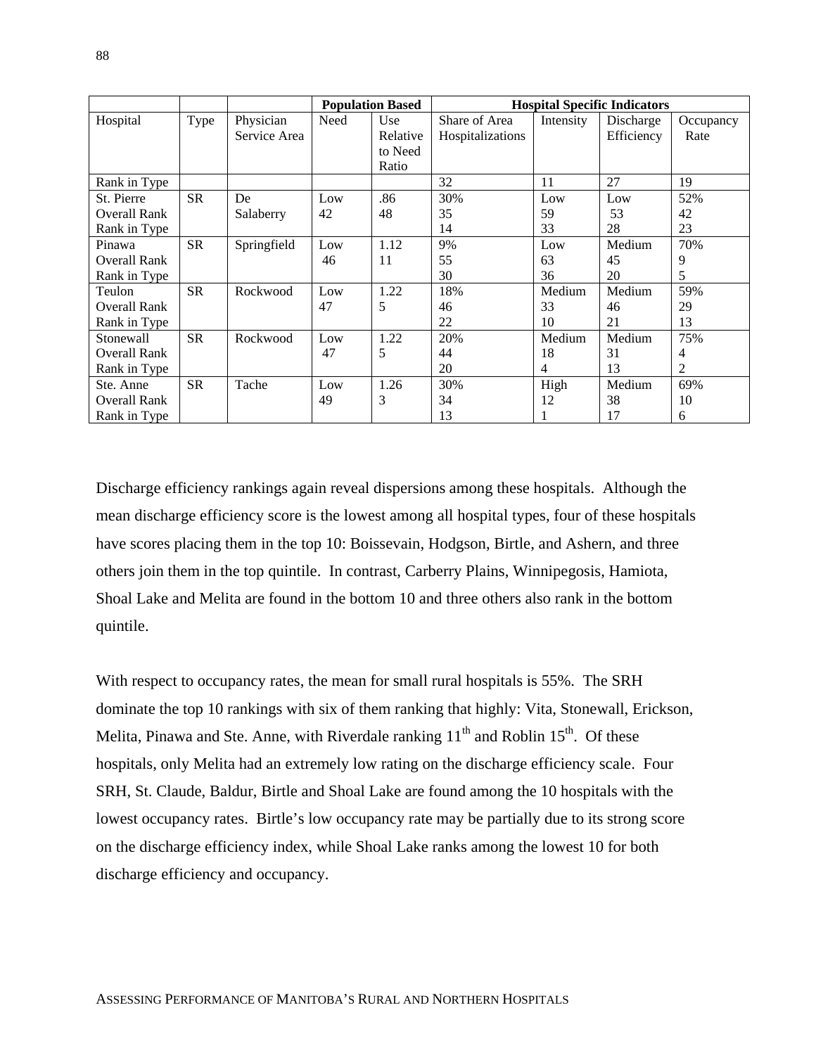| | | | Population Based | | Hospital Specific Indicators | | | |
|---|---|---|---|---|---|---|---|---|
| Hospital | Type | Physician Service Area | Need | Use Relative to Need Ratio | Share of Area Hospitalizations | Intensity | Discharge Efficiency | Occupancy Rate |
| Rank in Type | | | | | 32 | 11 | 27 | 19 |
| St. Pierre<br>Overall Rank<br>Rank in Type | SR | De Salaberry | Low<br>42 | .86<br>48 | 30%<br>35<br>14 | Low<br>59<br>33 | Low<br>53<br>28 | 52%<br>42<br>23 |
| Pinawa<br>Overall Rank<br>Rank in Type | SR | Springfield | Low<br>46 | 1.12<br>11 | 9%<br>55<br>30 | Low<br>63<br>36 | Medium<br>45<br>20 | 70%<br>9<br>5 |
| Teulon<br>Overall Rank<br>Rank in Type | SR | Rockwood | Low<br>47 | 1.22<br>5 | 18%<br>46<br>22 | Medium<br>33<br>10 | Medium<br>46<br>21 | 59%<br>29<br>13 |
| Stonewall<br>Overall Rank<br>Rank in Type | SR | Rockwood | Low<br>47 | 1.22<br>5 | 20%<br>44<br>20 | Medium<br>18<br>4 | Medium<br>31<br>13 | 75%<br>4<br>2 |
| Ste. Anne<br>Overall Rank<br>Rank in Type | SR | Tache | Low<br>49 | 1.26<br>3 | 30%<br>34<br>13 | High<br>12<br>1 | Medium<br>38<br>17 | 69%<br>10<br>6 |

Discharge efficiency rankings again reveal dispersions among these hospitals. Although the mean discharge efficiency score is the lowest among all hospital types, four of these hospitals have scores placing them in the top 10: Boissevain, Hodgson, Birtle, and Ashern, and three others join them in the top quintile. In contrast, Carberry Plains, Winnipegosis, Hamiota, Shoal Lake and Melita are found in the bottom 10 and three others also rank in the bottom quintile.

With respect to occupancy rates, the mean for small rural hospitals is 55%. The SRH dominate the top 10 rankings with six of them ranking that highly: Vita, Stonewall, Erickson, Melita, Pinawa and Ste. Anne, with Riverdale ranking 11th and Roblin 15th. Of these hospitals, only Melita had an extremely low rating on the discharge efficiency scale. Four SRH, St. Claude, Baldur, Birtle and Shoal Lake are found among the 10 hospitals with the lowest occupancy rates. Birtle's low occupancy rate may be partially due to its strong score on the discharge efficiency index, while Shoal Lake ranks among the lowest 10 for both discharge efficiency and occupancy.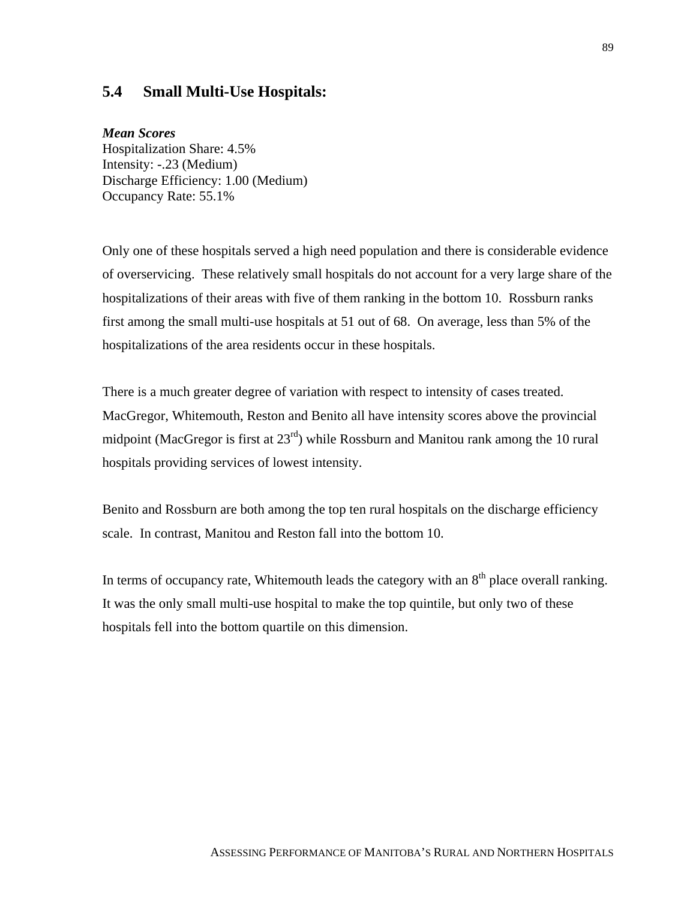## 5.4 Small Multi-Use Hospitals:

***Mean Scores***
Hospitalization Share: 4.5%
Intensity: -.23 (Medium)
Discharge Efficiency: 1.00 (Medium)
Occupancy Rate: 55.1%

Only one of these hospitals served a high need population and there is considerable evidence of overservicing. These relatively small hospitals do not account for a very large share of the hospitalizations of their areas with five of them ranking in the bottom 10. Rossburn ranks first among the small multi-use hospitals at 51 out of 68. On average, less than 5% of the hospitalizations of the area residents occur in these hospitals.

There is a much greater degree of variation with respect to intensity of cases treated. MacGregor, Whitemouth, Reston and Benito all have intensity scores above the provincial midpoint (MacGregor is first at 23rd) while Rossburn and Manitou rank among the 10 rural hospitals providing services of lowest intensity.

Benito and Rossburn are both among the top ten rural hospitals on the discharge efficiency scale. In contrast, Manitou and Reston fall into the bottom 10.

In terms of occupancy rate, Whitemouth leads the category with an 8th place overall ranking. It was the only small multi-use hospital to make the top quintile, but only two of these hospitals fell into the bottom quartile on this dimension.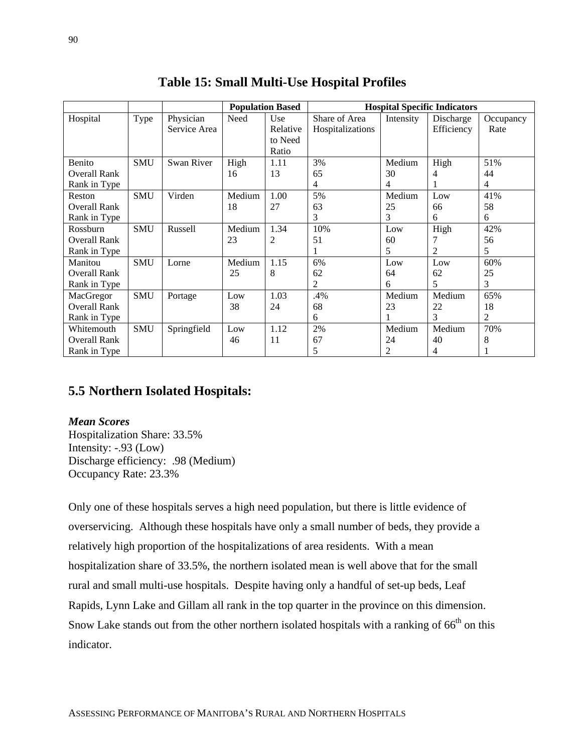# Table 15: Small Multi-Use Hospital Profiles

| | | | Population Based | | Hospital Specific Indicators | | | |
|---|---|---|---|---|---|---|---|---|
| Hospital | Type | Physician Service Area | Need | Use Relative to Need Ratio | Share of Area Hospitalizations | Intensity | Discharge Efficiency | Occupancy Rate |
| Benito<br>Overall Rank<br>Rank in Type | SMU | Swan River | High<br>16 | 1.11<br>13 | 3%<br>65<br>4 | Medium<br>30<br>4 | High<br>4<br>1 | 51%<br>44<br>4 |
| Reston<br>Overall Rank<br>Rank in Type | SMU | Virden | Medium<br>18 | 1.00<br>27 | 5%<br>63<br>3 | Medium<br>25<br>3 | Low<br>66<br>6 | 41%<br>58<br>6 |
| Rossburn<br>Overall Rank<br>Rank in Type | SMU | Russell | Medium<br>23 | 1.34<br>2 | 10%<br>51<br>1 | Low<br>60<br>5 | High<br>7<br>2 | 42%<br>56<br>5 |
| Manitou<br>Overall Rank<br>Rank in Type | SMU | Lorne | Medium<br>25 | 1.15<br>8 | 6%<br>62<br>2 | Low<br>64<br>6 | Low<br>62<br>5 | 60%<br>25<br>3 |
| MacGregor<br>Overall Rank<br>Rank in Type | SMU | Portage | Low<br>38 | 1.03<br>24 | .4%<br>68<br>6 | Medium<br>23<br>1 | Medium<br>22<br>3 | 65%<br>18<br>2 |
| Whitemouth<br>Overall Rank<br>Rank in Type | SMU | Springfield | Low<br>46 | 1.12<br>11 | 2%<br>67<br>5 | Medium<br>24<br>2 | Medium<br>40<br>4 | 70%<br>8<br>1 |

## 5.5 Northern Isolated Hospitals:

***Mean Scores***
Hospitalization Share: 33.5%
Intensity: -.93 (Low)
Discharge efficiency: .98 (Medium)
Occupancy Rate: 23.3%

Only one of these hospitals serves a high need population, but there is little evidence of overservicing. Although these hospitals have only a small number of beds, they provide a relatively high proportion of the hospitalizations of area residents. With a mean hospitalization share of 33.5%, the northern isolated mean is well above that for the small rural and small multi-use hospitals. Despite having only a handful of set-up beds, Leaf Rapids, Lynn Lake and Gillam all rank in the top quarter in the province on this dimension. Snow Lake stands out from the other northern isolated hospitals with a ranking of 66th on this indicator.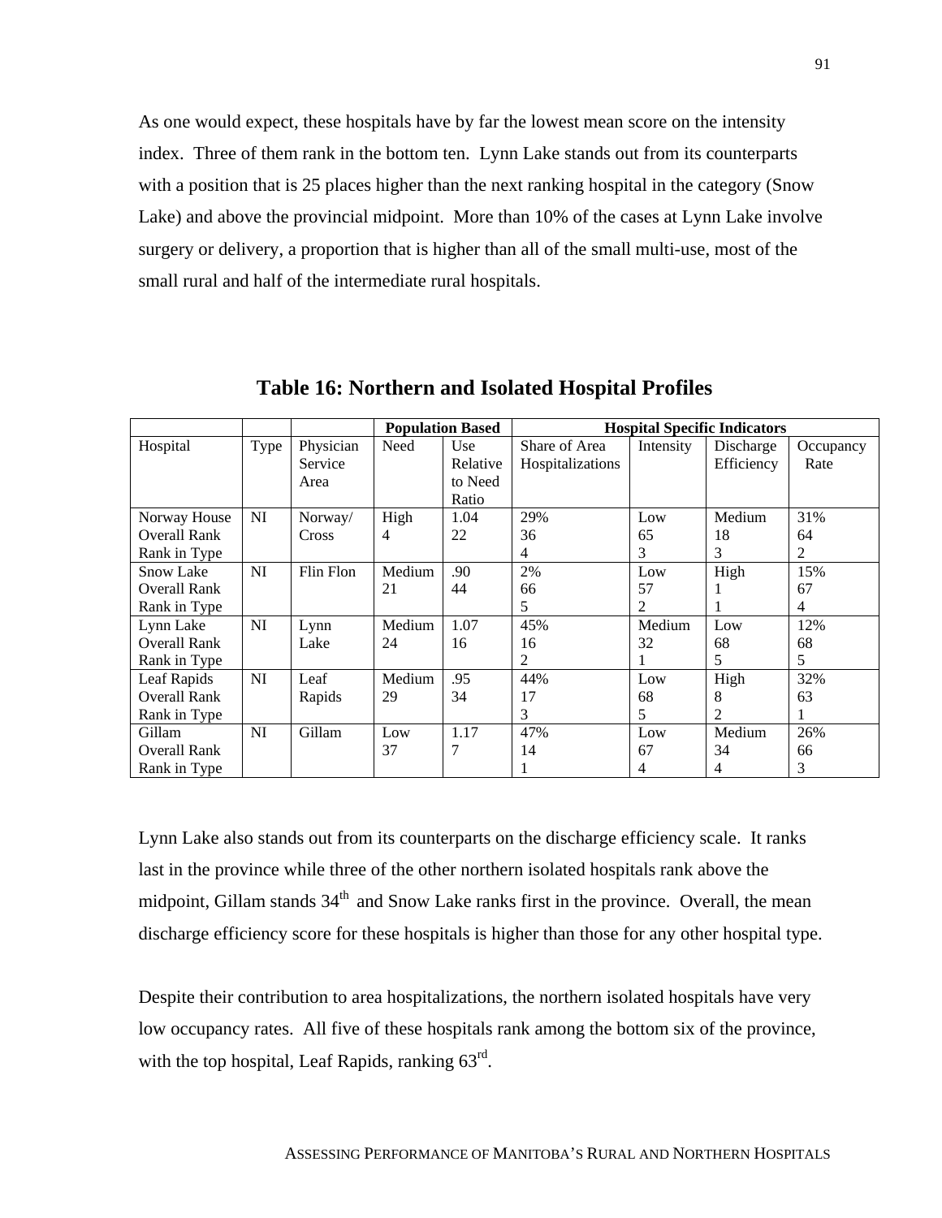As one would expect, these hospitals have by far the lowest mean score on the intensity index. Three of them rank in the bottom ten. Lynn Lake stands out from its counterparts with a position that is 25 places higher than the next ranking hospital in the category (Snow Lake) and above the provincial midpoint. More than 10% of the cases at Lynn Lake involve surgery or delivery, a proportion that is higher than all of the small multi-use, most of the small rural and half of the intermediate rural hospitals.

## Table 16: Northern and Isolated Hospital Profiles

| | | | **Population Based** | | **Hospital Specific Indicators** | | | |
|---|---|---|---|---|---|---|---|---|
| Hospital | Type | Physician Service Area | Need | Use Relative to Need Ratio | Share of Area Hospitalizations | Intensity | Discharge Efficiency | Occupancy Rate |
| Norway House<br>Overall Rank<br>Rank in Type | NI | Norway/ Cross | High<br>4 | 1.04<br>22 | 29%<br>36<br>4 | Low<br>65<br>3 | Medium<br>18<br>3 | 31%<br>64<br>2 |
| Snow Lake<br>Overall Rank<br>Rank in Type | NI | Flin Flon | Medium<br>21 | .90<br>44 | 2%<br>66<br>5 | Low<br>57<br>2 | High<br>1<br>1 | 15%<br>67<br>4 |
| Lynn Lake<br>Overall Rank<br>Rank in Type | NI | Lynn Lake | Medium<br>24 | 1.07<br>16 | 45%<br>16<br>2 | Medium<br>32<br>1 | Low<br>68<br>5 | 12%<br>68<br>5 |
| Leaf Rapids<br>Overall Rank<br>Rank in Type | NI | Leaf Rapids | Medium<br>29 | .95<br>34 | 44%<br>17<br>3 | Low<br>68<br>5 | High<br>8<br>2 | 32%<br>63<br>1 |
| Gillam<br>Overall Rank<br>Rank in Type | NI | Gillam | Low<br>37 | 1.17<br>7 | 47%<br>14<br>1 | Low<br>67<br>4 | Medium<br>34<br>4 | 26%<br>66<br>3 |

Lynn Lake also stands out from its counterparts on the discharge efficiency scale. It ranks last in the province while three of the other northern isolated hospitals rank above the midpoint, Gillam stands 34th and Snow Lake ranks first in the province. Overall, the mean discharge efficiency score for these hospitals is higher than those for any other hospital type.

Despite their contribution to area hospitalizations, the northern isolated hospitals have very low occupancy rates. All five of these hospitals rank among the bottom six of the province, with the top hospital, Leaf Rapids, ranking 63rd.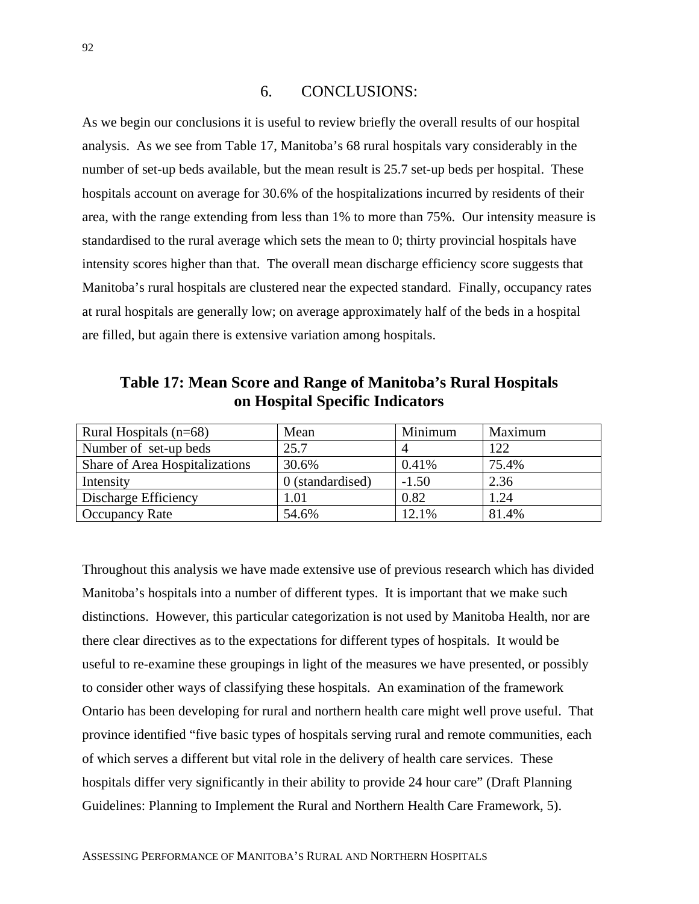# 6. CONCLUSIONS:

As we begin our conclusions it is useful to review briefly the overall results of our hospital analysis. As we see from Table 17, Manitoba's 68 rural hospitals vary considerably in the number of set-up beds available, but the mean result is 25.7 set-up beds per hospital. These hospitals account on average for 30.6% of the hospitalizations incurred by residents of their area, with the range extending from less than 1% to more than 75%. Our intensity measure is standardised to the rural average which sets the mean to 0; thirty provincial hospitals have intensity scores higher than that. The overall mean discharge efficiency score suggests that Manitoba's rural hospitals are clustered near the expected standard. Finally, occupancy rates at rural hospitals are generally low; on average approximately half of the beds in a hospital are filled, but again there is extensive variation among hospitals.

**Table 17: Mean Score and Range of Manitoba's Rural Hospitals on Hospital Specific Indicators**

| Rural Hospitals (n=68) | Mean | Minimum | Maximum |
|---|---|---|---|
| Number of set-up beds | 25.7 | 4 | 122 |
| Share of Area Hospitalizations | 30.6% | 0.41% | 75.4% |
| Intensity | 0 (standardised) | -1.50 | 2.36 |
| Discharge Efficiency | 1.01 | 0.82 | 1.24 |
| Occupancy Rate | 54.6% | 12.1% | 81.4% |

Throughout this analysis we have made extensive use of previous research which has divided Manitoba's hospitals into a number of different types. It is important that we make such distinctions. However, this particular categorization is not used by Manitoba Health, nor are there clear directives as to the expectations for different types of hospitals. It would be useful to re-examine these groupings in light of the measures we have presented, or possibly to consider other ways of classifying these hospitals. An examination of the framework Ontario has been developing for rural and northern health care might well prove useful. That province identified "five basic types of hospitals serving rural and remote communities, each of which serves a different but vital role in the delivery of health care services. These hospitals differ very significantly in their ability to provide 24 hour care" (Draft Planning Guidelines: Planning to Implement the Rural and Northern Health Care Framework, 5).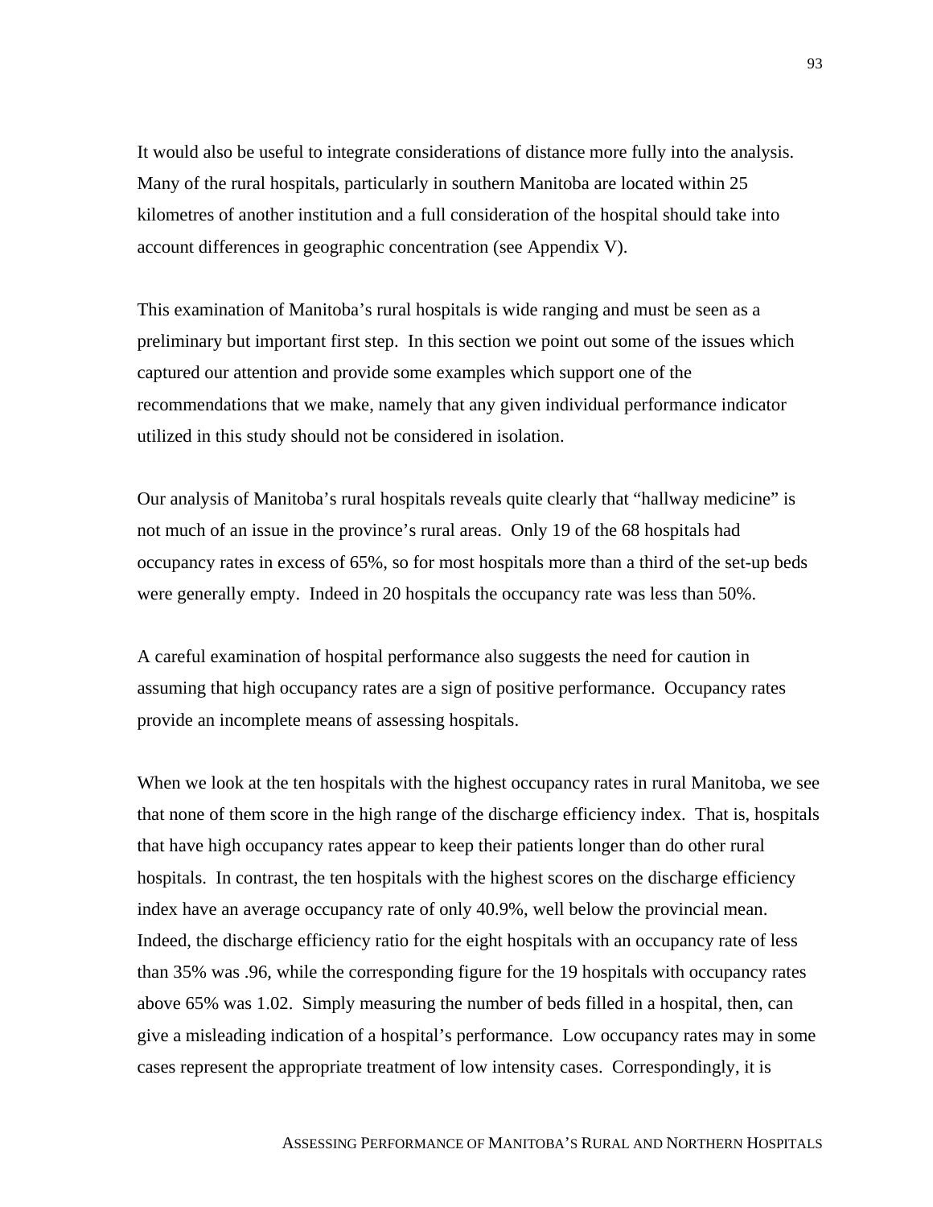It would also be useful to integrate considerations of distance more fully into the analysis. Many of the rural hospitals, particularly in southern Manitoba are located within 25 kilometres of another institution and a full consideration of the hospital should take into account differences in geographic concentration (see Appendix V).

This examination of Manitoba's rural hospitals is wide ranging and must be seen as a preliminary but important first step. In this section we point out some of the issues which captured our attention and provide some examples which support one of the recommendations that we make, namely that any given individual performance indicator utilized in this study should not be considered in isolation.

Our analysis of Manitoba's rural hospitals reveals quite clearly that "hallway medicine" is not much of an issue in the province's rural areas. Only 19 of the 68 hospitals had occupancy rates in excess of 65%, so for most hospitals more than a third of the set-up beds were generally empty. Indeed in 20 hospitals the occupancy rate was less than 50%.

A careful examination of hospital performance also suggests the need for caution in assuming that high occupancy rates are a sign of positive performance. Occupancy rates provide an incomplete means of assessing hospitals.

When we look at the ten hospitals with the highest occupancy rates in rural Manitoba, we see that none of them score in the high range of the discharge efficiency index. That is, hospitals that have high occupancy rates appear to keep their patients longer than do other rural hospitals. In contrast, the ten hospitals with the highest scores on the discharge efficiency index have an average occupancy rate of only 40.9%, well below the provincial mean. Indeed, the discharge efficiency ratio for the eight hospitals with an occupancy rate of less than 35% was .96, while the corresponding figure for the 19 hospitals with occupancy rates above 65% was 1.02. Simply measuring the number of beds filled in a hospital, then, can give a misleading indication of a hospital's performance. Low occupancy rates may in some cases represent the appropriate treatment of low intensity cases. Correspondingly, it is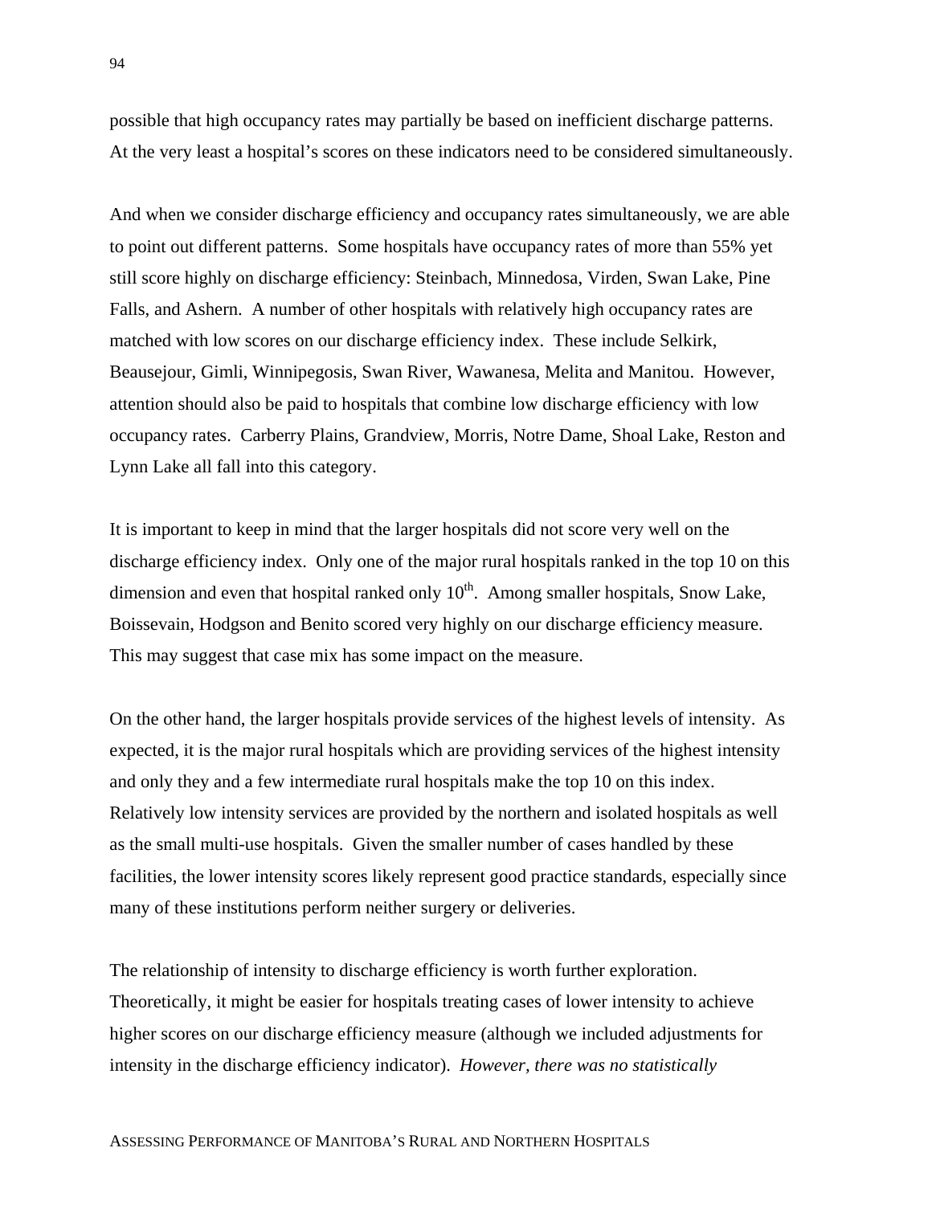possible that high occupancy rates may partially be based on inefficient discharge patterns. At the very least a hospital's scores on these indicators need to be considered simultaneously.

And when we consider discharge efficiency and occupancy rates simultaneously, we are able to point out different patterns. Some hospitals have occupancy rates of more than 55% yet still score highly on discharge efficiency: Steinbach, Minnedosa, Virden, Swan Lake, Pine Falls, and Ashern. A number of other hospitals with relatively high occupancy rates are matched with low scores on our discharge efficiency index. These include Selkirk, Beausejour, Gimli, Winnipegosis, Swan River, Wawanesa, Melita and Manitou. However, attention should also be paid to hospitals that combine low discharge efficiency with low occupancy rates. Carberry Plains, Grandview, Morris, Notre Dame, Shoal Lake, Reston and Lynn Lake all fall into this category.

It is important to keep in mind that the larger hospitals did not score very well on the discharge efficiency index. Only one of the major rural hospitals ranked in the top 10 on this dimension and even that hospital ranked only 10th. Among smaller hospitals, Snow Lake, Boissevain, Hodgson and Benito scored very highly on our discharge efficiency measure. This may suggest that case mix has some impact on the measure.

On the other hand, the larger hospitals provide services of the highest levels of intensity. As expected, it is the major rural hospitals which are providing services of the highest intensity and only they and a few intermediate rural hospitals make the top 10 on this index. Relatively low intensity services are provided by the northern and isolated hospitals as well as the small multi-use hospitals. Given the smaller number of cases handled by these facilities, the lower intensity scores likely represent good practice standards, especially since many of these institutions perform neither surgery or deliveries.

The relationship of intensity to discharge efficiency is worth further exploration. Theoretically, it might be easier for hospitals treating cases of lower intensity to achieve higher scores on our discharge efficiency measure (although we included adjustments for intensity in the discharge efficiency indicator). *However, there was no statistically*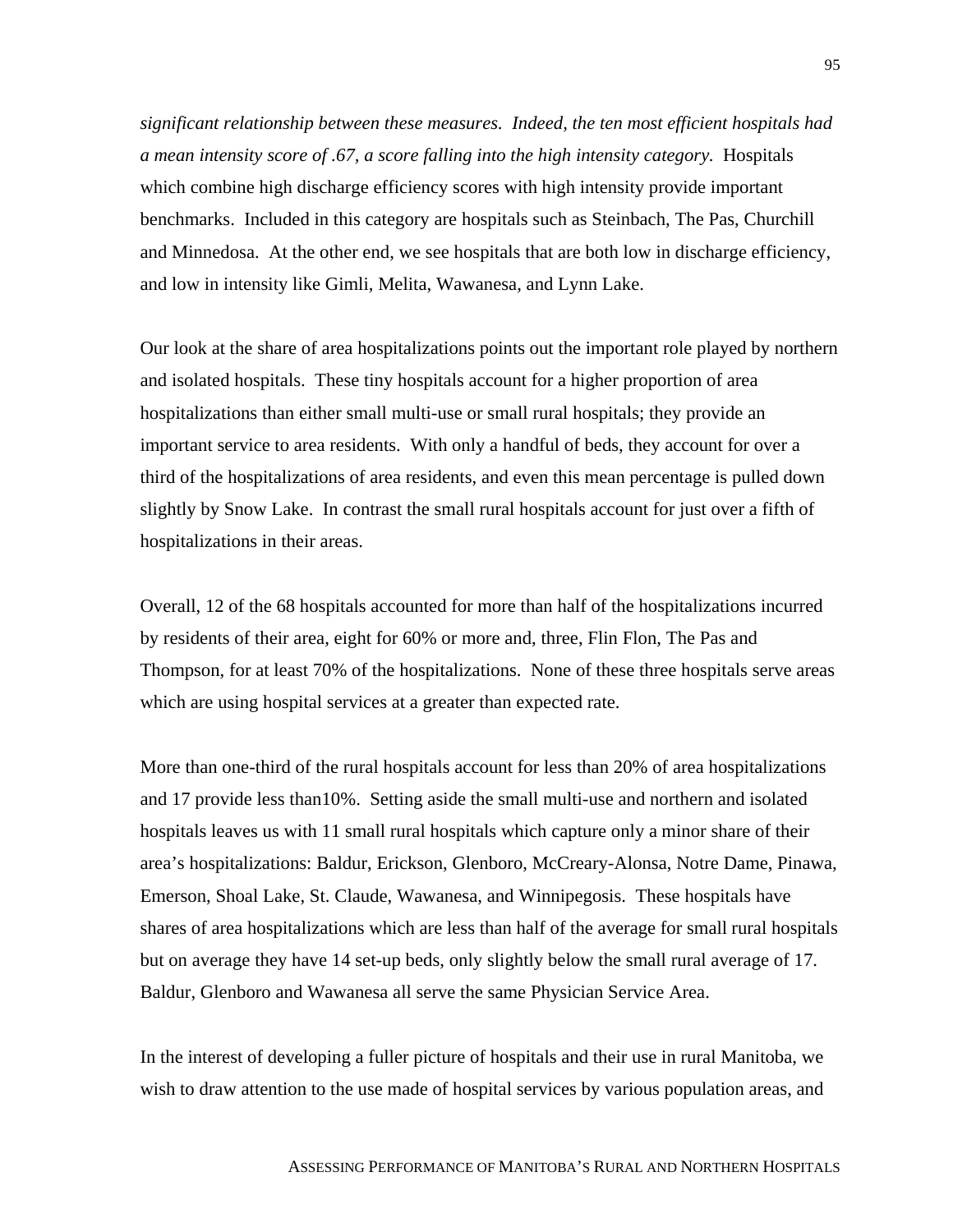*significant relationship between these measures. Indeed, the ten most efficient hospitals had a mean intensity score of .67, a score falling into the high intensity category.* Hospitals which combine high discharge efficiency scores with high intensity provide important benchmarks. Included in this category are hospitals such as Steinbach, The Pas, Churchill and Minnedosa. At the other end, we see hospitals that are both low in discharge efficiency, and low in intensity like Gimli, Melita, Wawanesa, and Lynn Lake.

Our look at the share of area hospitalizations points out the important role played by northern and isolated hospitals. These tiny hospitals account for a higher proportion of area hospitalizations than either small multi-use or small rural hospitals; they provide an important service to area residents. With only a handful of beds, they account for over a third of the hospitalizations of area residents, and even this mean percentage is pulled down slightly by Snow Lake. In contrast the small rural hospitals account for just over a fifth of hospitalizations in their areas.

Overall, 12 of the 68 hospitals accounted for more than half of the hospitalizations incurred by residents of their area, eight for 60% or more and, three, Flin Flon, The Pas and Thompson, for at least 70% of the hospitalizations. None of these three hospitals serve areas which are using hospital services at a greater than expected rate.

More than one-third of the rural hospitals account for less than 20% of area hospitalizations and 17 provide less than10%. Setting aside the small multi-use and northern and isolated hospitals leaves us with 11 small rural hospitals which capture only a minor share of their area's hospitalizations: Baldur, Erickson, Glenboro, McCreary-Alonsa, Notre Dame, Pinawa, Emerson, Shoal Lake, St. Claude, Wawanesa, and Winnipegosis. These hospitals have shares of area hospitalizations which are less than half of the average for small rural hospitals but on average they have 14 set-up beds, only slightly below the small rural average of 17. Baldur, Glenboro and Wawanesa all serve the same Physician Service Area.

In the interest of developing a fuller picture of hospitals and their use in rural Manitoba, we wish to draw attention to the use made of hospital services by various population areas, and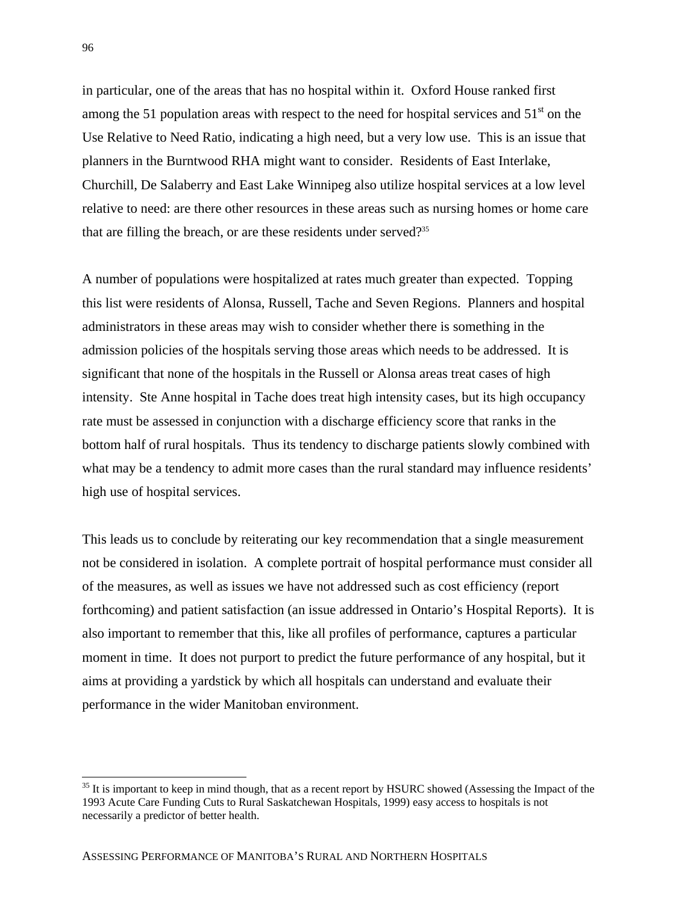in particular, one of the areas that has no hospital within it. Oxford House ranked first among the 51 population areas with respect to the need for hospital services and 51st on the Use Relative to Need Ratio, indicating a high need, but a very low use. This is an issue that planners in the Burntwood RHA might want to consider. Residents of East Interlake, Churchill, De Salaberry and East Lake Winnipeg also utilize hospital services at a low level relative to need: are there other resources in these areas such as nursing homes or home care that are filling the breach, or are these residents under served?[35]

A number of populations were hospitalized at rates much greater than expected. Topping this list were residents of Alonsa, Russell, Tache and Seven Regions. Planners and hospital administrators in these areas may wish to consider whether there is something in the admission policies of the hospitals serving those areas which needs to be addressed. It is significant that none of the hospitals in the Russell or Alonsa areas treat cases of high intensity. Ste Anne hospital in Tache does treat high intensity cases, but its high occupancy rate must be assessed in conjunction with a discharge efficiency score that ranks in the bottom half of rural hospitals. Thus its tendency to discharge patients slowly combined with what may be a tendency to admit more cases than the rural standard may influence residents' high use of hospital services.

This leads us to conclude by reiterating our key recommendation that a single measurement not be considered in isolation. A complete portrait of hospital performance must consider all of the measures, as well as issues we have not addressed such as cost efficiency (report forthcoming) and patient satisfaction (an issue addressed in Ontario's Hospital Reports). It is also important to remember that this, like all profiles of performance, captures a particular moment in time. It does not purport to predict the future performance of any hospital, but it aims at providing a yardstick by which all hospitals can understand and evaluate their performance in the wider Manitoban environment.

---

[35] It is important to keep in mind though, that as a recent report by HSURC showed (Assessing the Impact of the 1993 Acute Care Funding Cuts to Rural Saskatchewan Hospitals, 1999) easy access to hospitals is not necessarily a predictor of better health.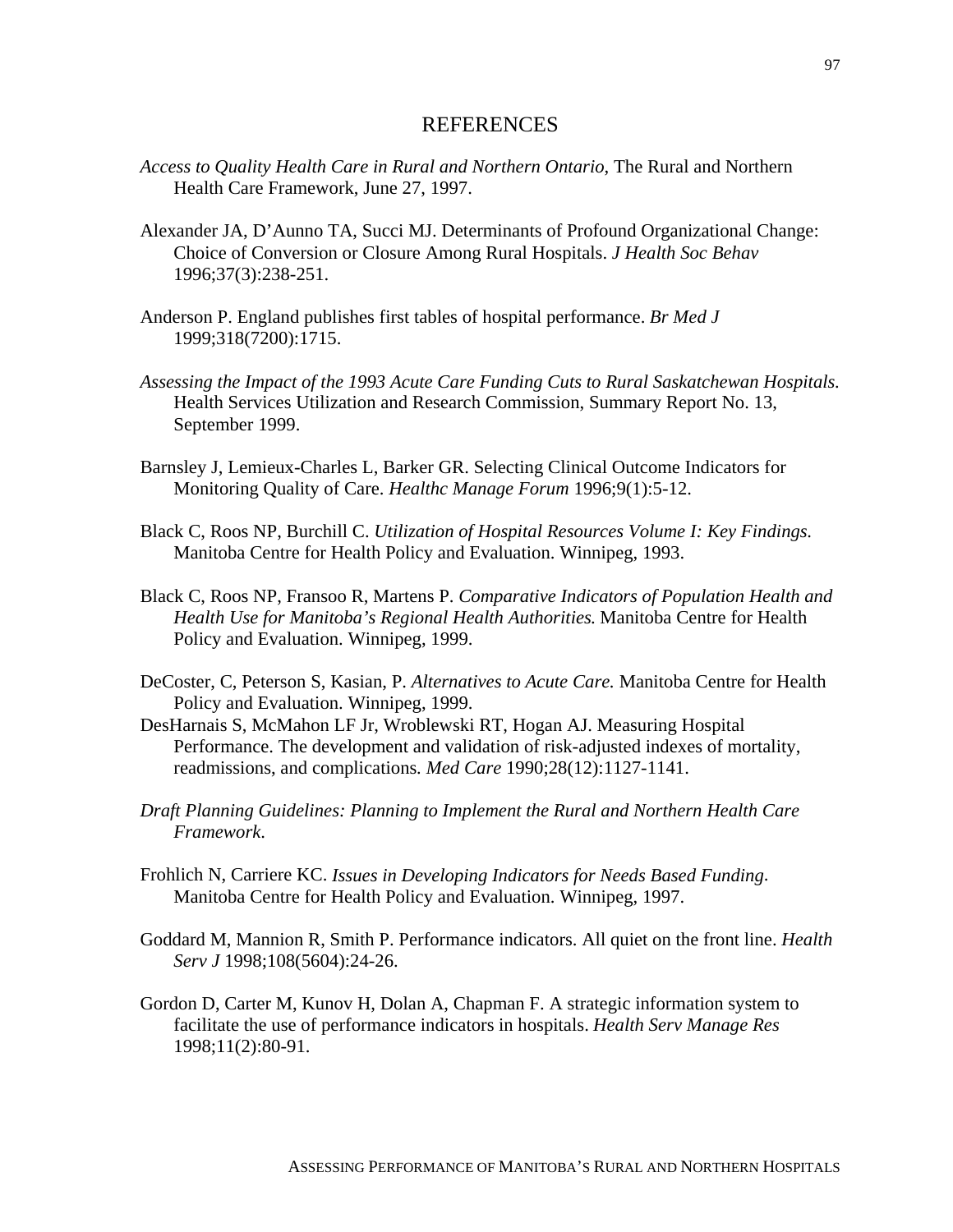# REFERENCES

*Access to Quality Health Care in Rural and Northern Ontario*, The Rural and Northern Health Care Framework, June 27, 1997.

Alexander JA, D'Aunno TA, Succi MJ. Determinants of Profound Organizational Change: Choice of Conversion or Closure Among Rural Hospitals. *J Health Soc Behav* 1996;37(3):238-251.

Anderson P. England publishes first tables of hospital performance. *Br Med J* 1999;318(7200):1715.

*Assessing the Impact of the 1993 Acute Care Funding Cuts to Rural Saskatchewan Hospitals*. Health Services Utilization and Research Commission, Summary Report No. 13, September 1999.

Barnsley J, Lemieux-Charles L, Barker GR. Selecting Clinical Outcome Indicators for Monitoring Quality of Care. *Healthc Manage Forum* 1996;9(1):5-12.

Black C, Roos NP, Burchill C. *Utilization of Hospital Resources Volume I: Key Findings.* Manitoba Centre for Health Policy and Evaluation. Winnipeg, 1993.

Black C, Roos NP, Fransoo R, Martens P. *Comparative Indicators of Population Health and Health Use for Manitoba's Regional Health Authorities.* Manitoba Centre for Health Policy and Evaluation. Winnipeg, 1999.

DeCoster, C, Peterson S, Kasian, P. *Alternatives to Acute Care.* Manitoba Centre for Health Policy and Evaluation. Winnipeg, 1999.

DesHarnais S, McMahon LF Jr, Wroblewski RT, Hogan AJ. Measuring Hospital Performance. The development and validation of risk-adjusted indexes of mortality, readmissions, and complications*. Med Care* 1990;28(12):1127-1141.

*Draft Planning Guidelines: Planning to Implement the Rural and Northern Health Care Framework*.

Frohlich N, Carriere KC. *Issues in Developing Indicators for Needs Based Funding*. Manitoba Centre for Health Policy and Evaluation. Winnipeg, 1997.

Goddard M, Mannion R, Smith P. Performance indicators. All quiet on the front line. *Health Serv J* 1998;108(5604):24-26.

Gordon D, Carter M, Kunov H, Dolan A, Chapman F. A strategic information system to facilitate the use of performance indicators in hospitals. *Health Serv Manage Res* 1998;11(2):80-91.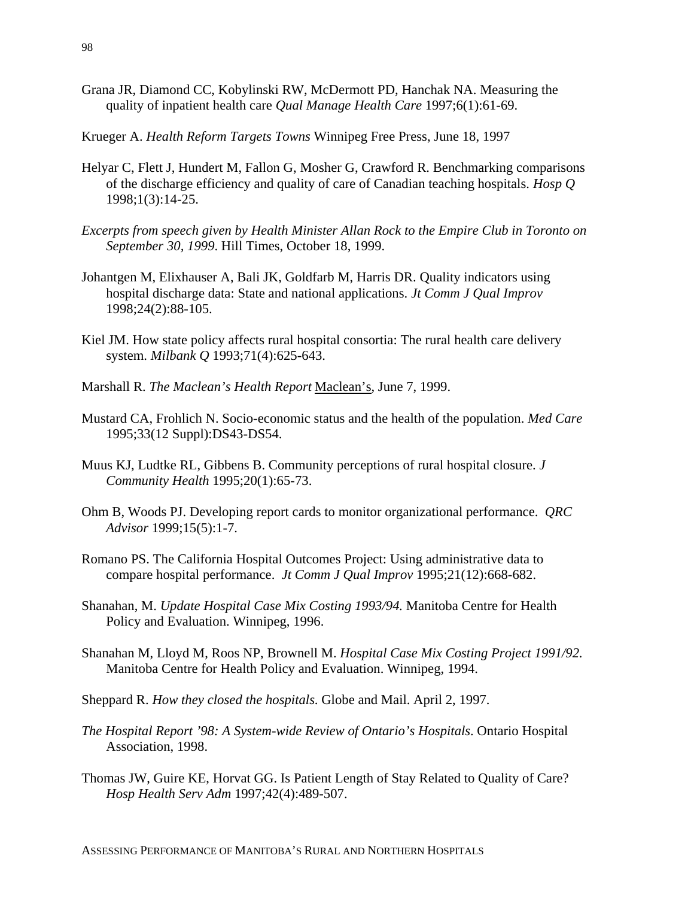Grana JR, Diamond CC, Kobylinski RW, McDermott PD, Hanchak NA. Measuring the quality of inpatient health care *Qual Manage Health Care* 1997;6(1):61-69.

Krueger A. *Health Reform Targets Towns* Winnipeg Free Press, June 18, 1997

Helyar C, Flett J, Hundert M, Fallon G, Mosher G, Crawford R. Benchmarking comparisons of the discharge efficiency and quality of care of Canadian teaching hospitals. *Hosp Q* 1998;1(3):14-25.

*Excerpts from speech given by Health Minister Allan Rock to the Empire Club in Toronto on September 30, 1999*. Hill Times, October 18, 1999.

Johantgen M, Elixhauser A, Bali JK, Goldfarb M, Harris DR. Quality indicators using hospital discharge data: State and national applications. *Jt Comm J Qual Improv* 1998;24(2):88-105.

Kiel JM. How state policy affects rural hospital consortia: The rural health care delivery system. *Milbank Q* 1993;71(4):625-643.

Marshall R. *The Maclean's Health Report* Maclean's, June 7, 1999.

Mustard CA, Frohlich N. Socio-economic status and the health of the population. *Med Care* 1995;33(12 Suppl):DS43-DS54.

Muus KJ, Ludtke RL, Gibbens B. Community perceptions of rural hospital closure. *J Community Health* 1995;20(1):65-73.

Ohm B, Woods PJ. Developing report cards to monitor organizational performance. *QRC Advisor* 1999;15(5):1-7.

Romano PS. The California Hospital Outcomes Project: Using administrative data to compare hospital performance. *Jt Comm J Qual Improv* 1995;21(12):668-682.

Shanahan, M. *Update Hospital Case Mix Costing 1993/94.* Manitoba Centre for Health Policy and Evaluation. Winnipeg, 1996.

Shanahan M, Lloyd M, Roos NP, Brownell M. *Hospital Case Mix Costing Project 1991/92*. Manitoba Centre for Health Policy and Evaluation. Winnipeg, 1994.

Sheppard R. *How they closed the hospitals*. Globe and Mail. April 2, 1997.

*The Hospital Report '98: A System-wide Review of Ontario's Hospitals*. Ontario Hospital Association, 1998.

Thomas JW, Guire KE, Horvat GG. Is Patient Length of Stay Related to Quality of Care? *Hosp Health Serv Adm* 1997;42(4):489-507.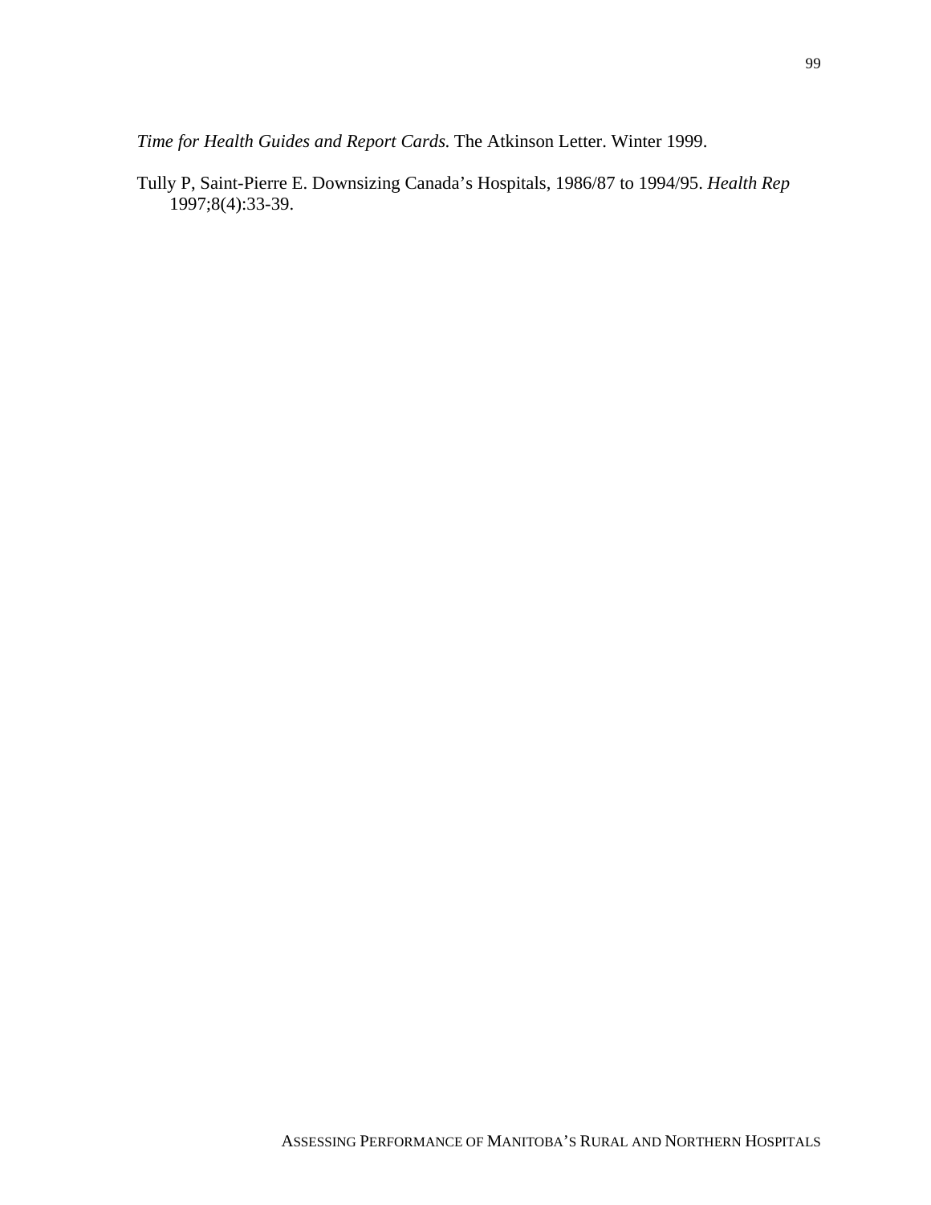*Time for Health Guides and Report Cards.* The Atkinson Letter. Winter 1999.

Tully P, Saint-Pierre E. Downsizing Canada's Hospitals, 1986/87 to 1994/95. *Health Rep* 1997;8(4):33-39.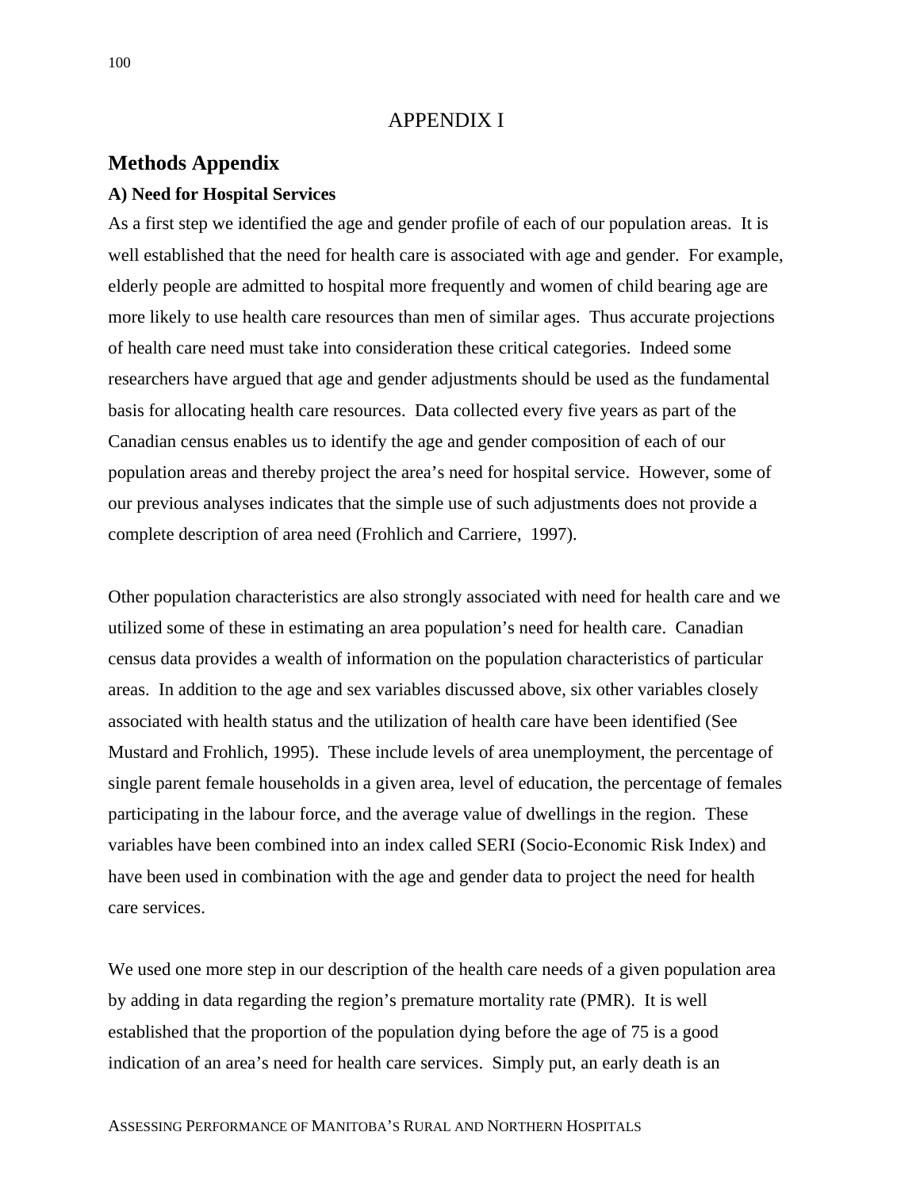# APPENDIX I

## Methods Appendix

### A) Need for Hospital Services

As a first step we identified the age and gender profile of each of our population areas. It is well established that the need for health care is associated with age and gender. For example, elderly people are admitted to hospital more frequently and women of child bearing age are more likely to use health care resources than men of similar ages. Thus accurate projections of health care need must take into consideration these critical categories. Indeed some researchers have argued that age and gender adjustments should be used as the fundamental basis for allocating health care resources. Data collected every five years as part of the Canadian census enables us to identify the age and gender composition of each of our population areas and thereby project the area's need for hospital service. However, some of our previous analyses indicates that the simple use of such adjustments does not provide a complete description of area need (Frohlich and Carriere, 1997).

Other population characteristics are also strongly associated with need for health care and we utilized some of these in estimating an area population's need for health care. Canadian census data provides a wealth of information on the population characteristics of particular areas. In addition to the age and sex variables discussed above, six other variables closely associated with health status and the utilization of health care have been identified (See Mustard and Frohlich, 1995). These include levels of area unemployment, the percentage of single parent female households in a given area, level of education, the percentage of females participating in the labour force, and the average value of dwellings in the region. These variables have been combined into an index called SERI (Socio-Economic Risk Index) and have been used in combination with the age and gender data to project the need for health care services.

We used one more step in our description of the health care needs of a given population area by adding in data regarding the region's premature mortality rate (PMR). It is well established that the proportion of the population dying before the age of 75 is a good indication of an area's need for health care services. Simply put, an early death is an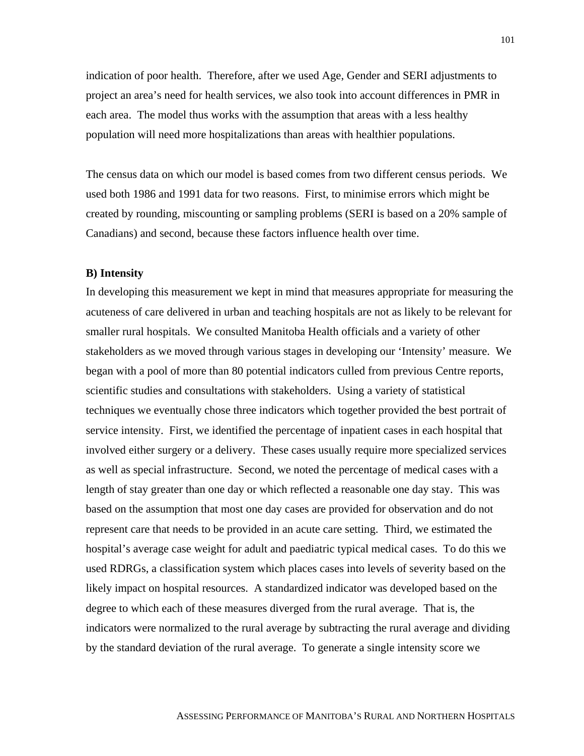indication of poor health. Therefore, after we used Age, Gender and SERI adjustments to project an area's need for health services, we also took into account differences in PMR in each area. The model thus works with the assumption that areas with a less healthy population will need more hospitalizations than areas with healthier populations.

The census data on which our model is based comes from two different census periods. We used both 1986 and 1991 data for two reasons. First, to minimise errors which might be created by rounding, miscounting or sampling problems (SERI is based on a 20% sample of Canadians) and second, because these factors influence health over time.

**B) Intensity**

In developing this measurement we kept in mind that measures appropriate for measuring the acuteness of care delivered in urban and teaching hospitals are not as likely to be relevant for smaller rural hospitals. We consulted Manitoba Health officials and a variety of other stakeholders as we moved through various stages in developing our 'Intensity' measure. We began with a pool of more than 80 potential indicators culled from previous Centre reports, scientific studies and consultations with stakeholders. Using a variety of statistical techniques we eventually chose three indicators which together provided the best portrait of service intensity. First, we identified the percentage of inpatient cases in each hospital that involved either surgery or a delivery. These cases usually require more specialized services as well as special infrastructure. Second, we noted the percentage of medical cases with a length of stay greater than one day or which reflected a reasonable one day stay. This was based on the assumption that most one day cases are provided for observation and do not represent care that needs to be provided in an acute care setting. Third, we estimated the hospital's average case weight for adult and paediatric typical medical cases. To do this we used RDRGs, a classification system which places cases into levels of severity based on the likely impact on hospital resources. A standardized indicator was developed based on the degree to which each of these measures diverged from the rural average. That is, the indicators were normalized to the rural average by subtracting the rural average and dividing by the standard deviation of the rural average. To generate a single intensity score we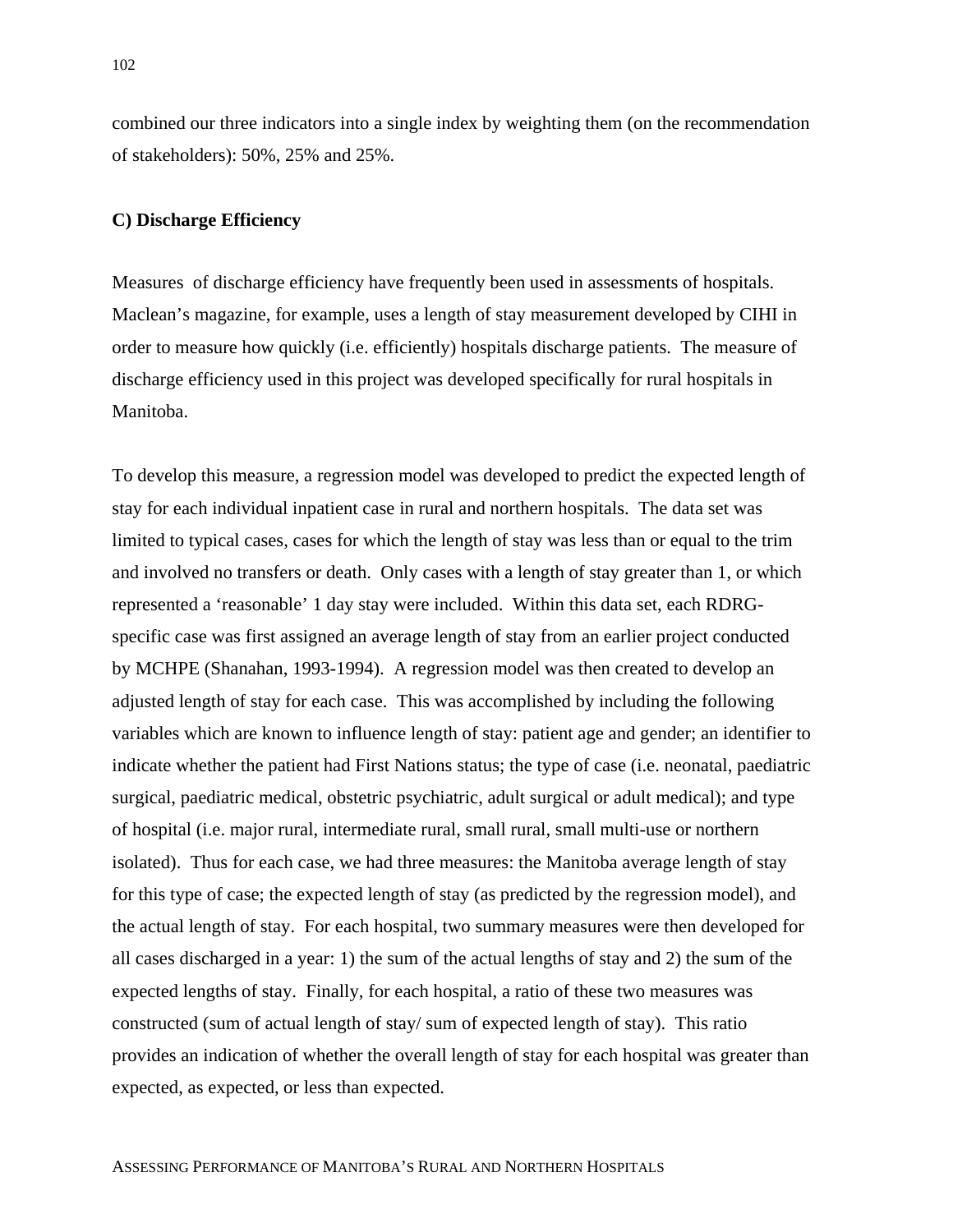combined our three indicators into a single index by weighting them (on the recommendation of stakeholders): 50%, 25% and 25%.

**C) Discharge Efficiency**

Measures of discharge efficiency have frequently been used in assessments of hospitals. Maclean's magazine, for example, uses a length of stay measurement developed by CIHI in order to measure how quickly (i.e. efficiently) hospitals discharge patients. The measure of discharge efficiency used in this project was developed specifically for rural hospitals in Manitoba.

To develop this measure, a regression model was developed to predict the expected length of stay for each individual inpatient case in rural and northern hospitals. The data set was limited to typical cases, cases for which the length of stay was less than or equal to the trim and involved no transfers or death. Only cases with a length of stay greater than 1, or which represented a 'reasonable' 1 day stay were included. Within this data set, each RDRG-specific case was first assigned an average length of stay from an earlier project conducted by MCHPE (Shanahan, 1993-1994). A regression model was then created to develop an adjusted length of stay for each case. This was accomplished by including the following variables which are known to influence length of stay: patient age and gender; an identifier to indicate whether the patient had First Nations status; the type of case (i.e. neonatal, paediatric surgical, paediatric medical, obstetric psychiatric, adult surgical or adult medical); and type of hospital (i.e. major rural, intermediate rural, small rural, small multi-use or northern isolated). Thus for each case, we had three measures: the Manitoba average length of stay for this type of case; the expected length of stay (as predicted by the regression model), and the actual length of stay. For each hospital, two summary measures were then developed for all cases discharged in a year: 1) the sum of the actual lengths of stay and 2) the sum of the expected lengths of stay. Finally, for each hospital, a ratio of these two measures was constructed (sum of actual length of stay/ sum of expected length of stay). This ratio provides an indication of whether the overall length of stay for each hospital was greater than expected, as expected, or less than expected.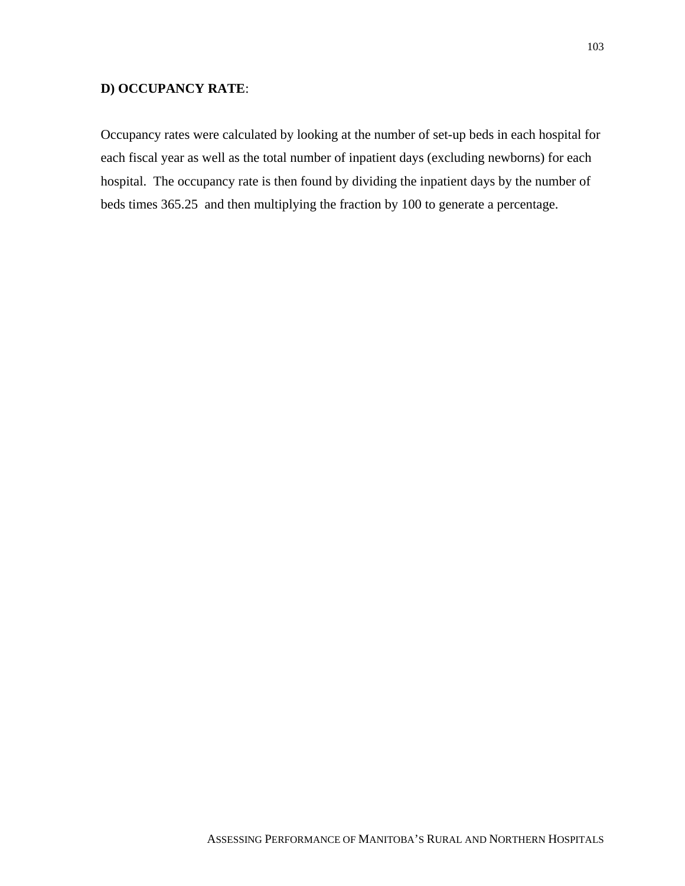**D) OCCUPANCY RATE**:

Occupancy rates were calculated by looking at the number of set-up beds in each hospital for each fiscal year as well as the total number of inpatient days (excluding newborns) for each hospital. The occupancy rate is then found by dividing the inpatient days by the number of beds times 365.25 and then multiplying the fraction by 100 to generate a percentage.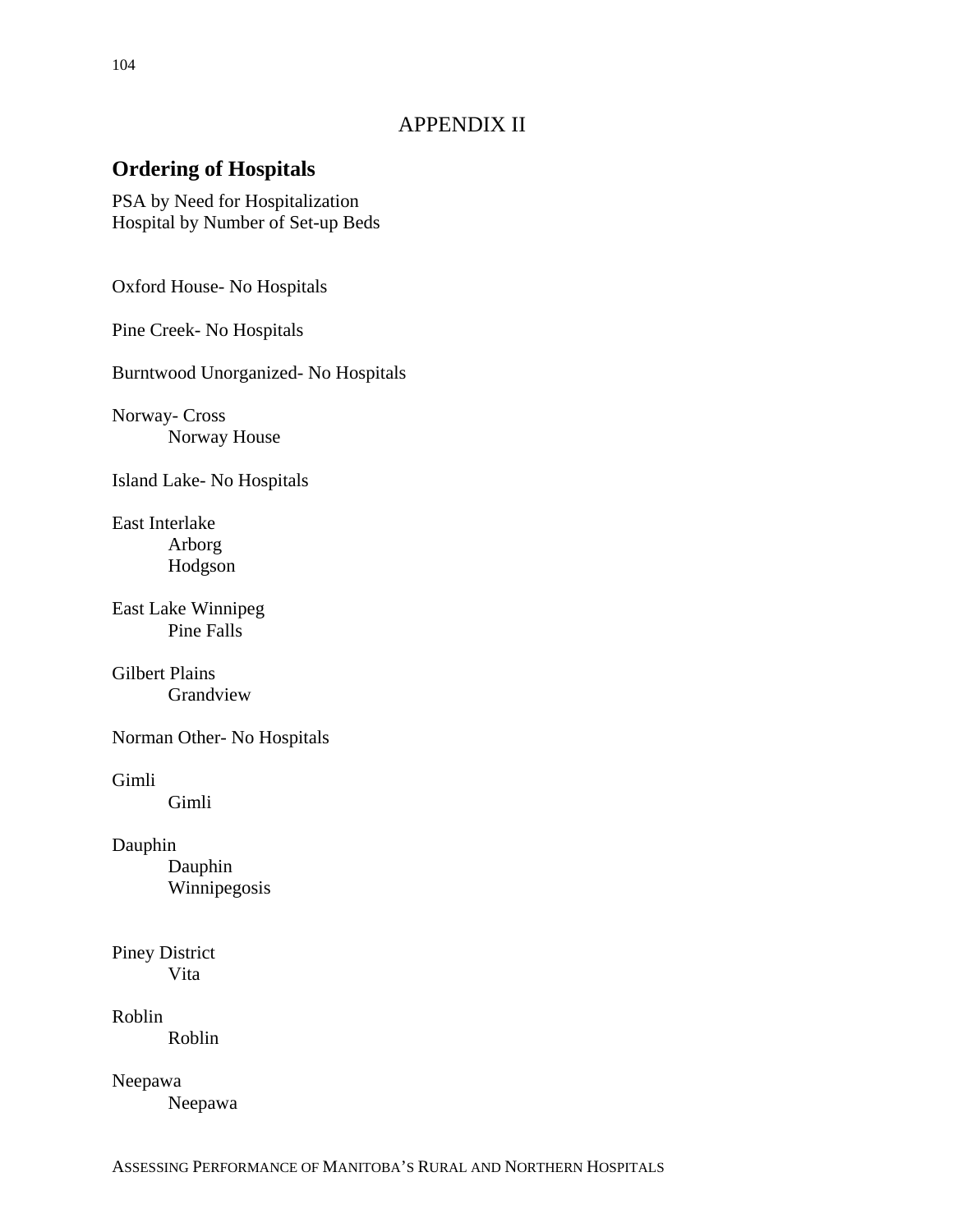# APPENDIX II

## Ordering of Hospitals

PSA by Need for Hospitalization
Hospital by Number of Set-up Beds

Oxford House- No Hospitals

Pine Creek- No Hospitals

Burntwood Unorganized- No Hospitals

Norway- Cross
- Norway House

Island Lake- No Hospitals

East Interlake
- Arborg
- Hodgson

East Lake Winnipeg
- Pine Falls

Gilbert Plains
- Grandview

Norman Other- No Hospitals

Gimli
- Gimli

Dauphin
- Dauphin
- Winnipegosis

Piney District
- Vita

Roblin
- Roblin

Neepawa
- Neepawa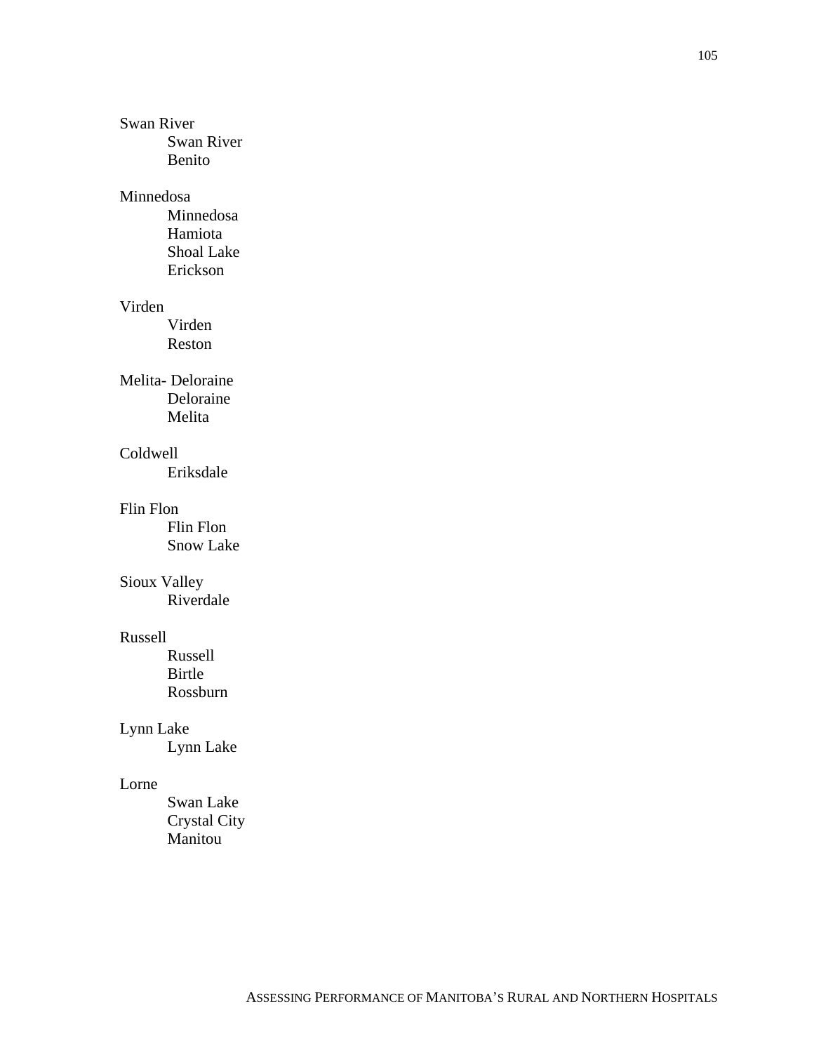Swan River

- Swan River
- Benito

Minnedosa

- Minnedosa
- Hamiota
- Shoal Lake
- Erickson

Virden

- Virden
- Reston

Melita- Deloraine

- Deloraine
- Melita

Coldwell

- Eriksdale

Flin Flon

- Flin Flon
- Snow Lake

Sioux Valley

- Riverdale

Russell

- Russell
- Birtle
- Rossburn

Lynn Lake

- Lynn Lake

Lorne

- Swan Lake
- Crystal City
- Manitou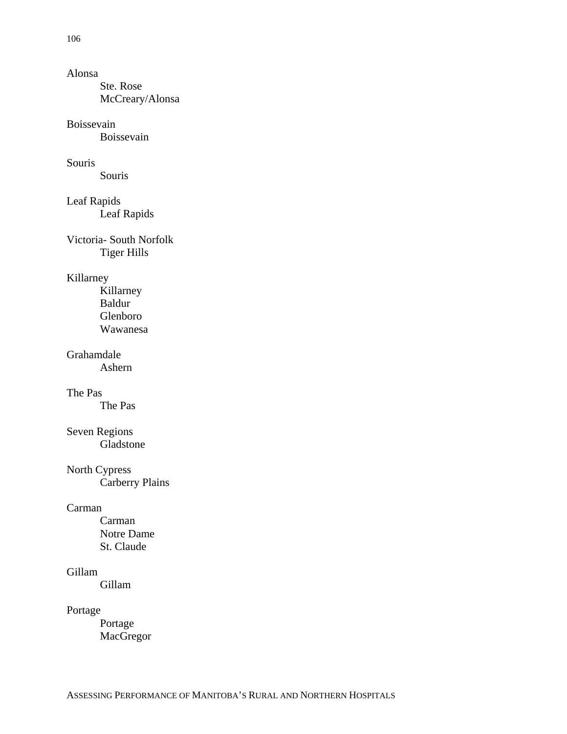Alonsa
- Ste. Rose
- McCreary/Alonsa

Boissevain
- Boissevain

Souris
- Souris

Leaf Rapids
- Leaf Rapids

Victoria- South Norfolk
- Tiger Hills

Killarney
- Killarney
- Baldur
- Glenboro
- Wawanesa

Grahamdale
- Ashern

The Pas
- The Pas

Seven Regions
- Gladstone

North Cypress
- Carberry Plains

Carman
- Carman
- Notre Dame
- St. Claude

Gillam
- Gillam

Portage
- Portage
- MacGregor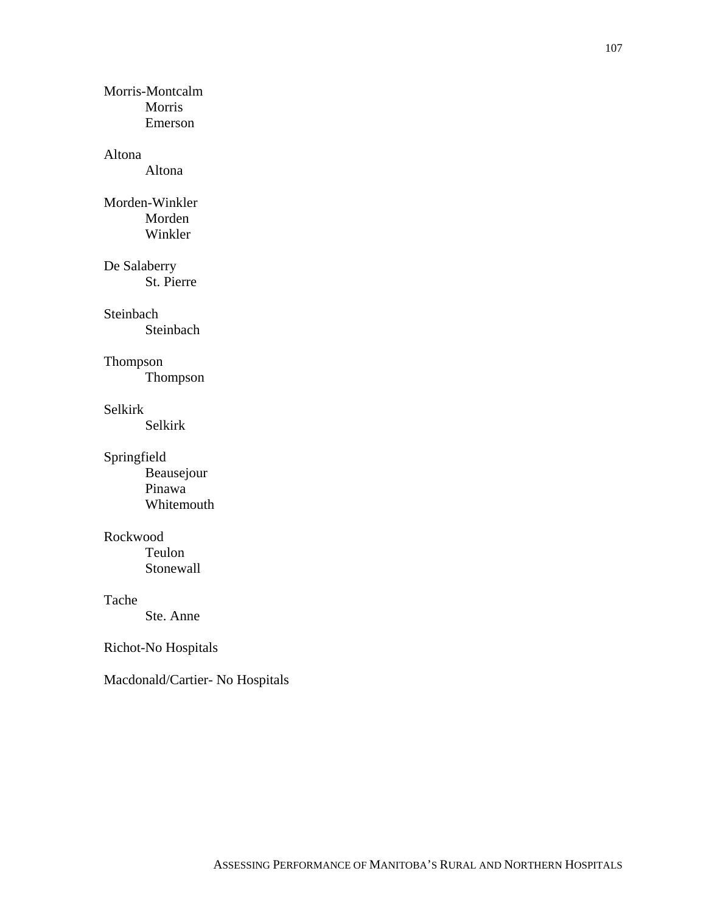Morris-Montcalm
- Morris
- Emerson

Altona
- Altona

Morden-Winkler
- Morden
- Winkler

De Salaberry
- St. Pierre

Steinbach
- Steinbach

Thompson
- Thompson

Selkirk
- Selkirk

Springfield
- Beausejour
- Pinawa
- Whitemouth

Rockwood
- Teulon
- Stonewall

Tache
- Ste. Anne

Richot-No Hospitals

Macdonald/Cartier- No Hospitals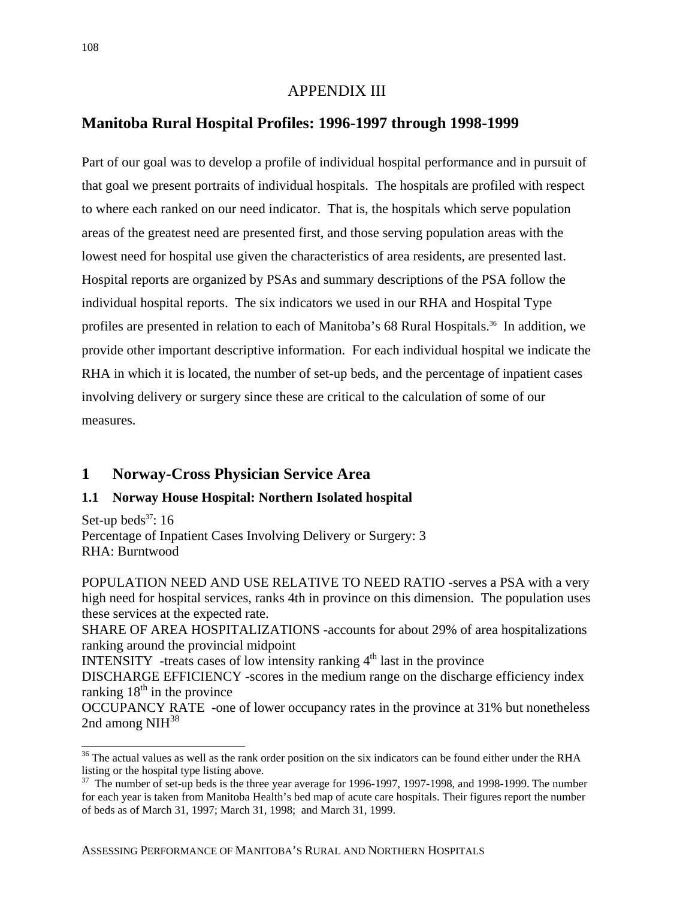# APPENDIX III

## Manitoba Rural Hospital Profiles: 1996-1997 through 1998-1999

Part of our goal was to develop a profile of individual hospital performance and in pursuit of that goal we present portraits of individual hospitals. The hospitals are profiled with respect to where each ranked on our need indicator. That is, the hospitals which serve population areas of the greatest need are presented first, and those serving population areas with the lowest need for hospital use given the characteristics of area residents, are presented last. Hospital reports are organized by PSAs and summary descriptions of the PSA follow the individual hospital reports. The six indicators we used in our RHA and Hospital Type profiles are presented in relation to each of Manitoba's 68 Rural Hospitals.[36] In addition, we provide other important descriptive information. For each individual hospital we indicate the RHA in which it is located, the number of set-up beds, and the percentage of inpatient cases involving delivery or surgery since these are critical to the calculation of some of our measures.

## 1 Norway-Cross Physician Service Area

### 1.1 Norway House Hospital: Northern Isolated hospital

Set-up beds[37]: 16
Percentage of Inpatient Cases Involving Delivery or Surgery: 3
RHA: Burntwood

POPULATION NEED AND USE RELATIVE TO NEED RATIO -serves a PSA with a very high need for hospital services, ranks 4th in province on this dimension. The population uses these services at the expected rate.
SHARE OF AREA HOSPITALIZATIONS -accounts for about 29% of area hospitalizations ranking around the provincial midpoint
INTENSITY -treats cases of low intensity ranking 4th last in the province
DISCHARGE EFFICIENCY -scores in the medium range on the discharge efficiency index ranking 18th in the province
OCCUPANCY RATE -one of lower occupancy rates in the province at 31% but nonetheless 2nd among NIH[38]

---

[36] The actual values as well as the rank order position on the six indicators can be found either under the RHA listing or the hospital type listing above.

[37] The number of set-up beds is the three year average for 1996-1997, 1997-1998, and 1998-1999. The number for each year is taken from Manitoba Health's bed map of acute care hospitals. Their figures report the number of beds as of March 31, 1997; March 31, 1998; and March 31, 1999.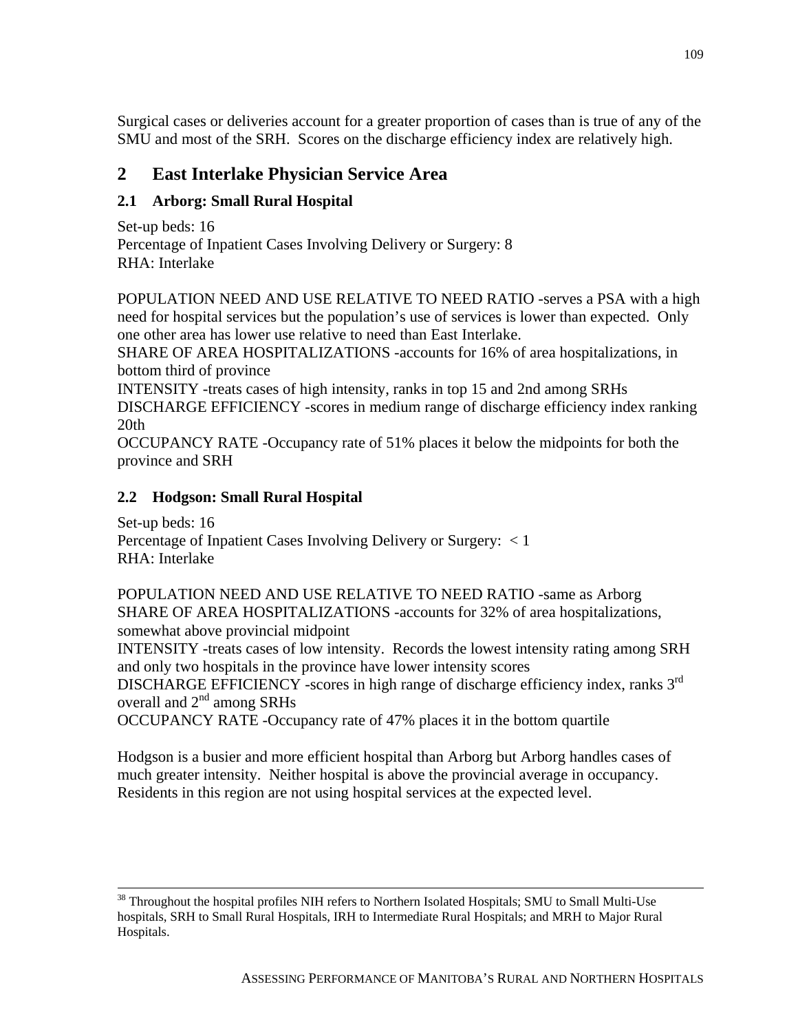Surgical cases or deliveries account for a greater proportion of cases than is true of any of the SMU and most of the SRH. Scores on the discharge efficiency index are relatively high.

## 2 East Interlake Physician Service Area

### 2.1 Arborg: Small Rural Hospital

Set-up beds: 16
Percentage of Inpatient Cases Involving Delivery or Surgery: 8
RHA: Interlake

POPULATION NEED AND USE RELATIVE TO NEED RATIO -serves a PSA with a high need for hospital services but the population's use of services is lower than expected. Only one other area has lower use relative to need than East Interlake.
SHARE OF AREA HOSPITALIZATIONS -accounts for 16% of area hospitalizations, in bottom third of province
INTENSITY -treats cases of high intensity, ranks in top 15 and 2nd among SRHs
DISCHARGE EFFICIENCY -scores in medium range of discharge efficiency index ranking 20th
OCCUPANCY RATE -Occupancy rate of 51% places it below the midpoints for both the province and SRH

### 2.2 Hodgson: Small Rural Hospital

Set-up beds: 16
Percentage of Inpatient Cases Involving Delivery or Surgery: < 1
RHA: Interlake

POPULATION NEED AND USE RELATIVE TO NEED RATIO -same as Arborg
SHARE OF AREA HOSPITALIZATIONS -accounts for 32% of area hospitalizations, somewhat above provincial midpoint
INTENSITY -treats cases of low intensity. Records the lowest intensity rating among SRH and only two hospitals in the province have lower intensity scores
DISCHARGE EFFICIENCY -scores in high range of discharge efficiency index, ranks 3rd overall and 2nd among SRHs
OCCUPANCY RATE -Occupancy rate of 47% places it in the bottom quartile

Hodgson is a busier and more efficient hospital than Arborg but Arborg handles cases of much greater intensity. Neither hospital is above the provincial average in occupancy. Residents in this region are not using hospital services at the expected level.

---

[38] Throughout the hospital profiles NIH refers to Northern Isolated Hospitals; SMU to Small Multi-Use hospitals, SRH to Small Rural Hospitals, IRH to Intermediate Rural Hospitals; and MRH to Major Rural Hospitals.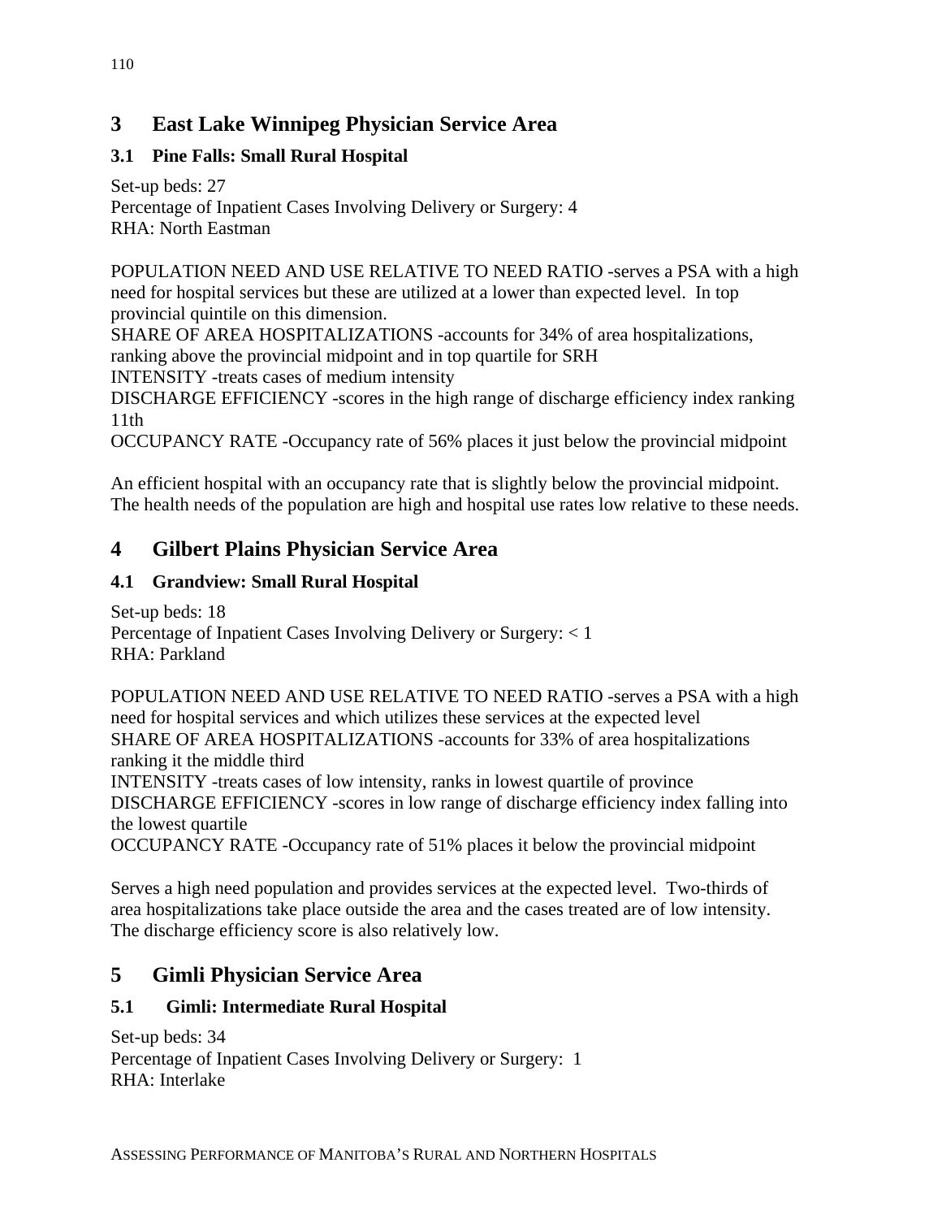## 3 East Lake Winnipeg Physician Service Area

### 3.1 Pine Falls: Small Rural Hospital

Set-up beds: 27
Percentage of Inpatient Cases Involving Delivery or Surgery: 4
RHA: North Eastman

POPULATION NEED AND USE RELATIVE TO NEED RATIO -serves a PSA with a high need for hospital services but these are utilized at a lower than expected level. In top provincial quintile on this dimension.
SHARE OF AREA HOSPITALIZATIONS -accounts for 34% of area hospitalizations, ranking above the provincial midpoint and in top quartile for SRH
INTENSITY -treats cases of medium intensity
DISCHARGE EFFICIENCY -scores in the high range of discharge efficiency index ranking 11th
OCCUPANCY RATE -Occupancy rate of 56% places it just below the provincial midpoint

An efficient hospital with an occupancy rate that is slightly below the provincial midpoint. The health needs of the population are high and hospital use rates low relative to these needs.

## 4 Gilbert Plains Physician Service Area

### 4.1 Grandview: Small Rural Hospital

Set-up beds: 18
Percentage of Inpatient Cases Involving Delivery or Surgery: < 1
RHA: Parkland

POPULATION NEED AND USE RELATIVE TO NEED RATIO -serves a PSA with a high need for hospital services and which utilizes these services at the expected level
SHARE OF AREA HOSPITALIZATIONS -accounts for 33% of area hospitalizations ranking it the middle third
INTENSITY -treats cases of low intensity, ranks in lowest quartile of province
DISCHARGE EFFICIENCY -scores in low range of discharge efficiency index falling into the lowest quartile
OCCUPANCY RATE -Occupancy rate of 51% places it below the provincial midpoint

Serves a high need population and provides services at the expected level. Two-thirds of area hospitalizations take place outside the area and the cases treated are of low intensity. The discharge efficiency score is also relatively low.

## 5 Gimli Physician Service Area

### 5.1 Gimli: Intermediate Rural Hospital

Set-up beds: 34
Percentage of Inpatient Cases Involving Delivery or Surgery: 1
RHA: Interlake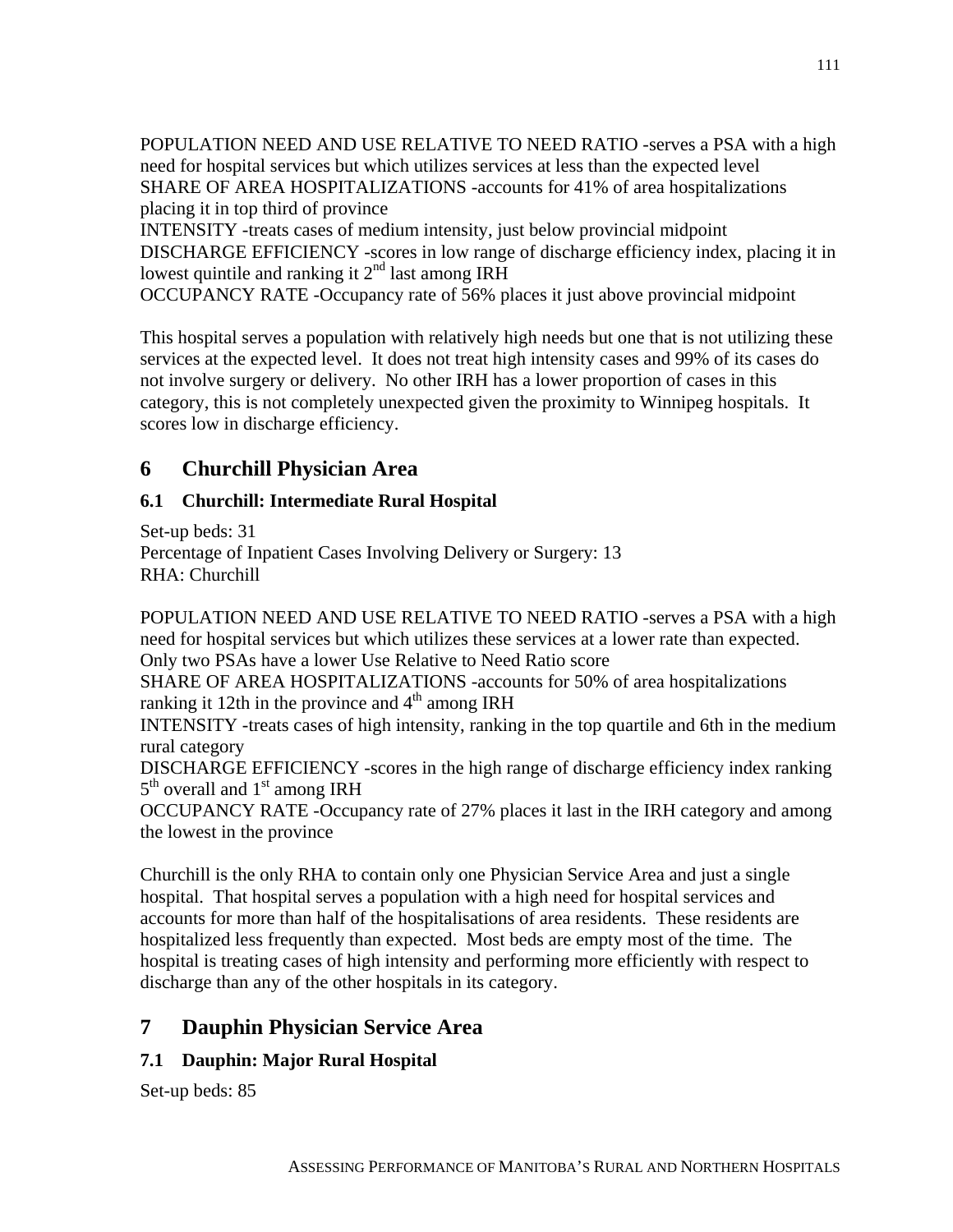POPULATION NEED AND USE RELATIVE TO NEED RATIO -serves a PSA with a high need for hospital services but which utilizes services at less than the expected level
SHARE OF AREA HOSPITALIZATIONS -accounts for 41% of area hospitalizations placing it in top third of province
INTENSITY -treats cases of medium intensity, just below provincial midpoint
DISCHARGE EFFICIENCY -scores in low range of discharge efficiency index, placing it in lowest quintile and ranking it 2nd last among IRH
OCCUPANCY RATE -Occupancy rate of 56% places it just above provincial midpoint

This hospital serves a population with relatively high needs but one that is not utilizing these services at the expected level. It does not treat high intensity cases and 99% of its cases do not involve surgery or delivery. No other IRH has a lower proportion of cases in this category, this is not completely unexpected given the proximity to Winnipeg hospitals. It scores low in discharge efficiency.

# 6 Churchill Physician Area

## 6.1 Churchill: Intermediate Rural Hospital

Set-up beds: 31
Percentage of Inpatient Cases Involving Delivery or Surgery: 13
RHA: Churchill

POPULATION NEED AND USE RELATIVE TO NEED RATIO -serves a PSA with a high need for hospital services but which utilizes these services at a lower rate than expected. Only two PSAs have a lower Use Relative to Need Ratio score
SHARE OF AREA HOSPITALIZATIONS -accounts for 50% of area hospitalizations ranking it 12th in the province and 4th among IRH
INTENSITY -treats cases of high intensity, ranking in the top quartile and 6th in the medium rural category
DISCHARGE EFFICIENCY -scores in the high range of discharge efficiency index ranking 5th overall and 1st among IRH
OCCUPANCY RATE -Occupancy rate of 27% places it last in the IRH category and among the lowest in the province

Churchill is the only RHA to contain only one Physician Service Area and just a single hospital. That hospital serves a population with a high need for hospital services and accounts for more than half of the hospitalisations of area residents. These residents are hospitalized less frequently than expected. Most beds are empty most of the time. The hospital is treating cases of high intensity and performing more efficiently with respect to discharge than any of the other hospitals in its category.

# 7 Dauphin Physician Service Area

## 7.1 Dauphin: Major Rural Hospital

Set-up beds: 85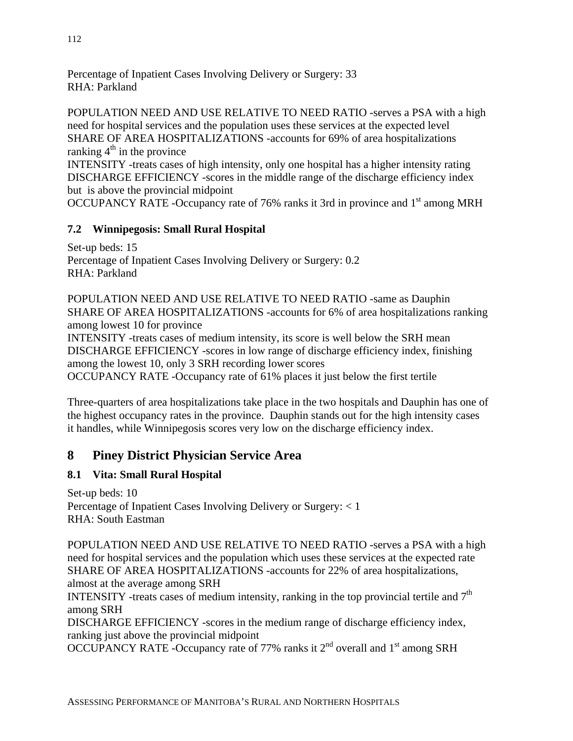Percentage of Inpatient Cases Involving Delivery or Surgery: 33
RHA: Parkland

POPULATION NEED AND USE RELATIVE TO NEED RATIO -serves a PSA with a high need for hospital services and the population uses these services at the expected level
SHARE OF AREA HOSPITALIZATIONS -accounts for 69% of area hospitalizations ranking 4th in the province
INTENSITY -treats cases of high intensity, only one hospital has a higher intensity rating
DISCHARGE EFFICIENCY -scores in the middle range of the discharge efficiency index but is above the provincial midpoint
OCCUPANCY RATE -Occupancy rate of 76% ranks it 3rd in province and 1st among MRH

### 7.2 Winnipegosis: Small Rural Hospital

Set-up beds: 15
Percentage of Inpatient Cases Involving Delivery or Surgery: 0.2
RHA: Parkland

POPULATION NEED AND USE RELATIVE TO NEED RATIO -same as Dauphin
SHARE OF AREA HOSPITALIZATIONS -accounts for 6% of area hospitalizations ranking among lowest 10 for province
INTENSITY -treats cases of medium intensity, its score is well below the SRH mean
DISCHARGE EFFICIENCY -scores in low range of discharge efficiency index, finishing among the lowest 10, only 3 SRH recording lower scores
OCCUPANCY RATE -Occupancy rate of 61% places it just below the first tertile

Three-quarters of area hospitalizations take place in the two hospitals and Dauphin has one of the highest occupancy rates in the province. Dauphin stands out for the high intensity cases it handles, while Winnipegosis scores very low on the discharge efficiency index.

## 8 Piney District Physician Service Area

### 8.1 Vita: Small Rural Hospital

Set-up beds: 10
Percentage of Inpatient Cases Involving Delivery or Surgery: < 1
RHA: South Eastman

POPULATION NEED AND USE RELATIVE TO NEED RATIO -serves a PSA with a high need for hospital services and the population which uses these services at the expected rate
SHARE OF AREA HOSPITALIZATIONS -accounts for 22% of area hospitalizations, almost at the average among SRH
INTENSITY -treats cases of medium intensity, ranking in the top provincial tertile and 7th among SRH
DISCHARGE EFFICIENCY -scores in the medium range of discharge efficiency index, ranking just above the provincial midpoint
OCCUPANCY RATE -Occupancy rate of 77% ranks it 2nd overall and 1st among SRH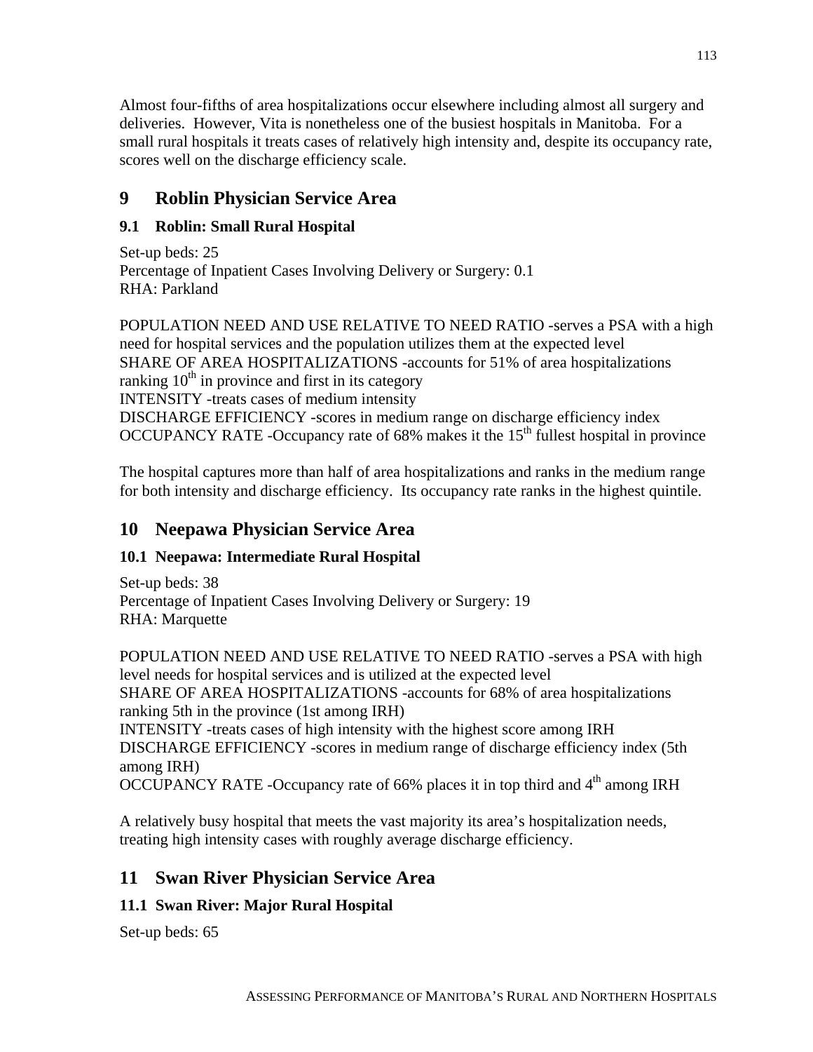Almost four-fifths of area hospitalizations occur elsewhere including almost all surgery and deliveries. However, Vita is nonetheless one of the busiest hospitals in Manitoba. For a small rural hospitals it treats cases of relatively high intensity and, despite its occupancy rate, scores well on the discharge efficiency scale.

# 9 Roblin Physician Service Area

## 9.1 Roblin: Small Rural Hospital

Set-up beds: 25
Percentage of Inpatient Cases Involving Delivery or Surgery: 0.1
RHA: Parkland

POPULATION NEED AND USE RELATIVE TO NEED RATIO -serves a PSA with a high need for hospital services and the population utilizes them at the expected level
SHARE OF AREA HOSPITALIZATIONS -accounts for 51% of area hospitalizations ranking 10th in province and first in its category
INTENSITY -treats cases of medium intensity
DISCHARGE EFFICIENCY -scores in medium range on discharge efficiency index
OCCUPANCY RATE -Occupancy rate of 68% makes it the 15th fullest hospital in province

The hospital captures more than half of area hospitalizations and ranks in the medium range for both intensity and discharge efficiency. Its occupancy rate ranks in the highest quintile.

# 10 Neepawa Physician Service Area

## 10.1 Neepawa: Intermediate Rural Hospital

Set-up beds: 38
Percentage of Inpatient Cases Involving Delivery or Surgery: 19
RHA: Marquette

POPULATION NEED AND USE RELATIVE TO NEED RATIO -serves a PSA with high level needs for hospital services and is utilized at the expected level
SHARE OF AREA HOSPITALIZATIONS -accounts for 68% of area hospitalizations ranking 5th in the province (1st among IRH)
INTENSITY -treats cases of high intensity with the highest score among IRH
DISCHARGE EFFICIENCY -scores in medium range of discharge efficiency index (5th among IRH)
OCCUPANCY RATE -Occupancy rate of 66% places it in top third and 4th among IRH

A relatively busy hospital that meets the vast majority its area's hospitalization needs, treating high intensity cases with roughly average discharge efficiency.

# 11 Swan River Physician Service Area

## 11.1 Swan River: Major Rural Hospital

Set-up beds: 65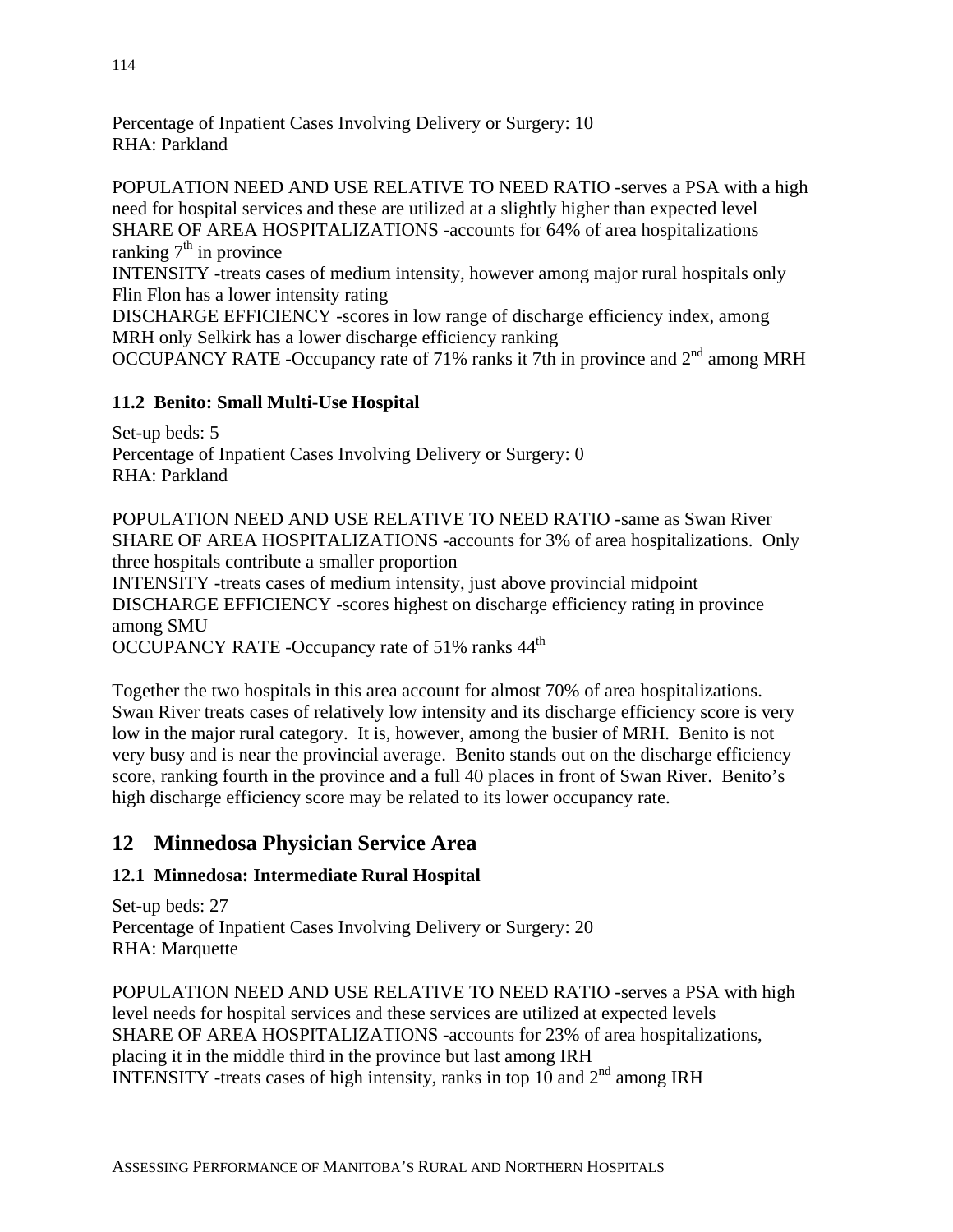Percentage of Inpatient Cases Involving Delivery or Surgery: 10
RHA: Parkland

POPULATION NEED AND USE RELATIVE TO NEED RATIO -serves a PSA with a high need for hospital services and these are utilized at a slightly higher than expected level
SHARE OF AREA HOSPITALIZATIONS -accounts for 64% of area hospitalizations ranking 7th in province
INTENSITY -treats cases of medium intensity, however among major rural hospitals only Flin Flon has a lower intensity rating
DISCHARGE EFFICIENCY -scores in low range of discharge efficiency index, among MRH only Selkirk has a lower discharge efficiency ranking
OCCUPANCY RATE -Occupancy rate of 71% ranks it 7th in province and 2nd among MRH

### 11.2 Benito: Small Multi-Use Hospital

Set-up beds: 5
Percentage of Inpatient Cases Involving Delivery or Surgery: 0
RHA: Parkland

POPULATION NEED AND USE RELATIVE TO NEED RATIO -same as Swan River
SHARE OF AREA HOSPITALIZATIONS -accounts for 3% of area hospitalizations. Only three hospitals contribute a smaller proportion
INTENSITY -treats cases of medium intensity, just above provincial midpoint
DISCHARGE EFFICIENCY -scores highest on discharge efficiency rating in province among SMU
OCCUPANCY RATE -Occupancy rate of 51% ranks 44th

Together the two hospitals in this area account for almost 70% of area hospitalizations. Swan River treats cases of relatively low intensity and its discharge efficiency score is very low in the major rural category. It is, however, among the busier of MRH. Benito is not very busy and is near the provincial average. Benito stands out on the discharge efficiency score, ranking fourth in the province and a full 40 places in front of Swan River. Benito's high discharge efficiency score may be related to its lower occupancy rate.

## 12 Minnedosa Physician Service Area

### 12.1 Minnedosa: Intermediate Rural Hospital

Set-up beds: 27
Percentage of Inpatient Cases Involving Delivery or Surgery: 20
RHA: Marquette

POPULATION NEED AND USE RELATIVE TO NEED RATIO -serves a PSA with high level needs for hospital services and these services are utilized at expected levels
SHARE OF AREA HOSPITALIZATIONS -accounts for 23% of area hospitalizations, placing it in the middle third in the province but last among IRH
INTENSITY -treats cases of high intensity, ranks in top 10 and 2nd among IRH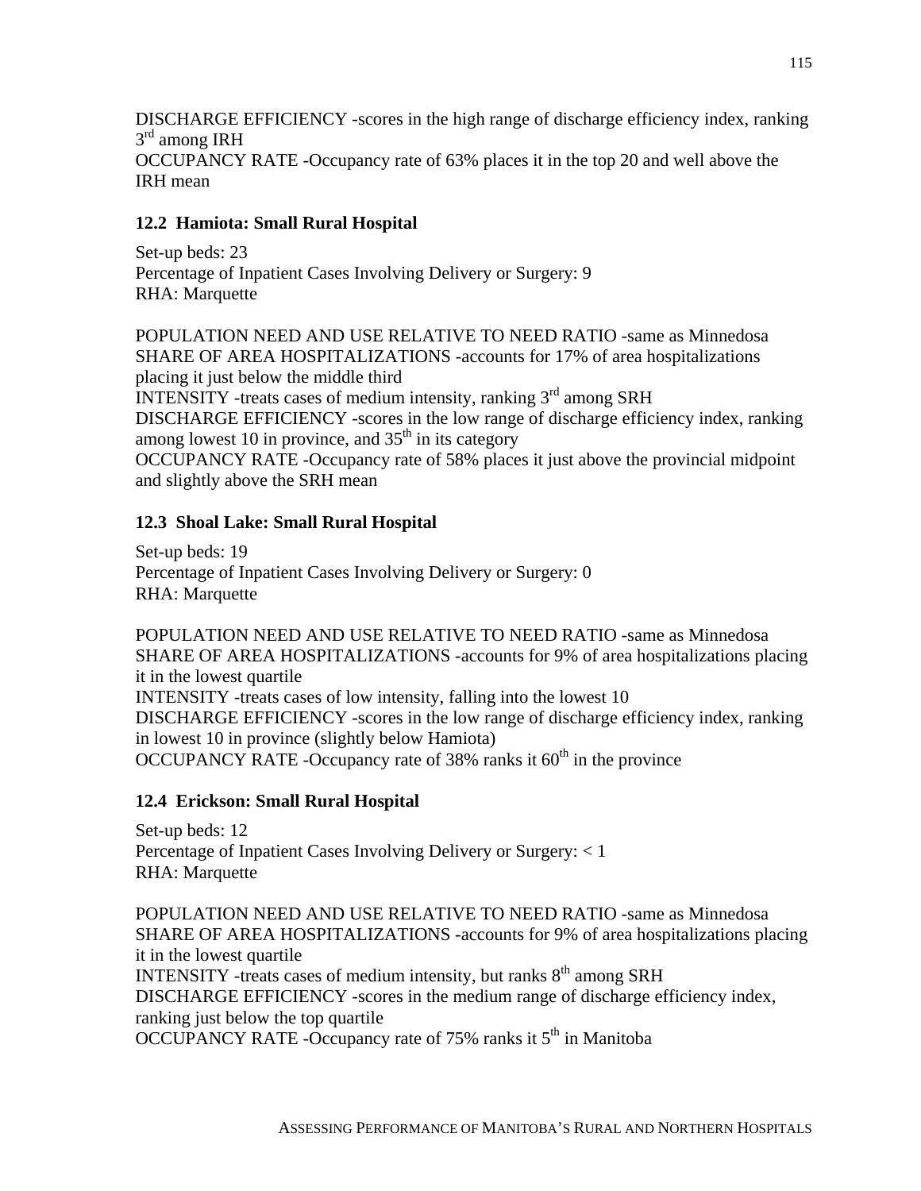DISCHARGE EFFICIENCY -scores in the high range of discharge efficiency index, ranking 3rd among IRH
OCCUPANCY RATE -Occupancy rate of 63% places it in the top 20 and well above the IRH mean

### 12.2 Hamiota: Small Rural Hospital

Set-up beds: 23
Percentage of Inpatient Cases Involving Delivery or Surgery: 9
RHA: Marquette

POPULATION NEED AND USE RELATIVE TO NEED RATIO -same as Minnedosa
SHARE OF AREA HOSPITALIZATIONS -accounts for 17% of area hospitalizations placing it just below the middle third
INTENSITY -treats cases of medium intensity, ranking 3rd among SRH
DISCHARGE EFFICIENCY -scores in the low range of discharge efficiency index, ranking among lowest 10 in province, and 35th in its category
OCCUPANCY RATE -Occupancy rate of 58% places it just above the provincial midpoint and slightly above the SRH mean

### 12.3 Shoal Lake: Small Rural Hospital

Set-up beds: 19
Percentage of Inpatient Cases Involving Delivery or Surgery: 0
RHA: Marquette

POPULATION NEED AND USE RELATIVE TO NEED RATIO -same as Minnedosa
SHARE OF AREA HOSPITALIZATIONS -accounts for 9% of area hospitalizations placing it in the lowest quartile
INTENSITY -treats cases of low intensity, falling into the lowest 10
DISCHARGE EFFICIENCY -scores in the low range of discharge efficiency index, ranking in lowest 10 in province (slightly below Hamiota)
OCCUPANCY RATE -Occupancy rate of 38% ranks it 60th in the province

### 12.4 Erickson: Small Rural Hospital

Set-up beds: 12
Percentage of Inpatient Cases Involving Delivery or Surgery: < 1
RHA: Marquette

POPULATION NEED AND USE RELATIVE TO NEED RATIO -same as Minnedosa
SHARE OF AREA HOSPITALIZATIONS -accounts for 9% of area hospitalizations placing it in the lowest quartile
INTENSITY -treats cases of medium intensity, but ranks 8th among SRH
DISCHARGE EFFICIENCY -scores in the medium range of discharge efficiency index, ranking just below the top quartile
OCCUPANCY RATE -Occupancy rate of 75% ranks it 5th in Manitoba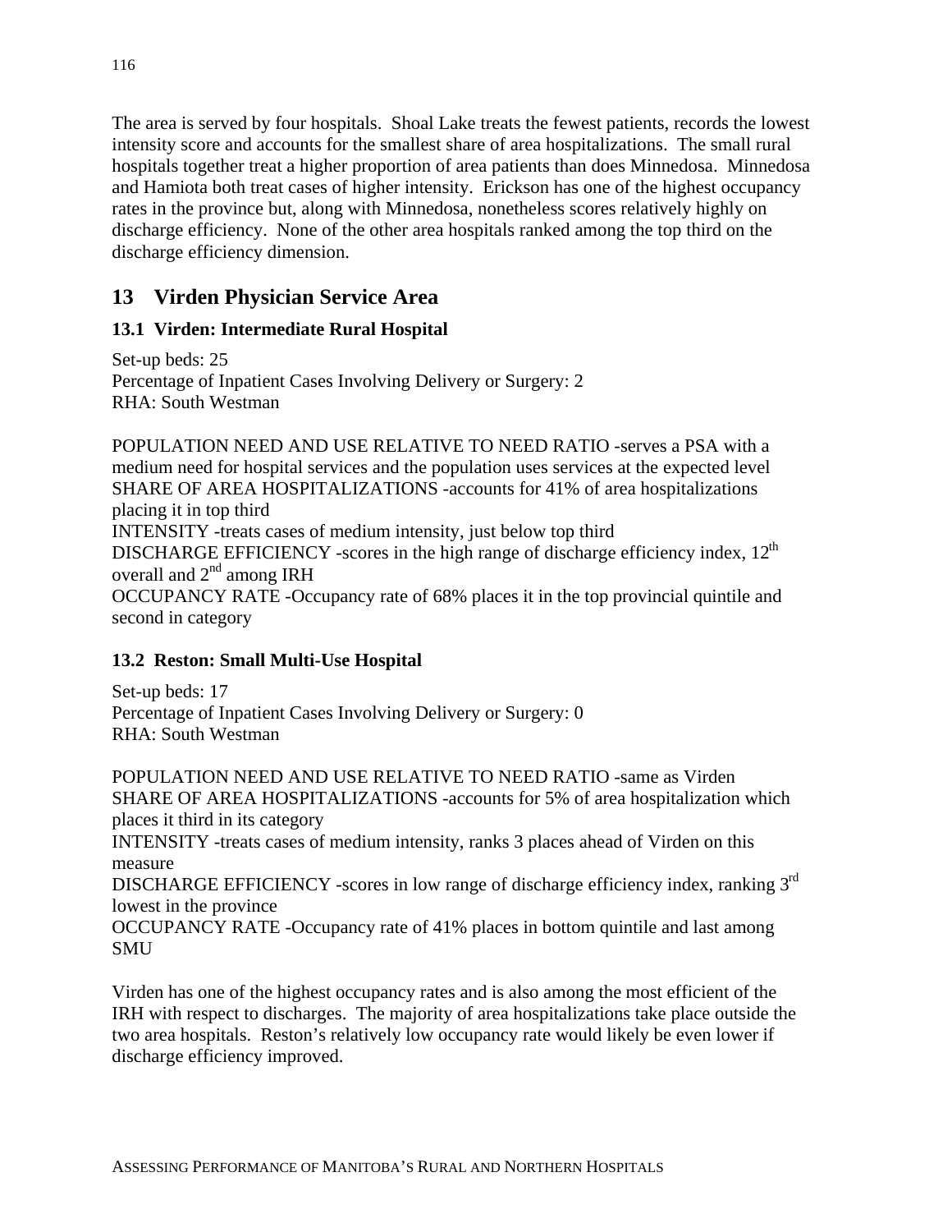The area is served by four hospitals. Shoal Lake treats the fewest patients, records the lowest intensity score and accounts for the smallest share of area hospitalizations. The small rural hospitals together treat a higher proportion of area patients than does Minnedosa. Minnedosa and Hamiota both treat cases of higher intensity. Erickson has one of the highest occupancy rates in the province but, along with Minnedosa, nonetheless scores relatively highly on discharge efficiency. None of the other area hospitals ranked among the top third on the discharge efficiency dimension.

# 13 Virden Physician Service Area

### 13.1 Virden: Intermediate Rural Hospital

Set-up beds: 25
Percentage of Inpatient Cases Involving Delivery or Surgery: 2
RHA: South Westman

POPULATION NEED AND USE RELATIVE TO NEED RATIO -serves a PSA with a medium need for hospital services and the population uses services at the expected level
SHARE OF AREA HOSPITALIZATIONS -accounts for 41% of area hospitalizations placing it in top third
INTENSITY -treats cases of medium intensity, just below top third
DISCHARGE EFFICIENCY -scores in the high range of discharge efficiency index, 12th overall and 2nd among IRH
OCCUPANCY RATE -Occupancy rate of 68% places it in the top provincial quintile and second in category

### 13.2 Reston: Small Multi-Use Hospital

Set-up beds: 17
Percentage of Inpatient Cases Involving Delivery or Surgery: 0
RHA: South Westman

POPULATION NEED AND USE RELATIVE TO NEED RATIO -same as Virden
SHARE OF AREA HOSPITALIZATIONS -accounts for 5% of area hospitalization which places it third in its category
INTENSITY -treats cases of medium intensity, ranks 3 places ahead of Virden on this measure
DISCHARGE EFFICIENCY -scores in low range of discharge efficiency index, ranking 3rd lowest in the province
OCCUPANCY RATE -Occupancy rate of 41% places in bottom quintile and last among SMU

Virden has one of the highest occupancy rates and is also among the most efficient of the IRH with respect to discharges. The majority of area hospitalizations take place outside the two area hospitals. Reston's relatively low occupancy rate would likely be even lower if discharge efficiency improved.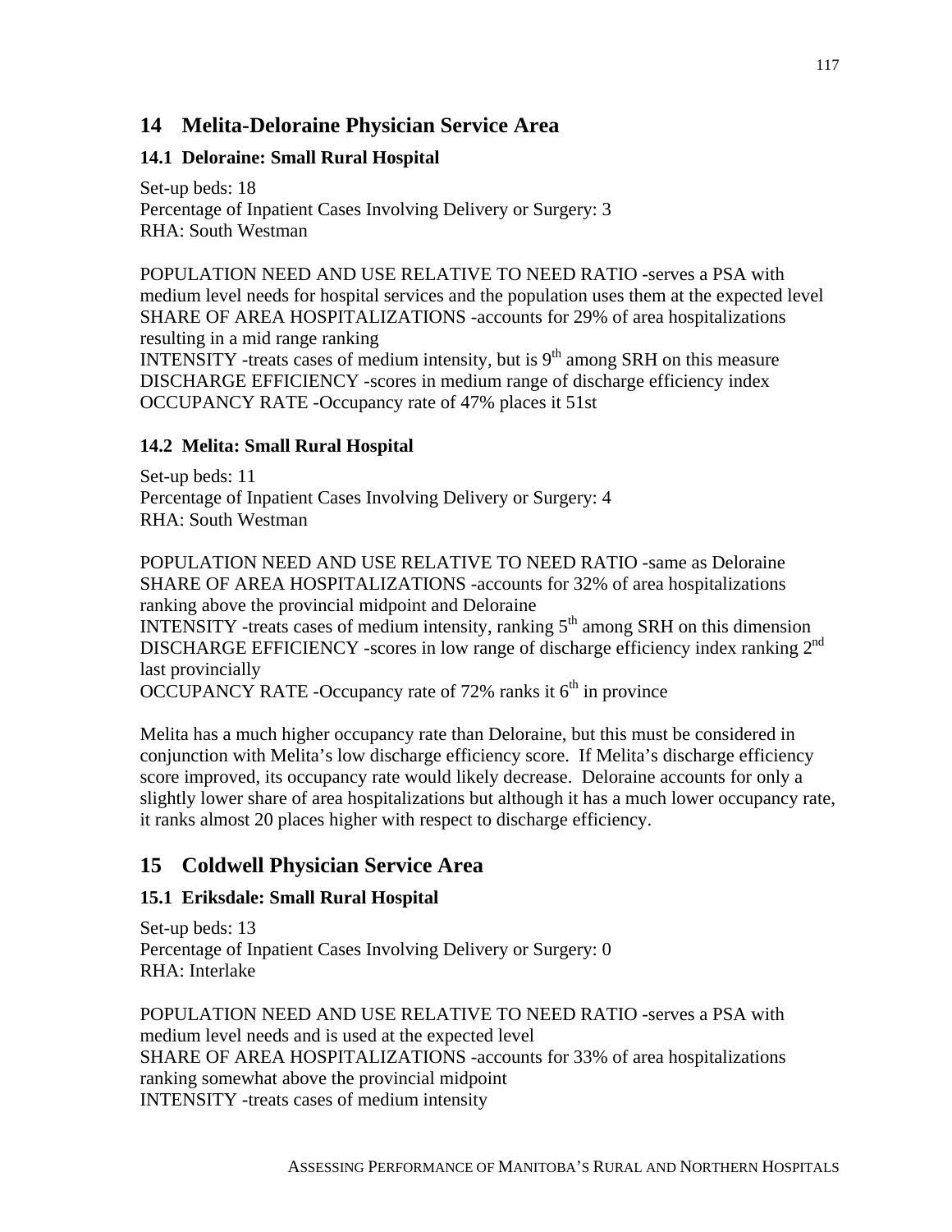# 14 Melita-Deloraine Physician Service Area

## 14.1 Deloraine: Small Rural Hospital

Set-up beds: 18
Percentage of Inpatient Cases Involving Delivery or Surgery: 3
RHA: South Westman

POPULATION NEED AND USE RELATIVE TO NEED RATIO -serves a PSA with medium level needs for hospital services and the population uses them at the expected level
SHARE OF AREA HOSPITALIZATIONS -accounts for 29% of area hospitalizations resulting in a mid range ranking
INTENSITY -treats cases of medium intensity, but is 9th among SRH on this measure
DISCHARGE EFFICIENCY -scores in medium range of discharge efficiency index
OCCUPANCY RATE -Occupancy rate of 47% places it 51st

## 14.2 Melita: Small Rural Hospital

Set-up beds: 11
Percentage of Inpatient Cases Involving Delivery or Surgery: 4
RHA: South Westman

POPULATION NEED AND USE RELATIVE TO NEED RATIO -same as Deloraine
SHARE OF AREA HOSPITALIZATIONS -accounts for 32% of area hospitalizations ranking above the provincial midpoint and Deloraine
INTENSITY -treats cases of medium intensity, ranking 5th among SRH on this dimension
DISCHARGE EFFICIENCY -scores in low range of discharge efficiency index ranking 2nd last provincially
OCCUPANCY RATE -Occupancy rate of 72% ranks it 6th in province

Melita has a much higher occupancy rate than Deloraine, but this must be considered in conjunction with Melita's low discharge efficiency score. If Melita's discharge efficiency score improved, its occupancy rate would likely decrease. Deloraine accounts for only a slightly lower share of area hospitalizations but although it has a much lower occupancy rate, it ranks almost 20 places higher with respect to discharge efficiency.

# 15 Coldwell Physician Service Area

## 15.1 Eriksdale: Small Rural Hospital

Set-up beds: 13
Percentage of Inpatient Cases Involving Delivery or Surgery: 0
RHA: Interlake

POPULATION NEED AND USE RELATIVE TO NEED RATIO -serves a PSA with medium level needs and is used at the expected level
SHARE OF AREA HOSPITALIZATIONS -accounts for 33% of area hospitalizations ranking somewhat above the provincial midpoint
INTENSITY -treats cases of medium intensity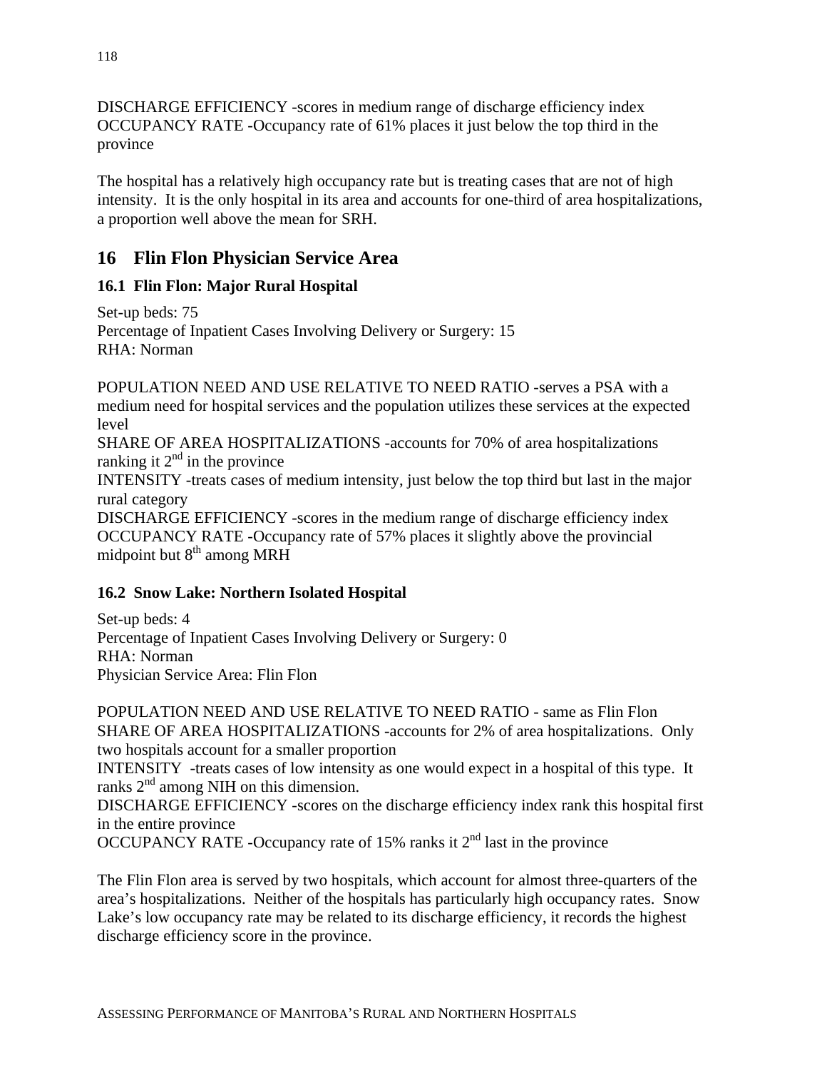DISCHARGE EFFICIENCY -scores in medium range of discharge efficiency index
OCCUPANCY RATE -Occupancy rate of 61% places it just below the top third in the province

The hospital has a relatively high occupancy rate but is treating cases that are not of high intensity. It is the only hospital in its area and accounts for one-third of area hospitalizations, a proportion well above the mean for SRH.

## 16 Flin Flon Physician Service Area

### 16.1 Flin Flon: Major Rural Hospital

Set-up beds: 75
Percentage of Inpatient Cases Involving Delivery or Surgery: 15
RHA: Norman

POPULATION NEED AND USE RELATIVE TO NEED RATIO -serves a PSA with a medium need for hospital services and the population utilizes these services at the expected level
SHARE OF AREA HOSPITALIZATIONS -accounts for 70% of area hospitalizations ranking it 2nd in the province
INTENSITY -treats cases of medium intensity, just below the top third but last in the major rural category
DISCHARGE EFFICIENCY -scores in the medium range of discharge efficiency index
OCCUPANCY RATE -Occupancy rate of 57% places it slightly above the provincial midpoint but 8th among MRH

### 16.2 Snow Lake: Northern Isolated Hospital

Set-up beds: 4
Percentage of Inpatient Cases Involving Delivery or Surgery: 0
RHA: Norman
Physician Service Area: Flin Flon

POPULATION NEED AND USE RELATIVE TO NEED RATIO - same as Flin Flon
SHARE OF AREA HOSPITALIZATIONS -accounts for 2% of area hospitalizations. Only two hospitals account for a smaller proportion
INTENSITY -treats cases of low intensity as one would expect in a hospital of this type. It ranks 2nd among NIH on this dimension.
DISCHARGE EFFICIENCY -scores on the discharge efficiency index rank this hospital first in the entire province
OCCUPANCY RATE -Occupancy rate of 15% ranks it 2nd last in the province

The Flin Flon area is served by two hospitals, which account for almost three-quarters of the area's hospitalizations. Neither of the hospitals has particularly high occupancy rates. Snow Lake's low occupancy rate may be related to its discharge efficiency, it records the highest discharge efficiency score in the province.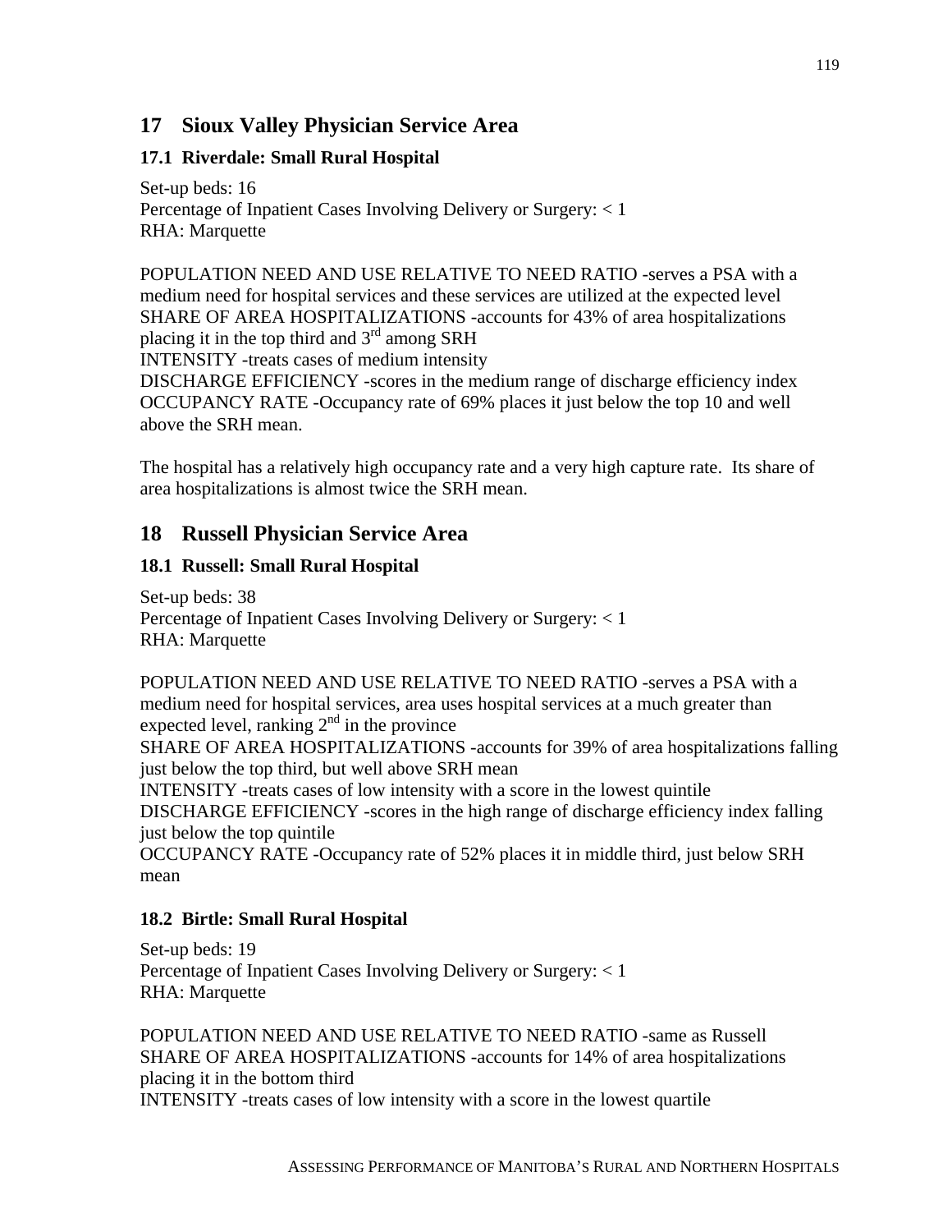# 17 Sioux Valley Physician Service Area

## 17.1 Riverdale: Small Rural Hospital

Set-up beds: 16
Percentage of Inpatient Cases Involving Delivery or Surgery: < 1
RHA: Marquette

POPULATION NEED AND USE RELATIVE TO NEED RATIO -serves a PSA with a medium need for hospital services and these services are utilized at the expected level
SHARE OF AREA HOSPITALIZATIONS -accounts for 43% of area hospitalizations placing it in the top third and 3rd among SRH
INTENSITY -treats cases of medium intensity
DISCHARGE EFFICIENCY -scores in the medium range of discharge efficiency index
OCCUPANCY RATE -Occupancy rate of 69% places it just below the top 10 and well above the SRH mean.

The hospital has a relatively high occupancy rate and a very high capture rate. Its share of area hospitalizations is almost twice the SRH mean.

# 18 Russell Physician Service Area

## 18.1 Russell: Small Rural Hospital

Set-up beds: 38
Percentage of Inpatient Cases Involving Delivery or Surgery: < 1
RHA: Marquette

POPULATION NEED AND USE RELATIVE TO NEED RATIO -serves a PSA with a medium need for hospital services, area uses hospital services at a much greater than expected level, ranking 2nd in the province
SHARE OF AREA HOSPITALIZATIONS -accounts for 39% of area hospitalizations falling just below the top third, but well above SRH mean
INTENSITY -treats cases of low intensity with a score in the lowest quintile
DISCHARGE EFFICIENCY -scores in the high range of discharge efficiency index falling just below the top quintile
OCCUPANCY RATE -Occupancy rate of 52% places it in middle third, just below SRH mean

## 18.2 Birtle: Small Rural Hospital

Set-up beds: 19
Percentage of Inpatient Cases Involving Delivery or Surgery: < 1
RHA: Marquette

POPULATION NEED AND USE RELATIVE TO NEED RATIO -same as Russell
SHARE OF AREA HOSPITALIZATIONS -accounts for 14% of area hospitalizations placing it in the bottom third
INTENSITY -treats cases of low intensity with a score in the lowest quartile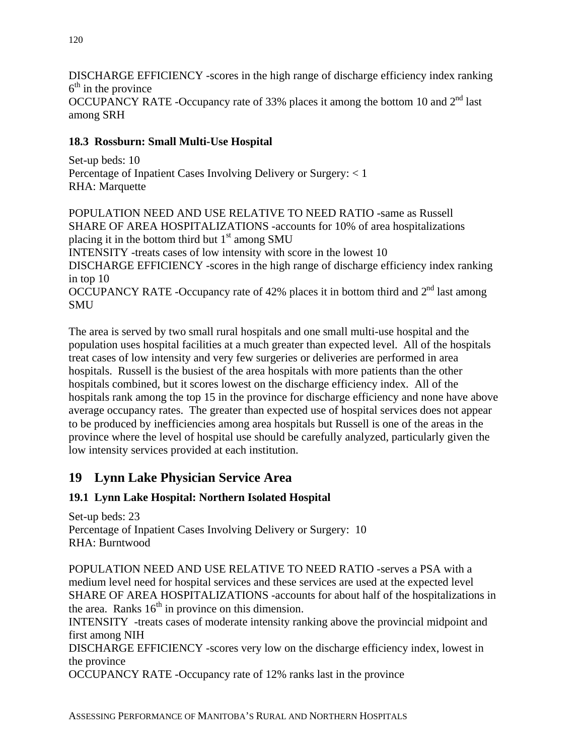DISCHARGE EFFICIENCY -scores in the high range of discharge efficiency index ranking 6th in the province
OCCUPANCY RATE -Occupancy rate of 33% places it among the bottom 10 and 2nd last among SRH

### 18.3 Rossburn: Small Multi-Use Hospital

Set-up beds: 10
Percentage of Inpatient Cases Involving Delivery or Surgery: < 1
RHA: Marquette

POPULATION NEED AND USE RELATIVE TO NEED RATIO -same as Russell
SHARE OF AREA HOSPITALIZATIONS -accounts for 10% of area hospitalizations placing it in the bottom third but 1st among SMU
INTENSITY -treats cases of low intensity with score in the lowest 10
DISCHARGE EFFICIENCY -scores in the high range of discharge efficiency index ranking in top 10
OCCUPANCY RATE -Occupancy rate of 42% places it in bottom third and 2nd last among SMU

The area is served by two small rural hospitals and one small multi-use hospital and the population uses hospital facilities at a much greater than expected level. All of the hospitals treat cases of low intensity and very few surgeries or deliveries are performed in area hospitals. Russell is the busiest of the area hospitals with more patients than the other hospitals combined, but it scores lowest on the discharge efficiency index. All of the hospitals rank among the top 15 in the province for discharge efficiency and none have above average occupancy rates. The greater than expected use of hospital services does not appear to be produced by inefficiencies among area hospitals but Russell is one of the areas in the province where the level of hospital use should be carefully analyzed, particularly given the low intensity services provided at each institution.

## 19 Lynn Lake Physician Service Area

### 19.1 Lynn Lake Hospital: Northern Isolated Hospital

Set-up beds: 23
Percentage of Inpatient Cases Involving Delivery or Surgery: 10
RHA: Burntwood

POPULATION NEED AND USE RELATIVE TO NEED RATIO -serves a PSA with a medium level need for hospital services and these services are used at the expected level
SHARE OF AREA HOSPITALIZATIONS -accounts for about half of the hospitalizations in the area. Ranks 16th in province on this dimension.
INTENSITY -treats cases of moderate intensity ranking above the provincial midpoint and first among NIH
DISCHARGE EFFICIENCY -scores very low on the discharge efficiency index, lowest in the province
OCCUPANCY RATE -Occupancy rate of 12% ranks last in the province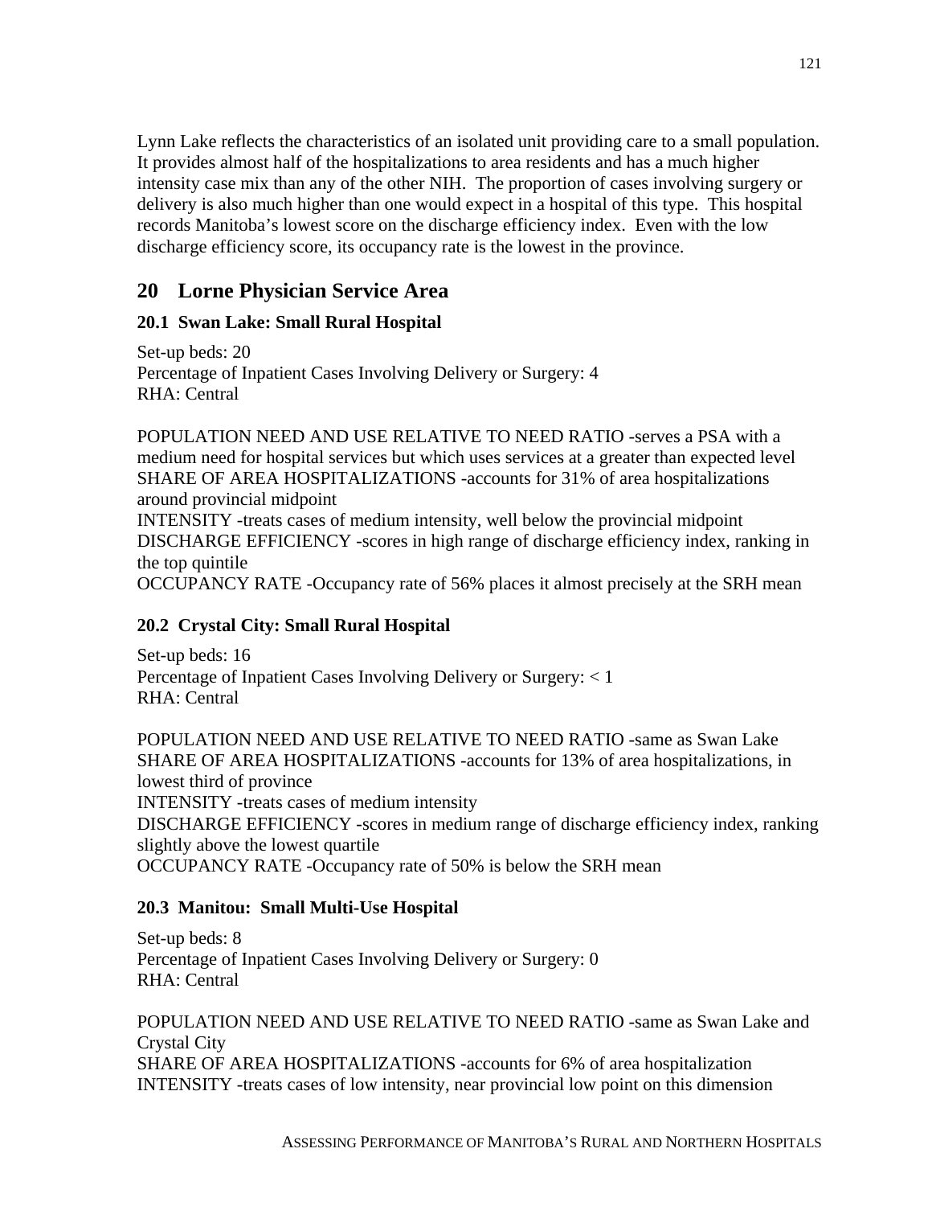Lynn Lake reflects the characteristics of an isolated unit providing care to a small population. It provides almost half of the hospitalizations to area residents and has a much higher intensity case mix than any of the other NIH. The proportion of cases involving surgery or delivery is also much higher than one would expect in a hospital of this type. This hospital records Manitoba's lowest score on the discharge efficiency index. Even with the low discharge efficiency score, its occupancy rate is the lowest in the province.

# 20 Lorne Physician Service Area

### 20.1 Swan Lake: Small Rural Hospital

Set-up beds: 20
Percentage of Inpatient Cases Involving Delivery or Surgery: 4
RHA: Central

POPULATION NEED AND USE RELATIVE TO NEED RATIO -serves a PSA with a medium need for hospital services but which uses services at a greater than expected level
SHARE OF AREA HOSPITALIZATIONS -accounts for 31% of area hospitalizations around provincial midpoint
INTENSITY -treats cases of medium intensity, well below the provincial midpoint
DISCHARGE EFFICIENCY -scores in high range of discharge efficiency index, ranking in the top quintile
OCCUPANCY RATE -Occupancy rate of 56% places it almost precisely at the SRH mean

### 20.2 Crystal City: Small Rural Hospital

Set-up beds: 16
Percentage of Inpatient Cases Involving Delivery or Surgery: < 1
RHA: Central

POPULATION NEED AND USE RELATIVE TO NEED RATIO -same as Swan Lake
SHARE OF AREA HOSPITALIZATIONS -accounts for 13% of area hospitalizations, in lowest third of province
INTENSITY -treats cases of medium intensity
DISCHARGE EFFICIENCY -scores in medium range of discharge efficiency index, ranking slightly above the lowest quartile
OCCUPANCY RATE -Occupancy rate of 50% is below the SRH mean

### 20.3 Manitou: Small Multi-Use Hospital

Set-up beds: 8
Percentage of Inpatient Cases Involving Delivery or Surgery: 0
RHA: Central

POPULATION NEED AND USE RELATIVE TO NEED RATIO -same as Swan Lake and Crystal City
SHARE OF AREA HOSPITALIZATIONS -accounts for 6% of area hospitalization
INTENSITY -treats cases of low intensity, near provincial low point on this dimension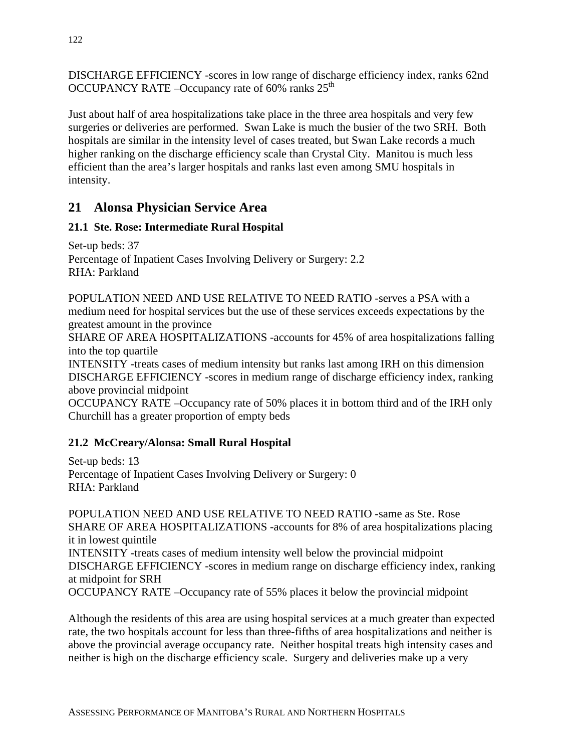DISCHARGE EFFICIENCY -scores in low range of discharge efficiency index, ranks 62nd
OCCUPANCY RATE –Occupancy rate of 60% ranks 25th

Just about half of area hospitalizations take place in the three area hospitals and very few surgeries or deliveries are performed. Swan Lake is much the busier of the two SRH. Both hospitals are similar in the intensity level of cases treated, but Swan Lake records a much higher ranking on the discharge efficiency scale than Crystal City. Manitou is much less efficient than the area's larger hospitals and ranks last even among SMU hospitals in intensity.

## 21 Alonsa Physician Service Area

### 21.1 Ste. Rose: Intermediate Rural Hospital

Set-up beds: 37
Percentage of Inpatient Cases Involving Delivery or Surgery: 2.2
RHA: Parkland

POPULATION NEED AND USE RELATIVE TO NEED RATIO -serves a PSA with a medium need for hospital services but the use of these services exceeds expectations by the greatest amount in the province
SHARE OF AREA HOSPITALIZATIONS -accounts for 45% of area hospitalizations falling into the top quartile
INTENSITY -treats cases of medium intensity but ranks last among IRH on this dimension
DISCHARGE EFFICIENCY -scores in medium range of discharge efficiency index, ranking above provincial midpoint
OCCUPANCY RATE –Occupancy rate of 50% places it in bottom third and of the IRH only Churchill has a greater proportion of empty beds

### 21.2 McCreary/Alonsa: Small Rural Hospital

Set-up beds: 13
Percentage of Inpatient Cases Involving Delivery or Surgery: 0
RHA: Parkland

POPULATION NEED AND USE RELATIVE TO NEED RATIO -same as Ste. Rose
SHARE OF AREA HOSPITALIZATIONS -accounts for 8% of area hospitalizations placing it in lowest quintile
INTENSITY -treats cases of medium intensity well below the provincial midpoint
DISCHARGE EFFICIENCY -scores in medium range on discharge efficiency index, ranking at midpoint for SRH
OCCUPANCY RATE –Occupancy rate of 55% places it below the provincial midpoint

Although the residents of this area are using hospital services at a much greater than expected rate, the two hospitals account for less than three-fifths of area hospitalizations and neither is above the provincial average occupancy rate. Neither hospital treats high intensity cases and neither is high on the discharge efficiency scale. Surgery and deliveries make up a very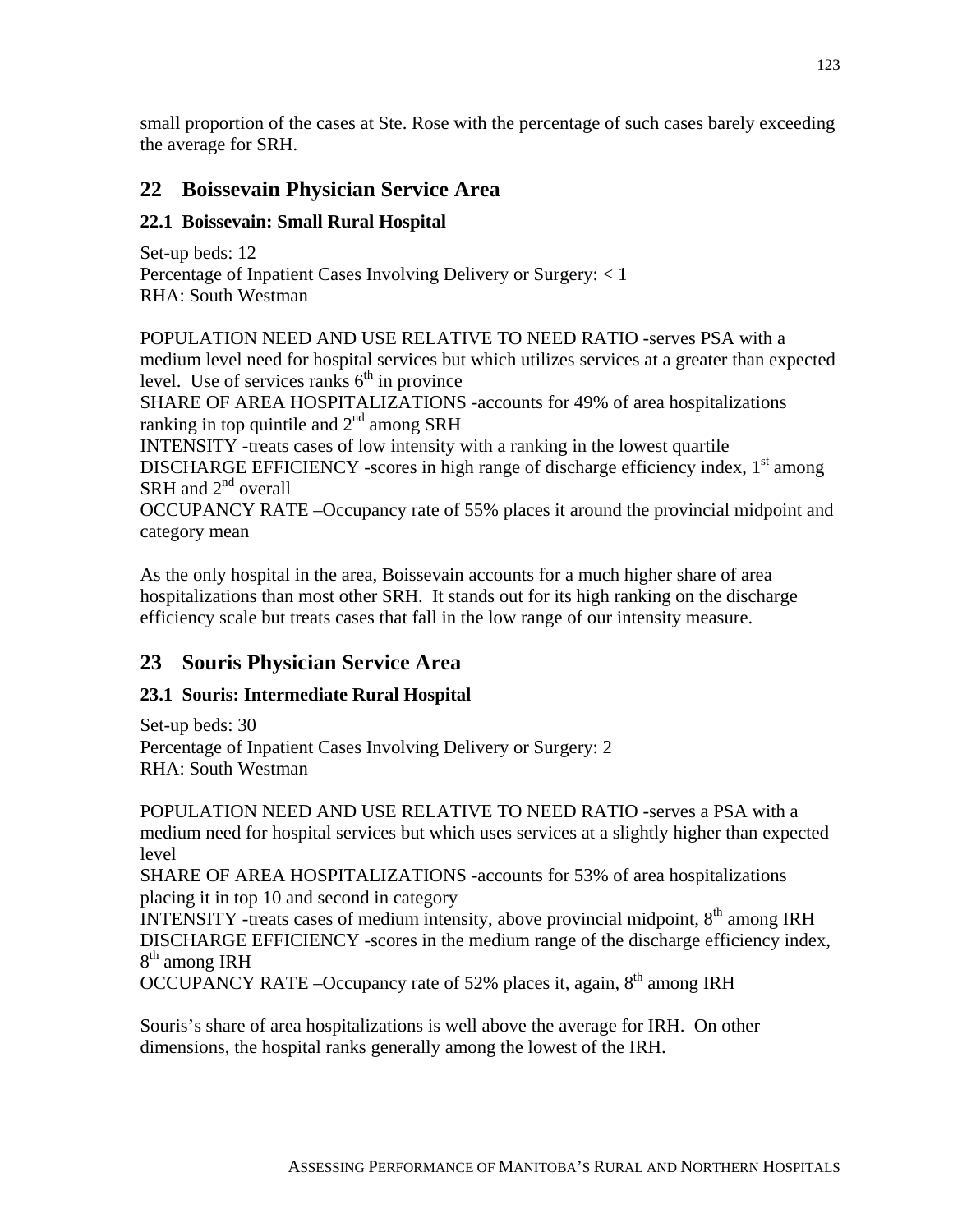small proportion of the cases at Ste. Rose with the percentage of such cases barely exceeding the average for SRH.

## 22 Boissevain Physician Service Area

### 22.1 Boissevain: Small Rural Hospital

Set-up beds: 12
Percentage of Inpatient Cases Involving Delivery or Surgery: < 1
RHA: South Westman

POPULATION NEED AND USE RELATIVE TO NEED RATIO -serves PSA with a medium level need for hospital services but which utilizes services at a greater than expected level. Use of services ranks 6th in province
SHARE OF AREA HOSPITALIZATIONS -accounts for 49% of area hospitalizations ranking in top quintile and 2nd among SRH
INTENSITY -treats cases of low intensity with a ranking in the lowest quartile
DISCHARGE EFFICIENCY -scores in high range of discharge efficiency index, 1st among SRH and 2nd overall
OCCUPANCY RATE –Occupancy rate of 55% places it around the provincial midpoint and category mean

As the only hospital in the area, Boissevain accounts for a much higher share of area hospitalizations than most other SRH. It stands out for its high ranking on the discharge efficiency scale but treats cases that fall in the low range of our intensity measure.

## 23 Souris Physician Service Area

### 23.1 Souris: Intermediate Rural Hospital

Set-up beds: 30
Percentage of Inpatient Cases Involving Delivery or Surgery: 2
RHA: South Westman

POPULATION NEED AND USE RELATIVE TO NEED RATIO -serves a PSA with a medium need for hospital services but which uses services at a slightly higher than expected level
SHARE OF AREA HOSPITALIZATIONS -accounts for 53% of area hospitalizations placing it in top 10 and second in category
INTENSITY -treats cases of medium intensity, above provincial midpoint, 8th among IRH
DISCHARGE EFFICIENCY -scores in the medium range of the discharge efficiency index, 8th among IRH
OCCUPANCY RATE –Occupancy rate of 52% places it, again, 8th among IRH

Souris's share of area hospitalizations is well above the average for IRH. On other dimensions, the hospital ranks generally among the lowest of the IRH.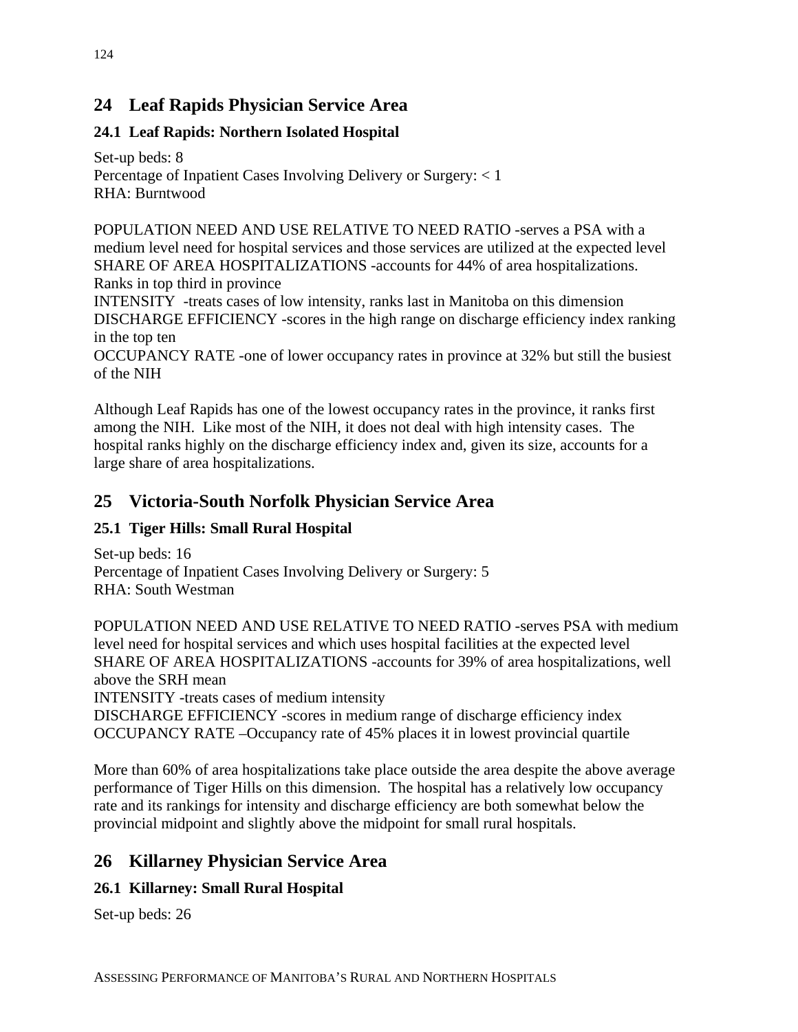## 24 Leaf Rapids Physician Service Area

### 24.1 Leaf Rapids: Northern Isolated Hospital

Set-up beds: 8
Percentage of Inpatient Cases Involving Delivery or Surgery: < 1
RHA: Burntwood

POPULATION NEED AND USE RELATIVE TO NEED RATIO -serves a PSA with a medium level need for hospital services and those services are utilized at the expected level
SHARE OF AREA HOSPITALIZATIONS -accounts for 44% of area hospitalizations. Ranks in top third in province
INTENSITY -treats cases of low intensity, ranks last in Manitoba on this dimension
DISCHARGE EFFICIENCY -scores in the high range on discharge efficiency index ranking in the top ten
OCCUPANCY RATE -one of lower occupancy rates in province at 32% but still the busiest of the NIH

Although Leaf Rapids has one of the lowest occupancy rates in the province, it ranks first among the NIH. Like most of the NIH, it does not deal with high intensity cases. The hospital ranks highly on the discharge efficiency index and, given its size, accounts for a large share of area hospitalizations.

## 25 Victoria-South Norfolk Physician Service Area

### 25.1 Tiger Hills: Small Rural Hospital

Set-up beds: 16
Percentage of Inpatient Cases Involving Delivery or Surgery: 5
RHA: South Westman

POPULATION NEED AND USE RELATIVE TO NEED RATIO -serves PSA with medium level need for hospital services and which uses hospital facilities at the expected level
SHARE OF AREA HOSPITALIZATIONS -accounts for 39% of area hospitalizations, well above the SRH mean
INTENSITY -treats cases of medium intensity
DISCHARGE EFFICIENCY -scores in medium range of discharge efficiency index
OCCUPANCY RATE –Occupancy rate of 45% places it in lowest provincial quartile

More than 60% of area hospitalizations take place outside the area despite the above average performance of Tiger Hills on this dimension. The hospital has a relatively low occupancy rate and its rankings for intensity and discharge efficiency are both somewhat below the provincial midpoint and slightly above the midpoint for small rural hospitals.

## 26 Killarney Physician Service Area

### 26.1 Killarney: Small Rural Hospital

Set-up beds: 26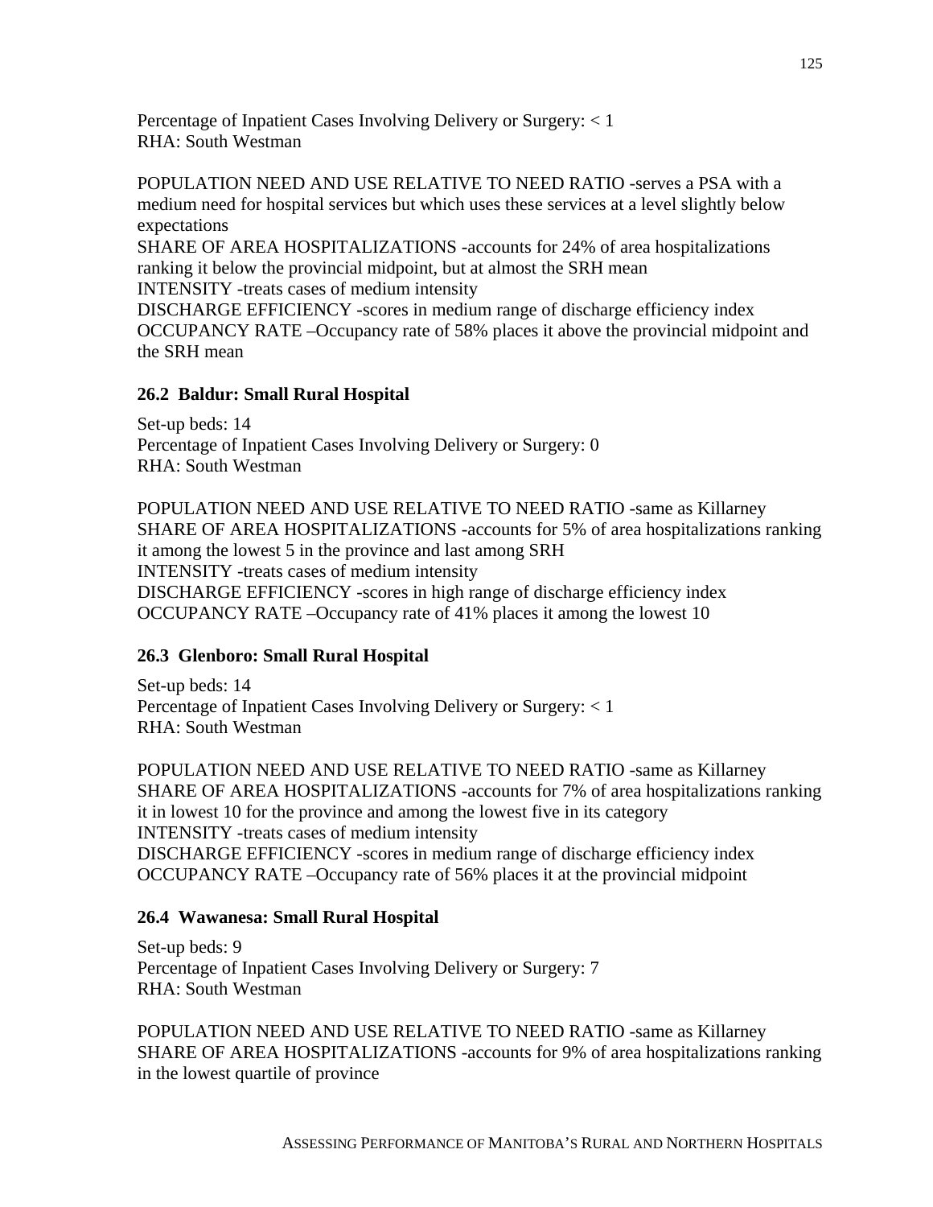Percentage of Inpatient Cases Involving Delivery or Surgery: < 1
RHA: South Westman

POPULATION NEED AND USE RELATIVE TO NEED RATIO -serves a PSA with a medium need for hospital services but which uses these services at a level slightly below expectations
SHARE OF AREA HOSPITALIZATIONS -accounts for 24% of area hospitalizations ranking it below the provincial midpoint, but at almost the SRH mean
INTENSITY -treats cases of medium intensity
DISCHARGE EFFICIENCY -scores in medium range of discharge efficiency index
OCCUPANCY RATE –Occupancy rate of 58% places it above the provincial midpoint and the SRH mean

### 26.2 Baldur: Small Rural Hospital

Set-up beds: 14
Percentage of Inpatient Cases Involving Delivery or Surgery: 0
RHA: South Westman

POPULATION NEED AND USE RELATIVE TO NEED RATIO -same as Killarney
SHARE OF AREA HOSPITALIZATIONS -accounts for 5% of area hospitalizations ranking it among the lowest 5 in the province and last among SRH
INTENSITY -treats cases of medium intensity
DISCHARGE EFFICIENCY -scores in high range of discharge efficiency index
OCCUPANCY RATE –Occupancy rate of 41% places it among the lowest 10

### 26.3 Glenboro: Small Rural Hospital

Set-up beds: 14
Percentage of Inpatient Cases Involving Delivery or Surgery: < 1
RHA: South Westman

POPULATION NEED AND USE RELATIVE TO NEED RATIO -same as Killarney
SHARE OF AREA HOSPITALIZATIONS -accounts for 7% of area hospitalizations ranking it in lowest 10 for the province and among the lowest five in its category
INTENSITY -treats cases of medium intensity
DISCHARGE EFFICIENCY -scores in medium range of discharge efficiency index
OCCUPANCY RATE –Occupancy rate of 56% places it at the provincial midpoint

### 26.4 Wawanesa: Small Rural Hospital

Set-up beds: 9
Percentage of Inpatient Cases Involving Delivery or Surgery: 7
RHA: South Westman

POPULATION NEED AND USE RELATIVE TO NEED RATIO -same as Killarney
SHARE OF AREA HOSPITALIZATIONS -accounts for 9% of area hospitalizations ranking in the lowest quartile of province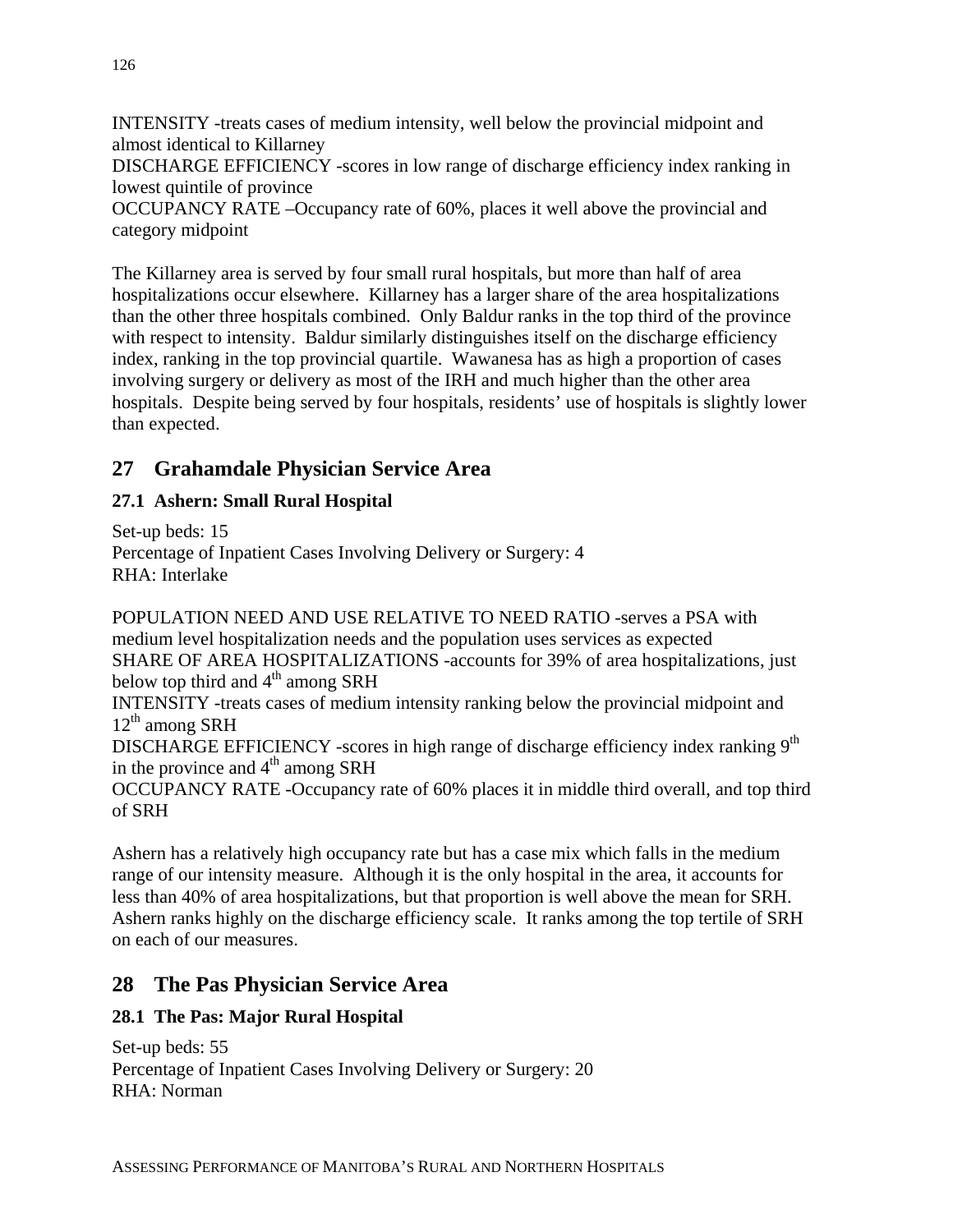INTENSITY -treats cases of medium intensity, well below the provincial midpoint and almost identical to Killarney
DISCHARGE EFFICIENCY -scores in low range of discharge efficiency index ranking in lowest quintile of province
OCCUPANCY RATE –Occupancy rate of 60%, places it well above the provincial and category midpoint

The Killarney area is served by four small rural hospitals, but more than half of area hospitalizations occur elsewhere. Killarney has a larger share of the area hospitalizations than the other three hospitals combined. Only Baldur ranks in the top third of the province with respect to intensity. Baldur similarly distinguishes itself on the discharge efficiency index, ranking in the top provincial quartile. Wawanesa has as high a proportion of cases involving surgery or delivery as most of the IRH and much higher than the other area hospitals. Despite being served by four hospitals, residents' use of hospitals is slightly lower than expected.

## 27 Grahamdale Physician Service Area

### 27.1 Ashern: Small Rural Hospital

Set-up beds: 15
Percentage of Inpatient Cases Involving Delivery or Surgery: 4
RHA: Interlake

POPULATION NEED AND USE RELATIVE TO NEED RATIO -serves a PSA with medium level hospitalization needs and the population uses services as expected
SHARE OF AREA HOSPITALIZATIONS -accounts for 39% of area hospitalizations, just below top third and 4th among SRH
INTENSITY -treats cases of medium intensity ranking below the provincial midpoint and 12th among SRH
DISCHARGE EFFICIENCY -scores in high range of discharge efficiency index ranking 9th in the province and 4th among SRH
OCCUPANCY RATE -Occupancy rate of 60% places it in middle third overall, and top third of SRH

Ashern has a relatively high occupancy rate but has a case mix which falls in the medium range of our intensity measure. Although it is the only hospital in the area, it accounts for less than 40% of area hospitalizations, but that proportion is well above the mean for SRH. Ashern ranks highly on the discharge efficiency scale. It ranks among the top tertile of SRH on each of our measures.

## 28 The Pas Physician Service Area

### 28.1 The Pas: Major Rural Hospital

Set-up beds: 55
Percentage of Inpatient Cases Involving Delivery or Surgery: 20
RHA: Norman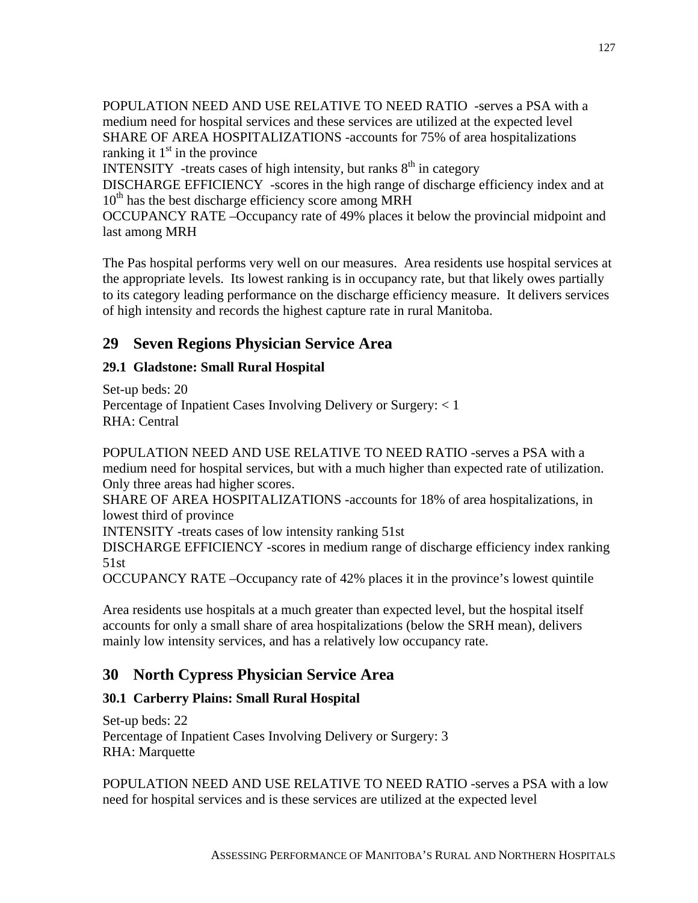POPULATION NEED AND USE RELATIVE TO NEED RATIO -serves a PSA with a medium need for hospital services and these services are utilized at the expected level
SHARE OF AREA HOSPITALIZATIONS -accounts for 75% of area hospitalizations ranking it 1st in the province
INTENSITY -treats cases of high intensity, but ranks 8th in category
DISCHARGE EFFICIENCY -scores in the high range of discharge efficiency index and at 10th has the best discharge efficiency score among MRH
OCCUPANCY RATE –Occupancy rate of 49% places it below the provincial midpoint and last among MRH

The Pas hospital performs very well on our measures. Area residents use hospital services at the appropriate levels. Its lowest ranking is in occupancy rate, but that likely owes partially to its category leading performance on the discharge efficiency measure. It delivers services of high intensity and records the highest capture rate in rural Manitoba.

## 29 Seven Regions Physician Service Area

### 29.1 Gladstone: Small Rural Hospital

Set-up beds: 20
Percentage of Inpatient Cases Involving Delivery or Surgery: < 1
RHA: Central

POPULATION NEED AND USE RELATIVE TO NEED RATIO -serves a PSA with a medium need for hospital services, but with a much higher than expected rate of utilization. Only three areas had higher scores.
SHARE OF AREA HOSPITALIZATIONS -accounts for 18% of area hospitalizations, in lowest third of province
INTENSITY -treats cases of low intensity ranking 51st
DISCHARGE EFFICIENCY -scores in medium range of discharge efficiency index ranking 51st
OCCUPANCY RATE –Occupancy rate of 42% places it in the province's lowest quintile

Area residents use hospitals at a much greater than expected level, but the hospital itself accounts for only a small share of area hospitalizations (below the SRH mean), delivers mainly low intensity services, and has a relatively low occupancy rate.

## 30 North Cypress Physician Service Area

### 30.1 Carberry Plains: Small Rural Hospital

Set-up beds: 22
Percentage of Inpatient Cases Involving Delivery or Surgery: 3
RHA: Marquette

POPULATION NEED AND USE RELATIVE TO NEED RATIO -serves a PSA with a low need for hospital services and is these services are utilized at the expected level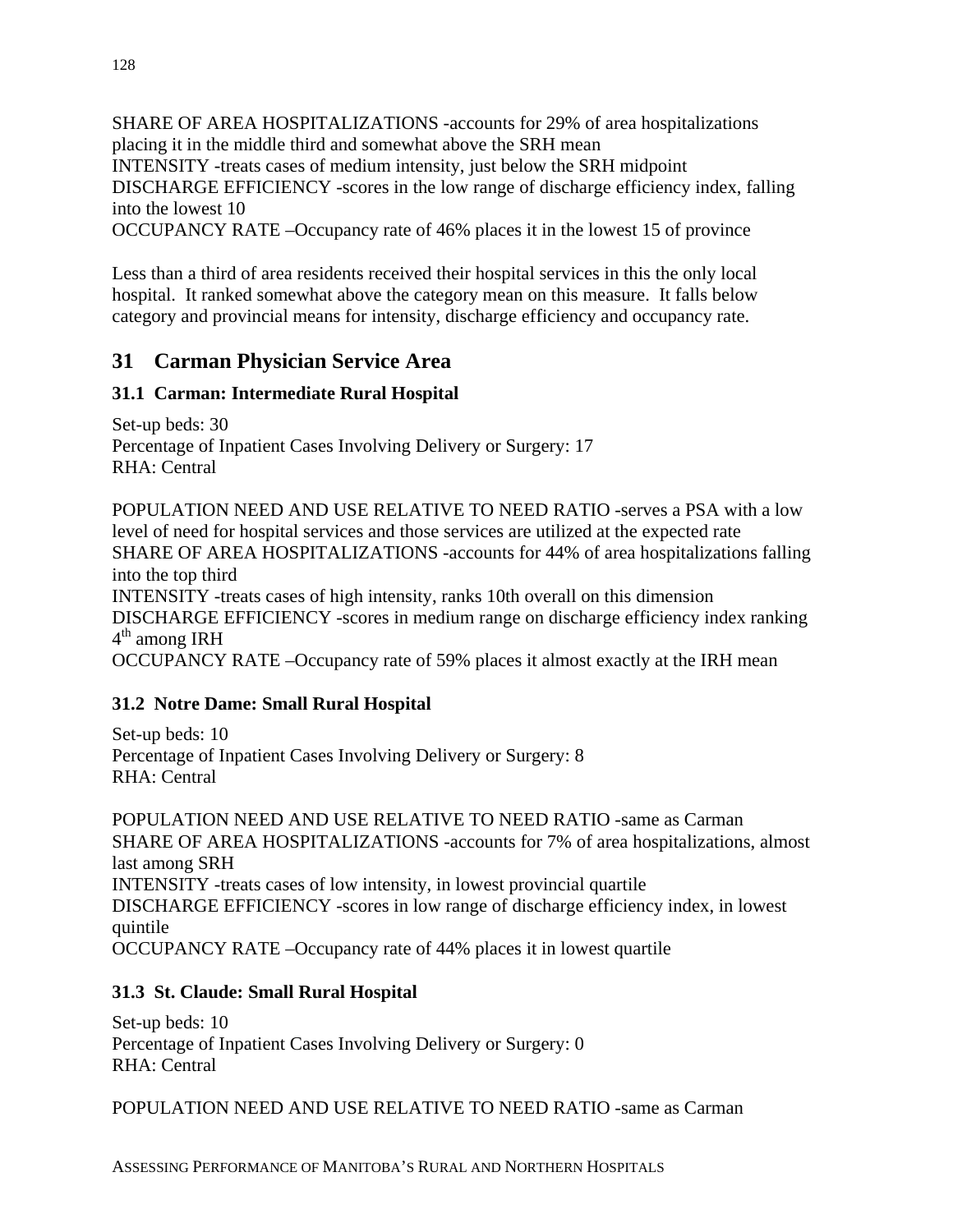SHARE OF AREA HOSPITALIZATIONS -accounts for 29% of area hospitalizations placing it in the middle third and somewhat above the SRH mean
INTENSITY -treats cases of medium intensity, just below the SRH midpoint
DISCHARGE EFFICIENCY -scores in the low range of discharge efficiency index, falling into the lowest 10
OCCUPANCY RATE –Occupancy rate of 46% places it in the lowest 15 of province

Less than a third of area residents received their hospital services in this the only local hospital. It ranked somewhat above the category mean on this measure. It falls below category and provincial means for intensity, discharge efficiency and occupancy rate.

## 31 Carman Physician Service Area

### 31.1 Carman: Intermediate Rural Hospital

Set-up beds: 30
Percentage of Inpatient Cases Involving Delivery or Surgery: 17
RHA: Central

POPULATION NEED AND USE RELATIVE TO NEED RATIO -serves a PSA with a low level of need for hospital services and those services are utilized at the expected rate
SHARE OF AREA HOSPITALIZATIONS -accounts for 44% of area hospitalizations falling into the top third
INTENSITY -treats cases of high intensity, ranks 10th overall on this dimension
DISCHARGE EFFICIENCY -scores in medium range on discharge efficiency index ranking 4th among IRH
OCCUPANCY RATE –Occupancy rate of 59% places it almost exactly at the IRH mean

### 31.2 Notre Dame: Small Rural Hospital

Set-up beds: 10
Percentage of Inpatient Cases Involving Delivery or Surgery: 8
RHA: Central

POPULATION NEED AND USE RELATIVE TO NEED RATIO -same as Carman
SHARE OF AREA HOSPITALIZATIONS -accounts for 7% of area hospitalizations, almost last among SRH
INTENSITY -treats cases of low intensity, in lowest provincial quartile
DISCHARGE EFFICIENCY -scores in low range of discharge efficiency index, in lowest quintile
OCCUPANCY RATE –Occupancy rate of 44% places it in lowest quartile

### 31.3 St. Claude: Small Rural Hospital

Set-up beds: 10
Percentage of Inpatient Cases Involving Delivery or Surgery: 0
RHA: Central

POPULATION NEED AND USE RELATIVE TO NEED RATIO -same as Carman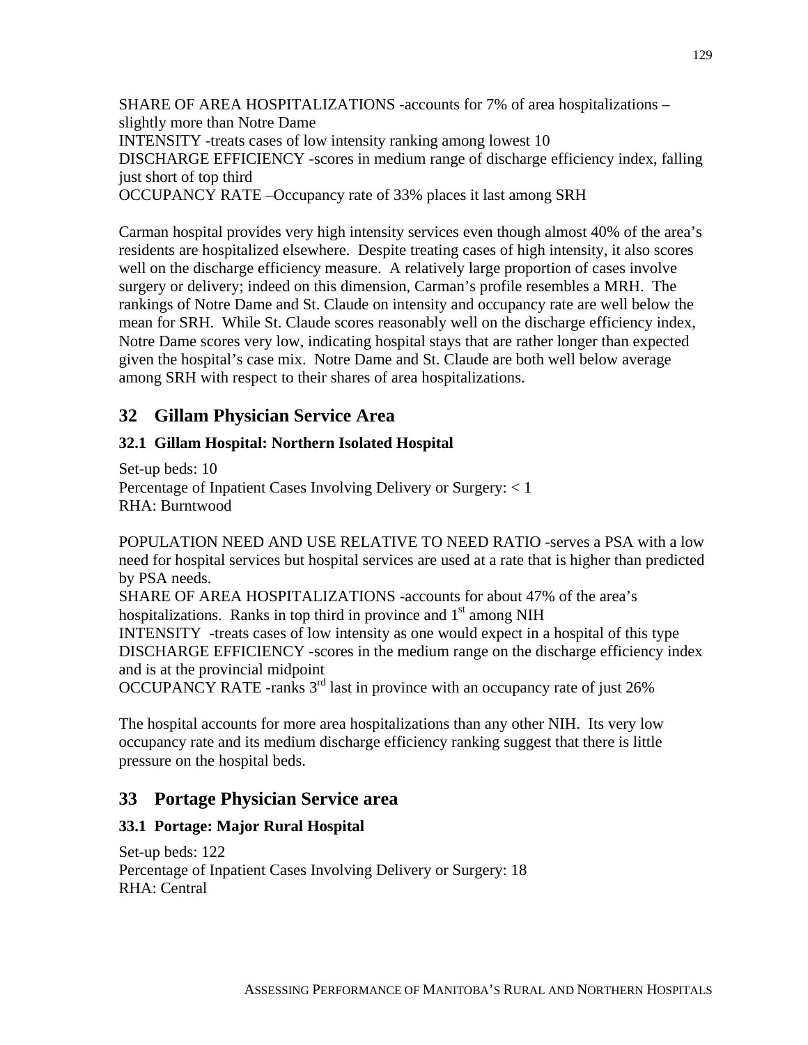SHARE OF AREA HOSPITALIZATIONS -accounts for 7% of area hospitalizations – slightly more than Notre Dame
INTENSITY -treats cases of low intensity ranking among lowest 10
DISCHARGE EFFICIENCY -scores in medium range of discharge efficiency index, falling just short of top third
OCCUPANCY RATE –Occupancy rate of 33% places it last among SRH

Carman hospital provides very high intensity services even though almost 40% of the area's residents are hospitalized elsewhere. Despite treating cases of high intensity, it also scores well on the discharge efficiency measure. A relatively large proportion of cases involve surgery or delivery; indeed on this dimension, Carman's profile resembles a MRH. The rankings of Notre Dame and St. Claude on intensity and occupancy rate are well below the mean for SRH. While St. Claude scores reasonably well on the discharge efficiency index, Notre Dame scores very low, indicating hospital stays that are rather longer than expected given the hospital's case mix. Notre Dame and St. Claude are both well below average among SRH with respect to their shares of area hospitalizations.

## 32 Gillam Physician Service Area

### 32.1 Gillam Hospital: Northern Isolated Hospital

Set-up beds: 10
Percentage of Inpatient Cases Involving Delivery or Surgery: < 1
RHA: Burntwood

POPULATION NEED AND USE RELATIVE TO NEED RATIO -serves a PSA with a low need for hospital services but hospital services are used at a rate that is higher than predicted by PSA needs.
SHARE OF AREA HOSPITALIZATIONS -accounts for about 47% of the area's hospitalizations. Ranks in top third in province and 1st among NIH
INTENSITY -treats cases of low intensity as one would expect in a hospital of this type
DISCHARGE EFFICIENCY -scores in the medium range on the discharge efficiency index and is at the provincial midpoint
OCCUPANCY RATE -ranks 3rd last in province with an occupancy rate of just 26%

The hospital accounts for more area hospitalizations than any other NIH. Its very low occupancy rate and its medium discharge efficiency ranking suggest that there is little pressure on the hospital beds.

## 33 Portage Physician Service area

### 33.1 Portage: Major Rural Hospital

Set-up beds: 122
Percentage of Inpatient Cases Involving Delivery or Surgery: 18
RHA: Central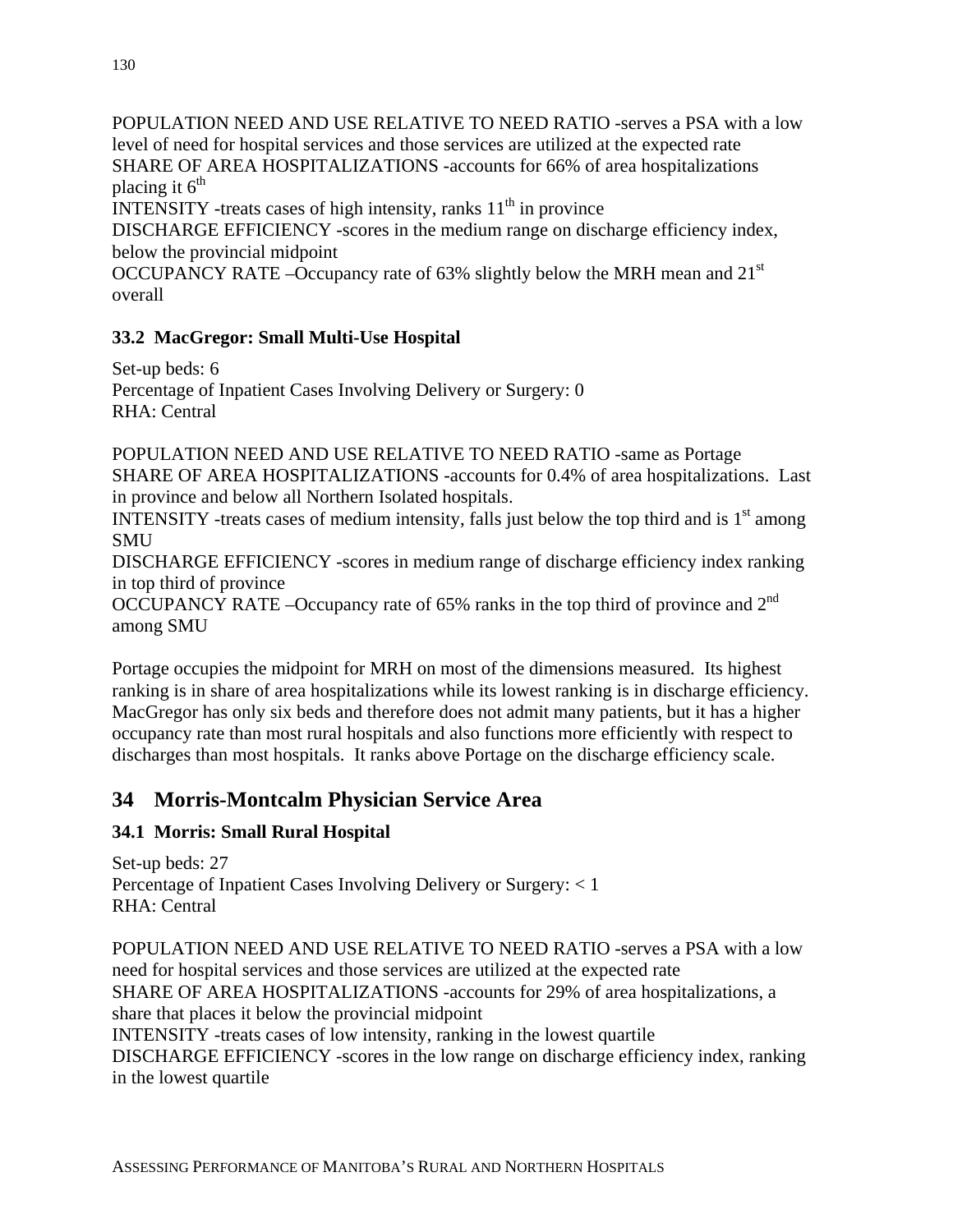POPULATION NEED AND USE RELATIVE TO NEED RATIO -serves a PSA with a low level of need for hospital services and those services are utilized at the expected rate
SHARE OF AREA HOSPITALIZATIONS -accounts for 66% of area hospitalizations placing it 6th
INTENSITY -treats cases of high intensity, ranks 11th in province
DISCHARGE EFFICIENCY -scores in the medium range on discharge efficiency index, below the provincial midpoint
OCCUPANCY RATE –Occupancy rate of 63% slightly below the MRH mean and 21st overall

### 33.2 MacGregor: Small Multi-Use Hospital

Set-up beds: 6
Percentage of Inpatient Cases Involving Delivery or Surgery: 0
RHA: Central

POPULATION NEED AND USE RELATIVE TO NEED RATIO -same as Portage
SHARE OF AREA HOSPITALIZATIONS -accounts for 0.4% of area hospitalizations. Last in province and below all Northern Isolated hospitals.
INTENSITY -treats cases of medium intensity, falls just below the top third and is 1st among SMU
DISCHARGE EFFICIENCY -scores in medium range of discharge efficiency index ranking in top third of province
OCCUPANCY RATE –Occupancy rate of 65% ranks in the top third of province and 2nd among SMU

Portage occupies the midpoint for MRH on most of the dimensions measured. Its highest ranking is in share of area hospitalizations while its lowest ranking is in discharge efficiency. MacGregor has only six beds and therefore does not admit many patients, but it has a higher occupancy rate than most rural hospitals and also functions more efficiently with respect to discharges than most hospitals. It ranks above Portage on the discharge efficiency scale.

## 34 Morris-Montcalm Physician Service Area

### 34.1 Morris: Small Rural Hospital

Set-up beds: 27
Percentage of Inpatient Cases Involving Delivery or Surgery: < 1
RHA: Central

POPULATION NEED AND USE RELATIVE TO NEED RATIO -serves a PSA with a low need for hospital services and those services are utilized at the expected rate
SHARE OF AREA HOSPITALIZATIONS -accounts for 29% of area hospitalizations, a share that places it below the provincial midpoint
INTENSITY -treats cases of low intensity, ranking in the lowest quartile
DISCHARGE EFFICIENCY -scores in the low range on discharge efficiency index, ranking in the lowest quartile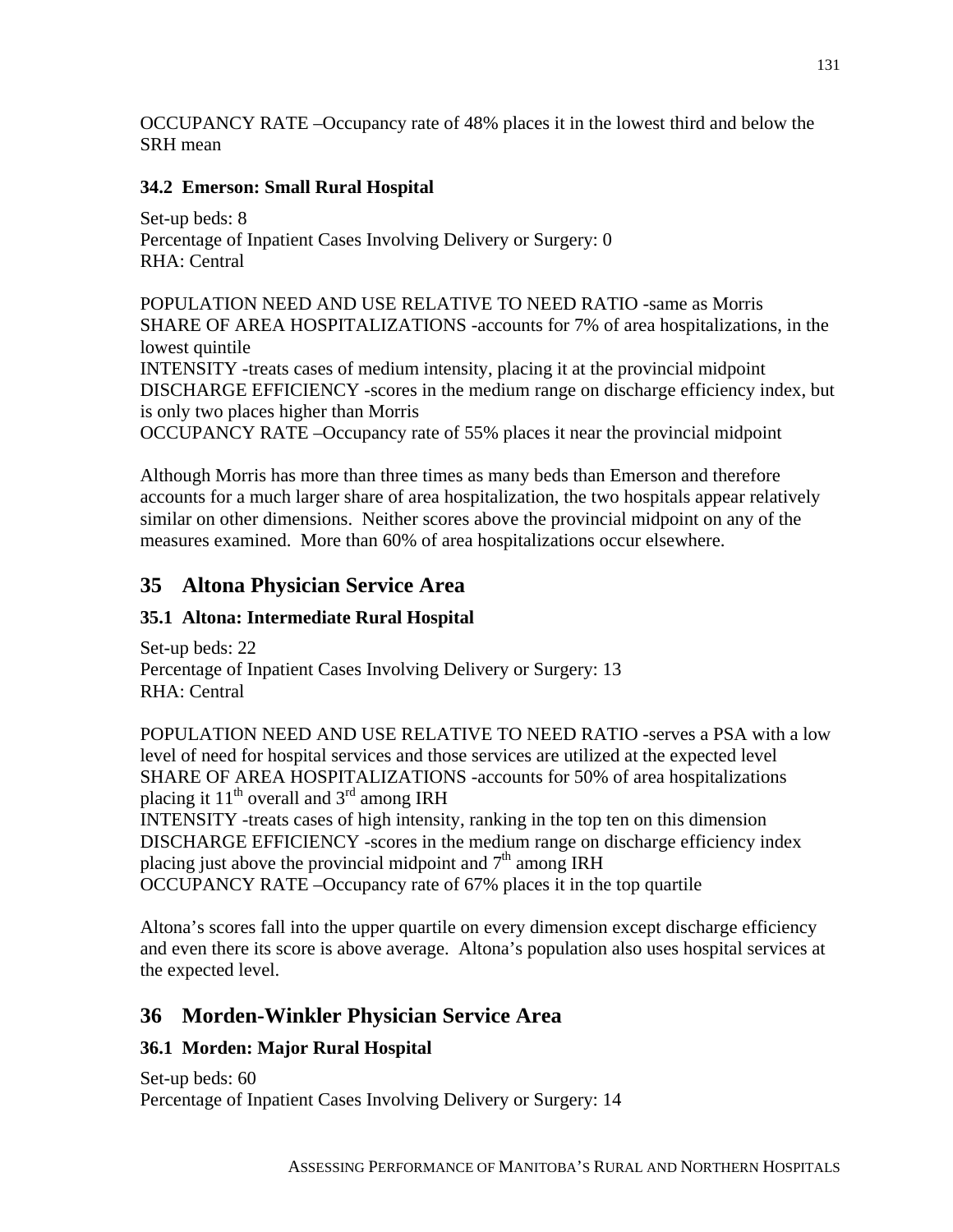OCCUPANCY RATE –Occupancy rate of 48% places it in the lowest third and below the SRH mean

### 34.2 Emerson: Small Rural Hospital

Set-up beds: 8
Percentage of Inpatient Cases Involving Delivery or Surgery: 0
RHA: Central

POPULATION NEED AND USE RELATIVE TO NEED RATIO -same as Morris
SHARE OF AREA HOSPITALIZATIONS -accounts for 7% of area hospitalizations, in the lowest quintile
INTENSITY -treats cases of medium intensity, placing it at the provincial midpoint
DISCHARGE EFFICIENCY -scores in the medium range on discharge efficiency index, but is only two places higher than Morris
OCCUPANCY RATE –Occupancy rate of 55% places it near the provincial midpoint

Although Morris has more than three times as many beds than Emerson and therefore accounts for a much larger share of area hospitalization, the two hospitals appear relatively similar on other dimensions. Neither scores above the provincial midpoint on any of the measures examined. More than 60% of area hospitalizations occur elsewhere.

## 35 Altona Physician Service Area

### 35.1 Altona: Intermediate Rural Hospital

Set-up beds: 22
Percentage of Inpatient Cases Involving Delivery or Surgery: 13
RHA: Central

POPULATION NEED AND USE RELATIVE TO NEED RATIO -serves a PSA with a low level of need for hospital services and those services are utilized at the expected level
SHARE OF AREA HOSPITALIZATIONS -accounts for 50% of area hospitalizations placing it 11th overall and 3rd among IRH
INTENSITY -treats cases of high intensity, ranking in the top ten on this dimension
DISCHARGE EFFICIENCY -scores in the medium range on discharge efficiency index placing just above the provincial midpoint and 7th among IRH
OCCUPANCY RATE –Occupancy rate of 67% places it in the top quartile

Altona's scores fall into the upper quartile on every dimension except discharge efficiency and even there its score is above average. Altona's population also uses hospital services at the expected level.

## 36 Morden-Winkler Physician Service Area

### 36.1 Morden: Major Rural Hospital

Set-up beds: 60
Percentage of Inpatient Cases Involving Delivery or Surgery: 14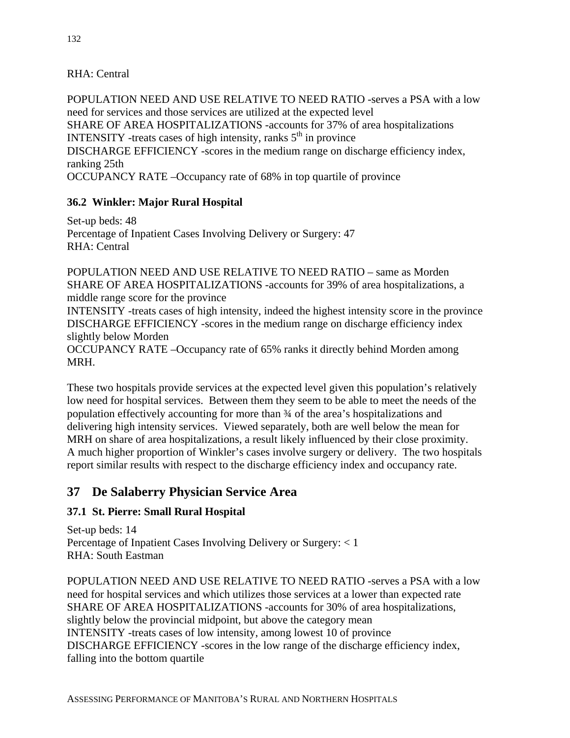RHA: Central

POPULATION NEED AND USE RELATIVE TO NEED RATIO -serves a PSA with a low need for services and those services are utilized at the expected level
SHARE OF AREA HOSPITALIZATIONS -accounts for 37% of area hospitalizations
INTENSITY -treats cases of high intensity, ranks 5th in province
DISCHARGE EFFICIENCY -scores in the medium range on discharge efficiency index, ranking 25th
OCCUPANCY RATE –Occupancy rate of 68% in top quartile of province

### 36.2 Winkler: Major Rural Hospital

Set-up beds: 48
Percentage of Inpatient Cases Involving Delivery or Surgery: 47
RHA: Central

POPULATION NEED AND USE RELATIVE TO NEED RATIO – same as Morden
SHARE OF AREA HOSPITALIZATIONS -accounts for 39% of area hospitalizations, a middle range score for the province
INTENSITY -treats cases of high intensity, indeed the highest intensity score in the province
DISCHARGE EFFICIENCY -scores in the medium range on discharge efficiency index slightly below Morden
OCCUPANCY RATE –Occupancy rate of 65% ranks it directly behind Morden among MRH.

These two hospitals provide services at the expected level given this population's relatively low need for hospital services. Between them they seem to be able to meet the needs of the population effectively accounting for more than ¾ of the area's hospitalizations and delivering high intensity services. Viewed separately, both are well below the mean for MRH on share of area hospitalizations, a result likely influenced by their close proximity. A much higher proportion of Winkler's cases involve surgery or delivery. The two hospitals report similar results with respect to the discharge efficiency index and occupancy rate.

## 37 De Salaberry Physician Service Area

### 37.1 St. Pierre: Small Rural Hospital

Set-up beds: 14
Percentage of Inpatient Cases Involving Delivery or Surgery: < 1
RHA: South Eastman

POPULATION NEED AND USE RELATIVE TO NEED RATIO -serves a PSA with a low need for hospital services and which utilizes those services at a lower than expected rate
SHARE OF AREA HOSPITALIZATIONS -accounts for 30% of area hospitalizations, slightly below the provincial midpoint, but above the category mean
INTENSITY -treats cases of low intensity, among lowest 10 of province
DISCHARGE EFFICIENCY -scores in the low range of the discharge efficiency index, falling into the bottom quartile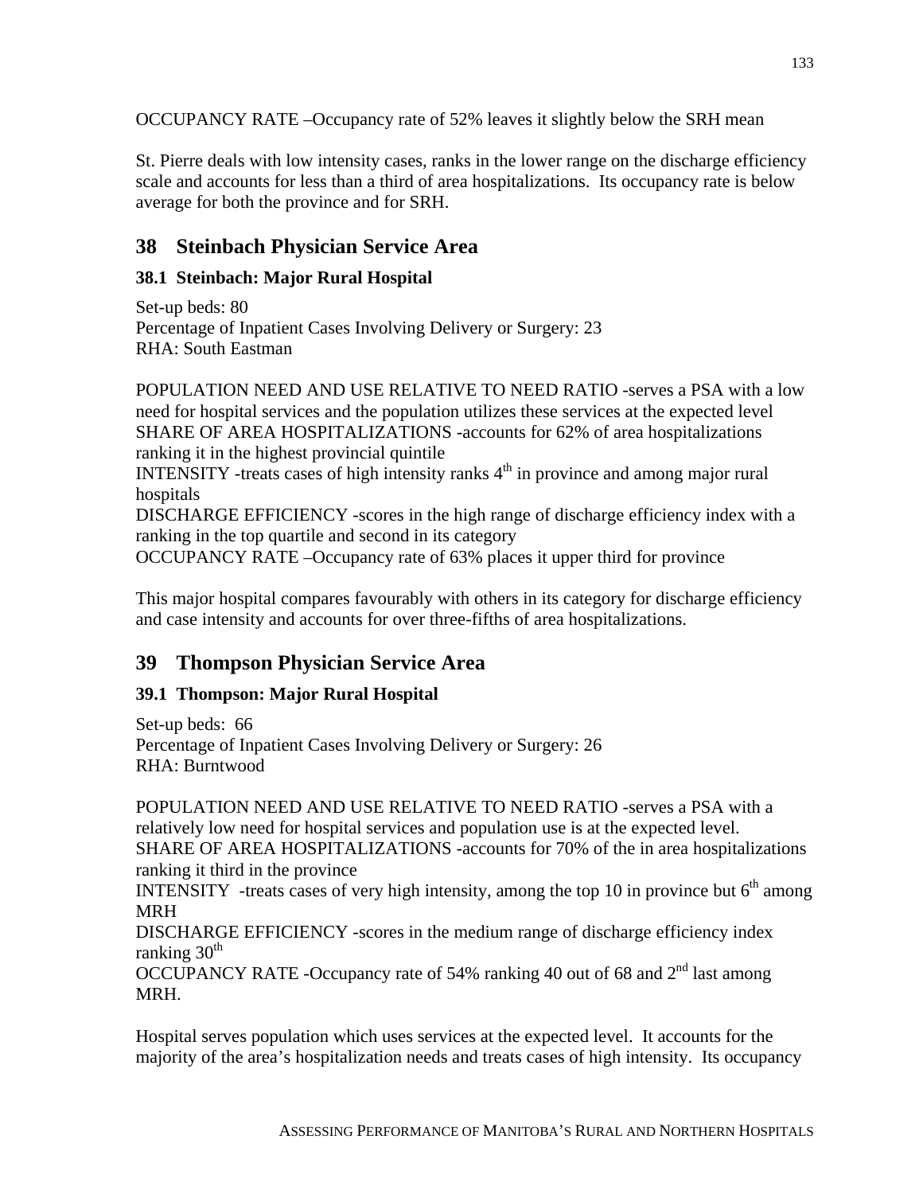OCCUPANCY RATE –Occupancy rate of 52% leaves it slightly below the SRH mean

St. Pierre deals with low intensity cases, ranks in the lower range on the discharge efficiency scale and accounts for less than a third of area hospitalizations. Its occupancy rate is below average for both the province and for SRH.

## 38 Steinbach Physician Service Area

### 38.1 Steinbach: Major Rural Hospital

Set-up beds: 80
Percentage of Inpatient Cases Involving Delivery or Surgery: 23
RHA: South Eastman

POPULATION NEED AND USE RELATIVE TO NEED RATIO -serves a PSA with a low need for hospital services and the population utilizes these services at the expected level
SHARE OF AREA HOSPITALIZATIONS -accounts for 62% of area hospitalizations ranking it in the highest provincial quintile
INTENSITY -treats cases of high intensity ranks 4th in province and among major rural hospitals
DISCHARGE EFFICIENCY -scores in the high range of discharge efficiency index with a ranking in the top quartile and second in its category
OCCUPANCY RATE –Occupancy rate of 63% places it upper third for province

This major hospital compares favourably with others in its category for discharge efficiency and case intensity and accounts for over three-fifths of area hospitalizations.

## 39 Thompson Physician Service Area

### 39.1 Thompson: Major Rural Hospital

Set-up beds: 66
Percentage of Inpatient Cases Involving Delivery or Surgery: 26
RHA: Burntwood

POPULATION NEED AND USE RELATIVE TO NEED RATIO -serves a PSA with a relatively low need for hospital services and population use is at the expected level.
SHARE OF AREA HOSPITALIZATIONS -accounts for 70% of the in area hospitalizations ranking it third in the province
INTENSITY -treats cases of very high intensity, among the top 10 in province but 6th among MRH
DISCHARGE EFFICIENCY -scores in the medium range of discharge efficiency index ranking 30th
OCCUPANCY RATE -Occupancy rate of 54% ranking 40 out of 68 and 2nd last among MRH.

Hospital serves population which uses services at the expected level. It accounts for the majority of the area's hospitalization needs and treats cases of high intensity. Its occupancy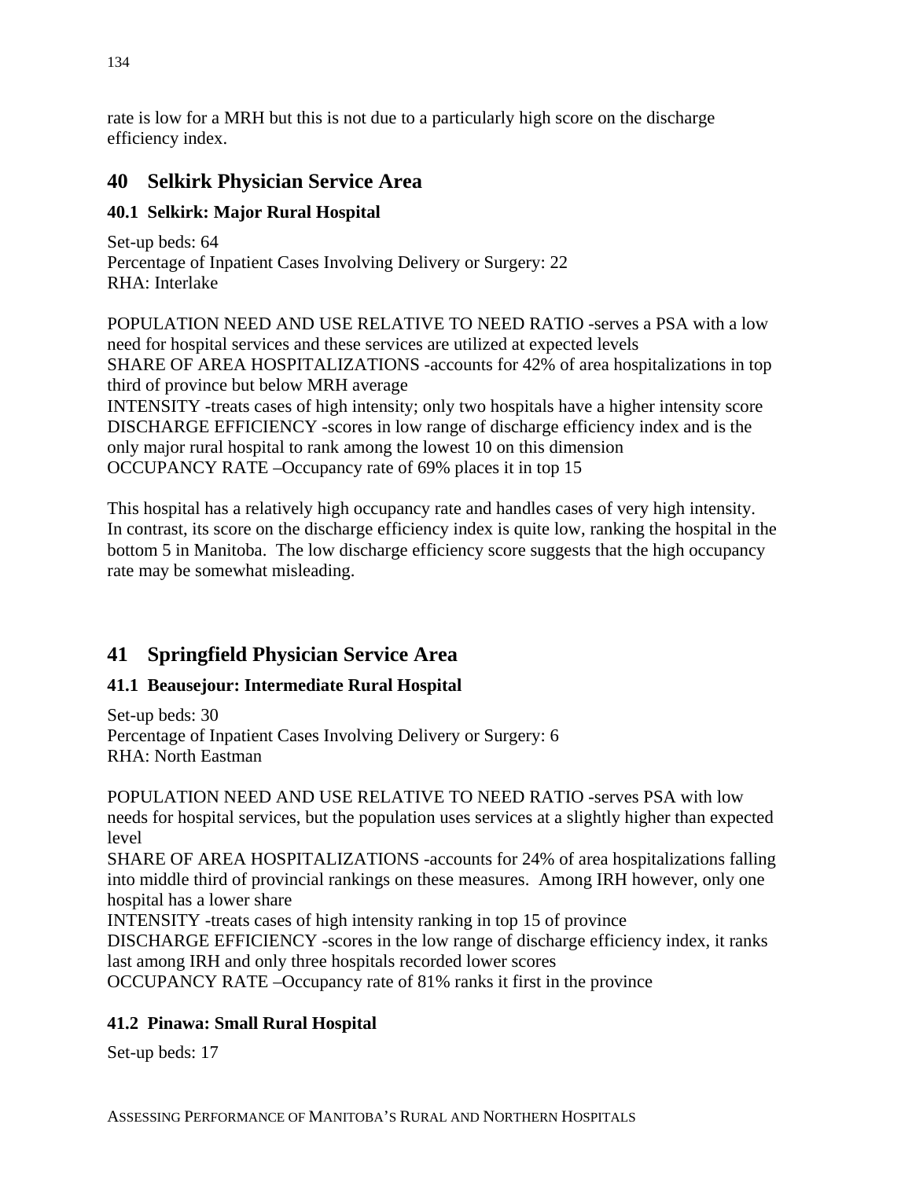rate is low for a MRH but this is not due to a particularly high score on the discharge efficiency index.

## 40 Selkirk Physician Service Area

### 40.1 Selkirk: Major Rural Hospital

Set-up beds: 64
Percentage of Inpatient Cases Involving Delivery or Surgery: 22
RHA: Interlake

POPULATION NEED AND USE RELATIVE TO NEED RATIO -serves a PSA with a low need for hospital services and these services are utilized at expected levels
SHARE OF AREA HOSPITALIZATIONS -accounts for 42% of area hospitalizations in top third of province but below MRH average
INTENSITY -treats cases of high intensity; only two hospitals have a higher intensity score
DISCHARGE EFFICIENCY -scores in low range of discharge efficiency index and is the only major rural hospital to rank among the lowest 10 on this dimension
OCCUPANCY RATE –Occupancy rate of 69% places it in top 15

This hospital has a relatively high occupancy rate and handles cases of very high intensity. In contrast, its score on the discharge efficiency index is quite low, ranking the hospital in the bottom 5 in Manitoba. The low discharge efficiency score suggests that the high occupancy rate may be somewhat misleading.

## 41 Springfield Physician Service Area

### 41.1 Beausejour: Intermediate Rural Hospital

Set-up beds: 30
Percentage of Inpatient Cases Involving Delivery or Surgery: 6
RHA: North Eastman

POPULATION NEED AND USE RELATIVE TO NEED RATIO -serves PSA with low needs for hospital services, but the population uses services at a slightly higher than expected level
SHARE OF AREA HOSPITALIZATIONS -accounts for 24% of area hospitalizations falling into middle third of provincial rankings on these measures. Among IRH however, only one hospital has a lower share
INTENSITY -treats cases of high intensity ranking in top 15 of province
DISCHARGE EFFICIENCY -scores in the low range of discharge efficiency index, it ranks last among IRH and only three hospitals recorded lower scores
OCCUPANCY RATE –Occupancy rate of 81% ranks it first in the province

### 41.2 Pinawa: Small Rural Hospital

Set-up beds: 17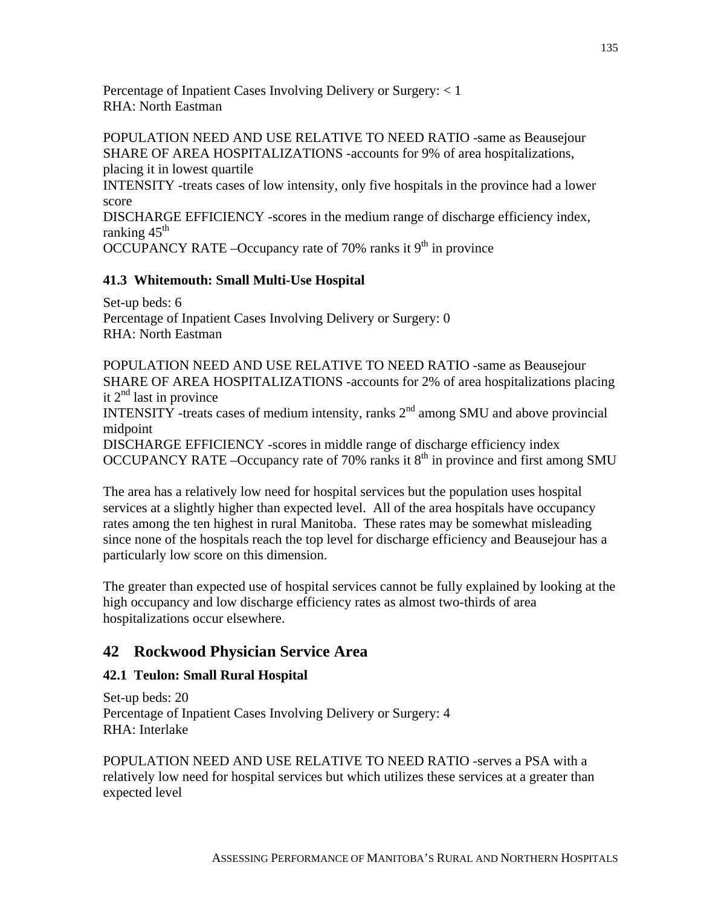Percentage of Inpatient Cases Involving Delivery or Surgery: < 1
RHA: North Eastman

POPULATION NEED AND USE RELATIVE TO NEED RATIO -same as Beausejour
SHARE OF AREA HOSPITALIZATIONS -accounts for 9% of area hospitalizations, placing it in lowest quartile
INTENSITY -treats cases of low intensity, only five hospitals in the province had a lower score
DISCHARGE EFFICIENCY -scores in the medium range of discharge efficiency index, ranking 45th
OCCUPANCY RATE –Occupancy rate of 70% ranks it 9th in province

### 41.3 Whitemouth: Small Multi-Use Hospital

Set-up beds: 6
Percentage of Inpatient Cases Involving Delivery or Surgery: 0
RHA: North Eastman

POPULATION NEED AND USE RELATIVE TO NEED RATIO -same as Beausejour
SHARE OF AREA HOSPITALIZATIONS -accounts for 2% of area hospitalizations placing it 2nd last in province
INTENSITY -treats cases of medium intensity, ranks 2nd among SMU and above provincial midpoint
DISCHARGE EFFICIENCY -scores in middle range of discharge efficiency index
OCCUPANCY RATE –Occupancy rate of 70% ranks it 8th in province and first among SMU

The area has a relatively low need for hospital services but the population uses hospital services at a slightly higher than expected level. All of the area hospitals have occupancy rates among the ten highest in rural Manitoba. These rates may be somewhat misleading since none of the hospitals reach the top level for discharge efficiency and Beausejour has a particularly low score on this dimension.

The greater than expected use of hospital services cannot be fully explained by looking at the high occupancy and low discharge efficiency rates as almost two-thirds of area hospitalizations occur elsewhere.

## 42 Rockwood Physician Service Area

### 42.1 Teulon: Small Rural Hospital

Set-up beds: 20
Percentage of Inpatient Cases Involving Delivery or Surgery: 4
RHA: Interlake

POPULATION NEED AND USE RELATIVE TO NEED RATIO -serves a PSA with a relatively low need for hospital services but which utilizes these services at a greater than expected level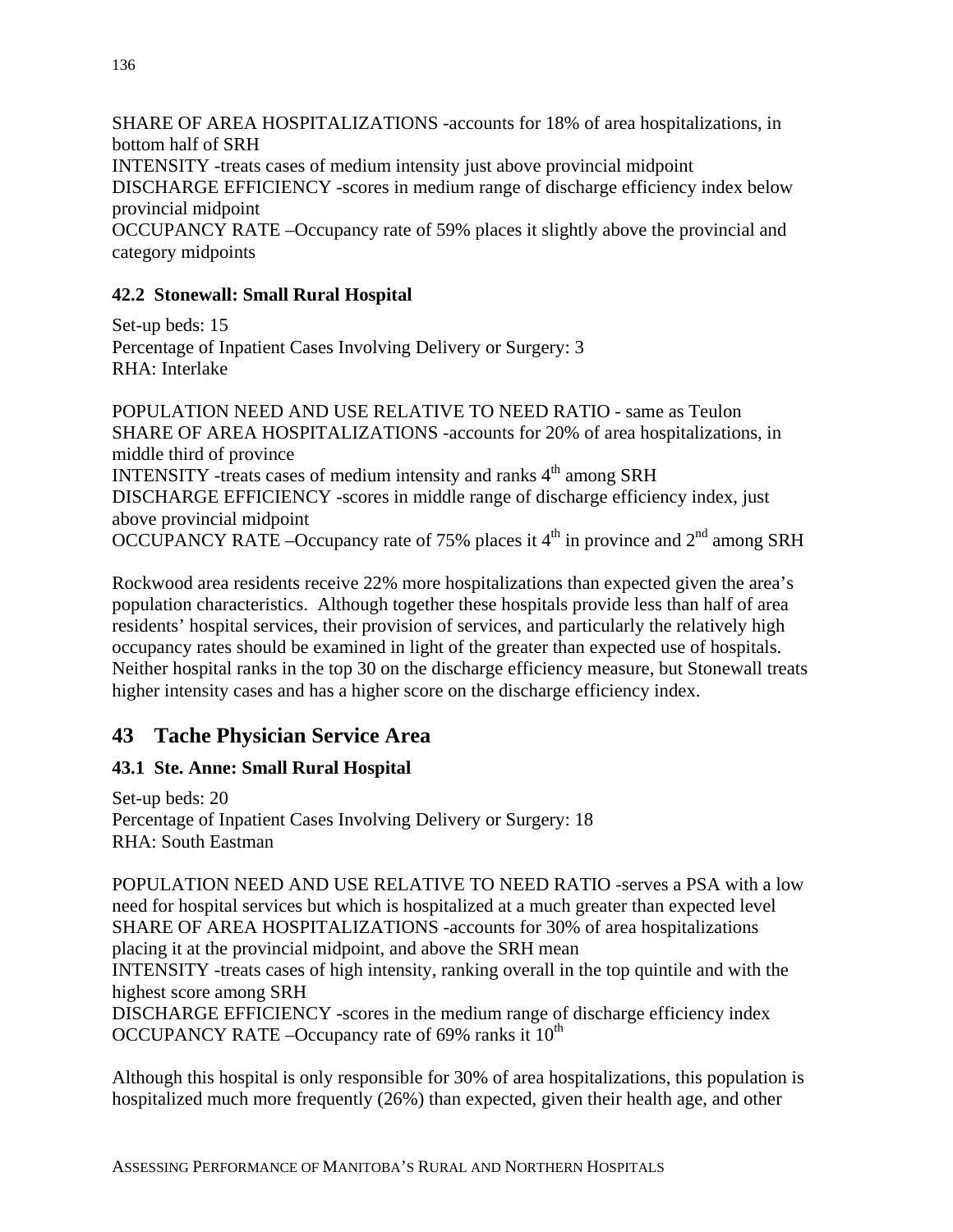SHARE OF AREA HOSPITALIZATIONS -accounts for 18% of area hospitalizations, in bottom half of SRH
INTENSITY -treats cases of medium intensity just above provincial midpoint
DISCHARGE EFFICIENCY -scores in medium range of discharge efficiency index below provincial midpoint
OCCUPANCY RATE –Occupancy rate of 59% places it slightly above the provincial and category midpoints

### 42.2 Stonewall: Small Rural Hospital

Set-up beds: 15
Percentage of Inpatient Cases Involving Delivery or Surgery: 3
RHA: Interlake

POPULATION NEED AND USE RELATIVE TO NEED RATIO - same as Teulon
SHARE OF AREA HOSPITALIZATIONS -accounts for 20% of area hospitalizations, in middle third of province
INTENSITY -treats cases of medium intensity and ranks 4th among SRH
DISCHARGE EFFICIENCY -scores in middle range of discharge efficiency index, just above provincial midpoint
OCCUPANCY RATE –Occupancy rate of 75% places it 4th in province and 2nd among SRH

Rockwood area residents receive 22% more hospitalizations than expected given the area's population characteristics. Although together these hospitals provide less than half of area residents' hospital services, their provision of services, and particularly the relatively high occupancy rates should be examined in light of the greater than expected use of hospitals. Neither hospital ranks in the top 30 on the discharge efficiency measure, but Stonewall treats higher intensity cases and has a higher score on the discharge efficiency index.

## 43 Tache Physician Service Area

### 43.1 Ste. Anne: Small Rural Hospital

Set-up beds: 20
Percentage of Inpatient Cases Involving Delivery or Surgery: 18
RHA: South Eastman

POPULATION NEED AND USE RELATIVE TO NEED RATIO -serves a PSA with a low need for hospital services but which is hospitalized at a much greater than expected level
SHARE OF AREA HOSPITALIZATIONS -accounts for 30% of area hospitalizations placing it at the provincial midpoint, and above the SRH mean
INTENSITY -treats cases of high intensity, ranking overall in the top quintile and with the highest score among SRH
DISCHARGE EFFICIENCY -scores in the medium range of discharge efficiency index
OCCUPANCY RATE –Occupancy rate of 69% ranks it 10th

Although this hospital is only responsible for 30% of area hospitalizations, this population is hospitalized much more frequently (26%) than expected, given their health age, and other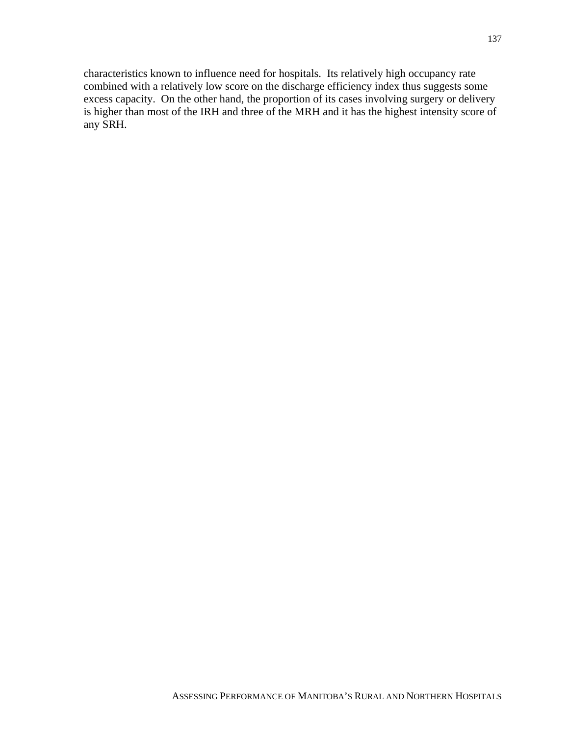characteristics known to influence need for hospitals. Its relatively high occupancy rate combined with a relatively low score on the discharge efficiency index thus suggests some excess capacity. On the other hand, the proportion of its cases involving surgery or delivery is higher than most of the IRH and three of the MRH and it has the highest intensity score of any SRH.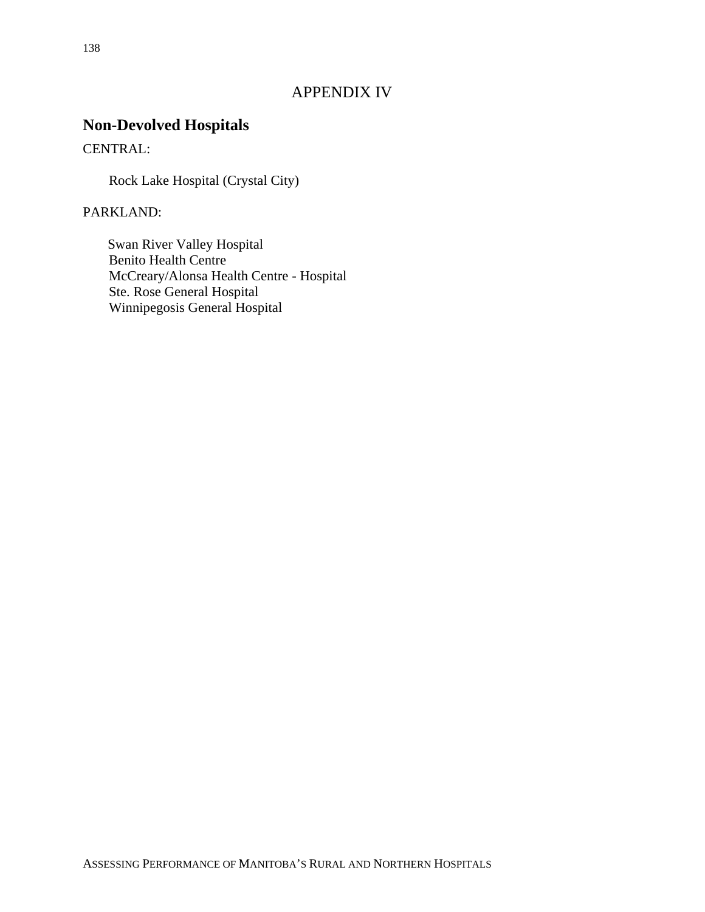# APPENDIX IV

## Non-Devolved Hospitals

CENTRAL:

Rock Lake Hospital (Crystal City)

PARKLAND:

Swan River Valley Hospital
Benito Health Centre
McCreary/Alonsa Health Centre - Hospital
Ste. Rose General Hospital
Winnipegosis General Hospital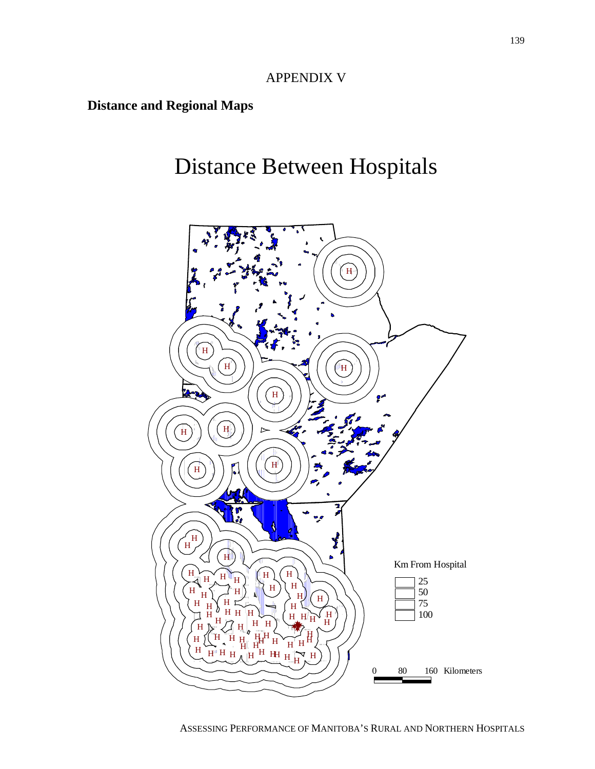# APPENDIX V

**Distance and Regional Maps**

## Distance Between Hospitals

Km From Hospital

- 25
- 50
- 75
- 100

0 80 160 Kilometers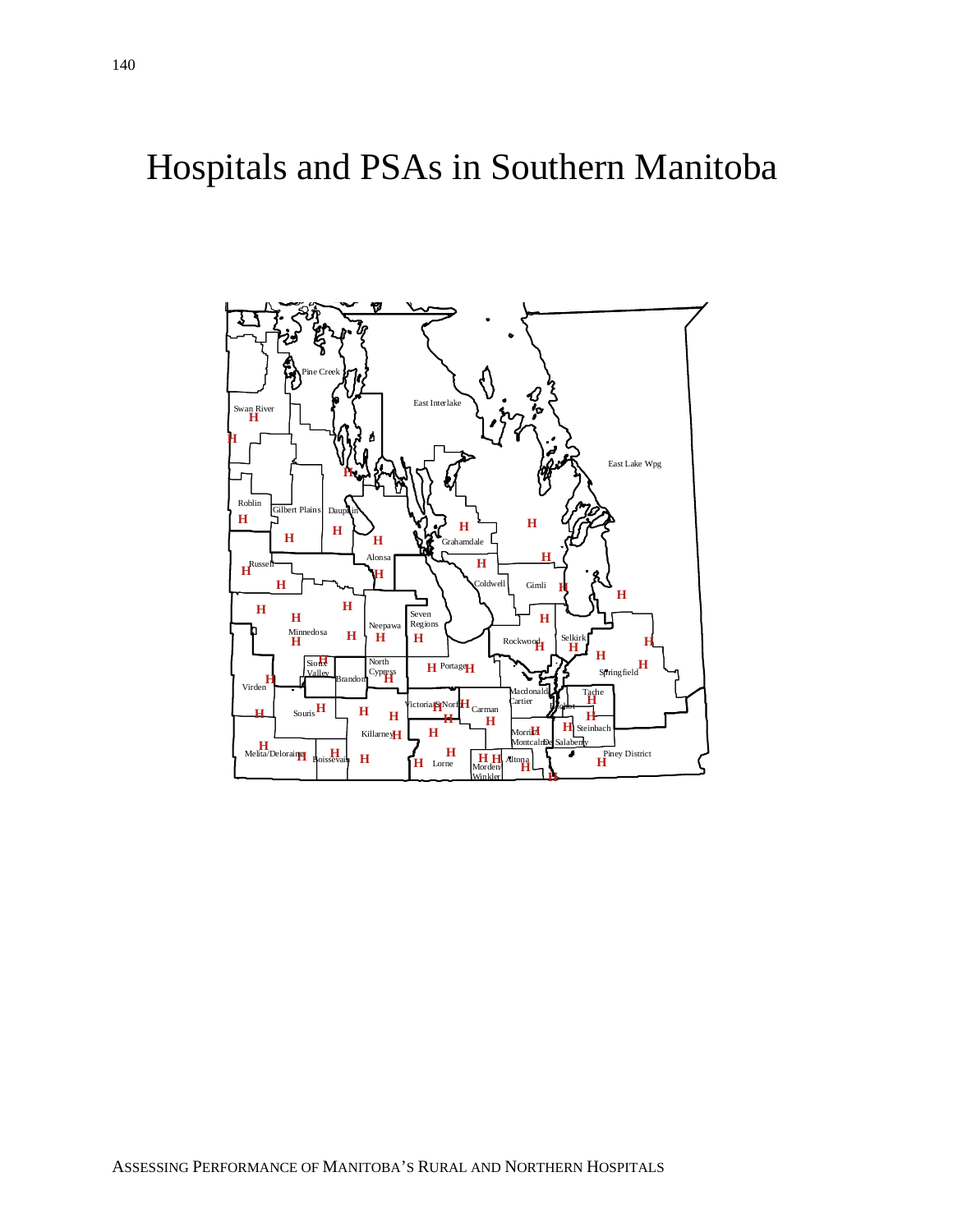# Hospitals and PSAs in Southern Manitoba

Pine Creek

Swan River

East Interlake

East Lake Wpg

Roblin

Gilbert Plains

Dauphin

Grahamdale

Alonsa

Russell

Coldwell

Gimli

Seven Regions

Neepawa

Minnedosa

Rockwood

Selkirk

Sioux Valley

Brandon

North Cypress

Portage

Springfield

Virden

Victoria/S.Norfolk

Carman

Macdonald/Cartier

Tache

Ritchot

Souris

Steinbach

Killarney

Morris/Montcalm

De Salaberry

Melita/Deloraine

Boissevain

Lorne

Morden/Winkler

Altona

Piney District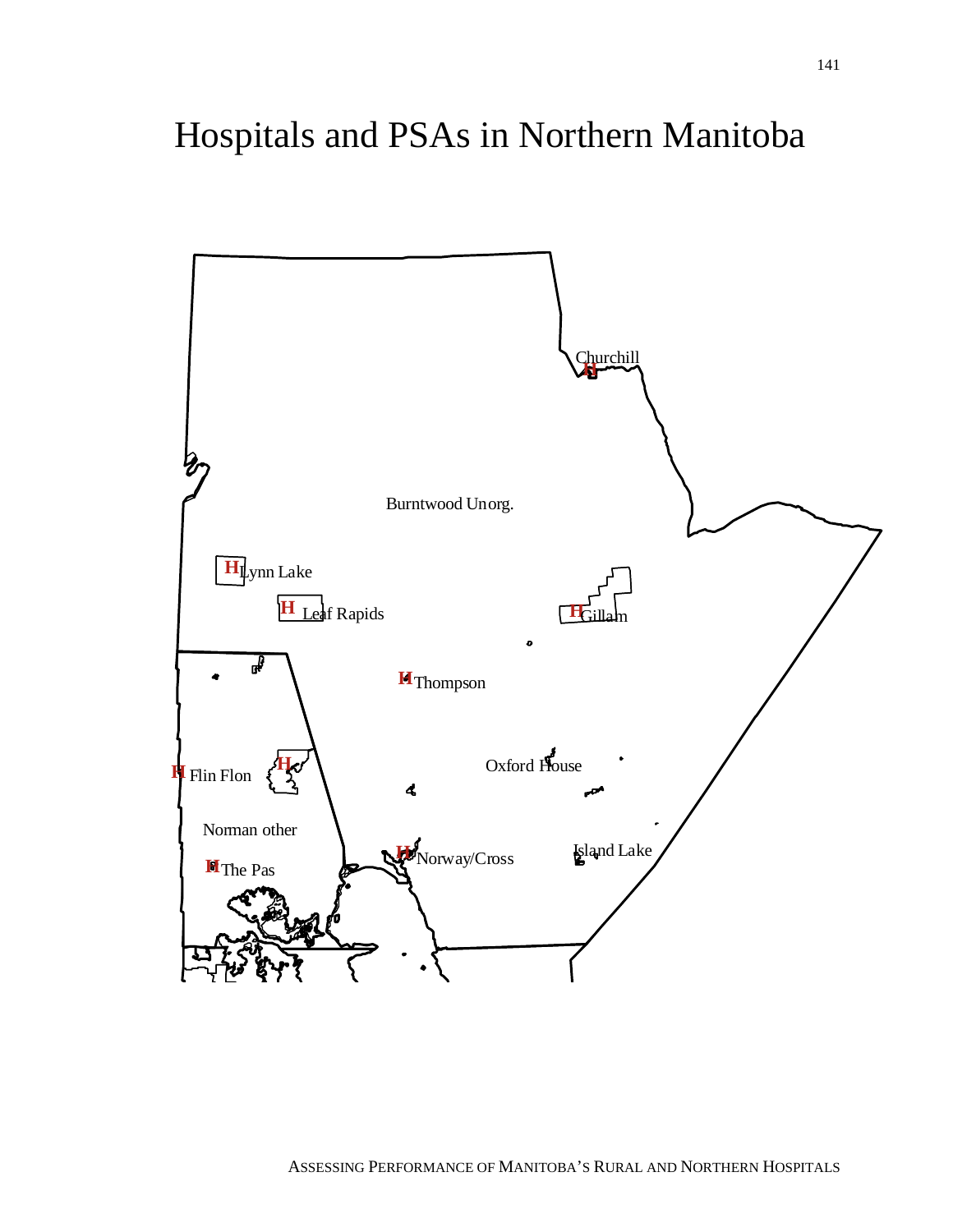# Hospitals and PSAs in Northern Manitoba

Churchill

Burntwood Unorg.

Lynn Lake

Leaf Rapids

Gillam

Thompson

Flin Flon

Oxford House

Norman other

Norway/Cross

Island Lake

The Pas